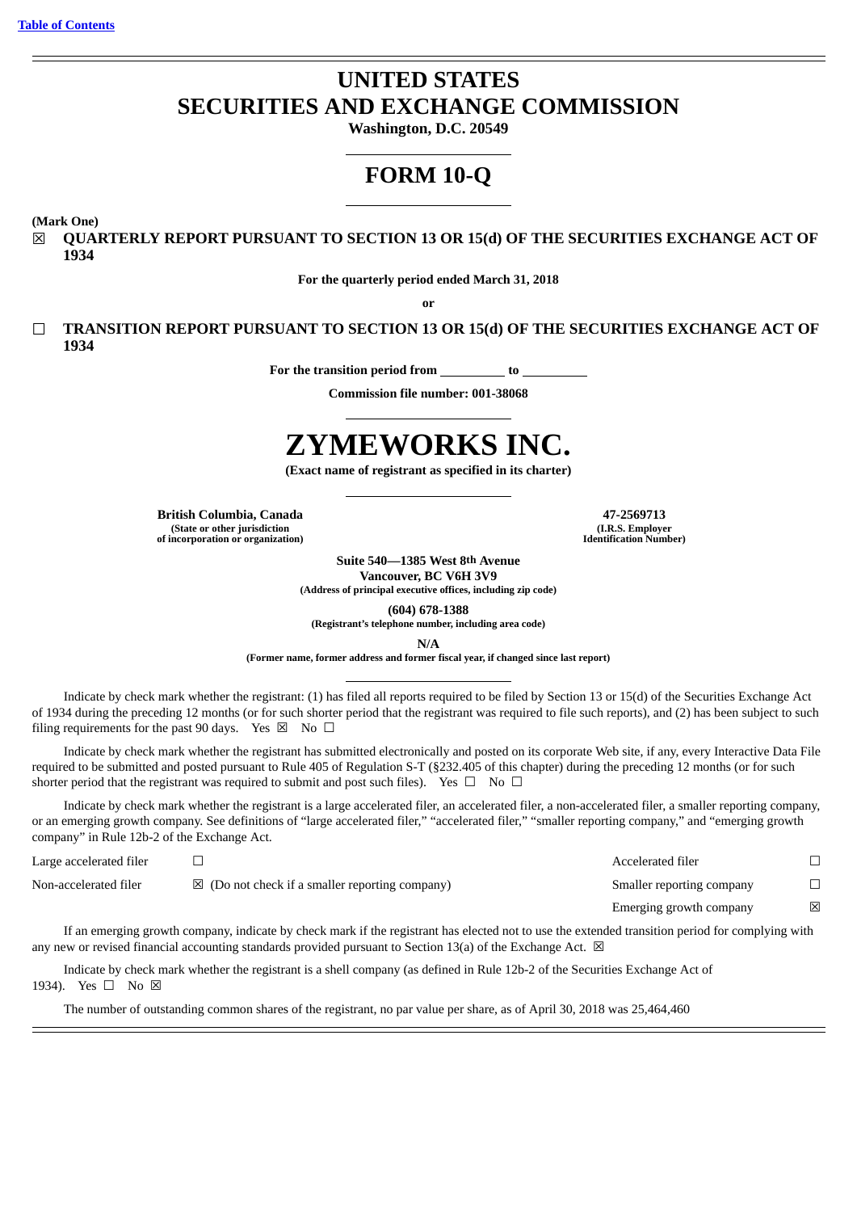Table of Contents

# UNITED STATES
# SECURITIES AND EXCHANGE COMMISSION

**Washington, D.C. 20549**

## FORM 10-Q

**(Mark One)**

☒ **QUARTERLY REPORT PURSUANT TO SECTION 13 OR 15(d) OF THE SECURITIES EXCHANGE ACT OF 1934**

**For the quarterly period ended March 31, 2018**

**or**

☐ **TRANSITION REPORT PURSUANT TO SECTION 13 OR 15(d) OF THE SECURITIES EXCHANGE ACT OF 1934**

**For the transition period from \_\_\_\_\_\_\_\_\_\_ to \_\_\_\_\_\_\_\_\_\_**

**Commission file number: 001-38068**

# ZYMEWORKS INC.

**(Exact name of registrant as specified in its charter)**

| **British Columbia, Canada** | **47-2569713** |
|---|---|
| **(State or other jurisdiction of incorporation or organization)** | **(I.R.S. Employer Identification Number)** |

**Suite 540—1385 West 8th Avenue**
**Vancouver, BC V6H 3V9**
**(Address of principal executive offices, including zip code)**

**(604) 678-1388**
**(Registrant's telephone number, including area code)**

**N/A**
**(Former name, former address and former fiscal year, if changed since last report)**

Indicate by check mark whether the registrant: (1) has filed all reports required to be filed by Section 13 or 15(d) of the Securities Exchange Act of 1934 during the preceding 12 months (or for such shorter period that the registrant was required to file such reports), and (2) has been subject to such filing requirements for the past 90 days. Yes ☒ No ☐

Indicate by check mark whether the registrant has submitted electronically and posted on its corporate Web site, if any, every Interactive Data File required to be submitted and posted pursuant to Rule 405 of Regulation S-T (§232.405 of this chapter) during the preceding 12 months (or for such shorter period that the registrant was required to submit and post such files). Yes ☐ No ☐

Indicate by check mark whether the registrant is a large accelerated filer, an accelerated filer, a non-accelerated filer, a smaller reporting company, or an emerging growth company. See definitions of "large accelerated filer," "accelerated filer," "smaller reporting company," and "emerging growth company" in Rule 12b-2 of the Exchange Act.

| | | | |
|---|---|---|---|
| Large accelerated filer | ☐ | Accelerated filer | ☐ |
| Non-accelerated filer | ☒ (Do not check if a smaller reporting company) | Smaller reporting company | ☐ |
| | | Emerging growth company | ☒ |

If an emerging growth company, indicate by check mark if the registrant has elected not to use the extended transition period for complying with any new or revised financial accounting standards provided pursuant to Section 13(a) of the Exchange Act. ☒

Indicate by check mark whether the registrant is a shell company (as defined in Rule 12b-2 of the Securities Exchange Act of 1934). Yes ☐ No ☒

The number of outstanding common shares of the registrant, no par value per share, as of April 30, 2018 was 25,464,460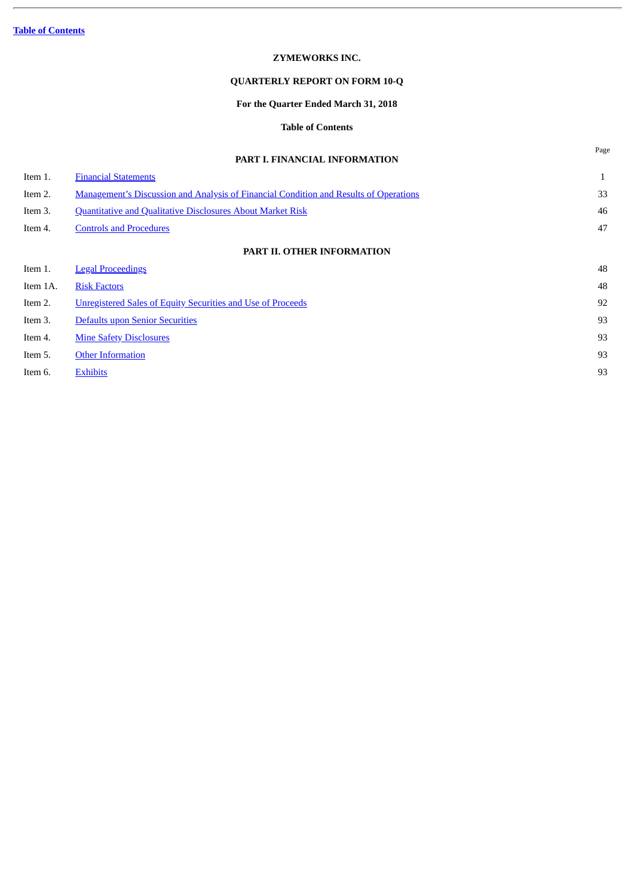# ZYMEWORKS INC.

## QUARTERLY REPORT ON FORM 10-Q

### For the Quarter Ended March 31, 2018

### Table of Contents

| | | Page |
|---|---|---|
| | **PART I. FINANCIAL INFORMATION** | |
| Item 1. | Financial Statements | 1 |
| Item 2. | Management's Discussion and Analysis of Financial Condition and Results of Operations | 33 |
| Item 3. | Quantitative and Qualitative Disclosures About Market Risk | 46 |
| Item 4. | Controls and Procedures | 47 |
| | **PART II. OTHER INFORMATION** | |
| Item 1. | Legal Proceedings | 48 |
| Item 1A. | Risk Factors | 48 |
| Item 2. | Unregistered Sales of Equity Securities and Use of Proceeds | 92 |
| Item 3. | Defaults upon Senior Securities | 93 |
| Item 4. | Mine Safety Disclosures | 93 |
| Item 5. | Other Information | 93 |
| Item 6. | Exhibits | 93 |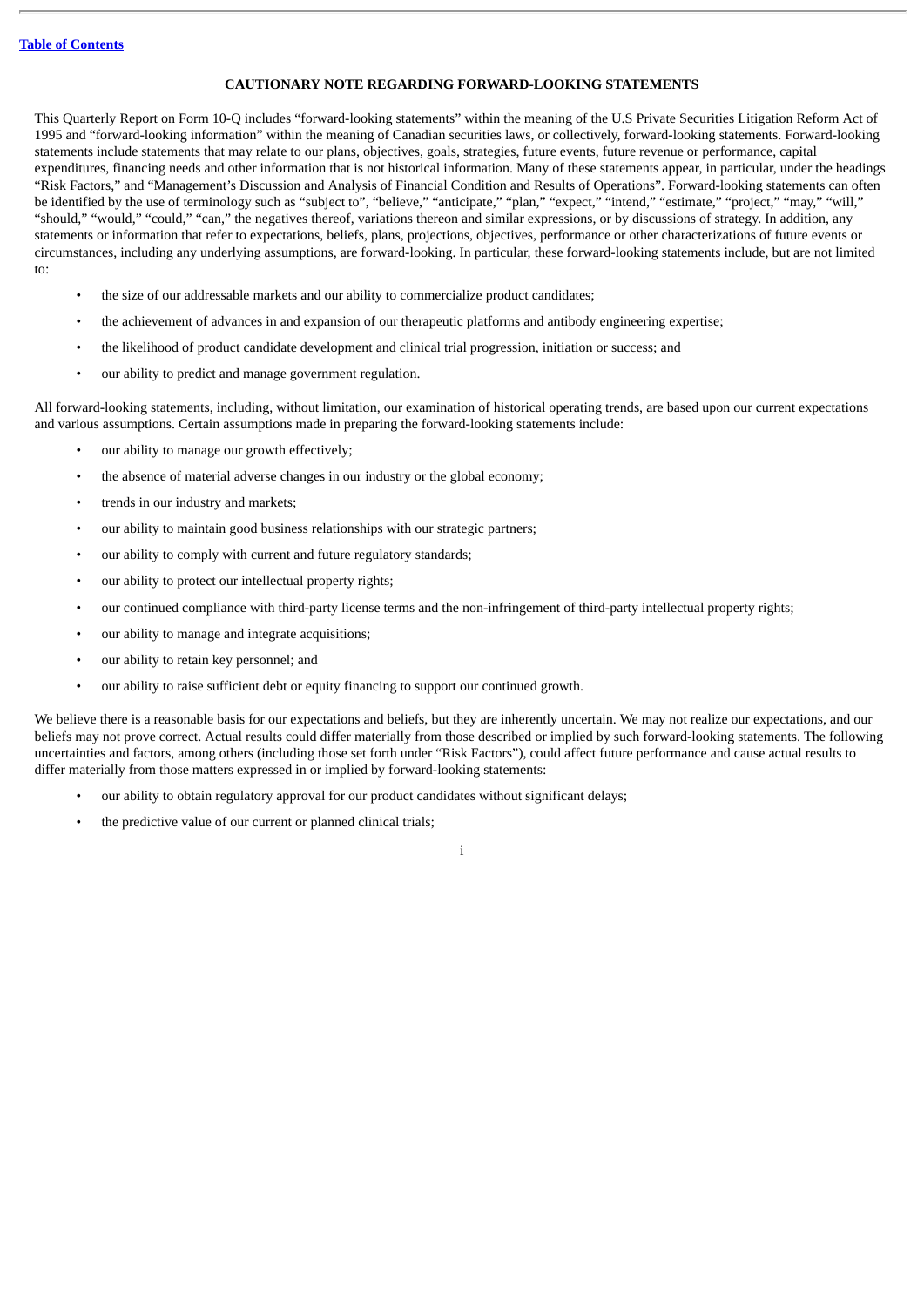## CAUTIONARY NOTE REGARDING FORWARD-LOOKING STATEMENTS

This Quarterly Report on Form 10-Q includes "forward-looking statements" within the meaning of the U.S Private Securities Litigation Reform Act of 1995 and "forward-looking information" within the meaning of Canadian securities laws, or collectively, forward-looking statements. Forward-looking statements include statements that may relate to our plans, objectives, goals, strategies, future events, future revenue or performance, capital expenditures, financing needs and other information that is not historical information. Many of these statements appear, in particular, under the headings "Risk Factors," and "Management's Discussion and Analysis of Financial Condition and Results of Operations". Forward-looking statements can often be identified by the use of terminology such as "subject to", "believe," "anticipate," "plan," "expect," "intend," "estimate," "project," "may," "will," "should," "would," "could," "can," the negatives thereof, variations thereon and similar expressions, or by discussions of strategy. In addition, any statements or information that refer to expectations, beliefs, plans, projections, objectives, performance or other characterizations of future events or circumstances, including any underlying assumptions, are forward-looking. In particular, these forward-looking statements include, but are not limited to:

- the size of our addressable markets and our ability to commercialize product candidates;
- the achievement of advances in and expansion of our therapeutic platforms and antibody engineering expertise;
- the likelihood of product candidate development and clinical trial progression, initiation or success; and
- our ability to predict and manage government regulation.

All forward-looking statements, including, without limitation, our examination of historical operating trends, are based upon our current expectations and various assumptions. Certain assumptions made in preparing the forward-looking statements include:

- our ability to manage our growth effectively;
- the absence of material adverse changes in our industry or the global economy;
- trends in our industry and markets;
- our ability to maintain good business relationships with our strategic partners;
- our ability to comply with current and future regulatory standards;
- our ability to protect our intellectual property rights;
- our continued compliance with third-party license terms and the non-infringement of third-party intellectual property rights;
- our ability to manage and integrate acquisitions;
- our ability to retain key personnel; and
- our ability to raise sufficient debt or equity financing to support our continued growth.

We believe there is a reasonable basis for our expectations and beliefs, but they are inherently uncertain. We may not realize our expectations, and our beliefs may not prove correct. Actual results could differ materially from those described or implied by such forward-looking statements. The following uncertainties and factors, among others (including those set forth under "Risk Factors"), could affect future performance and cause actual results to differ materially from those matters expressed in or implied by forward-looking statements:

- our ability to obtain regulatory approval for our product candidates without significant delays;
- the predictive value of our current or planned clinical trials;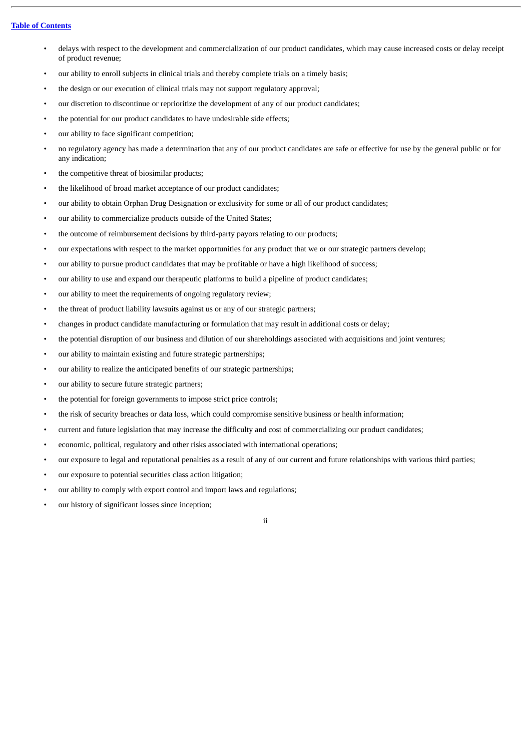- delays with respect to the development and commercialization of our product candidates, which may cause increased costs or delay receipt of product revenue;
- our ability to enroll subjects in clinical trials and thereby complete trials on a timely basis;
- the design or our execution of clinical trials may not support regulatory approval;
- our discretion to discontinue or reprioritize the development of any of our product candidates;
- the potential for our product candidates to have undesirable side effects;
- our ability to face significant competition;
- no regulatory agency has made a determination that any of our product candidates are safe or effective for use by the general public or for any indication;
- the competitive threat of biosimilar products;
- the likelihood of broad market acceptance of our product candidates;
- our ability to obtain Orphan Drug Designation or exclusivity for some or all of our product candidates;
- our ability to commercialize products outside of the United States;
- the outcome of reimbursement decisions by third-party payors relating to our products;
- our expectations with respect to the market opportunities for any product that we or our strategic partners develop;
- our ability to pursue product candidates that may be profitable or have a high likelihood of success;
- our ability to use and expand our therapeutic platforms to build a pipeline of product candidates;
- our ability to meet the requirements of ongoing regulatory review;
- the threat of product liability lawsuits against us or any of our strategic partners;
- changes in product candidate manufacturing or formulation that may result in additional costs or delay;
- the potential disruption of our business and dilution of our shareholdings associated with acquisitions and joint ventures;
- our ability to maintain existing and future strategic partnerships;
- our ability to realize the anticipated benefits of our strategic partnerships;
- our ability to secure future strategic partners;
- the potential for foreign governments to impose strict price controls;
- the risk of security breaches or data loss, which could compromise sensitive business or health information;
- current and future legislation that may increase the difficulty and cost of commercializing our product candidates;
- economic, political, regulatory and other risks associated with international operations;
- our exposure to legal and reputational penalties as a result of any of our current and future relationships with various third parties;
- our exposure to potential securities class action litigation;
- our ability to comply with export control and import laws and regulations;
- our history of significant losses since inception;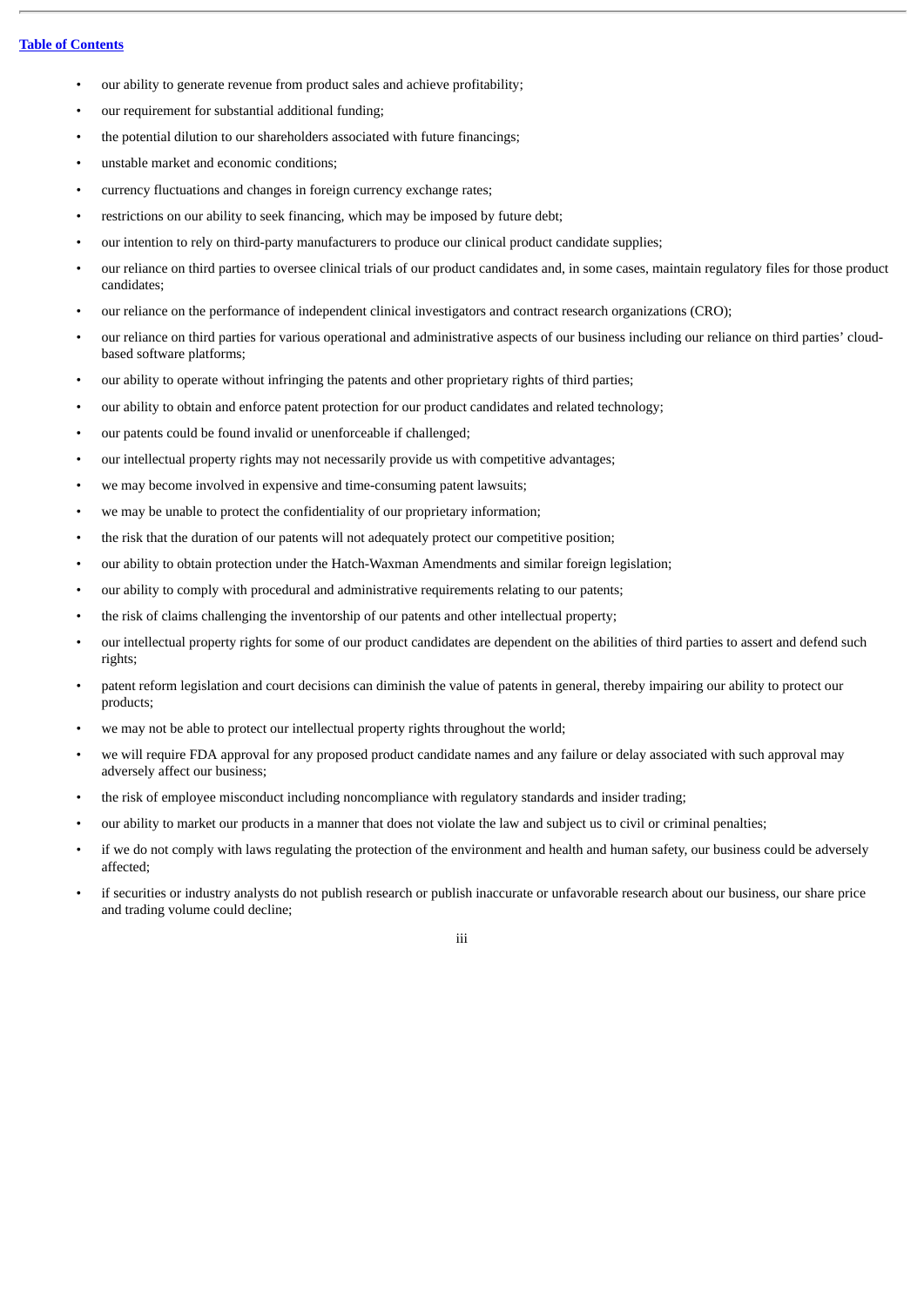- our ability to generate revenue from product sales and achieve profitability;
- our requirement for substantial additional funding;
- the potential dilution to our shareholders associated with future financings;
- unstable market and economic conditions;
- currency fluctuations and changes in foreign currency exchange rates;
- restrictions on our ability to seek financing, which may be imposed by future debt;
- our intention to rely on third-party manufacturers to produce our clinical product candidate supplies;
- our reliance on third parties to oversee clinical trials of our product candidates and, in some cases, maintain regulatory files for those product candidates;
- our reliance on the performance of independent clinical investigators and contract research organizations (CRO);
- our reliance on third parties for various operational and administrative aspects of our business including our reliance on third parties' cloud-based software platforms;
- our ability to operate without infringing the patents and other proprietary rights of third parties;
- our ability to obtain and enforce patent protection for our product candidates and related technology;
- our patents could be found invalid or unenforceable if challenged;
- our intellectual property rights may not necessarily provide us with competitive advantages;
- we may become involved in expensive and time-consuming patent lawsuits;
- we may be unable to protect the confidentiality of our proprietary information;
- the risk that the duration of our patents will not adequately protect our competitive position;
- our ability to obtain protection under the Hatch-Waxman Amendments and similar foreign legislation;
- our ability to comply with procedural and administrative requirements relating to our patents;
- the risk of claims challenging the inventorship of our patents and other intellectual property;
- our intellectual property rights for some of our product candidates are dependent on the abilities of third parties to assert and defend such rights;
- patent reform legislation and court decisions can diminish the value of patents in general, thereby impairing our ability to protect our products;
- we may not be able to protect our intellectual property rights throughout the world;
- we will require FDA approval for any proposed product candidate names and any failure or delay associated with such approval may adversely affect our business;
- the risk of employee misconduct including noncompliance with regulatory standards and insider trading;
- our ability to market our products in a manner that does not violate the law and subject us to civil or criminal penalties;
- if we do not comply with laws regulating the protection of the environment and health and human safety, our business could be adversely affected;
- if securities or industry analysts do not publish research or publish inaccurate or unfavorable research about our business, our share price and trading volume could decline;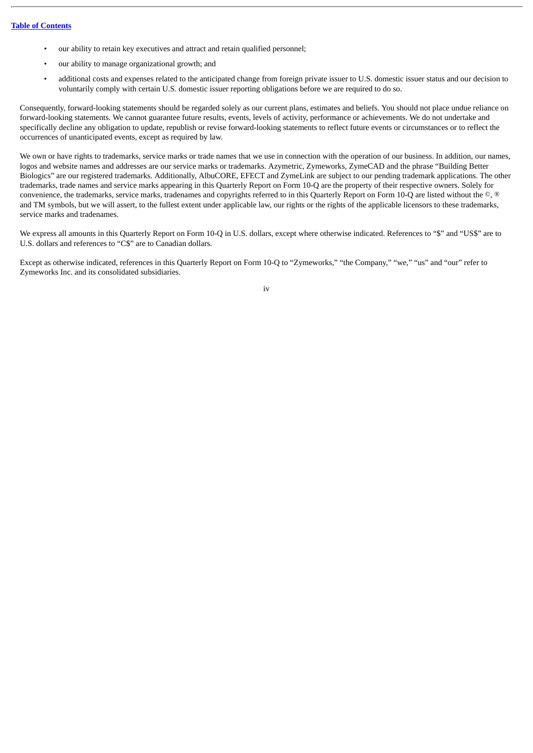- our ability to retain key executives and attract and retain qualified personnel;
- our ability to manage organizational growth; and
- additional costs and expenses related to the anticipated change from foreign private issuer to U.S. domestic issuer status and our decision to voluntarily comply with certain U.S. domestic issuer reporting obligations before we are required to do so.

Consequently, forward-looking statements should be regarded solely as our current plans, estimates and beliefs. You should not place undue reliance on forward-looking statements. We cannot guarantee future results, events, levels of activity, performance or achievements. We do not undertake and specifically decline any obligation to update, republish or revise forward-looking statements to reflect future events or circumstances or to reflect the occurrences of unanticipated events, except as required by law.

We own or have rights to trademarks, service marks or trade names that we use in connection with the operation of our business. In addition, our names, logos and website names and addresses are our service marks or trademarks. Azymetric, Zymeworks, ZymeCAD and the phrase “Building Better Biologics” are our registered trademarks. Additionally, AlbuCORE, EFECT and ZymeLink are subject to our pending trademark applications. The other trademarks, trade names and service marks appearing in this Quarterly Report on Form 10-Q are the property of their respective owners. Solely for convenience, the trademarks, service marks, tradenames and copyrights referred to in this Quarterly Report on Form 10-Q are listed without the ©, ® and TM symbols, but we will assert, to the fullest extent under applicable law, our rights or the rights of the applicable licensors to these trademarks, service marks and tradenames.

We express all amounts in this Quarterly Report on Form 10-Q in U.S. dollars, except where otherwise indicated. References to “$” and “US$” are to U.S. dollars and references to “C$” are to Canadian dollars.

Except as otherwise indicated, references in this Quarterly Report on Form 10-Q to “Zymeworks,” “the Company,” “we,” “us” and “our” refer to Zymeworks Inc. and its consolidated subsidiaries.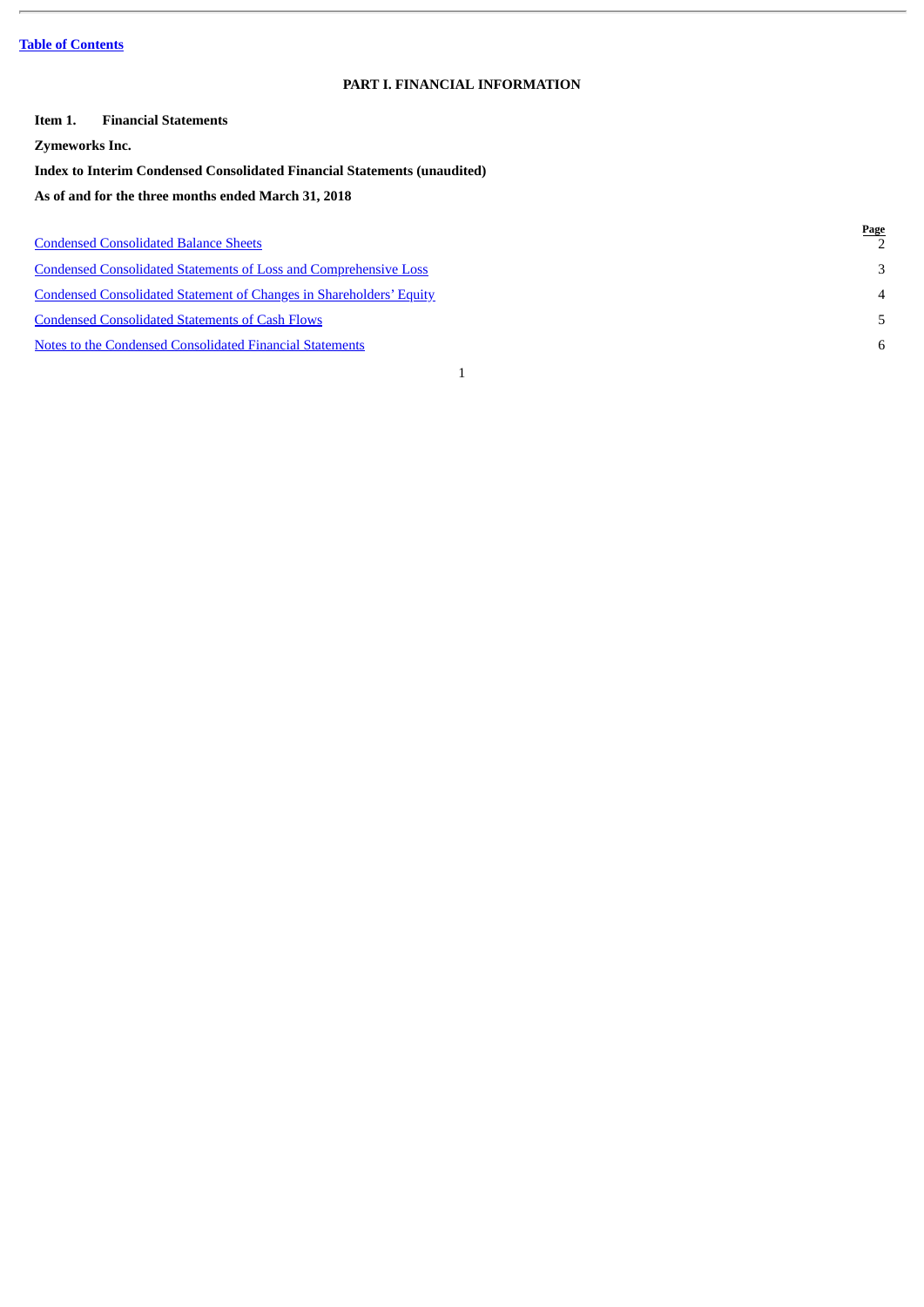Table of Contents

# PART I. FINANCIAL INFORMATION

**Item 1. Financial Statements**

**Zymeworks Inc.**

**Index to Interim Condensed Consolidated Financial Statements (unaudited)**

**As of and for the three months ended March 31, 2018**

| | Page |
|---|---|
| Condensed Consolidated Balance Sheets | 2 |
| Condensed Consolidated Statements of Loss and Comprehensive Loss | 3 |
| Condensed Consolidated Statement of Changes in Shareholders' Equity | 4 |
| Condensed Consolidated Statements of Cash Flows | 5 |
| Notes to the Condensed Consolidated Financial Statements | 6 |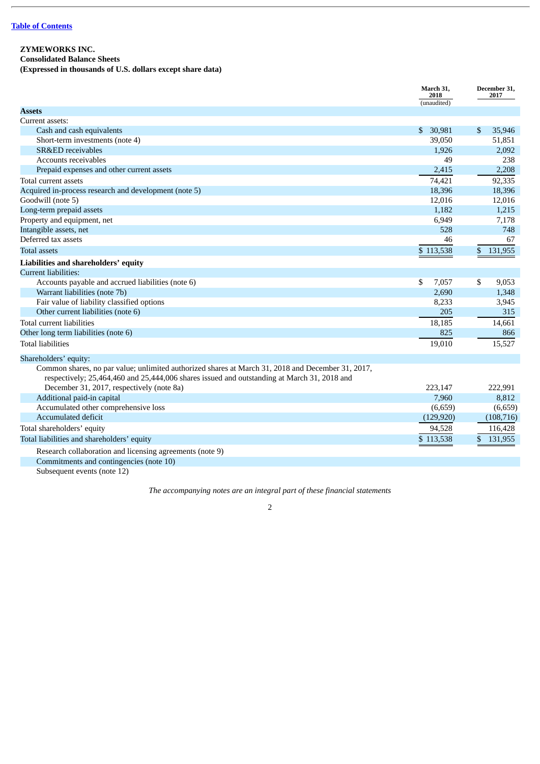[Table of Contents](#)

**ZYMEWORKS INC.**
**Consolidated Balance Sheets**
**(Expressed in thousands of U.S. dollars except share data)**

| | March 31, 2018 (unaudited) | December 31, 2017 |
|---|---|---|
| **Assets** | | |
| Current assets: | | |
| Cash and cash equivalents | $ 30,981 | $ 35,946 |
| Short-term investments (note 4) | 39,050 | 51,851 |
| SR&ED receivables | 1,926 | 2,092 |
| Accounts receivables | 49 | 238 |
| Prepaid expenses and other current assets | 2,415 | 2,208 |
| Total current assets | 74,421 | 92,335 |
| Acquired in-process research and development (note 5) | 18,396 | 18,396 |
| Goodwill (note 5) | 12,016 | 12,016 |
| Long-term prepaid assets | 1,182 | 1,215 |
| Property and equipment, net | 6,949 | 7,178 |
| Intangible assets, net | 528 | 748 |
| Deferred tax assets | 46 | 67 |
| Total assets | $ 113,538 | $ 131,955 |
| **Liabilities and shareholders' equity** | | |
| Current liabilities: | | |
| Accounts payable and accrued liabilities (note 6) | $ 7,057 | $ 9,053 |
| Warrant liabilities (note 7b) | 2,690 | 1,348 |
| Fair value of liability classified options | 8,233 | 3,945 |
| Other current liabilities (note 6) | 205 | 315 |
| Total current liabilities | 18,185 | 14,661 |
| Other long term liabilities (note 6) | 825 | 866 |
| Total liabilities | 19,010 | 15,527 |
| Shareholders' equity: | | |
| Common shares, no par value; unlimited authorized shares at March 31, 2018 and December 31, 2017, respectively; 25,464,460 and 25,444,006 shares issued and outstanding at March 31, 2018 and December 31, 2017, respectively (note 8a) | 223,147 | 222,991 |
| Additional paid-in capital | 7,960 | 8,812 |
| Accumulated other comprehensive loss | (6,659) | (6,659) |
| Accumulated deficit | (129,920) | (108,716) |
| Total shareholders' equity | 94,528 | 116,428 |
| Total liabilities and shareholders' equity | $ 113,538 | $ 131,955 |
| Research collaboration and licensing agreements (note 9) | | |
| Commitments and contingencies (note 10) | | |
| Subsequent events (note 12) | | |

*The accompanying notes are an integral part of these financial statements*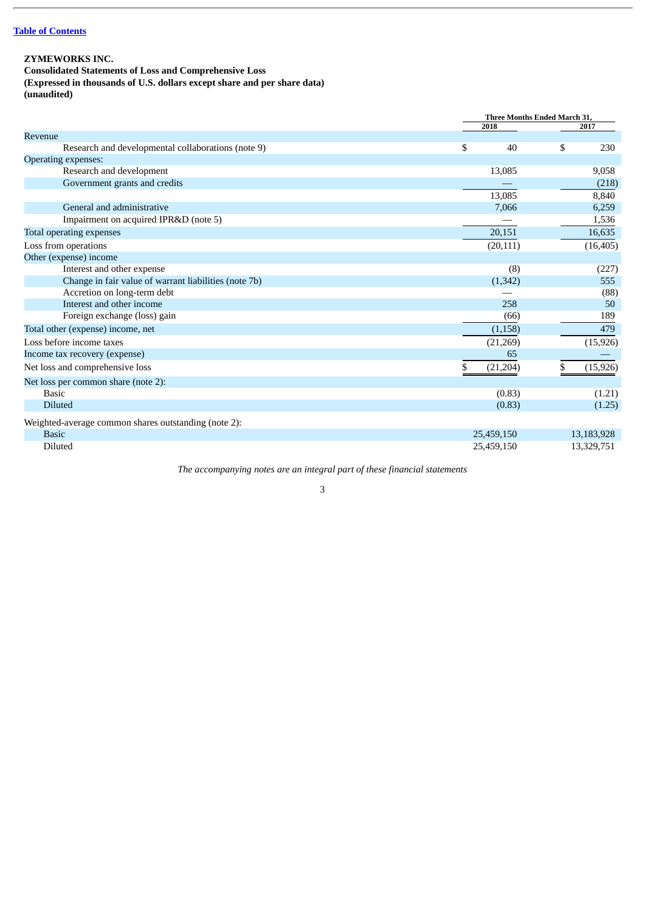**ZYMEWORKS INC.**
**Consolidated Statements of Loss and Comprehensive Loss**
**(Expressed in thousands of U.S. dollars except share and per share data)**
**(unaudited)**

| | Three Months Ended March 31, | |
|---|---|---|
| | 2018 | 2017 |
| Revenue | | |
| Research and developmental collaborations (note 9) | $ 40 | $ 230 |
| Operating expenses: | | |
| Research and development | 13,085 | 9,058 |
| Government grants and credits | — | (218) |
| | 13,085 | 8,840 |
| General and administrative | 7,066 | 6,259 |
| Impairment on acquired IPR&D (note 5) | — | 1,536 |
| Total operating expenses | 20,151 | 16,635 |
| Loss from operations | (20,111) | (16,405) |
| Other (expense) income | | |
| Interest and other expense | (8) | (227) |
| Change in fair value of warrant liabilities (note 7b) | (1,342) | 555 |
| Accretion on long-term debt | — | (88) |
| Interest and other income | 258 | 50 |
| Foreign exchange (loss) gain | (66) | 189 |
| Total other (expense) income, net | (1,158) | 479 |
| Loss before income taxes | (21,269) | (15,926) |
| Income tax recovery (expense) | 65 | — |
| Net loss and comprehensive loss | $ (21,204) | $ (15,926) |
| Net loss per common share (note 2): | | |
| Basic | (0.83) | (1.21) |
| Diluted | (0.83) | (1.25) |
| Weighted-average common shares outstanding (note 2): | | |
| Basic | 25,459,150 | 13,183,928 |
| Diluted | 25,459,150 | 13,329,751 |

*The accompanying notes are an integral part of these financial statements*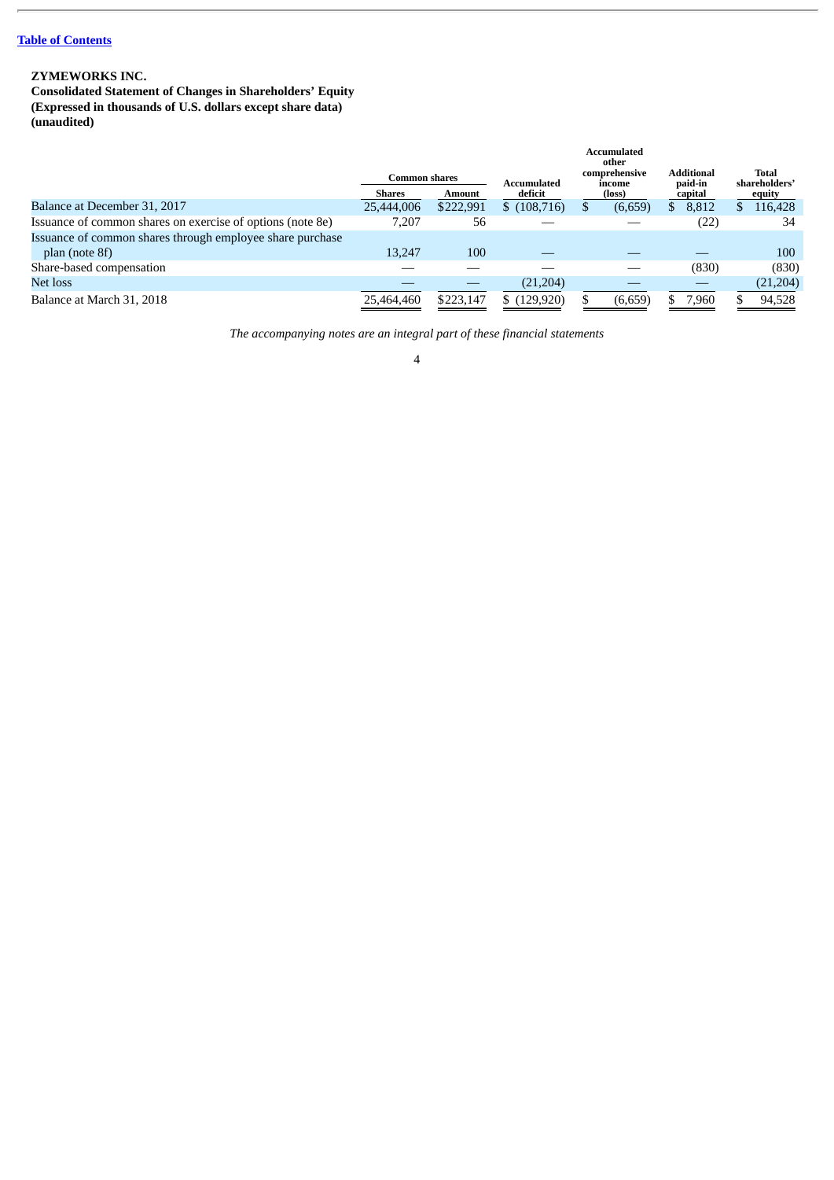[Table of Contents](#)

**ZYMEWORKS INC.**
**Consolidated Statement of Changes in Shareholders' Equity**
**(Expressed in thousands of U.S. dollars except share data)**
**(unaudited)**

| | Common shares | | Accumulated deficit | Accumulated other comprehensive income (loss) | Additional paid-in capital | Total shareholders' equity |
|---|---|---|---|---|---|---|
| | Shares | Amount | | | | |
| Balance at December 31, 2017 | 25,444,006 | $222,991 | $ (108,716) | $ (6,659) | $ 8,812 | $ 116,428 |
| Issuance of common shares on exercise of options (note 8e) | 7,207 | 56 | — | — | (22) | 34 |
| Issuance of common shares through employee share purchase plan (note 8f) | 13,247 | 100 | — | — | — | 100 |
| Share-based compensation | — | — | — | — | (830) | (830) |
| Net loss | — | — | (21,204) | — | — | (21,204) |
| Balance at March 31, 2018 | 25,464,460 | $223,147 | $ (129,920) | $ (6,659) | $ 7,960 | $ 94,528 |

*The accompanying notes are an integral part of these financial statements*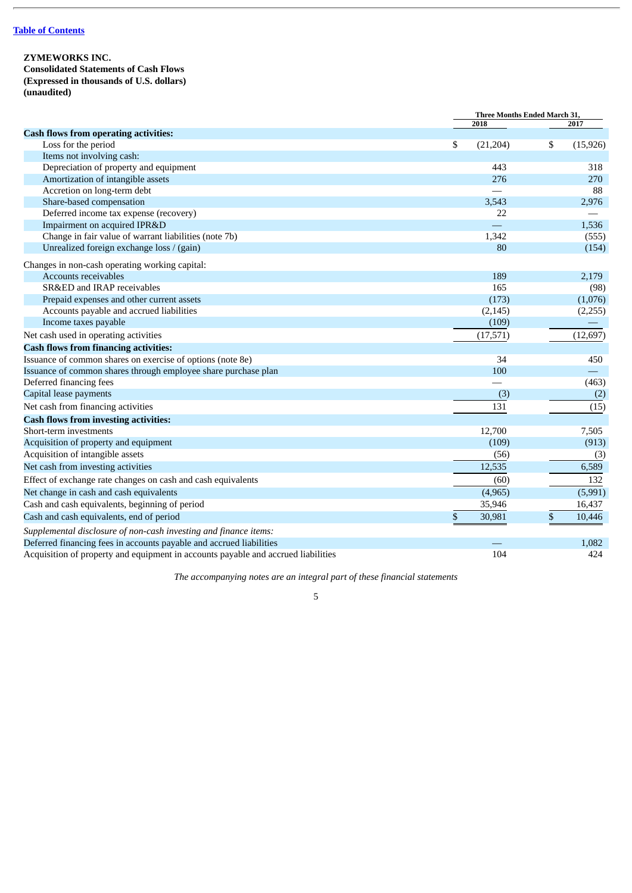Table of Contents

**ZYMEWORKS INC.**
**Consolidated Statements of Cash Flows**
**(Expressed in thousands of U.S. dollars)**
**(unaudited)**

| | Three Months Ended March 31, | |
|---|---|---|
| | 2018 | 2017 |
| **Cash flows from operating activities:** | | |
| Loss for the period | $ (21,204) | $ (15,926) |
| Items not involving cash: | | |
| Depreciation of property and equipment | 443 | 318 |
| Amortization of intangible assets | 276 | 270 |
| Accretion on long-term debt | — | 88 |
| Share-based compensation | 3,543 | 2,976 |
| Deferred income tax expense (recovery) | 22 | — |
| Impairment on acquired IPR&D | — | 1,536 |
| Change in fair value of warrant liabilities (note 7b) | 1,342 | (555) |
| Unrealized foreign exchange loss / (gain) | 80 | (154) |
| Changes in non-cash operating working capital: | | |
| Accounts receivables | 189 | 2,179 |
| SR&ED and IRAP receivables | 165 | (98) |
| Prepaid expenses and other current assets | (173) | (1,076) |
| Accounts payable and accrued liabilities | (2,145) | (2,255) |
| Income taxes payable | (109) | — |
| Net cash used in operating activities | (17,571) | (12,697) |
| **Cash flows from financing activities:** | | |
| Issuance of common shares on exercise of options (note 8e) | 34 | 450 |
| Issuance of common shares through employee share purchase plan | 100 | — |
| Deferred financing fees | — | (463) |
| Capital lease payments | (3) | (2) |
| Net cash from financing activities | 131 | (15) |
| **Cash flows from investing activities:** | | |
| Short-term investments | 12,700 | 7,505 |
| Acquisition of property and equipment | (109) | (913) |
| Acquisition of intangible assets | (56) | (3) |
| Net cash from investing activities | 12,535 | 6,589 |
| Effect of exchange rate changes on cash and cash equivalents | (60) | 132 |
| Net change in cash and cash equivalents | (4,965) | (5,991) |
| Cash and cash equivalents, beginning of period | 35,946 | 16,437 |
| Cash and cash equivalents, end of period | $ 30,981 | $ 10,446 |
| *Supplemental disclosure of non-cash investing and finance items:* | | |
| Deferred financing fees in accounts payable and accrued liabilities | — | 1,082 |
| Acquisition of property and equipment in accounts payable and accrued liabilities | 104 | 424 |

*The accompanying notes are an integral part of these financial statements*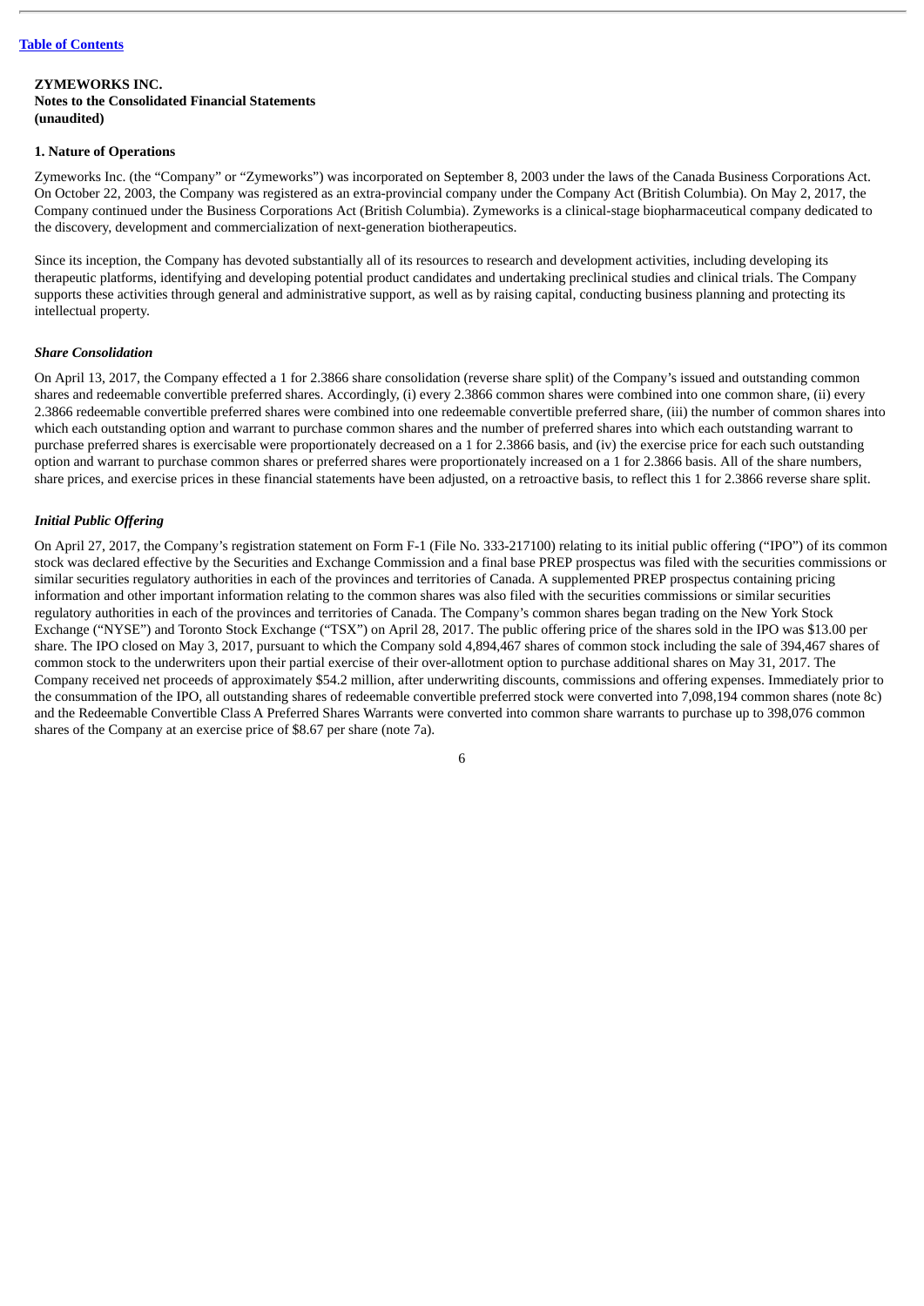**ZYMEWORKS INC.**
**Notes to the Consolidated Financial Statements**
**(unaudited)**

## 1. Nature of Operations

Zymeworks Inc. (the "Company" or "Zymeworks") was incorporated on September 8, 2003 under the laws of the Canada Business Corporations Act. On October 22, 2003, the Company was registered as an extra-provincial company under the Company Act (British Columbia). On May 2, 2017, the Company continued under the Business Corporations Act (British Columbia). Zymeworks is a clinical-stage biopharmaceutical company dedicated to the discovery, development and commercialization of next-generation biotherapeutics.

Since its inception, the Company has devoted substantially all of its resources to research and development activities, including developing its therapeutic platforms, identifying and developing potential product candidates and undertaking preclinical studies and clinical trials. The Company supports these activities through general and administrative support, as well as by raising capital, conducting business planning and protecting its intellectual property.

### *Share Consolidation*

On April 13, 2017, the Company effected a 1 for 2.3866 share consolidation (reverse share split) of the Company's issued and outstanding common shares and redeemable convertible preferred shares. Accordingly, (i) every 2.3866 common shares were combined into one common share, (ii) every 2.3866 redeemable convertible preferred shares were combined into one redeemable convertible preferred share, (iii) the number of common shares into which each outstanding option and warrant to purchase common shares and the number of preferred shares into which each outstanding warrant to purchase preferred shares is exercisable were proportionately decreased on a 1 for 2.3866 basis, and (iv) the exercise price for each such outstanding option and warrant to purchase common shares or preferred shares were proportionately increased on a 1 for 2.3866 basis. All of the share numbers, share prices, and exercise prices in these financial statements have been adjusted, on a retroactive basis, to reflect this 1 for 2.3866 reverse share split.

### *Initial Public Offering*

On April 27, 2017, the Company's registration statement on Form F-1 (File No. 333-217100) relating to its initial public offering ("IPO") of its common stock was declared effective by the Securities and Exchange Commission and a final base PREP prospectus was filed with the securities commissions or similar securities regulatory authorities in each of the provinces and territories of Canada. A supplemented PREP prospectus containing pricing information and other important information relating to the common shares was also filed with the securities commissions or similar securities regulatory authorities in each of the provinces and territories of Canada. The Company's common shares began trading on the New York Stock Exchange ("NYSE") and Toronto Stock Exchange ("TSX") on April 28, 2017. The public offering price of the shares sold in the IPO was $13.00 per share. The IPO closed on May 3, 2017, pursuant to which the Company sold 4,894,467 shares of common stock including the sale of 394,467 shares of common stock to the underwriters upon their partial exercise of their over-allotment option to purchase additional shares on May 31, 2017. The Company received net proceeds of approximately $54.2 million, after underwriting discounts, commissions and offering expenses. Immediately prior to the consummation of the IPO, all outstanding shares of redeemable convertible preferred stock were converted into 7,098,194 common shares (note 8c) and the Redeemable Convertible Class A Preferred Shares Warrants were converted into common share warrants to purchase up to 398,076 common shares of the Company at an exercise price of $8.67 per share (note 7a).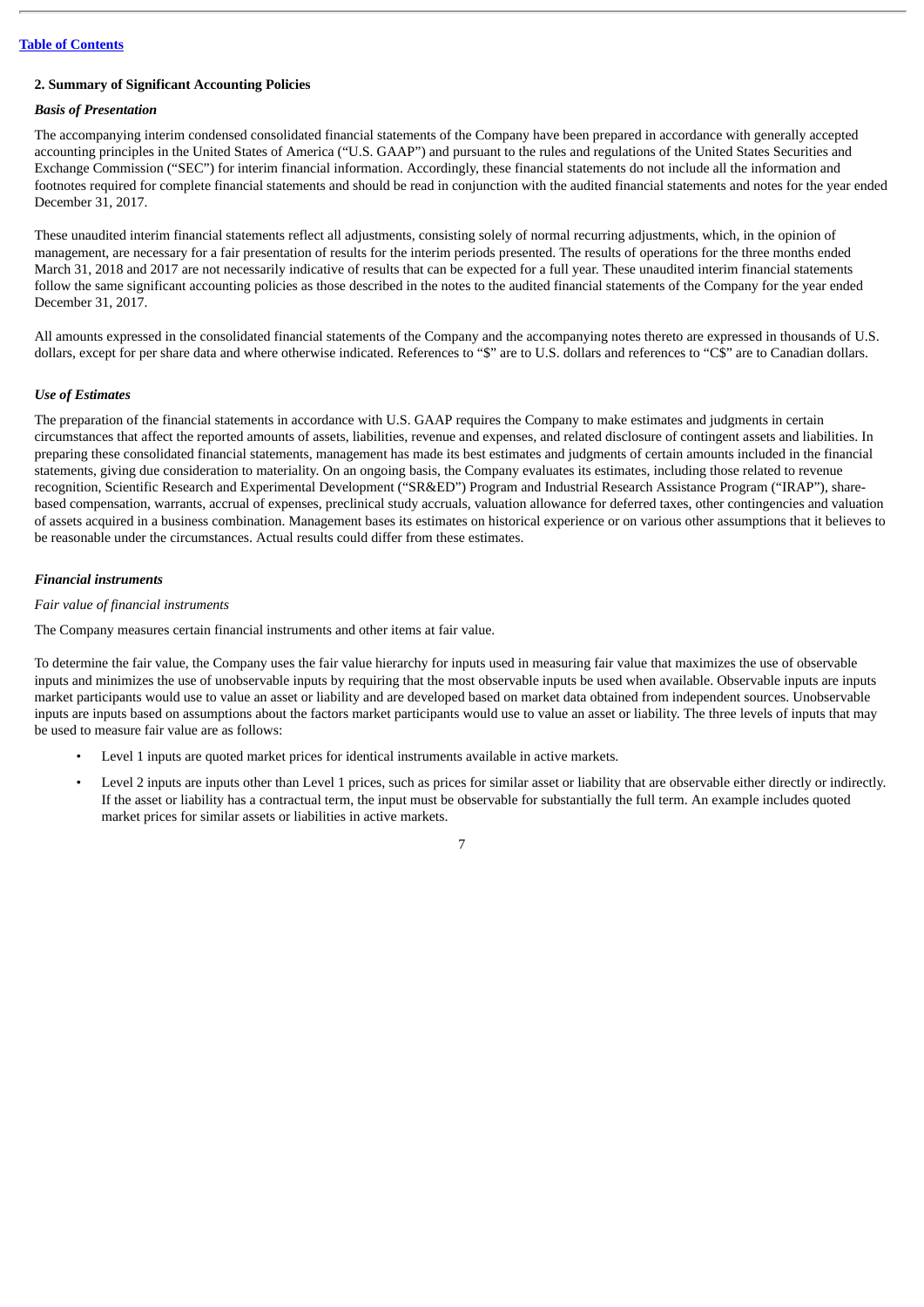## 2. Summary of Significant Accounting Policies

### *Basis of Presentation*

The accompanying interim condensed consolidated financial statements of the Company have been prepared in accordance with generally accepted accounting principles in the United States of America ("U.S. GAAP") and pursuant to the rules and regulations of the United States Securities and Exchange Commission ("SEC") for interim financial information. Accordingly, these financial statements do not include all the information and footnotes required for complete financial statements and should be read in conjunction with the audited financial statements and notes for the year ended December 31, 2017.

These unaudited interim financial statements reflect all adjustments, consisting solely of normal recurring adjustments, which, in the opinion of management, are necessary for a fair presentation of results for the interim periods presented. The results of operations for the three months ended March 31, 2018 and 2017 are not necessarily indicative of results that can be expected for a full year. These unaudited interim financial statements follow the same significant accounting policies as those described in the notes to the audited financial statements of the Company for the year ended December 31, 2017.

All amounts expressed in the consolidated financial statements of the Company and the accompanying notes thereto are expressed in thousands of U.S. dollars, except for per share data and where otherwise indicated. References to "$" are to U.S. dollars and references to "C$" are to Canadian dollars.

### *Use of Estimates*

The preparation of the financial statements in accordance with U.S. GAAP requires the Company to make estimates and judgments in certain circumstances that affect the reported amounts of assets, liabilities, revenue and expenses, and related disclosure of contingent assets and liabilities. In preparing these consolidated financial statements, management has made its best estimates and judgments of certain amounts included in the financial statements, giving due consideration to materiality. On an ongoing basis, the Company evaluates its estimates, including those related to revenue recognition, Scientific Research and Experimental Development ("SR&ED") Program and Industrial Research Assistance Program ("IRAP"), share-based compensation, warrants, accrual of expenses, preclinical study accruals, valuation allowance for deferred taxes, other contingencies and valuation of assets acquired in a business combination. Management bases its estimates on historical experience or on various other assumptions that it believes to be reasonable under the circumstances. Actual results could differ from these estimates.

### *Financial instruments*

*Fair value of financial instruments*

The Company measures certain financial instruments and other items at fair value.

To determine the fair value, the Company uses the fair value hierarchy for inputs used in measuring fair value that maximizes the use of observable inputs and minimizes the use of unobservable inputs by requiring that the most observable inputs be used when available. Observable inputs are inputs market participants would use to value an asset or liability and are developed based on market data obtained from independent sources. Unobservable inputs are inputs based on assumptions about the factors market participants would use to value an asset or liability. The three levels of inputs that may be used to measure fair value are as follows:

- Level 1 inputs are quoted market prices for identical instruments available in active markets.
- Level 2 inputs are inputs other than Level 1 prices, such as prices for similar asset or liability that are observable either directly or indirectly. If the asset or liability has a contractual term, the input must be observable for substantially the full term. An example includes quoted market prices for similar assets or liabilities in active markets.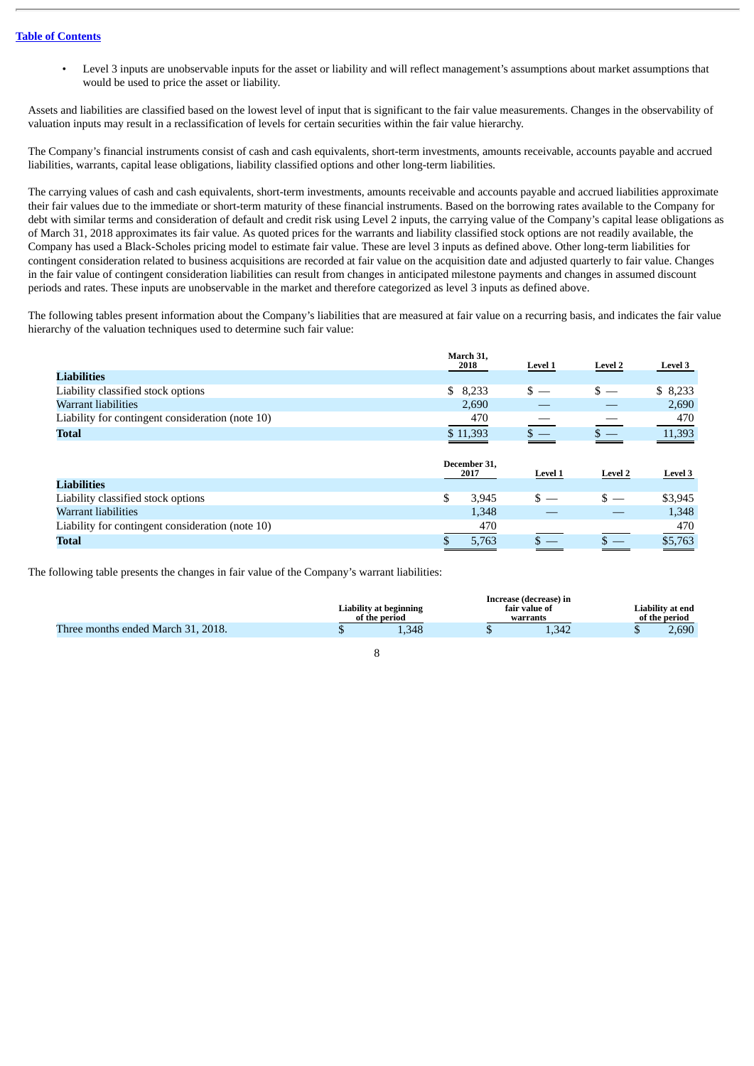- Level 3 inputs are unobservable inputs for the asset or liability and will reflect management's assumptions about market assumptions that would be used to price the asset or liability.

Assets and liabilities are classified based on the lowest level of input that is significant to the fair value measurements. Changes in the observability of valuation inputs may result in a reclassification of levels for certain securities within the fair value hierarchy.

The Company's financial instruments consist of cash and cash equivalents, short-term investments, amounts receivable, accounts payable and accrued liabilities, warrants, capital lease obligations, liability classified options and other long-term liabilities.

The carrying values of cash and cash equivalents, short-term investments, amounts receivable and accounts payable and accrued liabilities approximate their fair values due to the immediate or short-term maturity of these financial instruments. Based on the borrowing rates available to the Company for debt with similar terms and consideration of default and credit risk using Level 2 inputs, the carrying value of the Company's capital lease obligations as of March 31, 2018 approximates its fair value. As quoted prices for the warrants and liability classified stock options are not readily available, the Company has used a Black-Scholes pricing model to estimate fair value. These are level 3 inputs as defined above. Other long-term liabilities for contingent consideration related to business acquisitions are recorded at fair value on the acquisition date and adjusted quarterly to fair value. Changes in the fair value of contingent consideration liabilities can result from changes in anticipated milestone payments and changes in assumed discount periods and rates. These inputs are unobservable in the market and therefore categorized as level 3 inputs as defined above.

The following tables present information about the Company's liabilities that are measured at fair value on a recurring basis, and indicates the fair value hierarchy of the valuation techniques used to determine such fair value:

| | March 31, 2018 | Level 1 | Level 2 | Level 3 |
|---|---|---|---|---|
| **Liabilities** | | | | |
| Liability classified stock options | $ 8,233 | $ — | $ — | $ 8,233 |
| Warrant liabilities | 2,690 | — | — | 2,690 |
| Liability for contingent consideration (note 10) | 470 | — | — | 470 |
| **Total** | $ 11,393 | $ — | $ — | 11,393 |

| | December 31, 2017 | Level 1 | Level 2 | Level 3 |
|---|---|---|---|---|
| **Liabilities** | | | | |
| Liability classified stock options | $ 3,945 | $ — | $ — | $3,945 |
| Warrant liabilities | 1,348 | — | — | 1,348 |
| Liability for contingent consideration (note 10) | 470 | | | 470 |
| **Total** | $ 5,763 | $ — | $ — | $5,763 |

The following table presents the changes in fair value of the Company's warrant liabilities:

| | Liability at beginning of the period | Increase (decrease) in fair value of warrants | Liability at end of the period |
|---|---|---|---|
| Three months ended March 31, 2018. | $ 1,348 | $ 1,342 | $ 2,690 |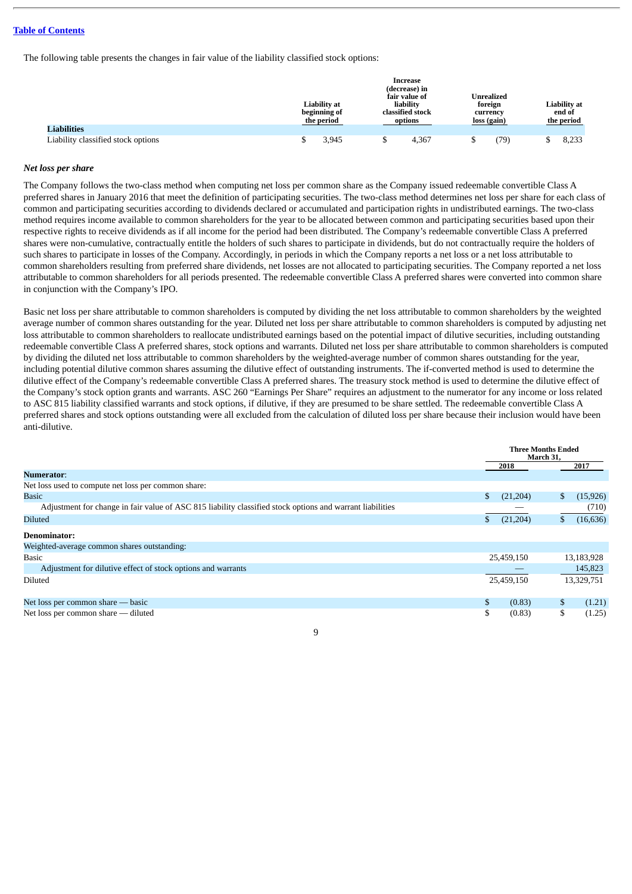[Table of Contents](#)

The following table presents the changes in fair value of the liability classified stock options:

| | Liability at beginning of the period | Increase (decrease) in fair value of liability classified stock options | Unrealized foreign currency loss (gain) | Liability at end of the period |
|---|---|---|---|---|
| **Liabilities** | | | | |
| Liability classified stock options | $ 3,945 | $ 4,367 | $ (79) | $ 8,233 |

### *Net loss per share*

The Company follows the two-class method when computing net loss per common share as the Company issued redeemable convertible Class A preferred shares in January 2016 that meet the definition of participating securities. The two-class method determines net loss per share for each class of common and participating securities according to dividends declared or accumulated and participation rights in undistributed earnings. The two-class method requires income available to common shareholders for the year to be allocated between common and participating securities based upon their respective rights to receive dividends as if all income for the period had been distributed. The Company's redeemable convertible Class A preferred shares were non-cumulative, contractually entitle the holders of such shares to participate in dividends, but do not contractually require the holders of such shares to participate in losses of the Company. Accordingly, in periods in which the Company reports a net loss or a net loss attributable to common shareholders resulting from preferred share dividends, net losses are not allocated to participating securities. The Company reported a net loss attributable to common shareholders for all periods presented. The redeemable convertible Class A preferred shares were converted into common share in conjunction with the Company's IPO.

Basic net loss per share attributable to common shareholders is computed by dividing the net loss attributable to common shareholders by the weighted average number of common shares outstanding for the year. Diluted net loss per share attributable to common shareholders is computed by adjusting net loss attributable to common shareholders to reallocate undistributed earnings based on the potential impact of dilutive securities, including outstanding redeemable convertible Class A preferred shares, stock options and warrants. Diluted net loss per share attributable to common shareholders is computed by dividing the diluted net loss attributable to common shareholders by the weighted-average number of common shares outstanding for the year, including potential dilutive common shares assuming the dilutive effect of outstanding instruments. The if-converted method is used to determine the dilutive effect of the Company's redeemable convertible Class A preferred shares. The treasury stock method is used to determine the dilutive effect of the Company's stock option grants and warrants. ASC 260 "Earnings Per Share" requires an adjustment to the numerator for any income or loss related to ASC 815 liability classified warrants and stock options, if dilutive, if they are presumed to be share settled. The redeemable convertible Class A preferred shares and stock options outstanding were all excluded from the calculation of diluted loss per share because their inclusion would have been anti-dilutive.

| | Three Months Ended March 31, | |
|---|---|---|
| | 2018 | 2017 |
| **Numerator**: | | |
| Net loss used to compute net loss per common share: | | |
| Basic | $ (21,204) | $ (15,926) |
| Adjustment for change in fair value of ASC 815 liability classified stock options and warrant liabilities | — | (710) |
| Diluted | $ (21,204) | $ (16,636) |
| **Denominator:** | | |
| Weighted-average common shares outstanding: | | |
| Basic | 25,459,150 | 13,183,928 |
| Adjustment for dilutive effect of stock options and warrants | — | 145,823 |
| Diluted | 25,459,150 | 13,329,751 |
| Net loss per common share — basic | $ (0.83) | $ (1.21) |
| Net loss per common share — diluted | $ (0.83) | $ (1.25) |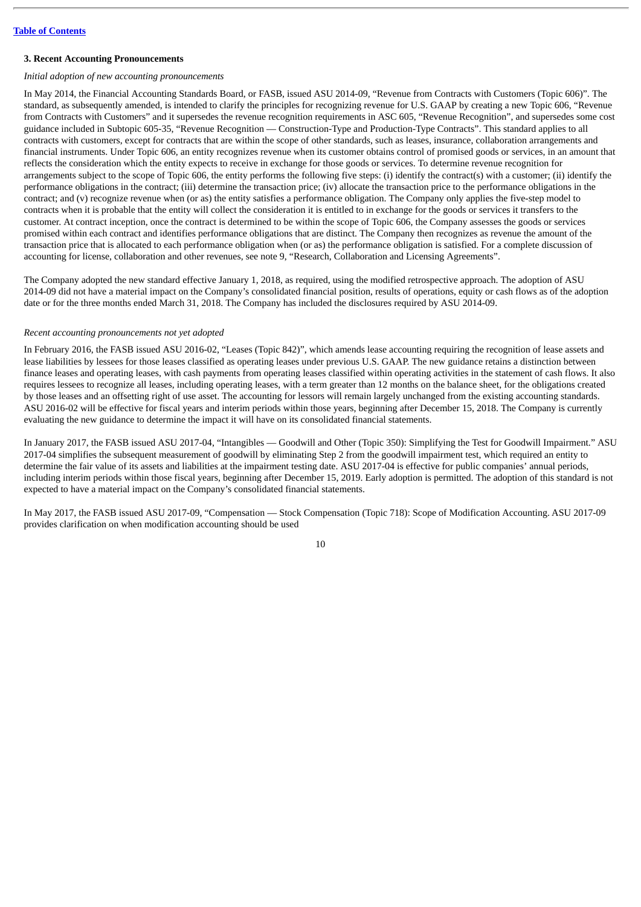### 3. Recent Accounting Pronouncements

*Initial adoption of new accounting pronouncements*

In May 2014, the Financial Accounting Standards Board, or FASB, issued ASU 2014-09, "Revenue from Contracts with Customers (Topic 606)". The standard, as subsequently amended, is intended to clarify the principles for recognizing revenue for U.S. GAAP by creating a new Topic 606, "Revenue from Contracts with Customers" and it supersedes the revenue recognition requirements in ASC 605, "Revenue Recognition", and supersedes some cost guidance included in Subtopic 605-35, "Revenue Recognition — Construction-Type and Production-Type Contracts". This standard applies to all contracts with customers, except for contracts that are within the scope of other standards, such as leases, insurance, collaboration arrangements and financial instruments. Under Topic 606, an entity recognizes revenue when its customer obtains control of promised goods or services, in an amount that reflects the consideration which the entity expects to receive in exchange for those goods or services. To determine revenue recognition for arrangements subject to the scope of Topic 606, the entity performs the following five steps: (i) identify the contract(s) with a customer; (ii) identify the performance obligations in the contract; (iii) determine the transaction price; (iv) allocate the transaction price to the performance obligations in the contract; and (v) recognize revenue when (or as) the entity satisfies a performance obligation. The Company only applies the five-step model to contracts when it is probable that the entity will collect the consideration it is entitled to in exchange for the goods or services it transfers to the customer. At contract inception, once the contract is determined to be within the scope of Topic 606, the Company assesses the goods or services promised within each contract and identifies performance obligations that are distinct. The Company then recognizes as revenue the amount of the transaction price that is allocated to each performance obligation when (or as) the performance obligation is satisfied. For a complete discussion of accounting for license, collaboration and other revenues, see note 9, "Research, Collaboration and Licensing Agreements".

The Company adopted the new standard effective January 1, 2018, as required, using the modified retrospective approach. The adoption of ASU 2014-09 did not have a material impact on the Company's consolidated financial position, results of operations, equity or cash flows as of the adoption date or for the three months ended March 31, 2018. The Company has included the disclosures required by ASU 2014-09.

*Recent accounting pronouncements not yet adopted*

In February 2016, the FASB issued ASU 2016-02, "Leases (Topic 842)", which amends lease accounting requiring the recognition of lease assets and lease liabilities by lessees for those leases classified as operating leases under previous U.S. GAAP. The new guidance retains a distinction between finance leases and operating leases, with cash payments from operating leases classified within operating activities in the statement of cash flows. It also requires lessees to recognize all leases, including operating leases, with a term greater than 12 months on the balance sheet, for the obligations created by those leases and an offsetting right of use asset. The accounting for lessors will remain largely unchanged from the existing accounting standards. ASU 2016-02 will be effective for fiscal years and interim periods within those years, beginning after December 15, 2018. The Company is currently evaluating the new guidance to determine the impact it will have on its consolidated financial statements.

In January 2017, the FASB issued ASU 2017-04, "Intangibles — Goodwill and Other (Topic 350): Simplifying the Test for Goodwill Impairment." ASU 2017-04 simplifies the subsequent measurement of goodwill by eliminating Step 2 from the goodwill impairment test, which required an entity to determine the fair value of its assets and liabilities at the impairment testing date. ASU 2017-04 is effective for public companies' annual periods, including interim periods within those fiscal years, beginning after December 15, 2019. Early adoption is permitted. The adoption of this standard is not expected to have a material impact on the Company's consolidated financial statements.

In May 2017, the FASB issued ASU 2017-09, "Compensation — Stock Compensation (Topic 718): Scope of Modification Accounting. ASU 2017-09 provides clarification on when modification accounting should be used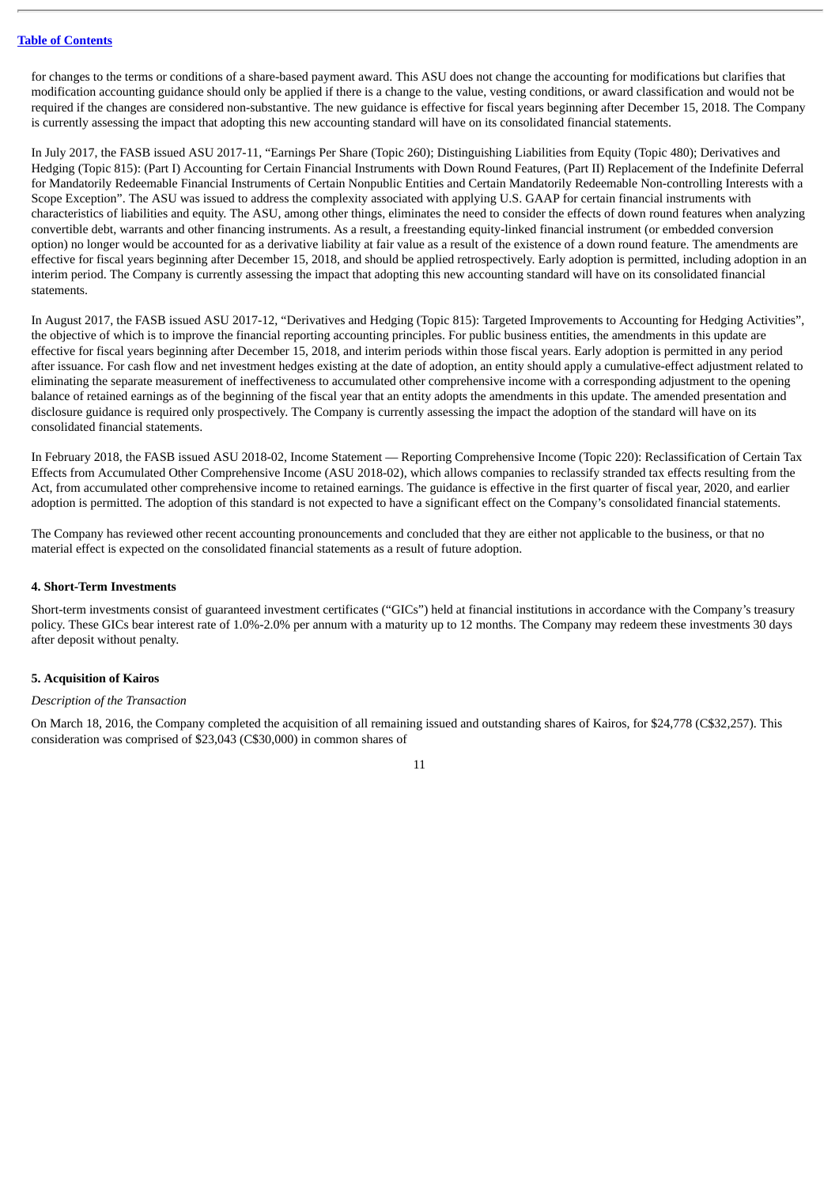for changes to the terms or conditions of a share-based payment award. This ASU does not change the accounting for modifications but clarifies that modification accounting guidance should only be applied if there is a change to the value, vesting conditions, or award classification and would not be required if the changes are considered non-substantive. The new guidance is effective for fiscal years beginning after December 15, 2018. The Company is currently assessing the impact that adopting this new accounting standard will have on its consolidated financial statements.

In July 2017, the FASB issued ASU 2017-11, "Earnings Per Share (Topic 260); Distinguishing Liabilities from Equity (Topic 480); Derivatives and Hedging (Topic 815): (Part I) Accounting for Certain Financial Instruments with Down Round Features, (Part II) Replacement of the Indefinite Deferral for Mandatorily Redeemable Financial Instruments of Certain Nonpublic Entities and Certain Mandatorily Redeemable Non-controlling Interests with a Scope Exception". The ASU was issued to address the complexity associated with applying U.S. GAAP for certain financial instruments with characteristics of liabilities and equity. The ASU, among other things, eliminates the need to consider the effects of down round features when analyzing convertible debt, warrants and other financing instruments. As a result, a freestanding equity-linked financial instrument (or embedded conversion option) no longer would be accounted for as a derivative liability at fair value as a result of the existence of a down round feature. The amendments are effective for fiscal years beginning after December 15, 2018, and should be applied retrospectively. Early adoption is permitted, including adoption in an interim period. The Company is currently assessing the impact that adopting this new accounting standard will have on its consolidated financial statements.

In August 2017, the FASB issued ASU 2017-12, "Derivatives and Hedging (Topic 815): Targeted Improvements to Accounting for Hedging Activities", the objective of which is to improve the financial reporting accounting principles. For public business entities, the amendments in this update are effective for fiscal years beginning after December 15, 2018, and interim periods within those fiscal years. Early adoption is permitted in any period after issuance. For cash flow and net investment hedges existing at the date of adoption, an entity should apply a cumulative-effect adjustment related to eliminating the separate measurement of ineffectiveness to accumulated other comprehensive income with a corresponding adjustment to the opening balance of retained earnings as of the beginning of the fiscal year that an entity adopts the amendments in this update. The amended presentation and disclosure guidance is required only prospectively. The Company is currently assessing the impact the adoption of the standard will have on its consolidated financial statements.

In February 2018, the FASB issued ASU 2018-02, Income Statement — Reporting Comprehensive Income (Topic 220): Reclassification of Certain Tax Effects from Accumulated Other Comprehensive Income (ASU 2018-02), which allows companies to reclassify stranded tax effects resulting from the Act, from accumulated other comprehensive income to retained earnings. The guidance is effective in the first quarter of fiscal year, 2020, and earlier adoption is permitted. The adoption of this standard is not expected to have a significant effect on the Company's consolidated financial statements.

The Company has reviewed other recent accounting pronouncements and concluded that they are either not applicable to the business, or that no material effect is expected on the consolidated financial statements as a result of future adoption.

**4. Short-Term Investments**

Short-term investments consist of guaranteed investment certificates ("GICs") held at financial institutions in accordance with the Company's treasury policy. These GICs bear interest rate of 1.0%-2.0% per annum with a maturity up to 12 months. The Company may redeem these investments 30 days after deposit without penalty.

**5. Acquisition of Kairos**

*Description of the Transaction*

On March 18, 2016, the Company completed the acquisition of all remaining issued and outstanding shares of Kairos, for $24,778 (C$32,257). This consideration was comprised of $23,043 (C$30,000) in common shares of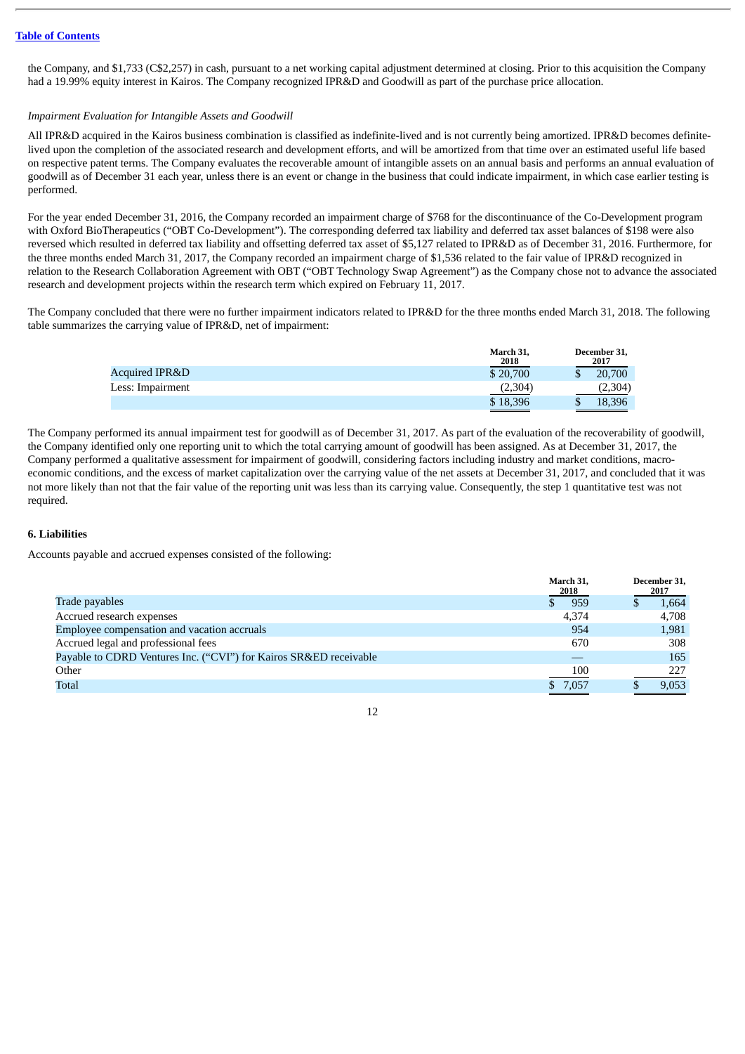the Company, and $1,733 (C$2,257) in cash, pursuant to a net working capital adjustment determined at closing. Prior to this acquisition the Company had a 19.99% equity interest in Kairos. The Company recognized IPR&D and Goodwill as part of the purchase price allocation.

*Impairment Evaluation for Intangible Assets and Goodwill*

All IPR&D acquired in the Kairos business combination is classified as indefinite-lived and is not currently being amortized. IPR&D becomes definite-lived upon the completion of the associated research and development efforts, and will be amortized from that time over an estimated useful life based on respective patent terms. The Company evaluates the recoverable amount of intangible assets on an annual basis and performs an annual evaluation of goodwill as of December 31 each year, unless there is an event or change in the business that could indicate impairment, in which case earlier testing is performed.

For the year ended December 31, 2016, the Company recorded an impairment charge of $768 for the discontinuance of the Co-Development program with Oxford BioTherapeutics ("OBT Co-Development"). The corresponding deferred tax liability and deferred tax asset balances of $198 were also reversed which resulted in deferred tax liability and offsetting deferred tax asset of $5,127 related to IPR&D as of December 31, 2016. Furthermore, for the three months ended March 31, 2017, the Company recorded an impairment charge of $1,536 related to the fair value of IPR&D recognized in relation to the Research Collaboration Agreement with OBT ("OBT Technology Swap Agreement") as the Company chose not to advance the associated research and development projects within the research term which expired on February 11, 2017.

The Company concluded that there were no further impairment indicators related to IPR&D for the three months ended March 31, 2018. The following table summarizes the carrying value of IPR&D, net of impairment:

| | March 31, 2018 | December 31, 2017 |
|---|---|---|
| Acquired IPR&D | $ 20,700 | $ 20,700 |
| Less: Impairment | (2,304) | (2,304) |
| | $ 18,396 | $ 18,396 |

The Company performed its annual impairment test for goodwill as of December 31, 2017. As part of the evaluation of the recoverability of goodwill, the Company identified only one reporting unit to which the total carrying amount of goodwill has been assigned. As at December 31, 2017, the Company performed a qualitative assessment for impairment of goodwill, considering factors including industry and market conditions, macro-economic conditions, and the excess of market capitalization over the carrying value of the net assets at December 31, 2017, and concluded that it was not more likely than not that the fair value of the reporting unit was less than its carrying value. Consequently, the step 1 quantitative test was not required.

**6. Liabilities**

Accounts payable and accrued expenses consisted of the following:

| | March 31, 2018 | December 31, 2017 |
|---|---|---|
| Trade payables | $ 959 | $ 1,664 |
| Accrued research expenses | 4,374 | 4,708 |
| Employee compensation and vacation accruals | 954 | 1,981 |
| Accrued legal and professional fees | 670 | 308 |
| Payable to CDRD Ventures Inc. ("CVI") for Kairos SR&ED receivable | — | 165 |
| Other | 100 | 227 |
| Total | $ 7,057 | $ 9,053 |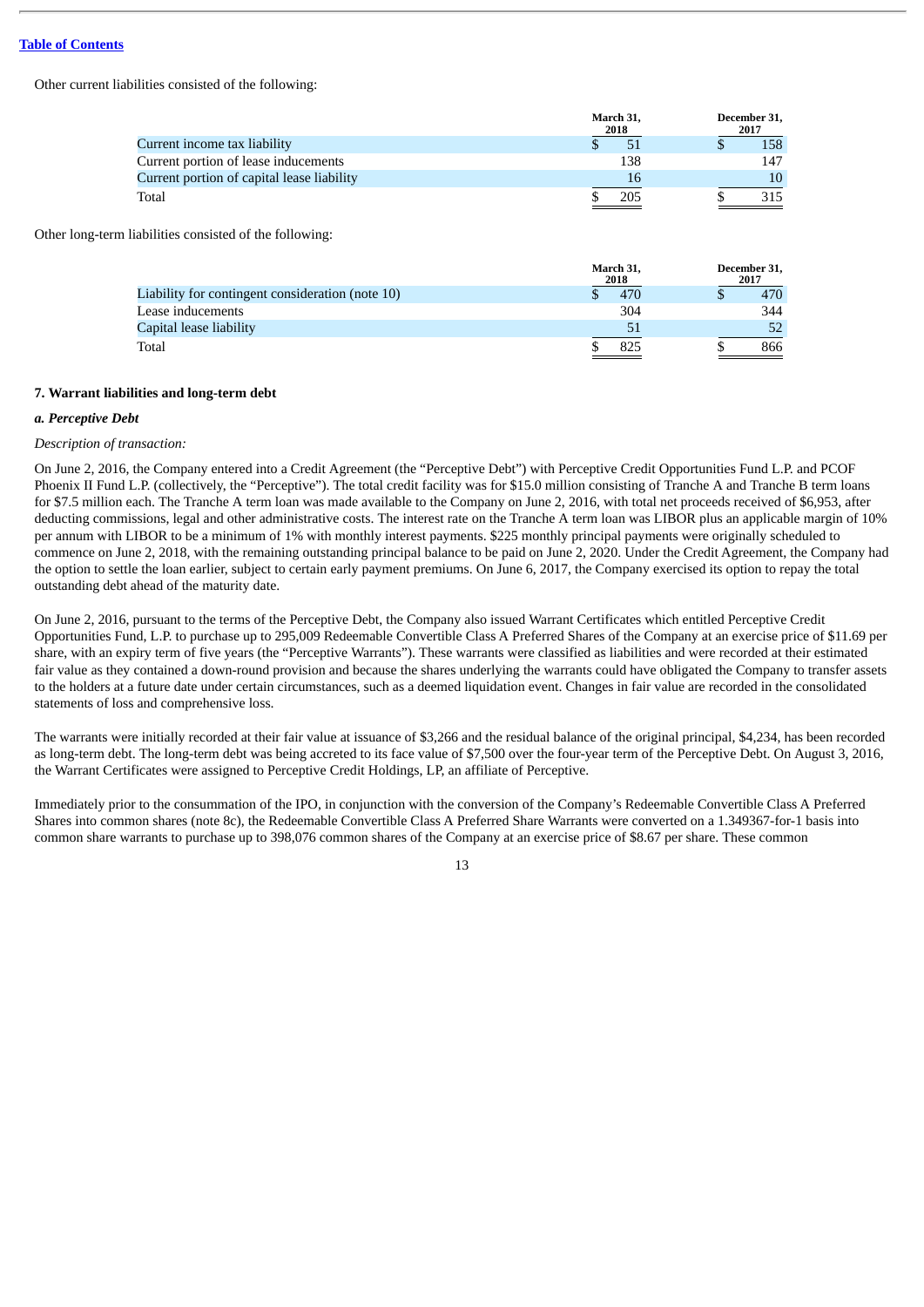[Table of Contents](#)

Other current liabilities consisted of the following:

| | March 31, 2018 | December 31, 2017 |
|---|---|---|
| Current income tax liability | $ 51 | $ 158 |
| Current portion of lease inducements | 138 | 147 |
| Current portion of capital lease liability | 16 | 10 |
| Total | $ 205 | $ 315 |

Other long-term liabilities consisted of the following:

| | March 31, 2018 | December 31, 2017 |
|---|---|---|
| Liability for contingent consideration (note 10) | $ 470 | $ 470 |
| Lease inducements | 304 | 344 |
| Capital lease liability | 51 | 52 |
| Total | $ 825 | $ 866 |

**7. Warrant liabilities and long-term debt**

***a. Perceptive Debt***

*Description of transaction:*

On June 2, 2016, the Company entered into a Credit Agreement (the "Perceptive Debt") with Perceptive Credit Opportunities Fund L.P. and PCOF Phoenix II Fund L.P. (collectively, the "Perceptive"). The total credit facility was for $15.0 million consisting of Tranche A and Tranche B term loans for $7.5 million each. The Tranche A term loan was made available to the Company on June 2, 2016, with total net proceeds received of $6,953, after deducting commissions, legal and other administrative costs. The interest rate on the Tranche A term loan was LIBOR plus an applicable margin of 10% per annum with LIBOR to be a minimum of 1% with monthly interest payments. $225 monthly principal payments were originally scheduled to commence on June 2, 2018, with the remaining outstanding principal balance to be paid on June 2, 2020. Under the Credit Agreement, the Company had the option to settle the loan earlier, subject to certain early payment premiums. On June 6, 2017, the Company exercised its option to repay the total outstanding debt ahead of the maturity date.

On June 2, 2016, pursuant to the terms of the Perceptive Debt, the Company also issued Warrant Certificates which entitled Perceptive Credit Opportunities Fund, L.P. to purchase up to 295,009 Redeemable Convertible Class A Preferred Shares of the Company at an exercise price of $11.69 per share, with an expiry term of five years (the "Perceptive Warrants"). These warrants were classified as liabilities and were recorded at their estimated fair value as they contained a down-round provision and because the shares underlying the warrants could have obligated the Company to transfer assets to the holders at a future date under certain circumstances, such as a deemed liquidation event. Changes in fair value are recorded in the consolidated statements of loss and comprehensive loss.

The warrants were initially recorded at their fair value at issuance of $3,266 and the residual balance of the original principal, $4,234, has been recorded as long-term debt. The long-term debt was being accreted to its face value of $7,500 over the four-year term of the Perceptive Debt. On August 3, 2016, the Warrant Certificates were assigned to Perceptive Credit Holdings, LP, an affiliate of Perceptive.

Immediately prior to the consummation of the IPO, in conjunction with the conversion of the Company's Redeemable Convertible Class A Preferred Shares into common shares (note 8c), the Redeemable Convertible Class A Preferred Share Warrants were converted on a 1.349367-for-1 basis into common share warrants to purchase up to 398,076 common shares of the Company at an exercise price of $8.67 per share. These common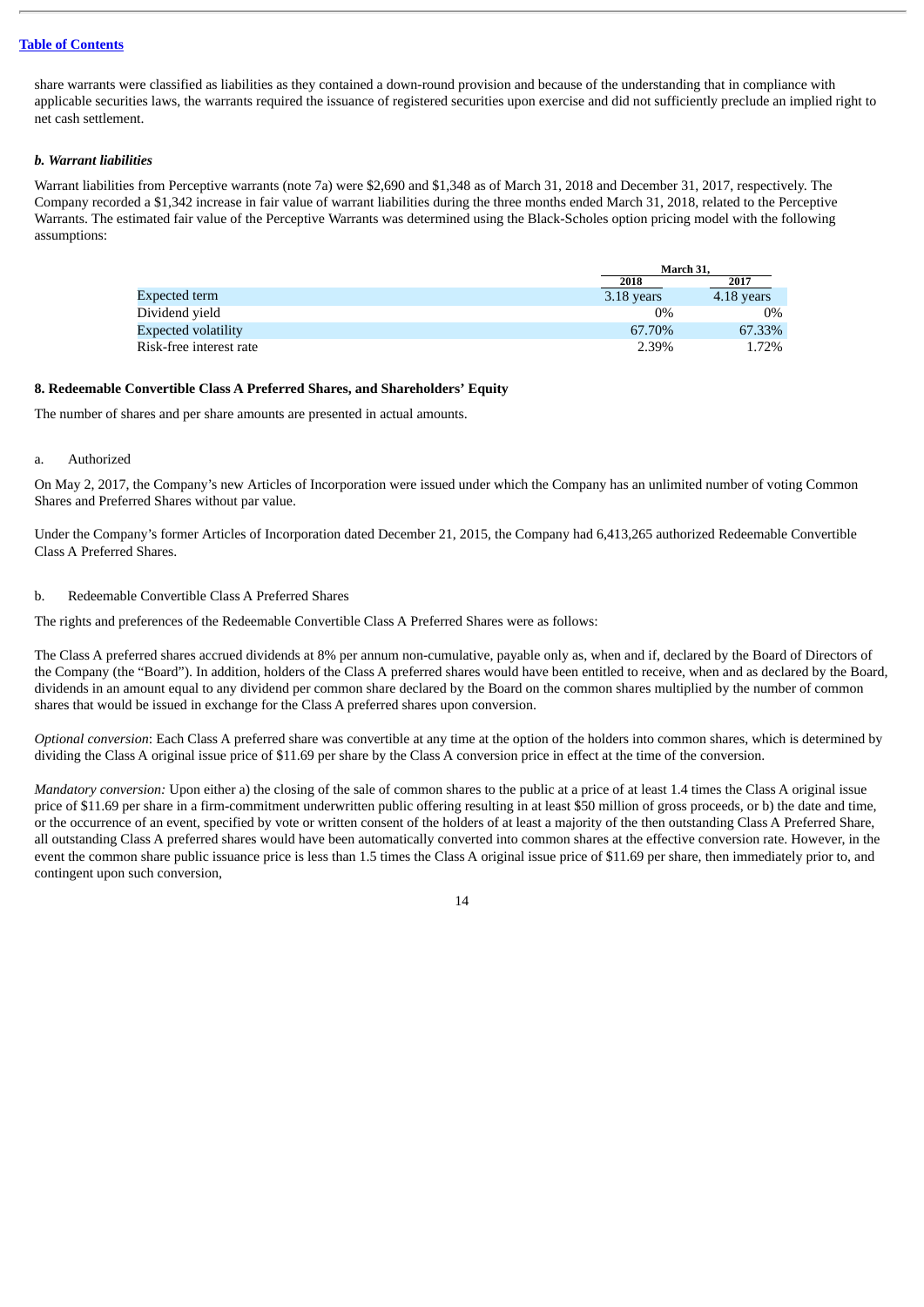share warrants were classified as liabilities as they contained a down-round provision and because of the understanding that in compliance with applicable securities laws, the warrants required the issuance of registered securities upon exercise and did not sufficiently preclude an implied right to net cash settlement.

***b. Warrant liabilities***

Warrant liabilities from Perceptive warrants (note 7a) were $2,690 and $1,348 as of March 31, 2018 and December 31, 2017, respectively. The Company recorded a $1,342 increase in fair value of warrant liabilities during the three months ended March 31, 2018, related to the Perceptive Warrants. The estimated fair value of the Perceptive Warrants was determined using the Black-Scholes option pricing model with the following assumptions:

| | March 31, | |
|---|---|---|
| | 2018 | 2017 |
| Expected term | 3.18 years | 4.18 years |
| Dividend yield | 0% | 0% |
| Expected volatility | 67.70% | 67.33% |
| Risk-free interest rate | 2.39% | 1.72% |

**8. Redeemable Convertible Class A Preferred Shares, and Shareholders' Equity**

The number of shares and per share amounts are presented in actual amounts.

a. Authorized

On May 2, 2017, the Company's new Articles of Incorporation were issued under which the Company has an unlimited number of voting Common Shares and Preferred Shares without par value.

Under the Company's former Articles of Incorporation dated December 21, 2015, the Company had 6,413,265 authorized Redeemable Convertible Class A Preferred Shares.

b. Redeemable Convertible Class A Preferred Shares

The rights and preferences of the Redeemable Convertible Class A Preferred Shares were as follows:

The Class A preferred shares accrued dividends at 8% per annum non-cumulative, payable only as, when and if, declared by the Board of Directors of the Company (the "Board"). In addition, holders of the Class A preferred shares would have been entitled to receive, when and as declared by the Board, dividends in an amount equal to any dividend per common share declared by the Board on the common shares multiplied by the number of common shares that would be issued in exchange for the Class A preferred shares upon conversion.

*Optional conversion*: Each Class A preferred share was convertible at any time at the option of the holders into common shares, which is determined by dividing the Class A original issue price of $11.69 per share by the Class A conversion price in effect at the time of the conversion.

*Mandatory conversion:* Upon either a) the closing of the sale of common shares to the public at a price of at least 1.4 times the Class A original issue price of $11.69 per share in a firm-commitment underwritten public offering resulting in at least $50 million of gross proceeds, or b) the date and time, or the occurrence of an event, specified by vote or written consent of the holders of at least a majority of the then outstanding Class A Preferred Share, all outstanding Class A preferred shares would have been automatically converted into common shares at the effective conversion rate. However, in the event the common share public issuance price is less than 1.5 times the Class A original issue price of $11.69 per share, then immediately prior to, and contingent upon such conversion,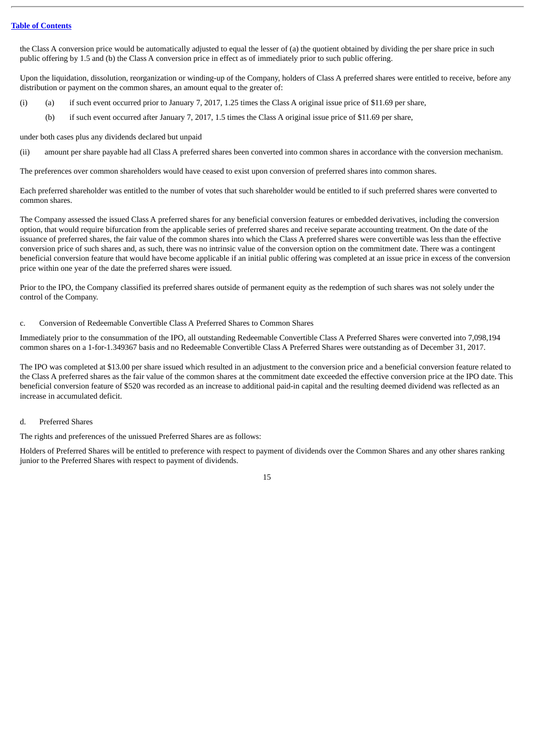the Class A conversion price would be automatically adjusted to equal the lesser of (a) the quotient obtained by dividing the per share price in such public offering by 1.5 and (b) the Class A conversion price in effect as of immediately prior to such public offering.

Upon the liquidation, dissolution, reorganization or winding-up of the Company, holders of Class A preferred shares were entitled to receive, before any distribution or payment on the common shares, an amount equal to the greater of:

(i) (a) if such event occurred prior to January 7, 2017, 1.25 times the Class A original issue price of $11.69 per share,

(b) if such event occurred after January 7, 2017, 1.5 times the Class A original issue price of $11.69 per share,

under both cases plus any dividends declared but unpaid

(ii) amount per share payable had all Class A preferred shares been converted into common shares in accordance with the conversion mechanism.

The preferences over common shareholders would have ceased to exist upon conversion of preferred shares into common shares.

Each preferred shareholder was entitled to the number of votes that such shareholder would be entitled to if such preferred shares were converted to common shares.

The Company assessed the issued Class A preferred shares for any beneficial conversion features or embedded derivatives, including the conversion option, that would require bifurcation from the applicable series of preferred shares and receive separate accounting treatment. On the date of the issuance of preferred shares, the fair value of the common shares into which the Class A preferred shares were convertible was less than the effective conversion price of such shares and, as such, there was no intrinsic value of the conversion option on the commitment date. There was a contingent beneficial conversion feature that would have become applicable if an initial public offering was completed at an issue price in excess of the conversion price within one year of the date the preferred shares were issued.

Prior to the IPO, the Company classified its preferred shares outside of permanent equity as the redemption of such shares was not solely under the control of the Company.

c. Conversion of Redeemable Convertible Class A Preferred Shares to Common Shares

Immediately prior to the consummation of the IPO, all outstanding Redeemable Convertible Class A Preferred Shares were converted into 7,098,194 common shares on a 1-for-1.349367 basis and no Redeemable Convertible Class A Preferred Shares were outstanding as of December 31, 2017.

The IPO was completed at $13.00 per share issued which resulted in an adjustment to the conversion price and a beneficial conversion feature related to the Class A preferred shares as the fair value of the common shares at the commitment date exceeded the effective conversion price at the IPO date. This beneficial conversion feature of $520 was recorded as an increase to additional paid-in capital and the resulting deemed dividend was reflected as an increase in accumulated deficit.

d. Preferred Shares

The rights and preferences of the unissued Preferred Shares are as follows:

Holders of Preferred Shares will be entitled to preference with respect to payment of dividends over the Common Shares and any other shares ranking junior to the Preferred Shares with respect to payment of dividends.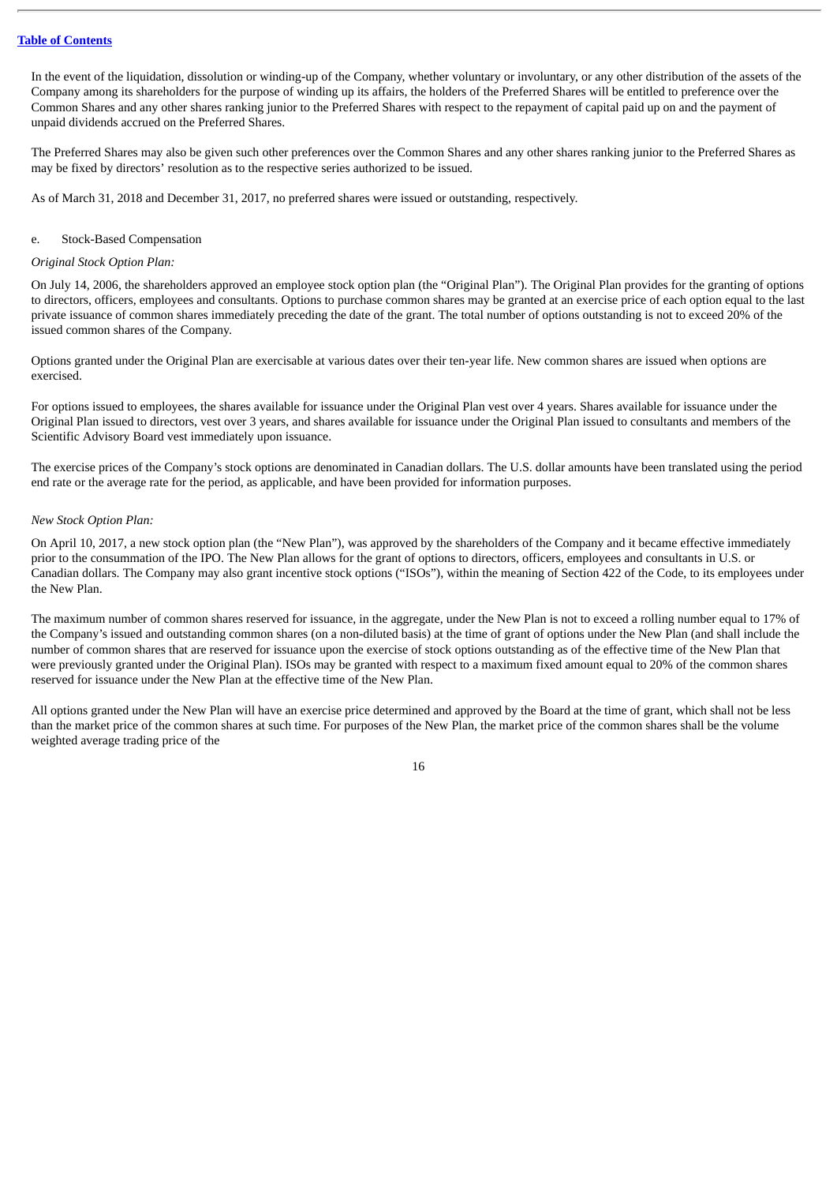In the event of the liquidation, dissolution or winding-up of the Company, whether voluntary or involuntary, or any other distribution of the assets of the Company among its shareholders for the purpose of winding up its affairs, the holders of the Preferred Shares will be entitled to preference over the Common Shares and any other shares ranking junior to the Preferred Shares with respect to the repayment of capital paid up on and the payment of unpaid dividends accrued on the Preferred Shares.

The Preferred Shares may also be given such other preferences over the Common Shares and any other shares ranking junior to the Preferred Shares as may be fixed by directors' resolution as to the respective series authorized to be issued.

As of March 31, 2018 and December 31, 2017, no preferred shares were issued or outstanding, respectively.

e. Stock-Based Compensation

*Original Stock Option Plan:*

On July 14, 2006, the shareholders approved an employee stock option plan (the "Original Plan"). The Original Plan provides for the granting of options to directors, officers, employees and consultants. Options to purchase common shares may be granted at an exercise price of each option equal to the last private issuance of common shares immediately preceding the date of the grant. The total number of options outstanding is not to exceed 20% of the issued common shares of the Company.

Options granted under the Original Plan are exercisable at various dates over their ten-year life. New common shares are issued when options are exercised.

For options issued to employees, the shares available for issuance under the Original Plan vest over 4 years. Shares available for issuance under the Original Plan issued to directors, vest over 3 years, and shares available for issuance under the Original Plan issued to consultants and members of the Scientific Advisory Board vest immediately upon issuance.

The exercise prices of the Company's stock options are denominated in Canadian dollars. The U.S. dollar amounts have been translated using the period end rate or the average rate for the period, as applicable, and have been provided for information purposes.

*New Stock Option Plan:*

On April 10, 2017, a new stock option plan (the "New Plan"), was approved by the shareholders of the Company and it became effective immediately prior to the consummation of the IPO. The New Plan allows for the grant of options to directors, officers, employees and consultants in U.S. or Canadian dollars. The Company may also grant incentive stock options ("ISOs"), within the meaning of Section 422 of the Code, to its employees under the New Plan.

The maximum number of common shares reserved for issuance, in the aggregate, under the New Plan is not to exceed a rolling number equal to 17% of the Company's issued and outstanding common shares (on a non-diluted basis) at the time of grant of options under the New Plan (and shall include the number of common shares that are reserved for issuance upon the exercise of stock options outstanding as of the effective time of the New Plan that were previously granted under the Original Plan). ISOs may be granted with respect to a maximum fixed amount equal to 20% of the common shares reserved for issuance under the New Plan at the effective time of the New Plan.

All options granted under the New Plan will have an exercise price determined and approved by the Board at the time of grant, which shall not be less than the market price of the common shares at such time. For purposes of the New Plan, the market price of the common shares shall be the volume weighted average trading price of the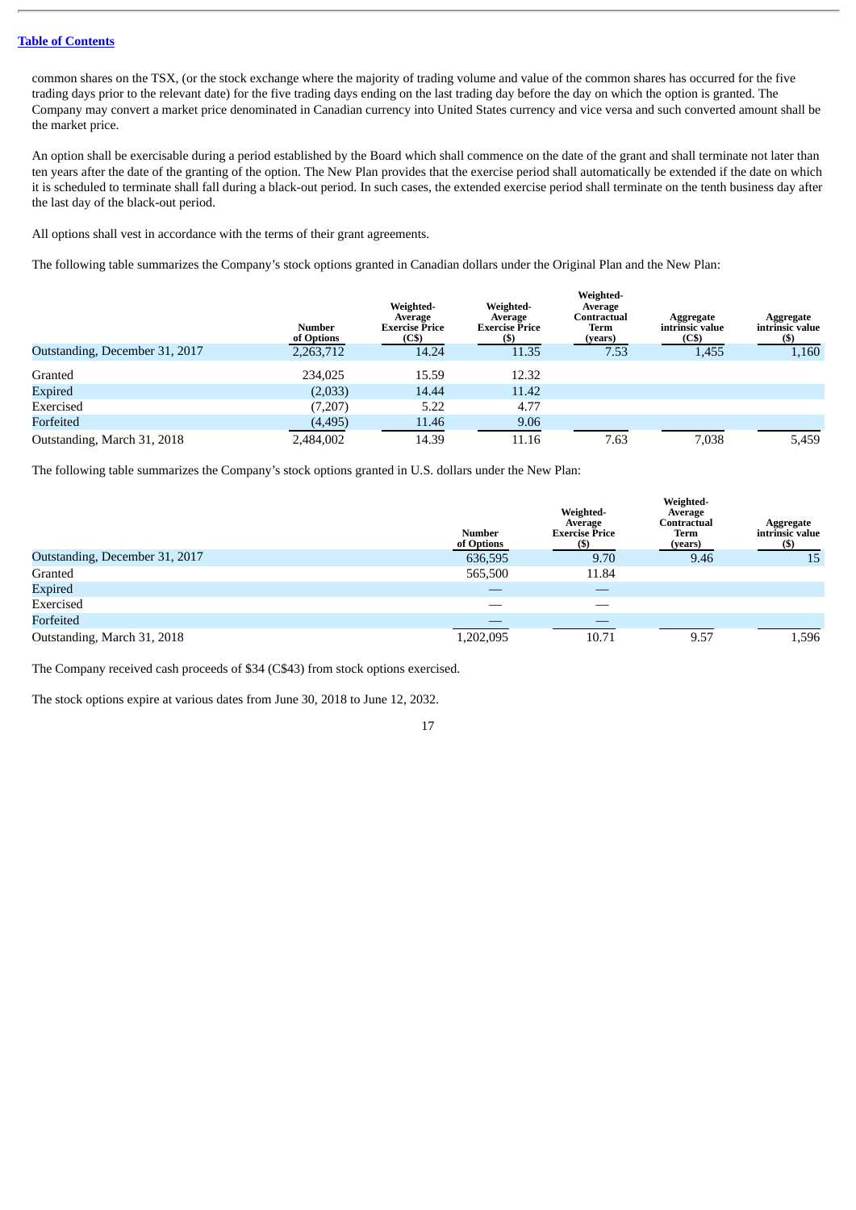common shares on the TSX, (or the stock exchange where the majority of trading volume and value of the common shares has occurred for the five trading days prior to the relevant date) for the five trading days ending on the last trading day before the day on which the option is granted. The Company may convert a market price denominated in Canadian currency into United States currency and vice versa and such converted amount shall be the market price.

An option shall be exercisable during a period established by the Board which shall commence on the date of the grant and shall terminate not later than ten years after the date of the granting of the option. The New Plan provides that the exercise period shall automatically be extended if the date on which it is scheduled to terminate shall fall during a black-out period. In such cases, the extended exercise period shall terminate on the tenth business day after the last day of the black-out period.

All options shall vest in accordance with the terms of their grant agreements.

The following table summarizes the Company's stock options granted in Canadian dollars under the Original Plan and the New Plan:

| | Number of Options | Weighted-Average Exercise Price (C$) | Weighted-Average Exercise Price ($) | Weighted-Average Contractual Term (years) | Aggregate intrinsic value (C$) | Aggregate intrinsic value ($) |
|---|---|---|---|---|---|---|
| Outstanding, December 31, 2017 | 2,263,712 | 14.24 | 11.35 | 7.53 | 1,455 | 1,160 |
| Granted | 234,025 | 15.59 | 12.32 | | | |
| Expired | (2,033) | 14.44 | 11.42 | | | |
| Exercised | (7,207) | 5.22 | 4.77 | | | |
| Forfeited | (4,495) | 11.46 | 9.06 | | | |
| Outstanding, March 31, 2018 | 2,484,002 | 14.39 | 11.16 | 7.63 | 7,038 | 5,459 |

The following table summarizes the Company's stock options granted in U.S. dollars under the New Plan:

| | Number of Options | Weighted-Average Exercise Price ($) | Weighted-Average Contractual Term (years) | Aggregate intrinsic value ($) |
|---|---|---|---|---|
| Outstanding, December 31, 2017 | 636,595 | 9.70 | 9.46 | 15 |
| Granted | 565,500 | 11.84 | | |
| Expired | — | — | | |
| Exercised | — | — | | |
| Forfeited | — | — | | |
| Outstanding, March 31, 2018 | 1,202,095 | 10.71 | 9.57 | 1,596 |

The Company received cash proceeds of $34 (C$43) from stock options exercised.

The stock options expire at various dates from June 30, 2018 to June 12, 2032.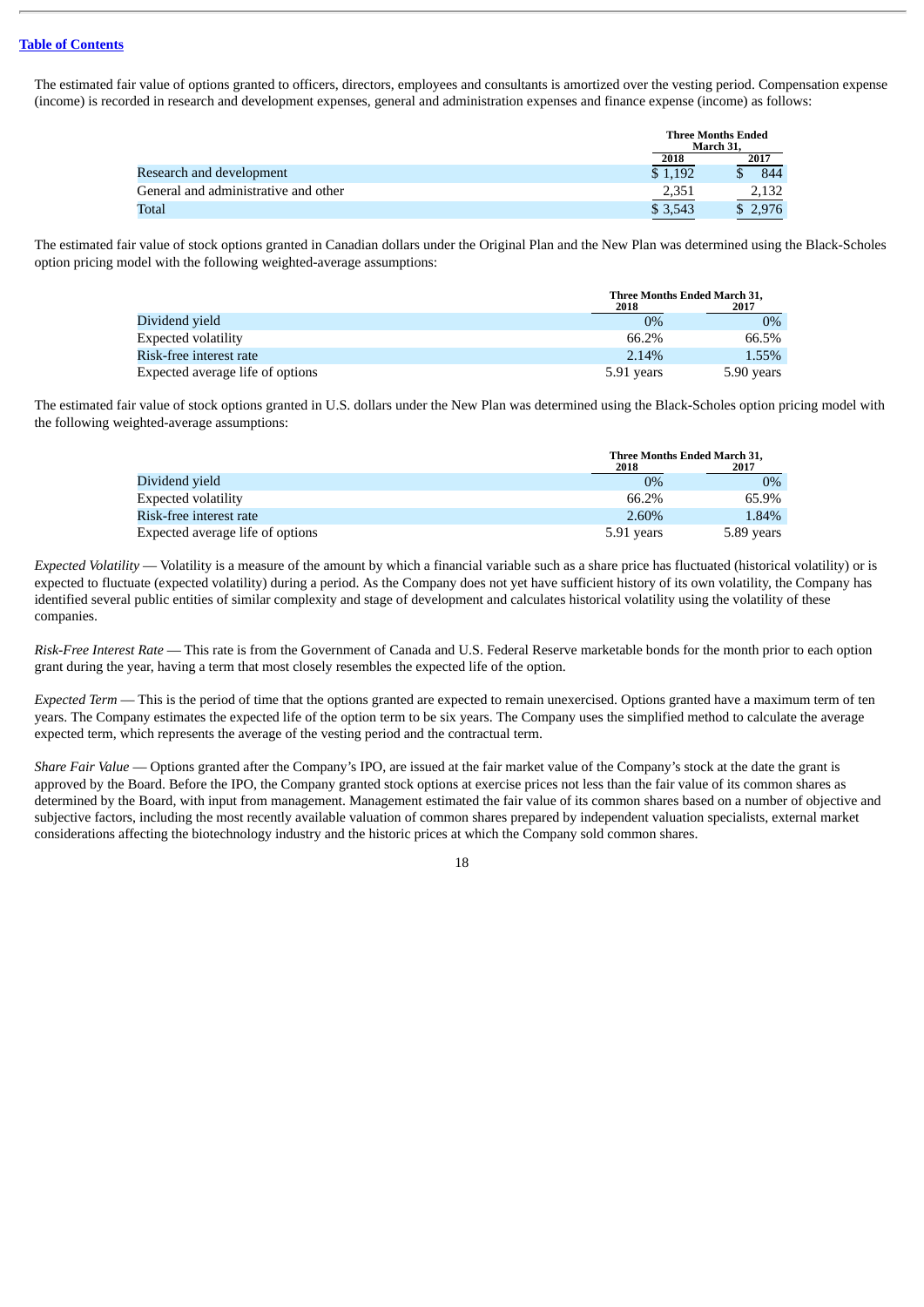The estimated fair value of options granted to officers, directors, employees and consultants is amortized over the vesting period. Compensation expense (income) is recorded in research and development expenses, general and administration expenses and finance expense (income) as follows:

| | Three Months Ended March 31, | |
|---|---|---|
| | 2018 | 2017 |
| Research and development | $ 1,192 | $ 844 |
| General and administrative and other | 2,351 | 2,132 |
| Total | $ 3,543 | $ 2,976 |

The estimated fair value of stock options granted in Canadian dollars under the Original Plan and the New Plan was determined using the Black-Scholes option pricing model with the following weighted-average assumptions:

| | Three Months Ended March 31, | |
|---|---|---|
| | 2018 | 2017 |
| Dividend yield | 0% | 0% |
| Expected volatility | 66.2% | 66.5% |
| Risk-free interest rate | 2.14% | 1.55% |
| Expected average life of options | 5.91 years | 5.90 years |

The estimated fair value of stock options granted in U.S. dollars under the New Plan was determined using the Black-Scholes option pricing model with the following weighted-average assumptions:

| | Three Months Ended March 31, | |
|---|---|---|
| | 2018 | 2017 |
| Dividend yield | 0% | 0% |
| Expected volatility | 66.2% | 65.9% |
| Risk-free interest rate | 2.60% | 1.84% |
| Expected average life of options | 5.91 years | 5.89 years |

*Expected Volatility* — Volatility is a measure of the amount by which a financial variable such as a share price has fluctuated (historical volatility) or is expected to fluctuate (expected volatility) during a period. As the Company does not yet have sufficient history of its own volatility, the Company has identified several public entities of similar complexity and stage of development and calculates historical volatility using the volatility of these companies.

*Risk-Free Interest Rate* — This rate is from the Government of Canada and U.S. Federal Reserve marketable bonds for the month prior to each option grant during the year, having a term that most closely resembles the expected life of the option.

*Expected Term* — This is the period of time that the options granted are expected to remain unexercised. Options granted have a maximum term of ten years. The Company estimates the expected life of the option term to be six years. The Company uses the simplified method to calculate the average expected term, which represents the average of the vesting period and the contractual term.

*Share Fair Value* — Options granted after the Company's IPO, are issued at the fair market value of the Company's stock at the date the grant is approved by the Board. Before the IPO, the Company granted stock options at exercise prices not less than the fair value of its common shares as determined by the Board, with input from management. Management estimated the fair value of its common shares based on a number of objective and subjective factors, including the most recently available valuation of common shares prepared by independent valuation specialists, external market considerations affecting the biotechnology industry and the historic prices at which the Company sold common shares.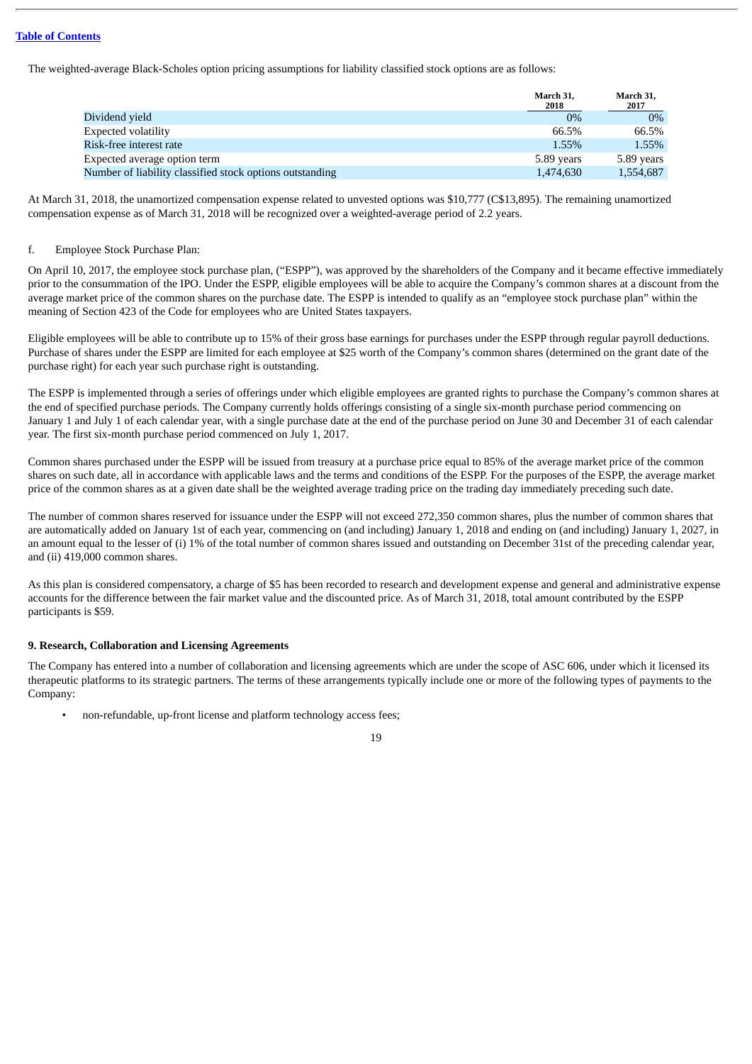The weighted-average Black-Scholes option pricing assumptions for liability classified stock options are as follows:

| | March 31, 2018 | March 31, 2017 |
|---|---|---|
| Dividend yield | 0% | 0% |
| Expected volatility | 66.5% | 66.5% |
| Risk-free interest rate | 1.55% | 1.55% |
| Expected average option term | 5.89 years | 5.89 years |
| Number of liability classified stock options outstanding | 1,474,630 | 1,554,687 |

At March 31, 2018, the unamortized compensation expense related to unvested options was $10,777 (C$13,895). The remaining unamortized compensation expense as of March 31, 2018 will be recognized over a weighted-average period of 2.2 years.

f. Employee Stock Purchase Plan:

On April 10, 2017, the employee stock purchase plan, ("ESPP"), was approved by the shareholders of the Company and it became effective immediately prior to the consummation of the IPO. Under the ESPP, eligible employees will be able to acquire the Company's common shares at a discount from the average market price of the common shares on the purchase date. The ESPP is intended to qualify as an "employee stock purchase plan" within the meaning of Section 423 of the Code for employees who are United States taxpayers.

Eligible employees will be able to contribute up to 15% of their gross base earnings for purchases under the ESPP through regular payroll deductions. Purchase of shares under the ESPP are limited for each employee at $25 worth of the Company's common shares (determined on the grant date of the purchase right) for each year such purchase right is outstanding.

The ESPP is implemented through a series of offerings under which eligible employees are granted rights to purchase the Company's common shares at the end of specified purchase periods. The Company currently holds offerings consisting of a single six-month purchase period commencing on January 1 and July 1 of each calendar year, with a single purchase date at the end of the purchase period on June 30 and December 31 of each calendar year. The first six-month purchase period commenced on July 1, 2017.

Common shares purchased under the ESPP will be issued from treasury at a purchase price equal to 85% of the average market price of the common shares on such date, all in accordance with applicable laws and the terms and conditions of the ESPP. For the purposes of the ESPP, the average market price of the common shares as at a given date shall be the weighted average trading price on the trading day immediately preceding such date.

The number of common shares reserved for issuance under the ESPP will not exceed 272,350 common shares, plus the number of common shares that are automatically added on January 1st of each year, commencing on (and including) January 1, 2018 and ending on (and including) January 1, 2027, in an amount equal to the lesser of (i) 1% of the total number of common shares issued and outstanding on December 31st of the preceding calendar year, and (ii) 419,000 common shares.

As this plan is considered compensatory, a charge of $5 has been recorded to research and development expense and general and administrative expense accounts for the difference between the fair market value and the discounted price. As of March 31, 2018, total amount contributed by the ESPP participants is $59.

**9. Research, Collaboration and Licensing Agreements**

The Company has entered into a number of collaboration and licensing agreements which are under the scope of ASC 606, under which it licensed its therapeutic platforms to its strategic partners. The terms of these arrangements typically include one or more of the following types of payments to the Company:

- non-refundable, up-front license and platform technology access fees;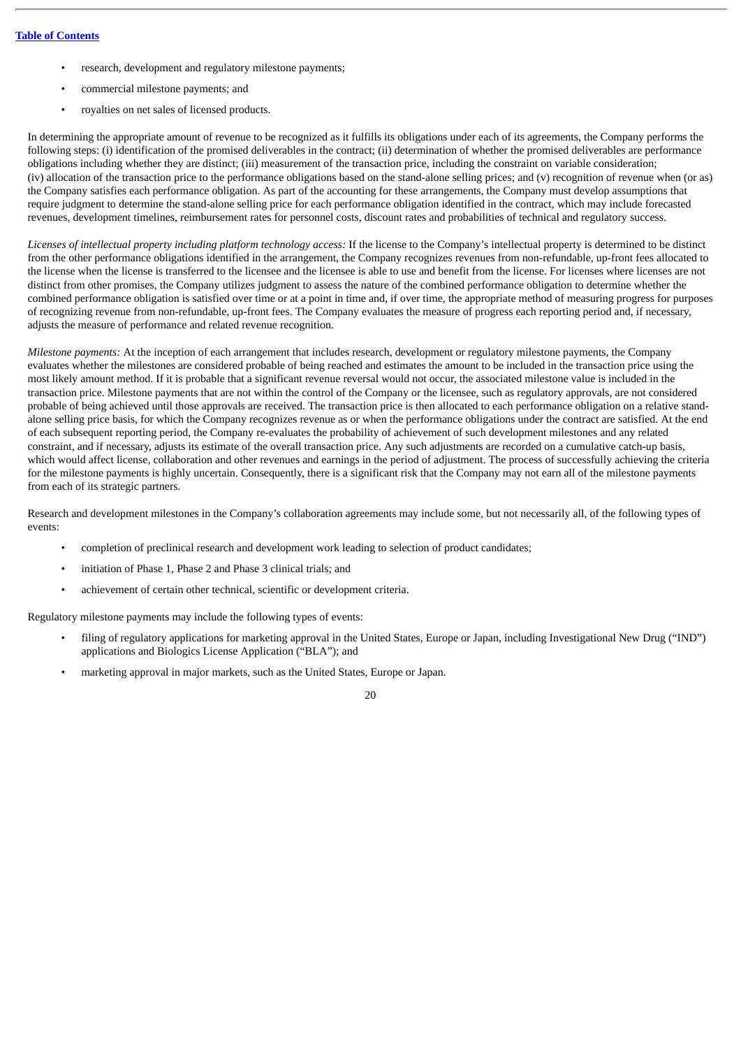- research, development and regulatory milestone payments;
- commercial milestone payments; and
- royalties on net sales of licensed products.

In determining the appropriate amount of revenue to be recognized as it fulfills its obligations under each of its agreements, the Company performs the following steps: (i) identification of the promised deliverables in the contract; (ii) determination of whether the promised deliverables are performance obligations including whether they are distinct; (iii) measurement of the transaction price, including the constraint on variable consideration; (iv) allocation of the transaction price to the performance obligations based on the stand-alone selling prices; and (v) recognition of revenue when (or as) the Company satisfies each performance obligation. As part of the accounting for these arrangements, the Company must develop assumptions that require judgment to determine the stand-alone selling price for each performance obligation identified in the contract, which may include forecasted revenues, development timelines, reimbursement rates for personnel costs, discount rates and probabilities of technical and regulatory success.

*Licenses of intellectual property including platform technology access:* If the license to the Company's intellectual property is determined to be distinct from the other performance obligations identified in the arrangement, the Company recognizes revenues from non-refundable, up-front fees allocated to the license when the license is transferred to the licensee and the licensee is able to use and benefit from the license. For licenses where licenses are not distinct from other promises, the Company utilizes judgment to assess the nature of the combined performance obligation to determine whether the combined performance obligation is satisfied over time or at a point in time and, if over time, the appropriate method of measuring progress for purposes of recognizing revenue from non-refundable, up-front fees. The Company evaluates the measure of progress each reporting period and, if necessary, adjusts the measure of performance and related revenue recognition.

*Milestone payments:* At the inception of each arrangement that includes research, development or regulatory milestone payments, the Company evaluates whether the milestones are considered probable of being reached and estimates the amount to be included in the transaction price using the most likely amount method. If it is probable that a significant revenue reversal would not occur, the associated milestone value is included in the transaction price. Milestone payments that are not within the control of the Company or the licensee, such as regulatory approvals, are not considered probable of being achieved until those approvals are received. The transaction price is then allocated to each performance obligation on a relative stand-alone selling price basis, for which the Company recognizes revenue as or when the performance obligations under the contract are satisfied. At the end of each subsequent reporting period, the Company re-evaluates the probability of achievement of such development milestones and any related constraint, and if necessary, adjusts its estimate of the overall transaction price. Any such adjustments are recorded on a cumulative catch-up basis, which would affect license, collaboration and other revenues and earnings in the period of adjustment. The process of successfully achieving the criteria for the milestone payments is highly uncertain. Consequently, there is a significant risk that the Company may not earn all of the milestone payments from each of its strategic partners.

Research and development milestones in the Company's collaboration agreements may include some, but not necessarily all, of the following types of events:

- completion of preclinical research and development work leading to selection of product candidates;
- initiation of Phase 1, Phase 2 and Phase 3 clinical trials; and
- achievement of certain other technical, scientific or development criteria.

Regulatory milestone payments may include the following types of events:

- filing of regulatory applications for marketing approval in the United States, Europe or Japan, including Investigational New Drug ("IND") applications and Biologics License Application ("BLA"); and
- marketing approval in major markets, such as the United States, Europe or Japan.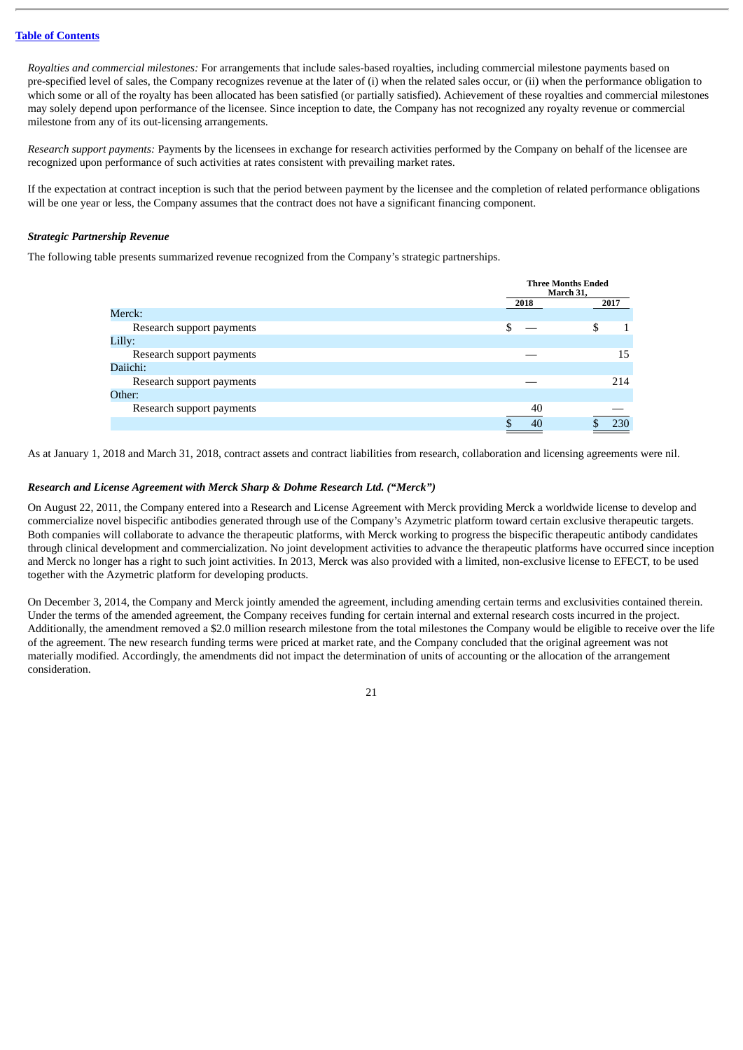*Royalties and commercial milestones:* For arrangements that include sales-based royalties, including commercial milestone payments based on pre-specified level of sales, the Company recognizes revenue at the later of (i) when the related sales occur, or (ii) when the performance obligation to which some or all of the royalty has been allocated has been satisfied (or partially satisfied). Achievement of these royalties and commercial milestones may solely depend upon performance of the licensee. Since inception to date, the Company has not recognized any royalty revenue or commercial milestone from any of its out-licensing arrangements.

*Research support payments:* Payments by the licensees in exchange for research activities performed by the Company on behalf of the licensee are recognized upon performance of such activities at rates consistent with prevailing market rates.

If the expectation at contract inception is such that the period between payment by the licensee and the completion of related performance obligations will be one year or less, the Company assumes that the contract does not have a significant financing component.

***Strategic Partnership Revenue***

The following table presents summarized revenue recognized from the Company's strategic partnerships.

| | Three Months Ended March 31, | |
|---|---|---|
| | 2018 | 2017 |
| Merck: | | |
| Research support payments | $ — | $ 1 |
| Lilly: | | |
| Research support payments | — | 15 |
| Daiichi: | | |
| Research support payments | — | 214 |
| Other: | | |
| Research support payments | 40 | — |
| | $ 40 | $ 230 |

As at January 1, 2018 and March 31, 2018, contract assets and contract liabilities from research, collaboration and licensing agreements were nil.

***Research and License Agreement with Merck Sharp & Dohme Research Ltd. ("Merck")***

On August 22, 2011, the Company entered into a Research and License Agreement with Merck providing Merck a worldwide license to develop and commercialize novel bispecific antibodies generated through use of the Company's Azymetric platform toward certain exclusive therapeutic targets. Both companies will collaborate to advance the therapeutic platforms, with Merck working to progress the bispecific therapeutic antibody candidates through clinical development and commercialization. No joint development activities to advance the therapeutic platforms have occurred since inception and Merck no longer has a right to such joint activities. In 2013, Merck was also provided with a limited, non-exclusive license to EFECT, to be used together with the Azymetric platform for developing products.

On December 3, 2014, the Company and Merck jointly amended the agreement, including amending certain terms and exclusivities contained therein. Under the terms of the amended agreement, the Company receives funding for certain internal and external research costs incurred in the project. Additionally, the amendment removed a $2.0 million research milestone from the total milestones the Company would be eligible to receive over the life of the agreement. The new research funding terms were priced at market rate, and the Company concluded that the original agreement was not materially modified. Accordingly, the amendments did not impact the determination of units of accounting or the allocation of the arrangement consideration.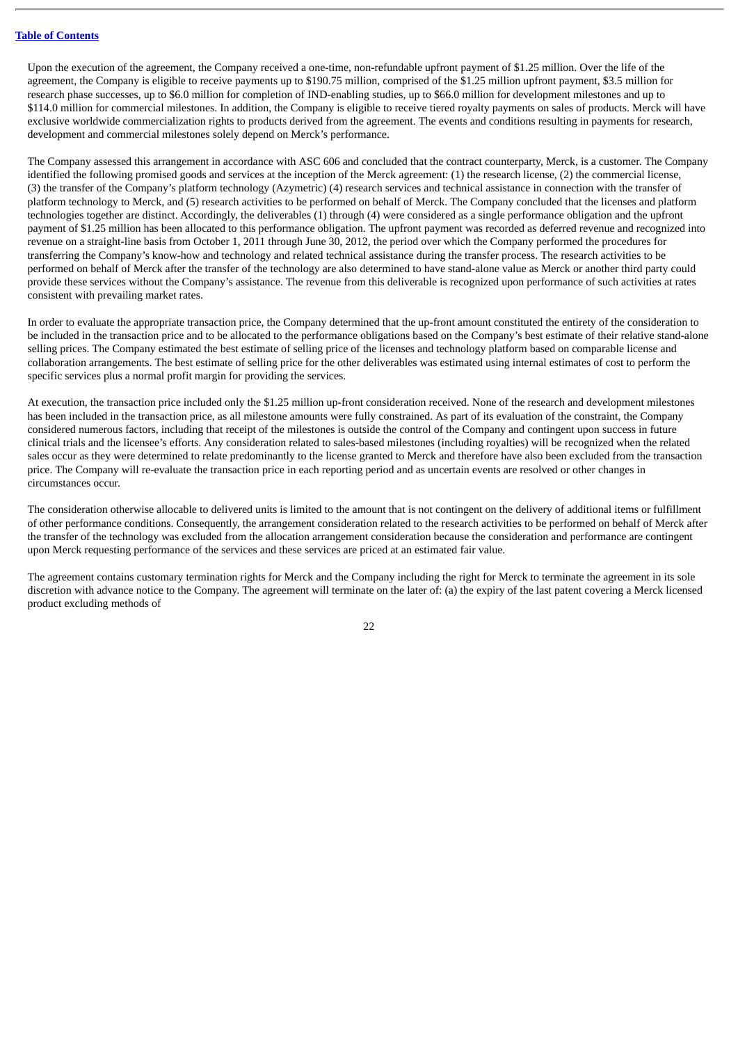Upon the execution of the agreement, the Company received a one-time, non-refundable upfront payment of $1.25 million. Over the life of the agreement, the Company is eligible to receive payments up to $190.75 million, comprised of the $1.25 million upfront payment, $3.5 million for research phase successes, up to $6.0 million for completion of IND-enabling studies, up to $66.0 million for development milestones and up to $114.0 million for commercial milestones. In addition, the Company is eligible to receive tiered royalty payments on sales of products. Merck will have exclusive worldwide commercialization rights to products derived from the agreement. The events and conditions resulting in payments for research, development and commercial milestones solely depend on Merck's performance.

The Company assessed this arrangement in accordance with ASC 606 and concluded that the contract counterparty, Merck, is a customer. The Company identified the following promised goods and services at the inception of the Merck agreement: (1) the research license, (2) the commercial license, (3) the transfer of the Company's platform technology (Azymetric) (4) research services and technical assistance in connection with the transfer of platform technology to Merck, and (5) research activities to be performed on behalf of Merck. The Company concluded that the licenses and platform technologies together are distinct. Accordingly, the deliverables (1) through (4) were considered as a single performance obligation and the upfront payment of $1.25 million has been allocated to this performance obligation. The upfront payment was recorded as deferred revenue and recognized into revenue on a straight-line basis from October 1, 2011 through June 30, 2012, the period over which the Company performed the procedures for transferring the Company's know-how and technology and related technical assistance during the transfer process. The research activities to be performed on behalf of Merck after the transfer of the technology are also determined to have stand-alone value as Merck or another third party could provide these services without the Company's assistance. The revenue from this deliverable is recognized upon performance of such activities at rates consistent with prevailing market rates.

In order to evaluate the appropriate transaction price, the Company determined that the up-front amount constituted the entirety of the consideration to be included in the transaction price and to be allocated to the performance obligations based on the Company's best estimate of their relative stand-alone selling prices. The Company estimated the best estimate of selling price of the licenses and technology platform based on comparable license and collaboration arrangements. The best estimate of selling price for the other deliverables was estimated using internal estimates of cost to perform the specific services plus a normal profit margin for providing the services.

At execution, the transaction price included only the $1.25 million up-front consideration received. None of the research and development milestones has been included in the transaction price, as all milestone amounts were fully constrained. As part of its evaluation of the constraint, the Company considered numerous factors, including that receipt of the milestones is outside the control of the Company and contingent upon success in future clinical trials and the licensee's efforts. Any consideration related to sales-based milestones (including royalties) will be recognized when the related sales occur as they were determined to relate predominantly to the license granted to Merck and therefore have also been excluded from the transaction price. The Company will re-evaluate the transaction price in each reporting period and as uncertain events are resolved or other changes in circumstances occur.

The consideration otherwise allocable to delivered units is limited to the amount that is not contingent on the delivery of additional items or fulfillment of other performance conditions. Consequently, the arrangement consideration related to the research activities to be performed on behalf of Merck after the transfer of the technology was excluded from the allocation arrangement consideration because the consideration and performance are contingent upon Merck requesting performance of the services and these services are priced at an estimated fair value.

The agreement contains customary termination rights for Merck and the Company including the right for Merck to terminate the agreement in its sole discretion with advance notice to the Company. The agreement will terminate on the later of: (a) the expiry of the last patent covering a Merck licensed product excluding methods of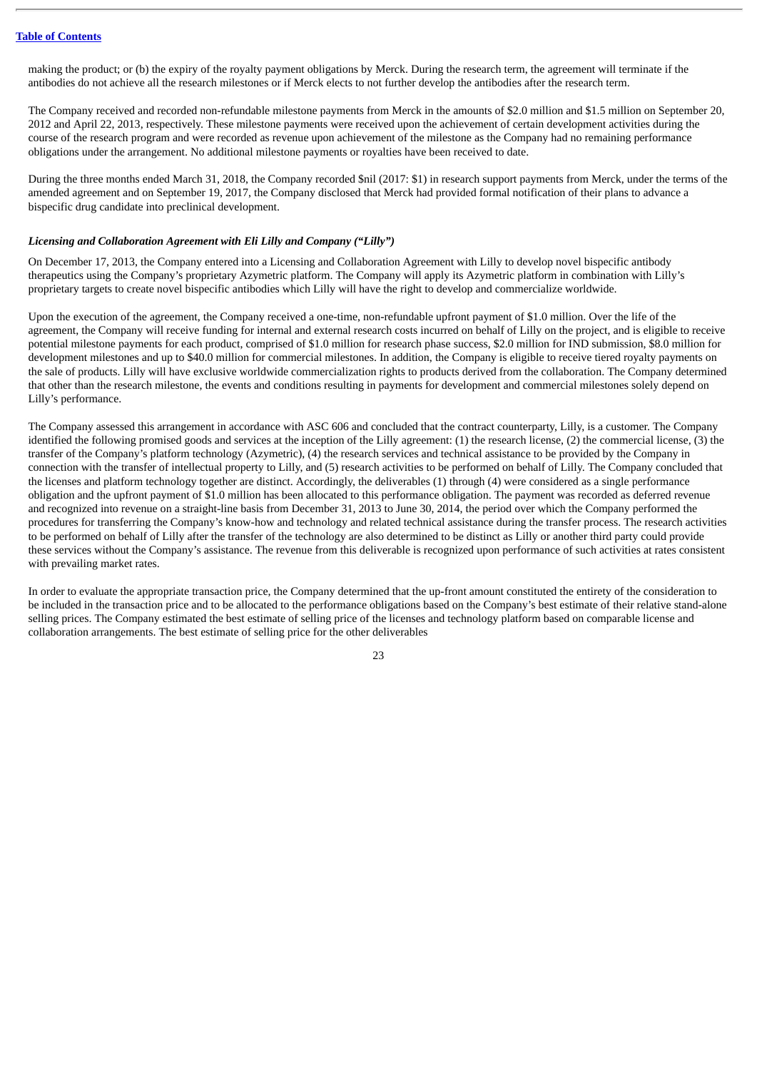making the product; or (b) the expiry of the royalty payment obligations by Merck. During the research term, the agreement will terminate if the antibodies do not achieve all the research milestones or if Merck elects to not further develop the antibodies after the research term.

The Company received and recorded non-refundable milestone payments from Merck in the amounts of $2.0 million and $1.5 million on September 20, 2012 and April 22, 2013, respectively. These milestone payments were received upon the achievement of certain development activities during the course of the research program and were recorded as revenue upon achievement of the milestone as the Company had no remaining performance obligations under the arrangement. No additional milestone payments or royalties have been received to date.

During the three months ended March 31, 2018, the Company recorded $nil (2017: $1) in research support payments from Merck, under the terms of the amended agreement and on September 19, 2017, the Company disclosed that Merck had provided formal notification of their plans to advance a bispecific drug candidate into preclinical development.

***Licensing and Collaboration Agreement with Eli Lilly and Company ("Lilly")***

On December 17, 2013, the Company entered into a Licensing and Collaboration Agreement with Lilly to develop novel bispecific antibody therapeutics using the Company's proprietary Azymetric platform. The Company will apply its Azymetric platform in combination with Lilly's proprietary targets to create novel bispecific antibodies which Lilly will have the right to develop and commercialize worldwide.

Upon the execution of the agreement, the Company received a one-time, non-refundable upfront payment of $1.0 million. Over the life of the agreement, the Company will receive funding for internal and external research costs incurred on behalf of Lilly on the project, and is eligible to receive potential milestone payments for each product, comprised of $1.0 million for research phase success, $2.0 million for IND submission, $8.0 million for development milestones and up to $40.0 million for commercial milestones. In addition, the Company is eligible to receive tiered royalty payments on the sale of products. Lilly will have exclusive worldwide commercialization rights to products derived from the collaboration. The Company determined that other than the research milestone, the events and conditions resulting in payments for development and commercial milestones solely depend on Lilly's performance.

The Company assessed this arrangement in accordance with ASC 606 and concluded that the contract counterparty, Lilly, is a customer. The Company identified the following promised goods and services at the inception of the Lilly agreement: (1) the research license, (2) the commercial license, (3) the transfer of the Company's platform technology (Azymetric), (4) the research services and technical assistance to be provided by the Company in connection with the transfer of intellectual property to Lilly, and (5) research activities to be performed on behalf of Lilly. The Company concluded that the licenses and platform technology together are distinct. Accordingly, the deliverables (1) through (4) were considered as a single performance obligation and the upfront payment of $1.0 million has been allocated to this performance obligation. The payment was recorded as deferred revenue and recognized into revenue on a straight-line basis from December 31, 2013 to June 30, 2014, the period over which the Company performed the procedures for transferring the Company's know-how and technology and related technical assistance during the transfer process. The research activities to be performed on behalf of Lilly after the transfer of the technology are also determined to be distinct as Lilly or another third party could provide these services without the Company's assistance. The revenue from this deliverable is recognized upon performance of such activities at rates consistent with prevailing market rates.

In order to evaluate the appropriate transaction price, the Company determined that the up-front amount constituted the entirety of the consideration to be included in the transaction price and to be allocated to the performance obligations based on the Company's best estimate of their relative stand-alone selling prices. The Company estimated the best estimate of selling price of the licenses and technology platform based on comparable license and collaboration arrangements. The best estimate of selling price for the other deliverables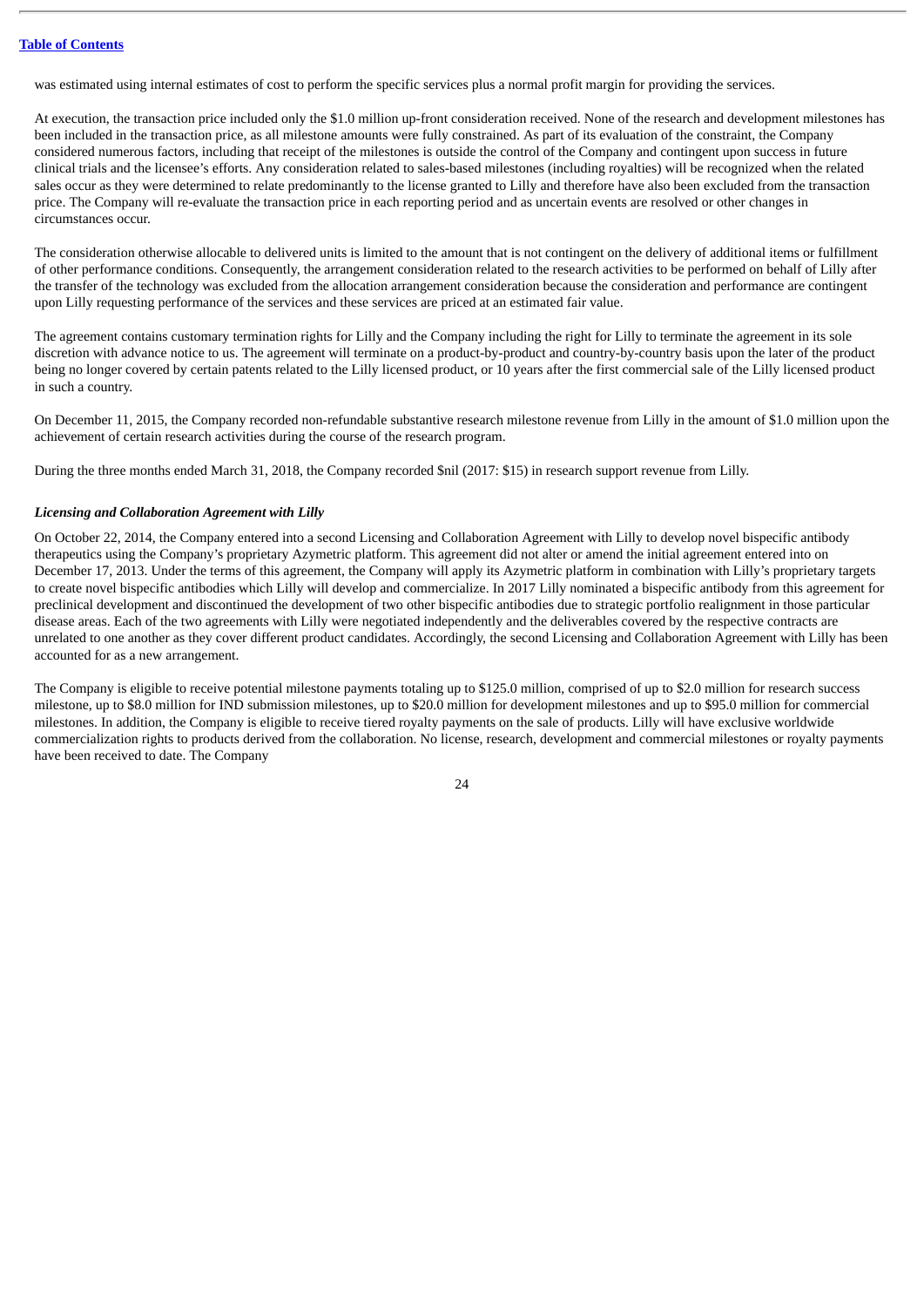was estimated using internal estimates of cost to perform the specific services plus a normal profit margin for providing the services.

At execution, the transaction price included only the $1.0 million up-front consideration received. None of the research and development milestones has been included in the transaction price, as all milestone amounts were fully constrained. As part of its evaluation of the constraint, the Company considered numerous factors, including that receipt of the milestones is outside the control of the Company and contingent upon success in future clinical trials and the licensee's efforts. Any consideration related to sales-based milestones (including royalties) will be recognized when the related sales occur as they were determined to relate predominantly to the license granted to Lilly and therefore have also been excluded from the transaction price. The Company will re-evaluate the transaction price in each reporting period and as uncertain events are resolved or other changes in circumstances occur.

The consideration otherwise allocable to delivered units is limited to the amount that is not contingent on the delivery of additional items or fulfillment of other performance conditions. Consequently, the arrangement consideration related to the research activities to be performed on behalf of Lilly after the transfer of the technology was excluded from the allocation arrangement consideration because the consideration and performance are contingent upon Lilly requesting performance of the services and these services are priced at an estimated fair value.

The agreement contains customary termination rights for Lilly and the Company including the right for Lilly to terminate the agreement in its sole discretion with advance notice to us. The agreement will terminate on a product-by-product and country-by-country basis upon the later of the product being no longer covered by certain patents related to the Lilly licensed product, or 10 years after the first commercial sale of the Lilly licensed product in such a country.

On December 11, 2015, the Company recorded non-refundable substantive research milestone revenue from Lilly in the amount of $1.0 million upon the achievement of certain research activities during the course of the research program.

During the three months ended March 31, 2018, the Company recorded $nil (2017: $15) in research support revenue from Lilly.

***Licensing and Collaboration Agreement with Lilly***

On October 22, 2014, the Company entered into a second Licensing and Collaboration Agreement with Lilly to develop novel bispecific antibody therapeutics using the Company's proprietary Azymetric platform. This agreement did not alter or amend the initial agreement entered into on December 17, 2013. Under the terms of this agreement, the Company will apply its Azymetric platform in combination with Lilly's proprietary targets to create novel bispecific antibodies which Lilly will develop and commercialize. In 2017 Lilly nominated a bispecific antibody from this agreement for preclinical development and discontinued the development of two other bispecific antibodies due to strategic portfolio realignment in those particular disease areas. Each of the two agreements with Lilly were negotiated independently and the deliverables covered by the respective contracts are unrelated to one another as they cover different product candidates. Accordingly, the second Licensing and Collaboration Agreement with Lilly has been accounted for as a new arrangement.

The Company is eligible to receive potential milestone payments totaling up to $125.0 million, comprised of up to $2.0 million for research success milestone, up to $8.0 million for IND submission milestones, up to $20.0 million for development milestones and up to $95.0 million for commercial milestones. In addition, the Company is eligible to receive tiered royalty payments on the sale of products. Lilly will have exclusive worldwide commercialization rights to products derived from the collaboration. No license, research, development and commercial milestones or royalty payments have been received to date. The Company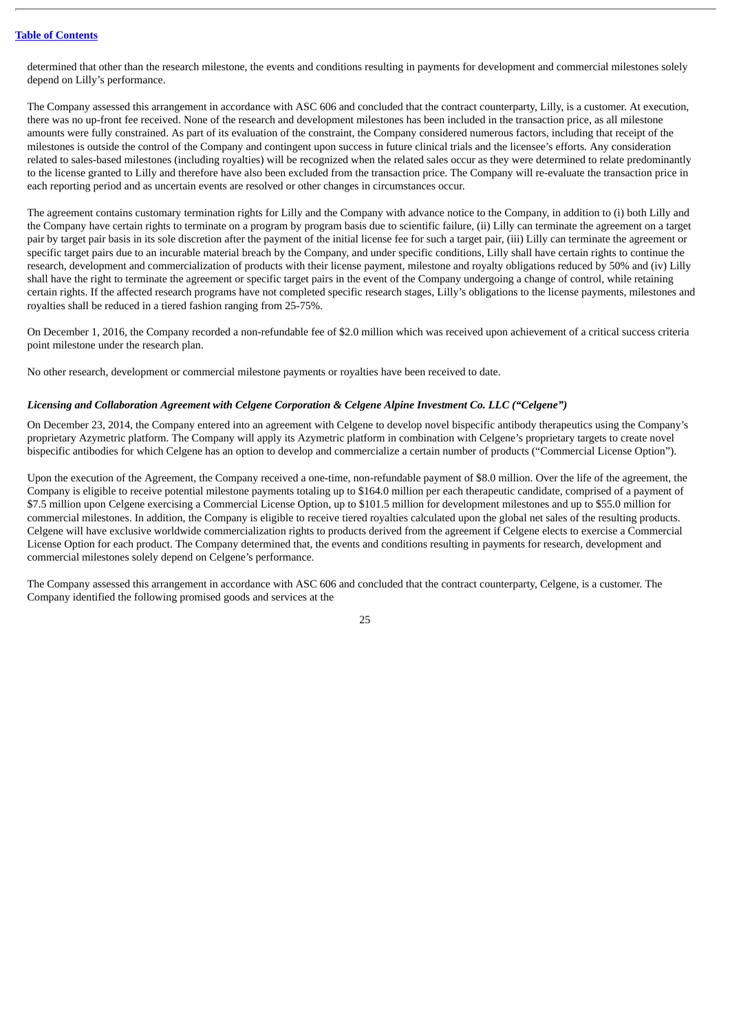determined that other than the research milestone, the events and conditions resulting in payments for development and commercial milestones solely depend on Lilly's performance.

The Company assessed this arrangement in accordance with ASC 606 and concluded that the contract counterparty, Lilly, is a customer. At execution, there was no up-front fee received. None of the research and development milestones has been included in the transaction price, as all milestone amounts were fully constrained. As part of its evaluation of the constraint, the Company considered numerous factors, including that receipt of the milestones is outside the control of the Company and contingent upon success in future clinical trials and the licensee's efforts. Any consideration related to sales-based milestones (including royalties) will be recognized when the related sales occur as they were determined to relate predominantly to the license granted to Lilly and therefore have also been excluded from the transaction price. The Company will re-evaluate the transaction price in each reporting period and as uncertain events are resolved or other changes in circumstances occur.

The agreement contains customary termination rights for Lilly and the Company with advance notice to the Company, in addition to (i) both Lilly and the Company have certain rights to terminate on a program by program basis due to scientific failure, (ii) Lilly can terminate the agreement on a target pair by target pair basis in its sole discretion after the payment of the initial license fee for such a target pair, (iii) Lilly can terminate the agreement or specific target pairs due to an incurable material breach by the Company, and under specific conditions, Lilly shall have certain rights to continue the research, development and commercialization of products with their license payment, milestone and royalty obligations reduced by 50% and (iv) Lilly shall have the right to terminate the agreement or specific target pairs in the event of the Company undergoing a change of control, while retaining certain rights. If the affected research programs have not completed specific research stages, Lilly's obligations to the license payments, milestones and royalties shall be reduced in a tiered fashion ranging from 25-75%.

On December 1, 2016, the Company recorded a non-refundable fee of $2.0 million which was received upon achievement of a critical success criteria point milestone under the research plan.

No other research, development or commercial milestone payments or royalties have been received to date.

***Licensing and Collaboration Agreement with Celgene Corporation & Celgene Alpine Investment Co. LLC ("Celgene")***

On December 23, 2014, the Company entered into an agreement with Celgene to develop novel bispecific antibody therapeutics using the Company's proprietary Azymetric platform. The Company will apply its Azymetric platform in combination with Celgene's proprietary targets to create novel bispecific antibodies for which Celgene has an option to develop and commercialize a certain number of products ("Commercial License Option").

Upon the execution of the Agreement, the Company received a one-time, non-refundable payment of $8.0 million. Over the life of the agreement, the Company is eligible to receive potential milestone payments totaling up to $164.0 million per each therapeutic candidate, comprised of a payment of $7.5 million upon Celgene exercising a Commercial License Option, up to $101.5 million for development milestones and up to $55.0 million for commercial milestones. In addition, the Company is eligible to receive tiered royalties calculated upon the global net sales of the resulting products. Celgene will have exclusive worldwide commercialization rights to products derived from the agreement if Celgene elects to exercise a Commercial License Option for each product. The Company determined that, the events and conditions resulting in payments for research, development and commercial milestones solely depend on Celgene's performance.

The Company assessed this arrangement in accordance with ASC 606 and concluded that the contract counterparty, Celgene, is a customer. The Company identified the following promised goods and services at the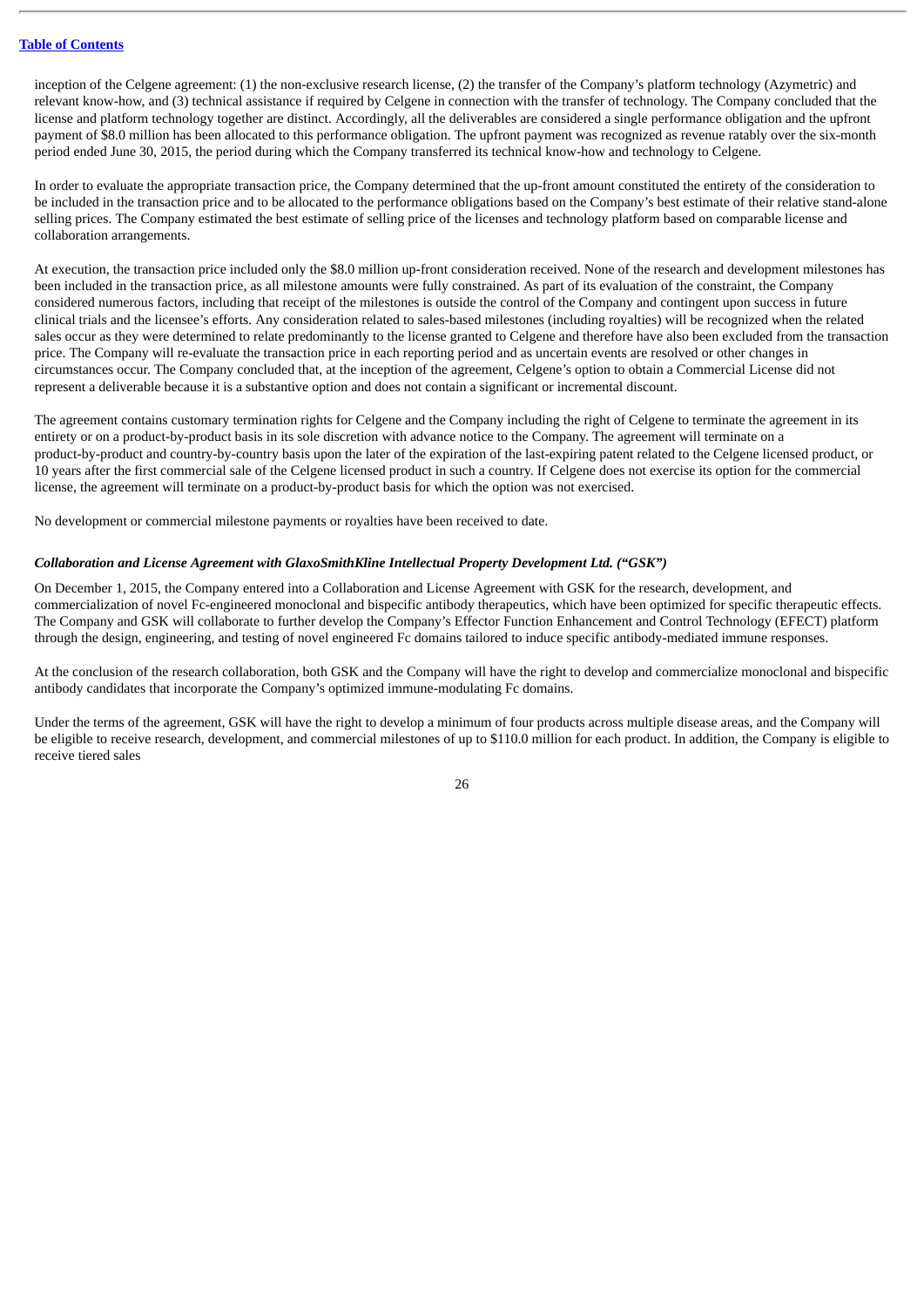inception of the Celgene agreement: (1) the non-exclusive research license, (2) the transfer of the Company's platform technology (Azymetric) and relevant know-how, and (3) technical assistance if required by Celgene in connection with the transfer of technology. The Company concluded that the license and platform technology together are distinct. Accordingly, all the deliverables are considered a single performance obligation and the upfront payment of $8.0 million has been allocated to this performance obligation. The upfront payment was recognized as revenue ratably over the six-month period ended June 30, 2015, the period during which the Company transferred its technical know-how and technology to Celgene.

In order to evaluate the appropriate transaction price, the Company determined that the up-front amount constituted the entirety of the consideration to be included in the transaction price and to be allocated to the performance obligations based on the Company's best estimate of their relative stand-alone selling prices. The Company estimated the best estimate of selling price of the licenses and technology platform based on comparable license and collaboration arrangements.

At execution, the transaction price included only the $8.0 million up-front consideration received. None of the research and development milestones has been included in the transaction price, as all milestone amounts were fully constrained. As part of its evaluation of the constraint, the Company considered numerous factors, including that receipt of the milestones is outside the control of the Company and contingent upon success in future clinical trials and the licensee's efforts. Any consideration related to sales-based milestones (including royalties) will be recognized when the related sales occur as they were determined to relate predominantly to the license granted to Celgene and therefore have also been excluded from the transaction price. The Company will re-evaluate the transaction price in each reporting period and as uncertain events are resolved or other changes in circumstances occur. The Company concluded that, at the inception of the agreement, Celgene's option to obtain a Commercial License did not represent a deliverable because it is a substantive option and does not contain a significant or incremental discount.

The agreement contains customary termination rights for Celgene and the Company including the right of Celgene to terminate the agreement in its entirety or on a product-by-product basis in its sole discretion with advance notice to the Company. The agreement will terminate on a product-by-product and country-by-country basis upon the later of the expiration of the last-expiring patent related to the Celgene licensed product, or 10 years after the first commercial sale of the Celgene licensed product in such a country. If Celgene does not exercise its option for the commercial license, the agreement will terminate on a product-by-product basis for which the option was not exercised.

No development or commercial milestone payments or royalties have been received to date.

***Collaboration and License Agreement with GlaxoSmithKline Intellectual Property Development Ltd. ("GSK")***

On December 1, 2015, the Company entered into a Collaboration and License Agreement with GSK for the research, development, and commercialization of novel Fc-engineered monoclonal and bispecific antibody therapeutics, which have been optimized for specific therapeutic effects. The Company and GSK will collaborate to further develop the Company's Effector Function Enhancement and Control Technology (EFECT) platform through the design, engineering, and testing of novel engineered Fc domains tailored to induce specific antibody-mediated immune responses.

At the conclusion of the research collaboration, both GSK and the Company will have the right to develop and commercialize monoclonal and bispecific antibody candidates that incorporate the Company's optimized immune-modulating Fc domains.

Under the terms of the agreement, GSK will have the right to develop a minimum of four products across multiple disease areas, and the Company will be eligible to receive research, development, and commercial milestones of up to $110.0 million for each product. In addition, the Company is eligible to receive tiered sales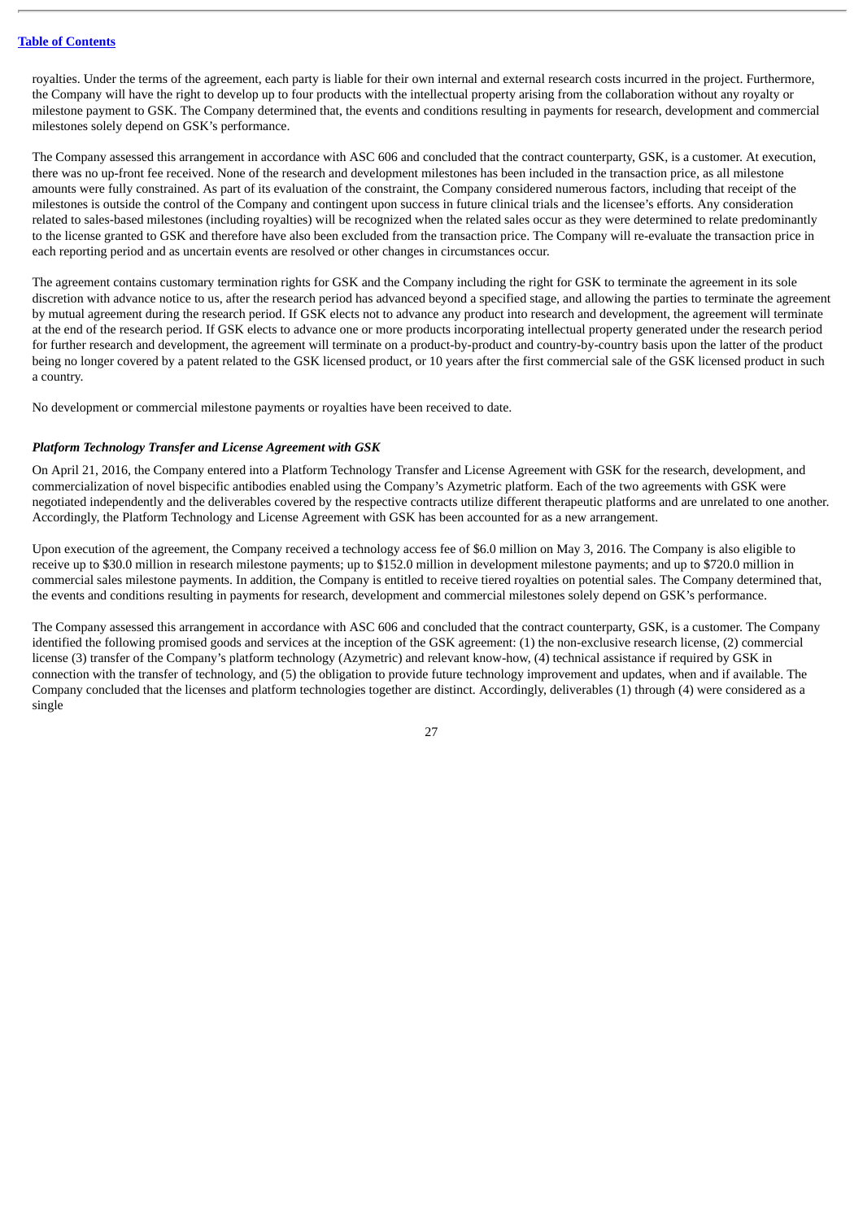royalties. Under the terms of the agreement, each party is liable for their own internal and external research costs incurred in the project. Furthermore, the Company will have the right to develop up to four products with the intellectual property arising from the collaboration without any royalty or milestone payment to GSK. The Company determined that, the events and conditions resulting in payments for research, development and commercial milestones solely depend on GSK's performance.

The Company assessed this arrangement in accordance with ASC 606 and concluded that the contract counterparty, GSK, is a customer. At execution, there was no up-front fee received. None of the research and development milestones has been included in the transaction price, as all milestone amounts were fully constrained. As part of its evaluation of the constraint, the Company considered numerous factors, including that receipt of the milestones is outside the control of the Company and contingent upon success in future clinical trials and the licensee's efforts. Any consideration related to sales-based milestones (including royalties) will be recognized when the related sales occur as they were determined to relate predominantly to the license granted to GSK and therefore have also been excluded from the transaction price. The Company will re-evaluate the transaction price in each reporting period and as uncertain events are resolved or other changes in circumstances occur.

The agreement contains customary termination rights for GSK and the Company including the right for GSK to terminate the agreement in its sole discretion with advance notice to us, after the research period has advanced beyond a specified stage, and allowing the parties to terminate the agreement by mutual agreement during the research period. If GSK elects not to advance any product into research and development, the agreement will terminate at the end of the research period. If GSK elects to advance one or more products incorporating intellectual property generated under the research period for further research and development, the agreement will terminate on a product-by-product and country-by-country basis upon the latter of the product being no longer covered by a patent related to the GSK licensed product, or 10 years after the first commercial sale of the GSK licensed product in such a country.

No development or commercial milestone payments or royalties have been received to date.

***Platform Technology Transfer and License Agreement with GSK***

On April 21, 2016, the Company entered into a Platform Technology Transfer and License Agreement with GSK for the research, development, and commercialization of novel bispecific antibodies enabled using the Company's Azymetric platform. Each of the two agreements with GSK were negotiated independently and the deliverables covered by the respective contracts utilize different therapeutic platforms and are unrelated to one another. Accordingly, the Platform Technology and License Agreement with GSK has been accounted for as a new arrangement.

Upon execution of the agreement, the Company received a technology access fee of $6.0 million on May 3, 2016. The Company is also eligible to receive up to $30.0 million in research milestone payments; up to $152.0 million in development milestone payments; and up to $720.0 million in commercial sales milestone payments. In addition, the Company is entitled to receive tiered royalties on potential sales. The Company determined that, the events and conditions resulting in payments for research, development and commercial milestones solely depend on GSK's performance.

The Company assessed this arrangement in accordance with ASC 606 and concluded that the contract counterparty, GSK, is a customer. The Company identified the following promised goods and services at the inception of the GSK agreement: (1) the non-exclusive research license, (2) commercial license (3) transfer of the Company's platform technology (Azymetric) and relevant know-how, (4) technical assistance if required by GSK in connection with the transfer of technology, and (5) the obligation to provide future technology improvement and updates, when and if available. The Company concluded that the licenses and platform technologies together are distinct. Accordingly, deliverables (1) through (4) were considered as a single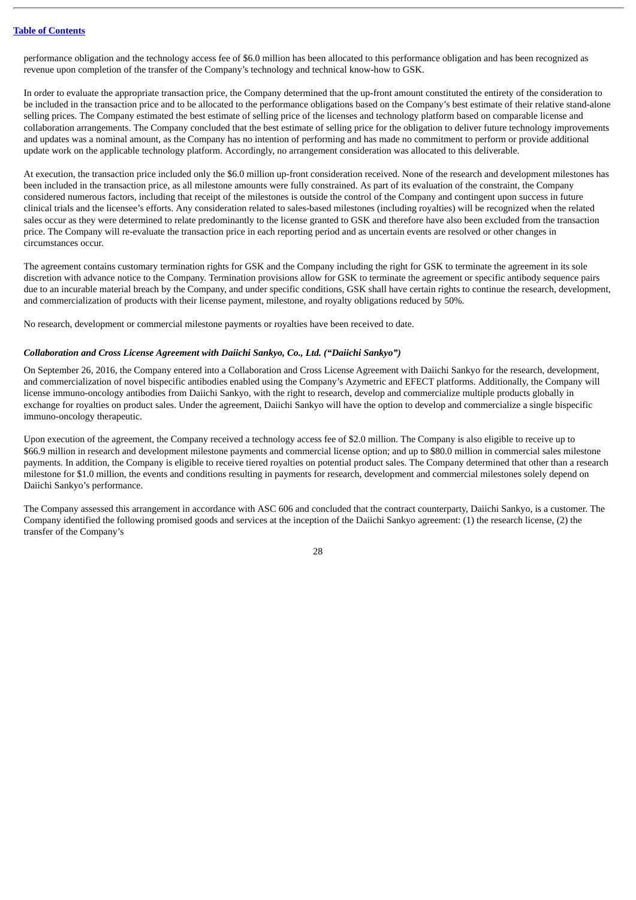performance obligation and the technology access fee of $6.0 million has been allocated to this performance obligation and has been recognized as revenue upon completion of the transfer of the Company's technology and technical know-how to GSK.

In order to evaluate the appropriate transaction price, the Company determined that the up-front amount constituted the entirety of the consideration to be included in the transaction price and to be allocated to the performance obligations based on the Company's best estimate of their relative stand-alone selling prices. The Company estimated the best estimate of selling price of the licenses and technology platform based on comparable license and collaboration arrangements. The Company concluded that the best estimate of selling price for the obligation to deliver future technology improvements and updates was a nominal amount, as the Company has no intention of performing and has made no commitment to perform or provide additional update work on the applicable technology platform. Accordingly, no arrangement consideration was allocated to this deliverable.

At execution, the transaction price included only the $6.0 million up-front consideration received. None of the research and development milestones has been included in the transaction price, as all milestone amounts were fully constrained. As part of its evaluation of the constraint, the Company considered numerous factors, including that receipt of the milestones is outside the control of the Company and contingent upon success in future clinical trials and the licensee's efforts. Any consideration related to sales-based milestones (including royalties) will be recognized when the related sales occur as they were determined to relate predominantly to the license granted to GSK and therefore have also been excluded from the transaction price. The Company will re-evaluate the transaction price in each reporting period and as uncertain events are resolved or other changes in circumstances occur.

The agreement contains customary termination rights for GSK and the Company including the right for GSK to terminate the agreement in its sole discretion with advance notice to the Company. Termination provisions allow for GSK to terminate the agreement or specific antibody sequence pairs due to an incurable material breach by the Company, and under specific conditions, GSK shall have certain rights to continue the research, development, and commercialization of products with their license payment, milestone, and royalty obligations reduced by 50%.

No research, development or commercial milestone payments or royalties have been received to date.

***Collaboration and Cross License Agreement with Daiichi Sankyo, Co., Ltd. ("Daiichi Sankyo")***

On September 26, 2016, the Company entered into a Collaboration and Cross License Agreement with Daiichi Sankyo for the research, development, and commercialization of novel bispecific antibodies enabled using the Company's Azymetric and EFECT platforms. Additionally, the Company will license immuno-oncology antibodies from Daiichi Sankyo, with the right to research, develop and commercialize multiple products globally in exchange for royalties on product sales. Under the agreement, Daiichi Sankyo will have the option to develop and commercialize a single bispecific immuno-oncology therapeutic.

Upon execution of the agreement, the Company received a technology access fee of $2.0 million. The Company is also eligible to receive up to $66.9 million in research and development milestone payments and commercial license option; and up to $80.0 million in commercial sales milestone payments. In addition, the Company is eligible to receive tiered royalties on potential product sales. The Company determined that other than a research milestone for $1.0 million, the events and conditions resulting in payments for research, development and commercial milestones solely depend on Daiichi Sankyo's performance.

The Company assessed this arrangement in accordance with ASC 606 and concluded that the contract counterparty, Daiichi Sankyo, is a customer. The Company identified the following promised goods and services at the inception of the Daiichi Sankyo agreement: (1) the research license, (2) the transfer of the Company's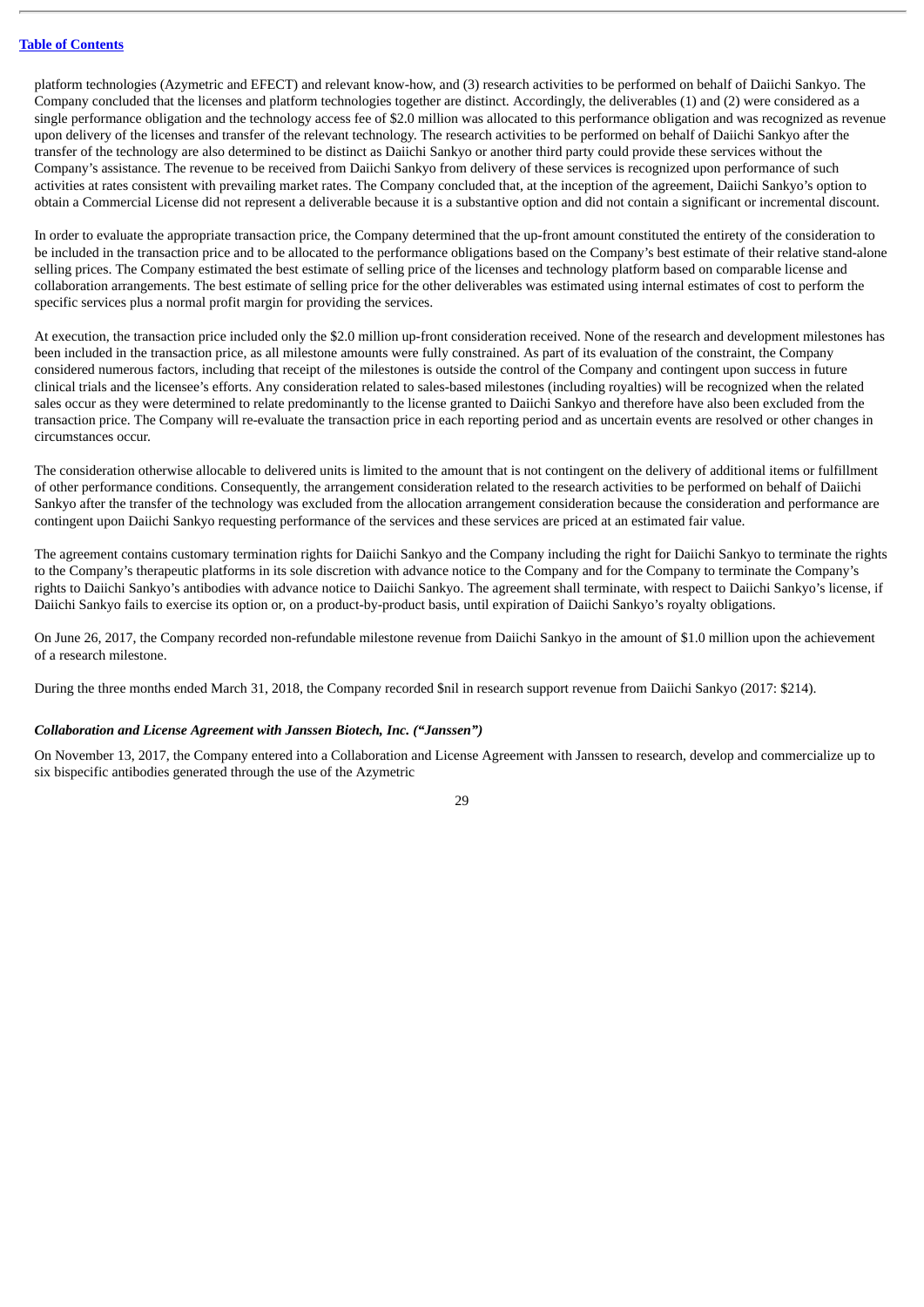platform technologies (Azymetric and EFECT) and relevant know-how, and (3) research activities to be performed on behalf of Daiichi Sankyo. The Company concluded that the licenses and platform technologies together are distinct. Accordingly, the deliverables (1) and (2) were considered as a single performance obligation and the technology access fee of $2.0 million was allocated to this performance obligation and was recognized as revenue upon delivery of the licenses and transfer of the relevant technology. The research activities to be performed on behalf of Daiichi Sankyo after the transfer of the technology are also determined to be distinct as Daiichi Sankyo or another third party could provide these services without the Company's assistance. The revenue to be received from Daiichi Sankyo from delivery of these services is recognized upon performance of such activities at rates consistent with prevailing market rates. The Company concluded that, at the inception of the agreement, Daiichi Sankyo's option to obtain a Commercial License did not represent a deliverable because it is a substantive option and did not contain a significant or incremental discount.

In order to evaluate the appropriate transaction price, the Company determined that the up-front amount constituted the entirety of the consideration to be included in the transaction price and to be allocated to the performance obligations based on the Company's best estimate of their relative stand-alone selling prices. The Company estimated the best estimate of selling price of the licenses and technology platform based on comparable license and collaboration arrangements. The best estimate of selling price for the other deliverables was estimated using internal estimates of cost to perform the specific services plus a normal profit margin for providing the services.

At execution, the transaction price included only the $2.0 million up-front consideration received. None of the research and development milestones has been included in the transaction price, as all milestone amounts were fully constrained. As part of its evaluation of the constraint, the Company considered numerous factors, including that receipt of the milestones is outside the control of the Company and contingent upon success in future clinical trials and the licensee's efforts. Any consideration related to sales-based milestones (including royalties) will be recognized when the related sales occur as they were determined to relate predominantly to the license granted to Daiichi Sankyo and therefore have also been excluded from the transaction price. The Company will re-evaluate the transaction price in each reporting period and as uncertain events are resolved or other changes in circumstances occur.

The consideration otherwise allocable to delivered units is limited to the amount that is not contingent on the delivery of additional items or fulfillment of other performance conditions. Consequently, the arrangement consideration related to the research activities to be performed on behalf of Daiichi Sankyo after the transfer of the technology was excluded from the allocation arrangement consideration because the consideration and performance are contingent upon Daiichi Sankyo requesting performance of the services and these services are priced at an estimated fair value.

The agreement contains customary termination rights for Daiichi Sankyo and the Company including the right for Daiichi Sankyo to terminate the rights to the Company's therapeutic platforms in its sole discretion with advance notice to the Company and for the Company to terminate the Company's rights to Daiichi Sankyo's antibodies with advance notice to Daiichi Sankyo. The agreement shall terminate, with respect to Daiichi Sankyo's license, if Daiichi Sankyo fails to exercise its option or, on a product-by-product basis, until expiration of Daiichi Sankyo's royalty obligations.

On June 26, 2017, the Company recorded non-refundable milestone revenue from Daiichi Sankyo in the amount of $1.0 million upon the achievement of a research milestone.

During the three months ended March 31, 2018, the Company recorded $nil in research support revenue from Daiichi Sankyo (2017: $214).

***Collaboration and License Agreement with Janssen Biotech, Inc. ("Janssen")***

On November 13, 2017, the Company entered into a Collaboration and License Agreement with Janssen to research, develop and commercialize up to six bispecific antibodies generated through the use of the Azymetric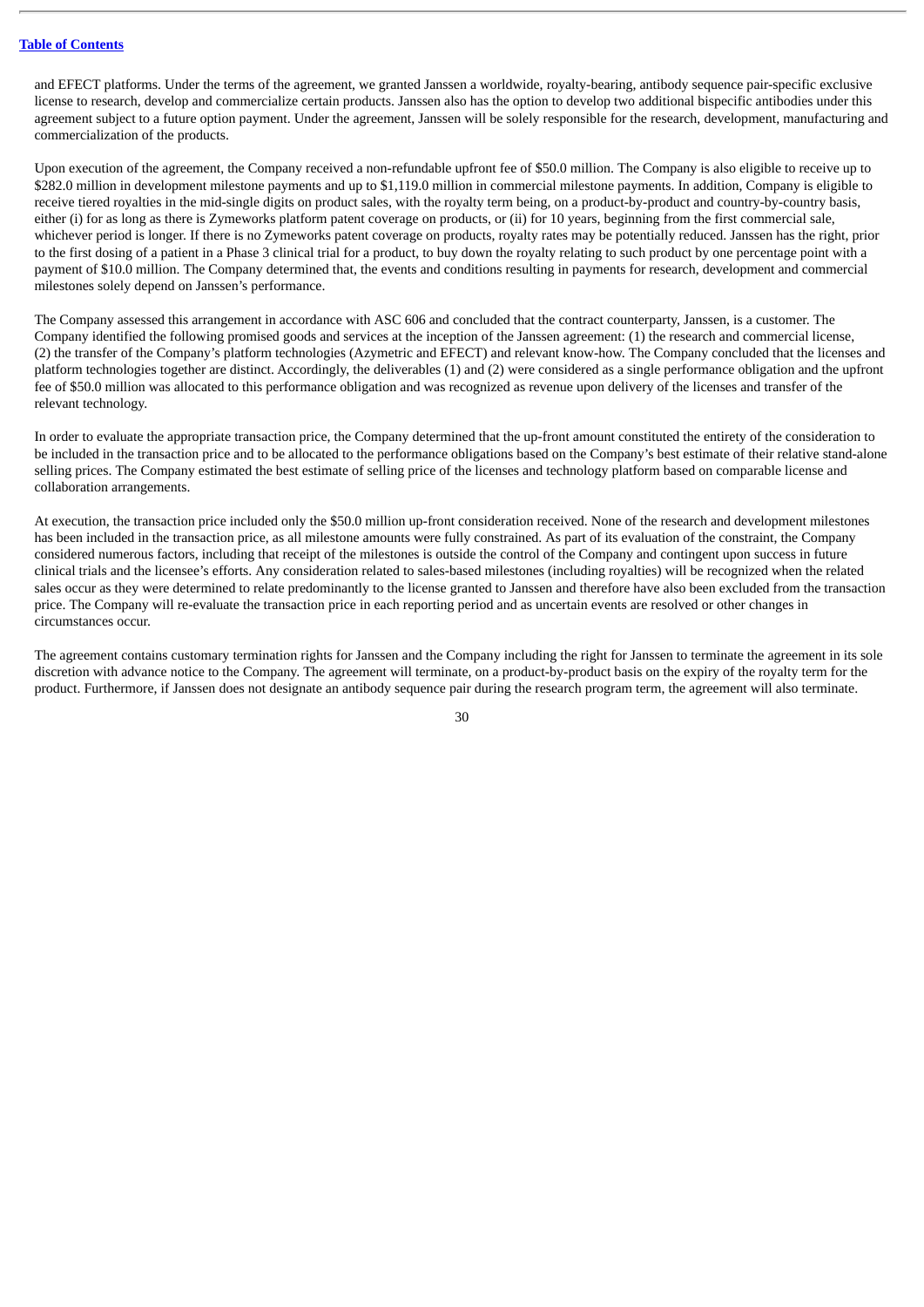and EFECT platforms. Under the terms of the agreement, we granted Janssen a worldwide, royalty-bearing, antibody sequence pair-specific exclusive license to research, develop and commercialize certain products. Janssen also has the option to develop two additional bispecific antibodies under this agreement subject to a future option payment. Under the agreement, Janssen will be solely responsible for the research, development, manufacturing and commercialization of the products.

Upon execution of the agreement, the Company received a non-refundable upfront fee of $50.0 million. The Company is also eligible to receive up to $282.0 million in development milestone payments and up to $1,119.0 million in commercial milestone payments. In addition, Company is eligible to receive tiered royalties in the mid-single digits on product sales, with the royalty term being, on a product-by-product and country-by-country basis, either (i) for as long as there is Zymeworks platform patent coverage on products, or (ii) for 10 years, beginning from the first commercial sale, whichever period is longer. If there is no Zymeworks patent coverage on products, royalty rates may be potentially reduced. Janssen has the right, prior to the first dosing of a patient in a Phase 3 clinical trial for a product, to buy down the royalty relating to such product by one percentage point with a payment of $10.0 million. The Company determined that, the events and conditions resulting in payments for research, development and commercial milestones solely depend on Janssen's performance.

The Company assessed this arrangement in accordance with ASC 606 and concluded that the contract counterparty, Janssen, is a customer. The Company identified the following promised goods and services at the inception of the Janssen agreement: (1) the research and commercial license, (2) the transfer of the Company's platform technologies (Azymetric and EFECT) and relevant know-how. The Company concluded that the licenses and platform technologies together are distinct. Accordingly, the deliverables (1) and (2) were considered as a single performance obligation and the upfront fee of $50.0 million was allocated to this performance obligation and was recognized as revenue upon delivery of the licenses and transfer of the relevant technology.

In order to evaluate the appropriate transaction price, the Company determined that the up-front amount constituted the entirety of the consideration to be included in the transaction price and to be allocated to the performance obligations based on the Company's best estimate of their relative stand-alone selling prices. The Company estimated the best estimate of selling price of the licenses and technology platform based on comparable license and collaboration arrangements.

At execution, the transaction price included only the $50.0 million up-front consideration received. None of the research and development milestones has been included in the transaction price, as all milestone amounts were fully constrained. As part of its evaluation of the constraint, the Company considered numerous factors, including that receipt of the milestones is outside the control of the Company and contingent upon success in future clinical trials and the licensee's efforts. Any consideration related to sales-based milestones (including royalties) will be recognized when the related sales occur as they were determined to relate predominantly to the license granted to Janssen and therefore have also been excluded from the transaction price. The Company will re-evaluate the transaction price in each reporting period and as uncertain events are resolved or other changes in circumstances occur.

The agreement contains customary termination rights for Janssen and the Company including the right for Janssen to terminate the agreement in its sole discretion with advance notice to the Company. The agreement will terminate, on a product-by-product basis on the expiry of the royalty term for the product. Furthermore, if Janssen does not designate an antibody sequence pair during the research program term, the agreement will also terminate.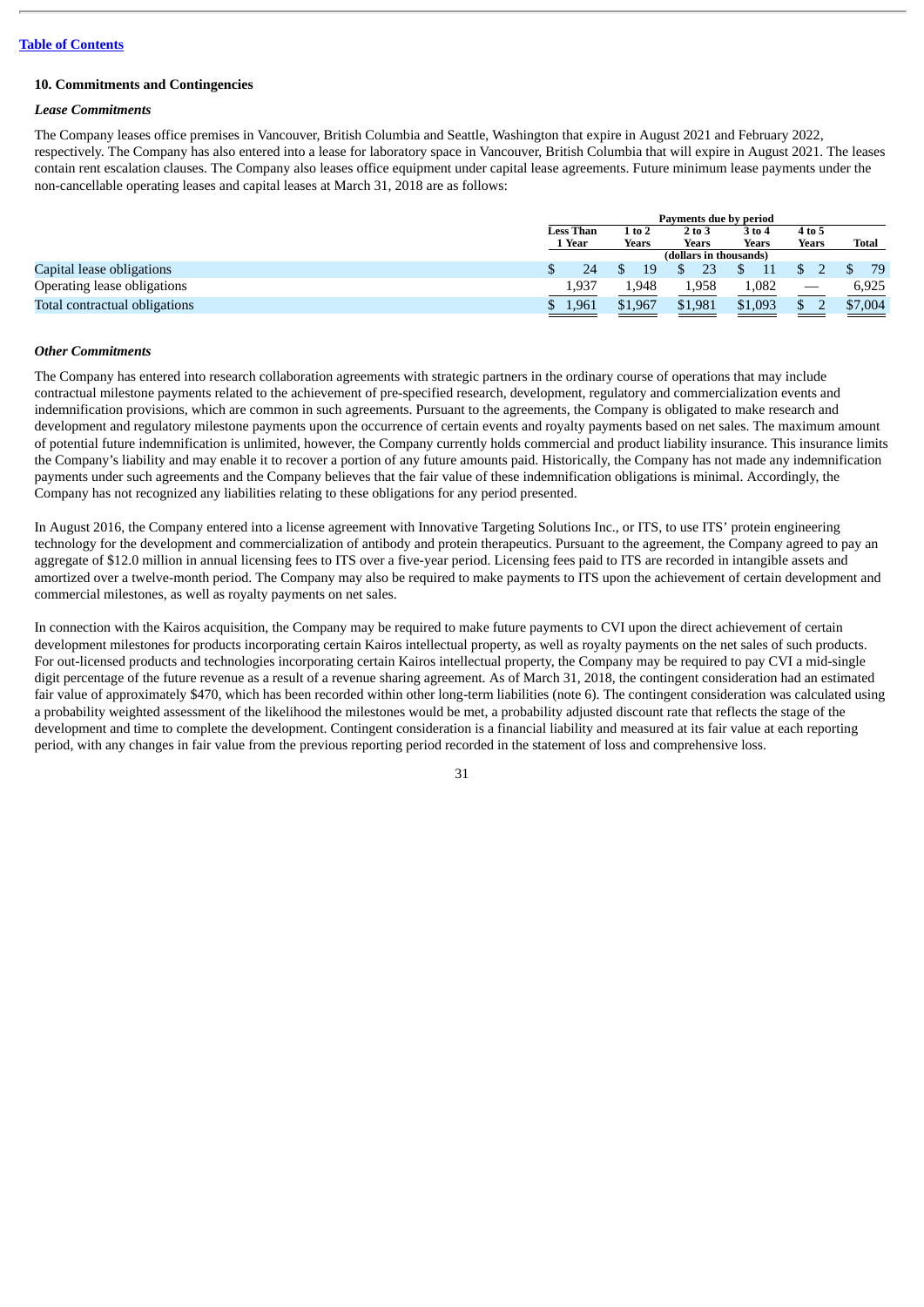[Table of Contents]

### 10. Commitments and Contingencies

***Lease Commitments***

The Company leases office premises in Vancouver, British Columbia and Seattle, Washington that expire in August 2021 and February 2022, respectively. The Company has also entered into a lease for laboratory space in Vancouver, British Columbia that will expire in August 2021. The leases contain rent escalation clauses. The Company also leases office equipment under capital lease agreements. Future minimum lease payments under the non-cancellable operating leases and capital leases at March 31, 2018 are as follows:

| | Payments due by period | | | | | |
|---|---|---|---|---|---|---|
| | Less Than 1 Year | 1 to 2 Years | 2 to 3 Years | 3 to 4 Years | 4 to 5 Years | Total |
| | (dollars in thousands) | | | | | |
| Capital lease obligations | $ 24 | $ 19 | $ 23 | $ 11 | $ 2 | $ 79 |
| Operating lease obligations | 1,937 | 1,948 | 1,958 | 1,082 | — | 6,925 |
| Total contractual obligations | $ 1,961 | $1,967 | $1,981 | $1,093 | $ 2 | $7,004 |

***Other Commitments***

The Company has entered into research collaboration agreements with strategic partners in the ordinary course of operations that may include contractual milestone payments related to the achievement of pre-specified research, development, regulatory and commercialization events and indemnification provisions, which are common in such agreements. Pursuant to the agreements, the Company is obligated to make research and development and regulatory milestone payments upon the occurrence of certain events and royalty payments based on net sales. The maximum amount of potential future indemnification is unlimited, however, the Company currently holds commercial and product liability insurance. This insurance limits the Company's liability and may enable it to recover a portion of any future amounts paid. Historically, the Company has not made any indemnification payments under such agreements and the Company believes that the fair value of these indemnification obligations is minimal. Accordingly, the Company has not recognized any liabilities relating to these obligations for any period presented.

In August 2016, the Company entered into a license agreement with Innovative Targeting Solutions Inc., or ITS, to use ITS' protein engineering technology for the development and commercialization of antibody and protein therapeutics. Pursuant to the agreement, the Company agreed to pay an aggregate of $12.0 million in annual licensing fees to ITS over a five-year period. Licensing fees paid to ITS are recorded in intangible assets and amortized over a twelve-month period. The Company may also be required to make payments to ITS upon the achievement of certain development and commercial milestones, as well as royalty payments on net sales.

In connection with the Kairos acquisition, the Company may be required to make future payments to CVI upon the direct achievement of certain development milestones for products incorporating certain Kairos intellectual property, as well as royalty payments on the net sales of such products. For out-licensed products and technologies incorporating certain Kairos intellectual property, the Company may be required to pay CVI a mid-single digit percentage of the future revenue as a result of a revenue sharing agreement. As of March 31, 2018, the contingent consideration had an estimated fair value of approximately $470, which has been recorded within other long-term liabilities (note 6). The contingent consideration was calculated using a probability weighted assessment of the likelihood the milestones would be met, a probability adjusted discount rate that reflects the stage of the development and time to complete the development. Contingent consideration is a financial liability and measured at its fair value at each reporting period, with any changes in fair value from the previous reporting period recorded in the statement of loss and comprehensive loss.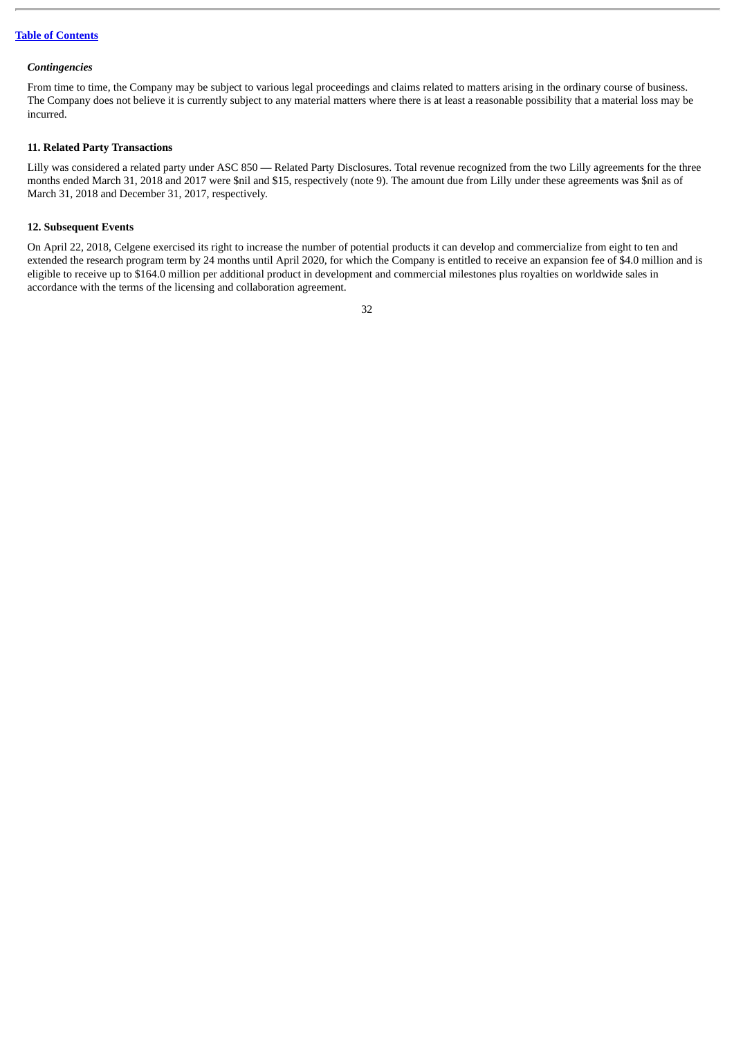*Contingencies*

From time to time, the Company may be subject to various legal proceedings and claims related to matters arising in the ordinary course of business. The Company does not believe it is currently subject to any material matters where there is at least a reasonable possibility that a material loss may be incurred.

**11. Related Party Transactions**

Lilly was considered a related party under ASC 850 — Related Party Disclosures. Total revenue recognized from the two Lilly agreements for the three months ended March 31, 2018 and 2017 were $nil and $15, respectively (note 9). The amount due from Lilly under these agreements was $nil as of March 31, 2018 and December 31, 2017, respectively.

**12. Subsequent Events**

On April 22, 2018, Celgene exercised its right to increase the number of potential products it can develop and commercialize from eight to ten and extended the research program term by 24 months until April 2020, for which the Company is entitled to receive an expansion fee of $4.0 million and is eligible to receive up to $164.0 million per additional product in development and commercial milestones plus royalties on worldwide sales in accordance with the terms of the licensing and collaboration agreement.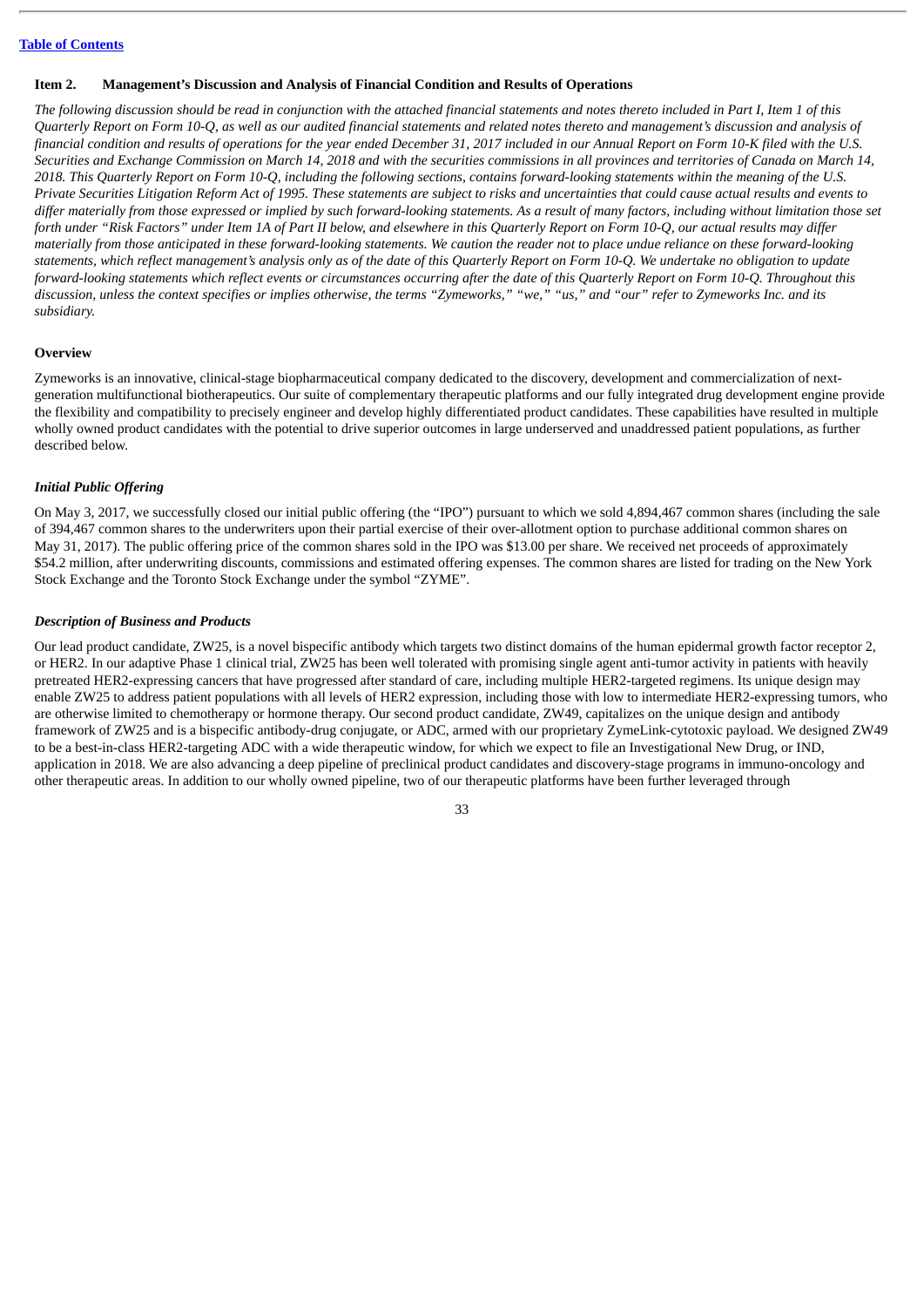## Item 2. Management's Discussion and Analysis of Financial Condition and Results of Operations

*The following discussion should be read in conjunction with the attached financial statements and notes thereto included in Part I, Item 1 of this Quarterly Report on Form 10-Q, as well as our audited financial statements and related notes thereto and management's discussion and analysis of financial condition and results of operations for the year ended December 31, 2017 included in our Annual Report on Form 10-K filed with the U.S. Securities and Exchange Commission on March 14, 2018 and with the securities commissions in all provinces and territories of Canada on March 14, 2018. This Quarterly Report on Form 10-Q, including the following sections, contains forward-looking statements within the meaning of the U.S. Private Securities Litigation Reform Act of 1995. These statements are subject to risks and uncertainties that could cause actual results and events to differ materially from those expressed or implied by such forward-looking statements. As a result of many factors, including without limitation those set forth under "Risk Factors" under Item 1A of Part II below, and elsewhere in this Quarterly Report on Form 10-Q, our actual results may differ materially from those anticipated in these forward-looking statements. We caution the reader not to place undue reliance on these forward-looking statements, which reflect management's analysis only as of the date of this Quarterly Report on Form 10-Q. We undertake no obligation to update forward-looking statements which reflect events or circumstances occurring after the date of this Quarterly Report on Form 10-Q. Throughout this discussion, unless the context specifies or implies otherwise, the terms "Zymeworks," "we," "us," and "our" refer to Zymeworks Inc. and its subsidiary.*

### Overview

Zymeworks is an innovative, clinical-stage biopharmaceutical company dedicated to the discovery, development and commercialization of next-generation multifunctional biotherapeutics. Our suite of complementary therapeutic platforms and our fully integrated drug development engine provide the flexibility and compatibility to precisely engineer and develop highly differentiated product candidates. These capabilities have resulted in multiple wholly owned product candidates with the potential to drive superior outcomes in large underserved and unaddressed patient populations, as further described below.

#### *Initial Public Offering*

On May 3, 2017, we successfully closed our initial public offering (the "IPO") pursuant to which we sold 4,894,467 common shares (including the sale of 394,467 common shares to the underwriters upon their partial exercise of their over-allotment option to purchase additional common shares on May 31, 2017). The public offering price of the common shares sold in the IPO was $13.00 per share. We received net proceeds of approximately $54.2 million, after underwriting discounts, commissions and estimated offering expenses. The common shares are listed for trading on the New York Stock Exchange and the Toronto Stock Exchange under the symbol "ZYME".

#### *Description of Business and Products*

Our lead product candidate, ZW25, is a novel bispecific antibody which targets two distinct domains of the human epidermal growth factor receptor 2, or HER2. In our adaptive Phase 1 clinical trial, ZW25 has been well tolerated with promising single agent anti-tumor activity in patients with heavily pretreated HER2-expressing cancers that have progressed after standard of care, including multiple HER2-targeted regimens. Its unique design may enable ZW25 to address patient populations with all levels of HER2 expression, including those with low to intermediate HER2-expressing tumors, who are otherwise limited to chemotherapy or hormone therapy. Our second product candidate, ZW49, capitalizes on the unique design and antibody framework of ZW25 and is a bispecific antibody-drug conjugate, or ADC, armed with our proprietary ZymeLink-cytotoxic payload. We designed ZW49 to be a best-in-class HER2-targeting ADC with a wide therapeutic window, for which we expect to file an Investigational New Drug, or IND, application in 2018. We are also advancing a deep pipeline of preclinical product candidates and discovery-stage programs in immuno-oncology and other therapeutic areas. In addition to our wholly owned pipeline, two of our therapeutic platforms have been further leveraged through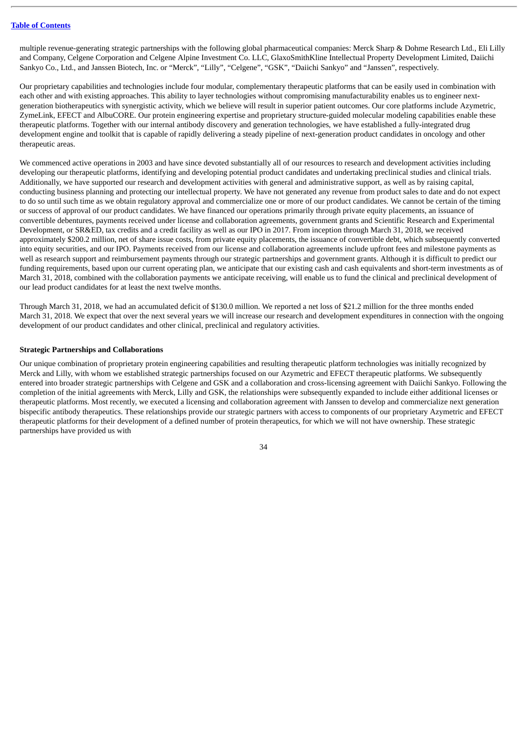multiple revenue-generating strategic partnerships with the following global pharmaceutical companies: Merck Sharp & Dohme Research Ltd., Eli Lilly and Company, Celgene Corporation and Celgene Alpine Investment Co. LLC, GlaxoSmithKline Intellectual Property Development Limited, Daiichi Sankyo Co., Ltd., and Janssen Biotech, Inc. or "Merck", "Lilly", "Celgene", "GSK", "Daiichi Sankyo" and "Janssen", respectively.

Our proprietary capabilities and technologies include four modular, complementary therapeutic platforms that can be easily used in combination with each other and with existing approaches. This ability to layer technologies without compromising manufacturability enables us to engineer next-generation biotherapeutics with synergistic activity, which we believe will result in superior patient outcomes. Our core platforms include Azymetric, ZymeLink, EFECT and AlbuCORE. Our protein engineering expertise and proprietary structure-guided molecular modeling capabilities enable these therapeutic platforms. Together with our internal antibody discovery and generation technologies, we have established a fully-integrated drug development engine and toolkit that is capable of rapidly delivering a steady pipeline of next-generation product candidates in oncology and other therapeutic areas.

We commenced active operations in 2003 and have since devoted substantially all of our resources to research and development activities including developing our therapeutic platforms, identifying and developing potential product candidates and undertaking preclinical studies and clinical trials. Additionally, we have supported our research and development activities with general and administrative support, as well as by raising capital, conducting business planning and protecting our intellectual property. We have not generated any revenue from product sales to date and do not expect to do so until such time as we obtain regulatory approval and commercialize one or more of our product candidates. We cannot be certain of the timing or success of approval of our product candidates. We have financed our operations primarily through private equity placements, an issuance of convertible debentures, payments received under license and collaboration agreements, government grants and Scientific Research and Experimental Development, or SR&ED, tax credits and a credit facility as well as our IPO in 2017. From inception through March 31, 2018, we received approximately $200.2 million, net of share issue costs, from private equity placements, the issuance of convertible debt, which subsequently converted into equity securities, and our IPO. Payments received from our license and collaboration agreements include upfront fees and milestone payments as well as research support and reimbursement payments through our strategic partnerships and government grants. Although it is difficult to predict our funding requirements, based upon our current operating plan, we anticipate that our existing cash and cash equivalents and short-term investments as of March 31, 2018, combined with the collaboration payments we anticipate receiving, will enable us to fund the clinical and preclinical development of our lead product candidates for at least the next twelve months.

Through March 31, 2018, we had an accumulated deficit of $130.0 million. We reported a net loss of $21.2 million for the three months ended March 31, 2018. We expect that over the next several years we will increase our research and development expenditures in connection with the ongoing development of our product candidates and other clinical, preclinical and regulatory activities.

**Strategic Partnerships and Collaborations**

Our unique combination of proprietary protein engineering capabilities and resulting therapeutic platform technologies was initially recognized by Merck and Lilly, with whom we established strategic partnerships focused on our Azymetric and EFECT therapeutic platforms. We subsequently entered into broader strategic partnerships with Celgene and GSK and a collaboration and cross-licensing agreement with Daiichi Sankyo. Following the completion of the initial agreements with Merck, Lilly and GSK, the relationships were subsequently expanded to include either additional licenses or therapeutic platforms. Most recently, we executed a licensing and collaboration agreement with Janssen to develop and commercialize next generation bispecific antibody therapeutics. These relationships provide our strategic partners with access to components of our proprietary Azymetric and EFECT therapeutic platforms for their development of a defined number of protein therapeutics, for which we will not have ownership. These strategic partnerships have provided us with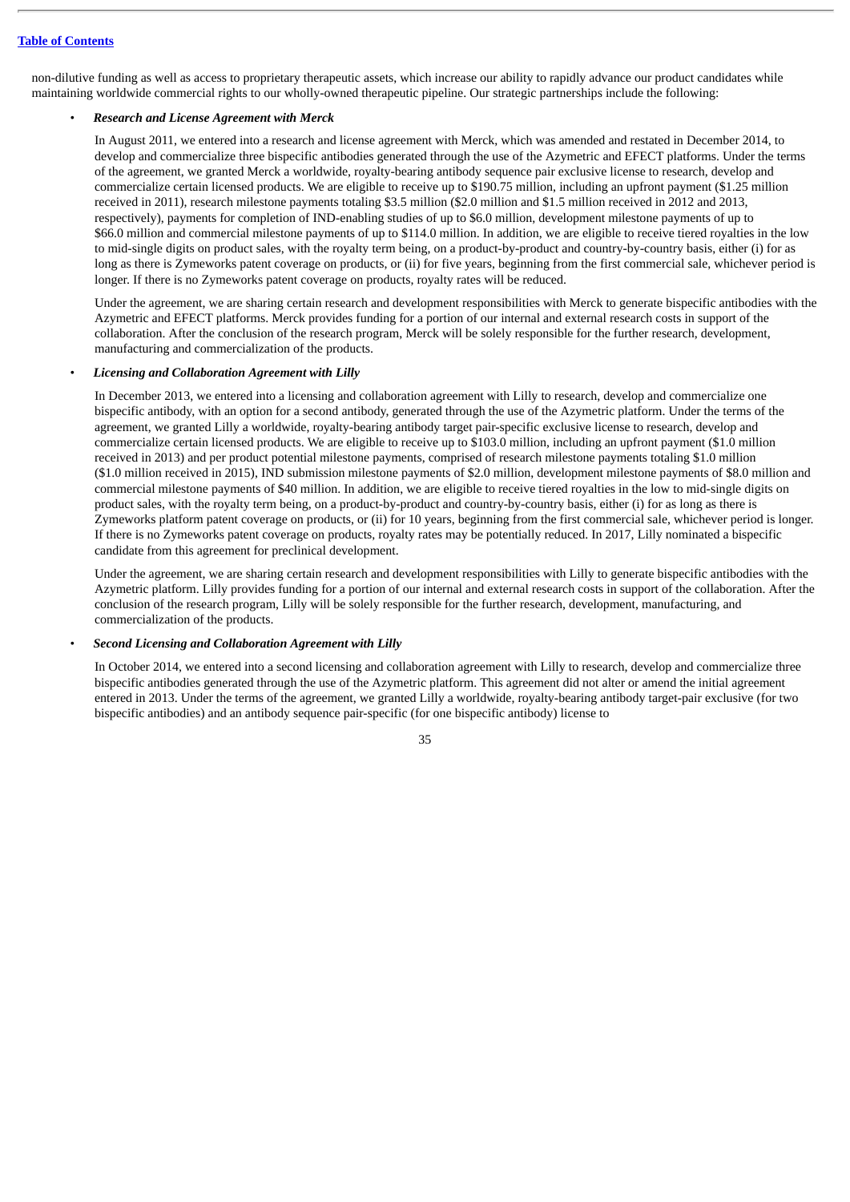non-dilutive funding as well as access to proprietary therapeutic assets, which increase our ability to rapidly advance our product candidates while maintaining worldwide commercial rights to our wholly-owned therapeutic pipeline. Our strategic partnerships include the following:

- ***Research and License Agreement with Merck***

  In August 2011, we entered into a research and license agreement with Merck, which was amended and restated in December 2014, to develop and commercialize three bispecific antibodies generated through the use of the Azymetric and EFECT platforms. Under the terms of the agreement, we granted Merck a worldwide, royalty-bearing antibody sequence pair exclusive license to research, develop and commercialize certain licensed products. We are eligible to receive up to $190.75 million, including an upfront payment ($1.25 million received in 2011), research milestone payments totaling $3.5 million ($2.0 million and $1.5 million received in 2012 and 2013, respectively), payments for completion of IND-enabling studies of up to $6.0 million, development milestone payments of up to $66.0 million and commercial milestone payments of up to $114.0 million. In addition, we are eligible to receive tiered royalties in the low to mid-single digits on product sales, with the royalty term being, on a product-by-product and country-by-country basis, either (i) for as long as there is Zymeworks patent coverage on products, or (ii) for five years, beginning from the first commercial sale, whichever period is longer. If there is no Zymeworks patent coverage on products, royalty rates will be reduced.

  Under the agreement, we are sharing certain research and development responsibilities with Merck to generate bispecific antibodies with the Azymetric and EFECT platforms. Merck provides funding for a portion of our internal and external research costs in support of the collaboration. After the conclusion of the research program, Merck will be solely responsible for the further research, development, manufacturing and commercialization of the products.

- ***Licensing and Collaboration Agreement with Lilly***

  In December 2013, we entered into a licensing and collaboration agreement with Lilly to research, develop and commercialize one bispecific antibody, with an option for a second antibody, generated through the use of the Azymetric platform. Under the terms of the agreement, we granted Lilly a worldwide, royalty-bearing antibody target pair-specific exclusive license to research, develop and commercialize certain licensed products. We are eligible to receive up to $103.0 million, including an upfront payment ($1.0 million received in 2013) and per product potential milestone payments, comprised of research milestone payments totaling $1.0 million ($1.0 million received in 2015), IND submission milestone payments of $2.0 million, development milestone payments of $8.0 million and commercial milestone payments of $40 million. In addition, we are eligible to receive tiered royalties in the low to mid-single digits on product sales, with the royalty term being, on a product-by-product and country-by-country basis, either (i) for as long as there is Zymeworks platform patent coverage on products, or (ii) for 10 years, beginning from the first commercial sale, whichever period is longer. If there is no Zymeworks patent coverage on products, royalty rates may be potentially reduced. In 2017, Lilly nominated a bispecific candidate from this agreement for preclinical development.

  Under the agreement, we are sharing certain research and development responsibilities with Lilly to generate bispecific antibodies with the Azymetric platform. Lilly provides funding for a portion of our internal and external research costs in support of the collaboration. After the conclusion of the research program, Lilly will be solely responsible for the further research, development, manufacturing, and commercialization of the products.

- ***Second Licensing and Collaboration Agreement with Lilly***

  In October 2014, we entered into a second licensing and collaboration agreement with Lilly to research, develop and commercialize three bispecific antibodies generated through the use of the Azymetric platform. This agreement did not alter or amend the initial agreement entered in 2013. Under the terms of the agreement, we granted Lilly a worldwide, royalty-bearing antibody target-pair exclusive (for two bispecific antibodies) and an antibody sequence pair-specific (for one bispecific antibody) license to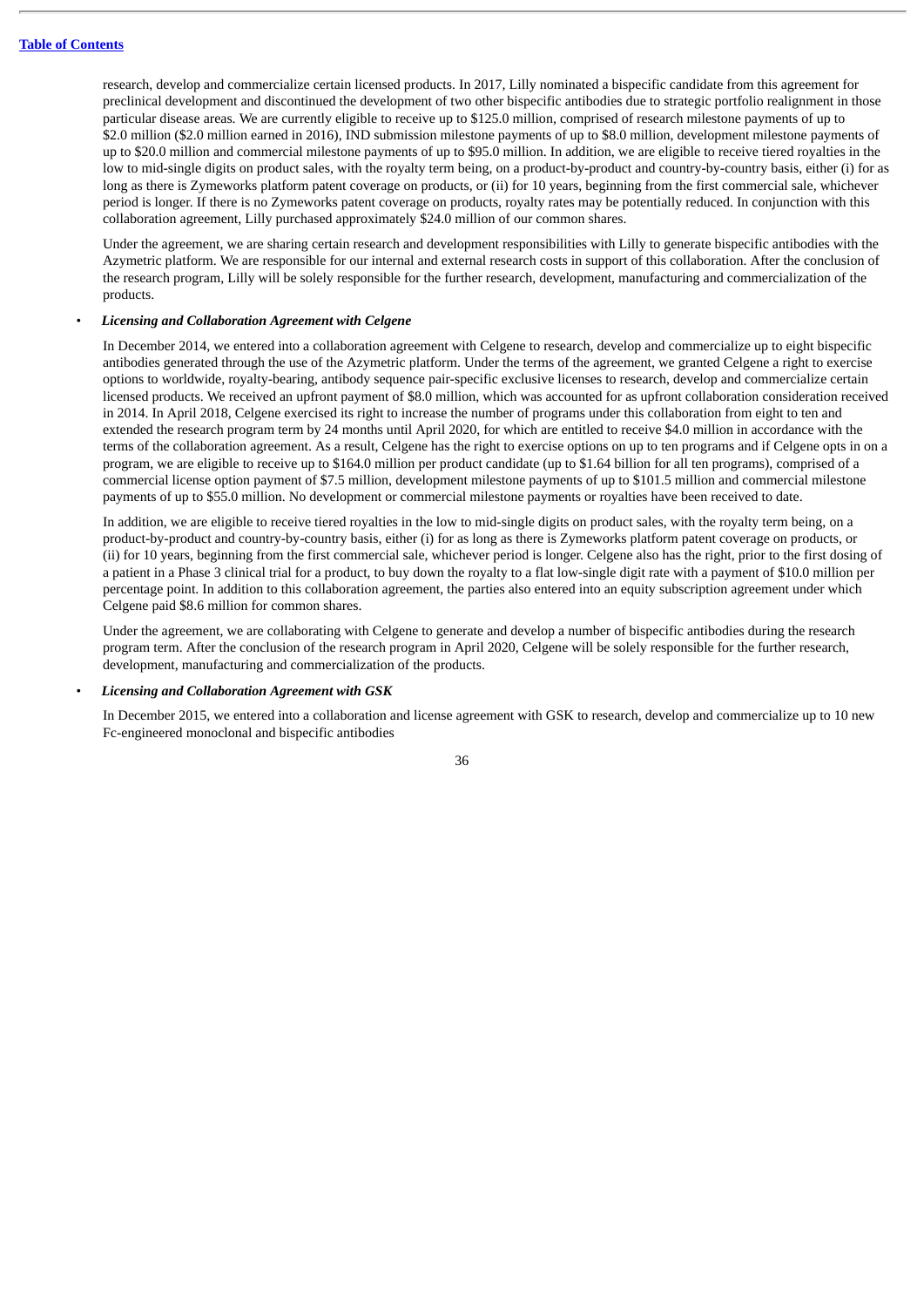research, develop and commercialize certain licensed products. In 2017, Lilly nominated a bispecific candidate from this agreement for preclinical development and discontinued the development of two other bispecific antibodies due to strategic portfolio realignment in those particular disease areas. We are currently eligible to receive up to $125.0 million, comprised of research milestone payments of up to $2.0 million ($2.0 million earned in 2016), IND submission milestone payments of up to $8.0 million, development milestone payments of up to $20.0 million and commercial milestone payments of up to $95.0 million. In addition, we are eligible to receive tiered royalties in the low to mid-single digits on product sales, with the royalty term being, on a product-by-product and country-by-country basis, either (i) for as long as there is Zymeworks platform patent coverage on products, or (ii) for 10 years, beginning from the first commercial sale, whichever period is longer. If there is no Zymeworks patent coverage on products, royalty rates may be potentially reduced. In conjunction with this collaboration agreement, Lilly purchased approximately $24.0 million of our common shares.

Under the agreement, we are sharing certain research and development responsibilities with Lilly to generate bispecific antibodies with the Azymetric platform. We are responsible for our internal and external research costs in support of this collaboration. After the conclusion of the research program, Lilly will be solely responsible for the further research, development, manufacturing and commercialization of the products.

- ***Licensing and Collaboration Agreement with Celgene***

  In December 2014, we entered into a collaboration agreement with Celgene to research, develop and commercialize up to eight bispecific antibodies generated through the use of the Azymetric platform. Under the terms of the agreement, we granted Celgene a right to exercise options to worldwide, royalty-bearing, antibody sequence pair-specific exclusive licenses to research, develop and commercialize certain licensed products. We received an upfront payment of $8.0 million, which was accounted for as upfront collaboration consideration received in 2014. In April 2018, Celgene exercised its right to increase the number of programs under this collaboration from eight to ten and extended the research program term by 24 months until April 2020, for which are entitled to receive $4.0 million in accordance with the terms of the collaboration agreement. As a result, Celgene has the right to exercise options on up to ten programs and if Celgene opts in on a program, we are eligible to receive up to $164.0 million per product candidate (up to $1.64 billion for all ten programs), comprised of a commercial license option payment of $7.5 million, development milestone payments of up to $101.5 million and commercial milestone payments of up to $55.0 million. No development or commercial milestone payments or royalties have been received to date.

  In addition, we are eligible to receive tiered royalties in the low to mid-single digits on product sales, with the royalty term being, on a product-by-product and country-by-country basis, either (i) for as long as there is Zymeworks platform patent coverage on products, or (ii) for 10 years, beginning from the first commercial sale, whichever period is longer. Celgene also has the right, prior to the first dosing of a patient in a Phase 3 clinical trial for a product, to buy down the royalty to a flat low-single digit rate with a payment of $10.0 million per percentage point. In addition to this collaboration agreement, the parties also entered into an equity subscription agreement under which Celgene paid $8.6 million for common shares.

  Under the agreement, we are collaborating with Celgene to generate and develop a number of bispecific antibodies during the research program term. After the conclusion of the research program in April 2020, Celgene will be solely responsible for the further research, development, manufacturing and commercialization of the products.

- ***Licensing and Collaboration Agreement with GSK***

  In December 2015, we entered into a collaboration and license agreement with GSK to research, develop and commercialize up to 10 new Fc-engineered monoclonal and bispecific antibodies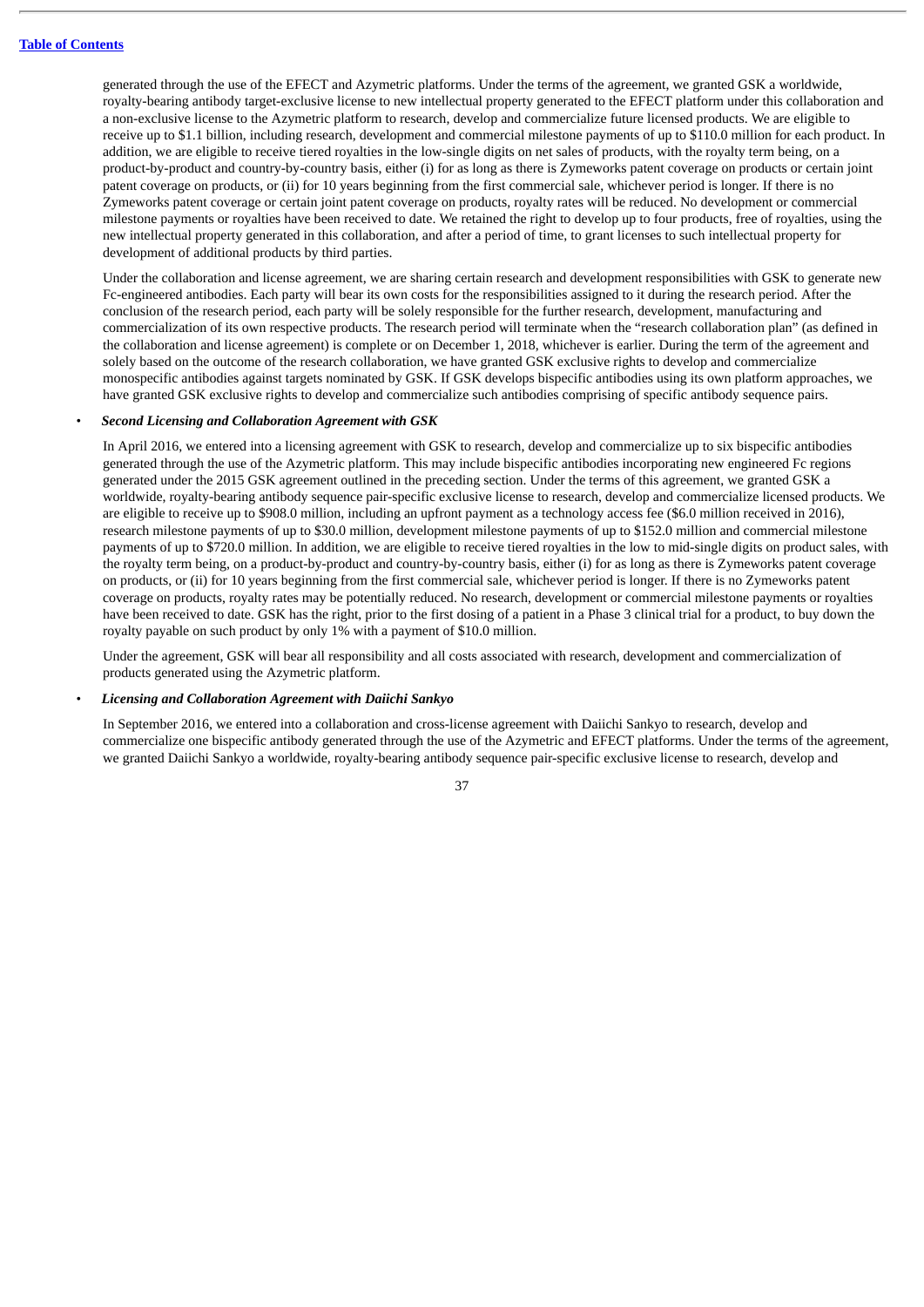generated through the use of the EFECT and Azymetric platforms. Under the terms of the agreement, we granted GSK a worldwide, royalty-bearing antibody target-exclusive license to new intellectual property generated to the EFECT platform under this collaboration and a non-exclusive license to the Azymetric platform to research, develop and commercialize future licensed products. We are eligible to receive up to $1.1 billion, including research, development and commercial milestone payments of up to $110.0 million for each product. In addition, we are eligible to receive tiered royalties in the low-single digits on net sales of products, with the royalty term being, on a product-by-product and country-by-country basis, either (i) for as long as there is Zymeworks patent coverage on products or certain joint patent coverage on products, or (ii) for 10 years beginning from the first commercial sale, whichever period is longer. If there is no Zymeworks patent coverage or certain joint patent coverage on products, royalty rates will be reduced. No development or commercial milestone payments or royalties have been received to date. We retained the right to develop up to four products, free of royalties, using the new intellectual property generated in this collaboration, and after a period of time, to grant licenses to such intellectual property for development of additional products by third parties.

Under the collaboration and license agreement, we are sharing certain research and development responsibilities with GSK to generate new Fc-engineered antibodies. Each party will bear its own costs for the responsibilities assigned to it during the research period. After the conclusion of the research period, each party will be solely responsible for the further research, development, manufacturing and commercialization of its own respective products. The research period will terminate when the "research collaboration plan" (as defined in the collaboration and license agreement) is complete or on December 1, 2018, whichever is earlier. During the term of the agreement and solely based on the outcome of the research collaboration, we have granted GSK exclusive rights to develop and commercialize monospecific antibodies against targets nominated by GSK. If GSK develops bispecific antibodies using its own platform approaches, we have granted GSK exclusive rights to develop and commercialize such antibodies comprising of specific antibody sequence pairs.

- ***Second Licensing and Collaboration Agreement with GSK***

  In April 2016, we entered into a licensing agreement with GSK to research, develop and commercialize up to six bispecific antibodies generated through the use of the Azymetric platform. This may include bispecific antibodies incorporating new engineered Fc regions generated under the 2015 GSK agreement outlined in the preceding section. Under the terms of this agreement, we granted GSK a worldwide, royalty-bearing antibody sequence pair-specific exclusive license to research, develop and commercialize licensed products. We are eligible to receive up to $908.0 million, including an upfront payment as a technology access fee ($6.0 million received in 2016), research milestone payments of up to $30.0 million, development milestone payments of up to $152.0 million and commercial milestone payments of up to $720.0 million. In addition, we are eligible to receive tiered royalties in the low to mid-single digits on product sales, with the royalty term being, on a product-by-product and country-by-country basis, either (i) for as long as there is Zymeworks patent coverage on products, or (ii) for 10 years beginning from the first commercial sale, whichever period is longer. If there is no Zymeworks patent coverage on products, royalty rates may be potentially reduced. No research, development or commercial milestone payments or royalties have been received to date. GSK has the right, prior to the first dosing of a patient in a Phase 3 clinical trial for a product, to buy down the royalty payable on such product by only 1% with a payment of $10.0 million.

  Under the agreement, GSK will bear all responsibility and all costs associated with research, development and commercialization of products generated using the Azymetric platform.

- ***Licensing and Collaboration Agreement with Daiichi Sankyo***

  In September 2016, we entered into a collaboration and cross-license agreement with Daiichi Sankyo to research, develop and commercialize one bispecific antibody generated through the use of the Azymetric and EFECT platforms. Under the terms of the agreement, we granted Daiichi Sankyo a worldwide, royalty-bearing antibody sequence pair-specific exclusive license to research, develop and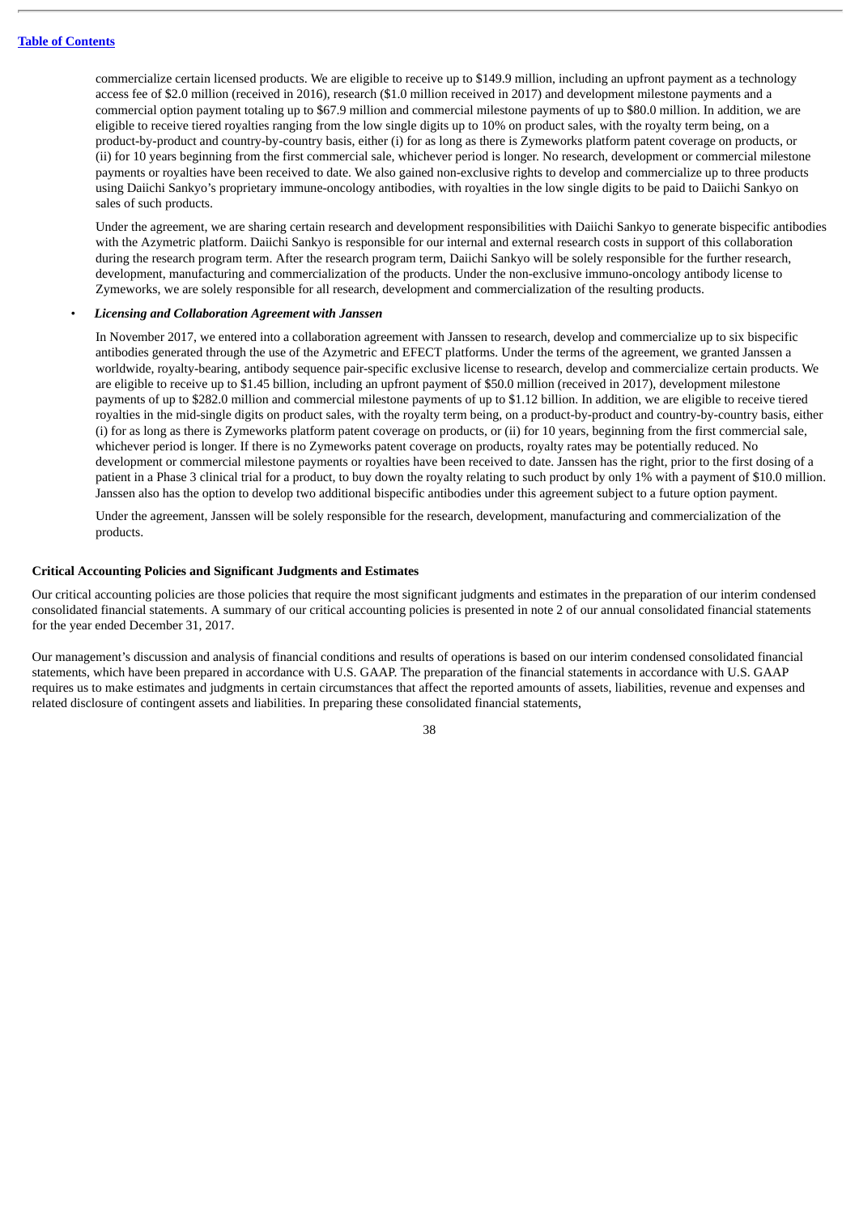commercialize certain licensed products. We are eligible to receive up to $149.9 million, including an upfront payment as a technology access fee of $2.0 million (received in 2016), research ($1.0 million received in 2017) and development milestone payments and a commercial option payment totaling up to $67.9 million and commercial milestone payments of up to $80.0 million. In addition, we are eligible to receive tiered royalties ranging from the low single digits up to 10% on product sales, with the royalty term being, on a product-by-product and country-by-country basis, either (i) for as long as there is Zymeworks platform patent coverage on products, or (ii) for 10 years beginning from the first commercial sale, whichever period is longer. No research, development or commercial milestone payments or royalties have been received to date. We also gained non-exclusive rights to develop and commercialize up to three products using Daiichi Sankyo's proprietary immune-oncology antibodies, with royalties in the low single digits to be paid to Daiichi Sankyo on sales of such products.

Under the agreement, we are sharing certain research and development responsibilities with Daiichi Sankyo to generate bispecific antibodies with the Azymetric platform. Daiichi Sankyo is responsible for our internal and external research costs in support of this collaboration during the research program term. After the research program term, Daiichi Sankyo will be solely responsible for the further research, development, manufacturing and commercialization of the products. Under the non-exclusive immuno-oncology antibody license to Zymeworks, we are solely responsible for all research, development and commercialization of the resulting products.

- ***Licensing and Collaboration Agreement with Janssen***

  In November 2017, we entered into a collaboration agreement with Janssen to research, develop and commercialize up to six bispecific antibodies generated through the use of the Azymetric and EFECT platforms. Under the terms of the agreement, we granted Janssen a worldwide, royalty-bearing, antibody sequence pair-specific exclusive license to research, develop and commercialize certain products. We are eligible to receive up to $1.45 billion, including an upfront payment of $50.0 million (received in 2017), development milestone payments of up to $282.0 million and commercial milestone payments of up to $1.12 billion. In addition, we are eligible to receive tiered royalties in the mid-single digits on product sales, with the royalty term being, on a product-by-product and country-by-country basis, either (i) for as long as there is Zymeworks platform patent coverage on products, or (ii) for 10 years, beginning from the first commercial sale, whichever period is longer. If there is no Zymeworks patent coverage on products, royalty rates may be potentially reduced. No development or commercial milestone payments or royalties have been received to date. Janssen has the right, prior to the first dosing of a patient in a Phase 3 clinical trial for a product, to buy down the royalty relating to such product by only 1% with a payment of $10.0 million. Janssen also has the option to develop two additional bispecific antibodies under this agreement subject to a future option payment.

  Under the agreement, Janssen will be solely responsible for the research, development, manufacturing and commercialization of the products.

**Critical Accounting Policies and Significant Judgments and Estimates**

Our critical accounting policies are those policies that require the most significant judgments and estimates in the preparation of our interim condensed consolidated financial statements. A summary of our critical accounting policies is presented in note 2 of our annual consolidated financial statements for the year ended December 31, 2017.

Our management's discussion and analysis of financial conditions and results of operations is based on our interim condensed consolidated financial statements, which have been prepared in accordance with U.S. GAAP. The preparation of the financial statements in accordance with U.S. GAAP requires us to make estimates and judgments in certain circumstances that affect the reported amounts of assets, liabilities, revenue and expenses and related disclosure of contingent assets and liabilities. In preparing these consolidated financial statements,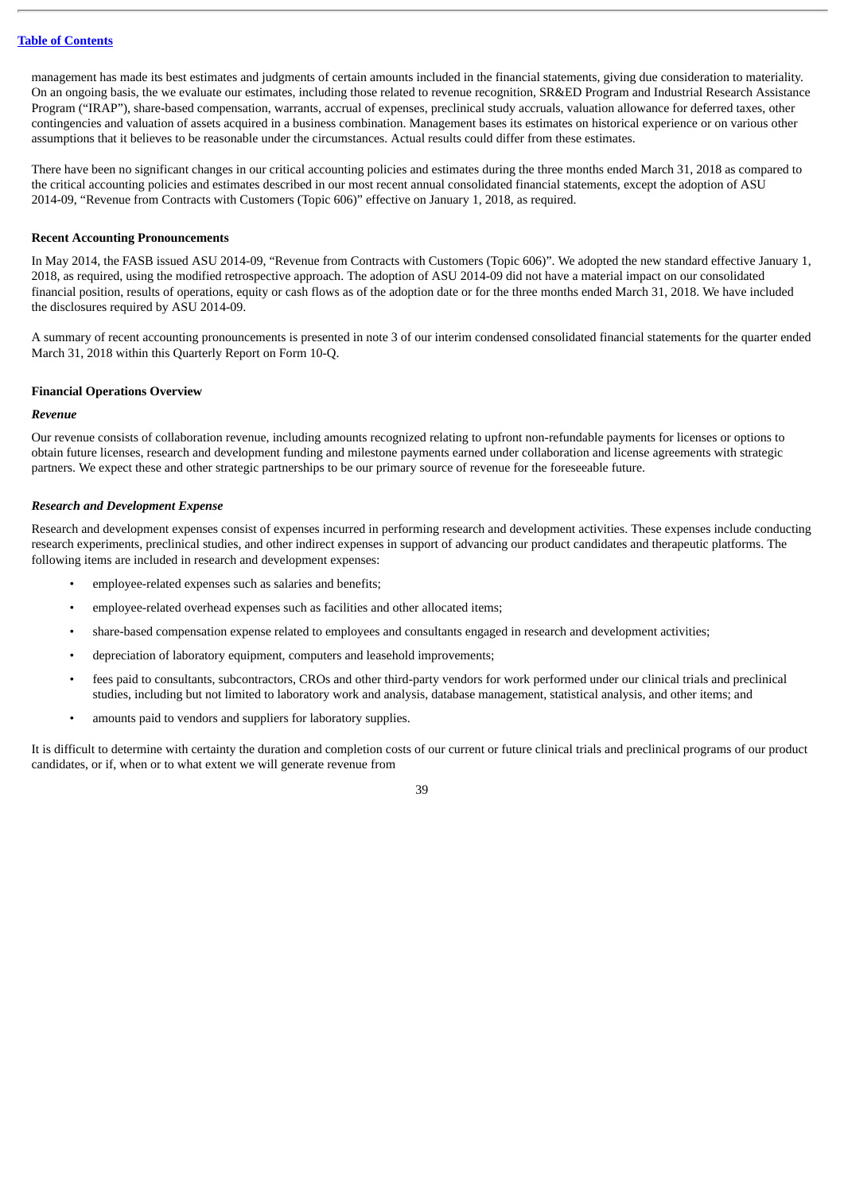management has made its best estimates and judgments of certain amounts included in the financial statements, giving due consideration to materiality. On an ongoing basis, the we evaluate our estimates, including those related to revenue recognition, SR&ED Program and Industrial Research Assistance Program ("IRAP"), share-based compensation, warrants, accrual of expenses, preclinical study accruals, valuation allowance for deferred taxes, other contingencies and valuation of assets acquired in a business combination. Management bases its estimates on historical experience or on various other assumptions that it believes to be reasonable under the circumstances. Actual results could differ from these estimates.

There have been no significant changes in our critical accounting policies and estimates during the three months ended March 31, 2018 as compared to the critical accounting policies and estimates described in our most recent annual consolidated financial statements, except the adoption of ASU 2014-09, "Revenue from Contracts with Customers (Topic 606)" effective on January 1, 2018, as required.

**Recent Accounting Pronouncements**

In May 2014, the FASB issued ASU 2014-09, "Revenue from Contracts with Customers (Topic 606)". We adopted the new standard effective January 1, 2018, as required, using the modified retrospective approach. The adoption of ASU 2014-09 did not have a material impact on our consolidated financial position, results of operations, equity or cash flows as of the adoption date or for the three months ended March 31, 2018. We have included the disclosures required by ASU 2014-09.

A summary of recent accounting pronouncements is presented in note 3 of our interim condensed consolidated financial statements for the quarter ended March 31, 2018 within this Quarterly Report on Form 10-Q.

**Financial Operations Overview**

***Revenue***

Our revenue consists of collaboration revenue, including amounts recognized relating to upfront non-refundable payments for licenses or options to obtain future licenses, research and development funding and milestone payments earned under collaboration and license agreements with strategic partners. We expect these and other strategic partnerships to be our primary source of revenue for the foreseeable future.

***Research and Development Expense***

Research and development expenses consist of expenses incurred in performing research and development activities. These expenses include conducting research experiments, preclinical studies, and other indirect expenses in support of advancing our product candidates and therapeutic platforms. The following items are included in research and development expenses:

- employee-related expenses such as salaries and benefits;
- employee-related overhead expenses such as facilities and other allocated items;
- share-based compensation expense related to employees and consultants engaged in research and development activities;
- depreciation of laboratory equipment, computers and leasehold improvements;
- fees paid to consultants, subcontractors, CROs and other third-party vendors for work performed under our clinical trials and preclinical studies, including but not limited to laboratory work and analysis, database management, statistical analysis, and other items; and
- amounts paid to vendors and suppliers for laboratory supplies.

It is difficult to determine with certainty the duration and completion costs of our current or future clinical trials and preclinical programs of our product candidates, or if, when or to what extent we will generate revenue from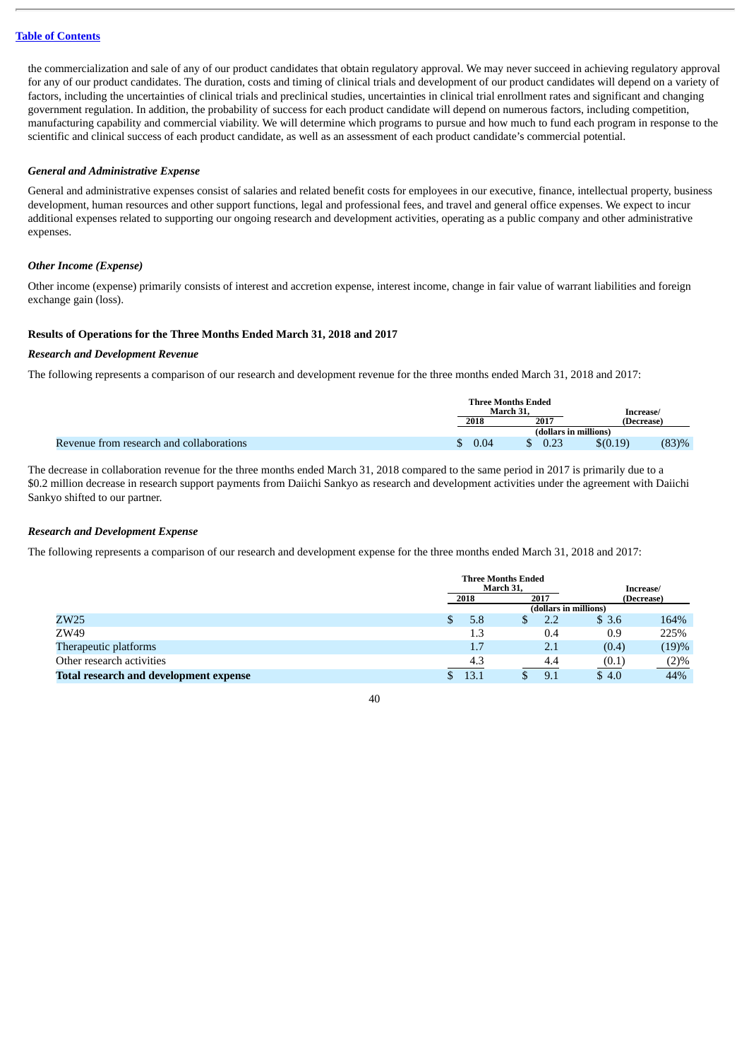the commercialization and sale of any of our product candidates that obtain regulatory approval. We may never succeed in achieving regulatory approval for any of our product candidates. The duration, costs and timing of clinical trials and development of our product candidates will depend on a variety of factors, including the uncertainties of clinical trials and preclinical studies, uncertainties in clinical trial enrollment rates and significant and changing government regulation. In addition, the probability of success for each product candidate will depend on numerous factors, including competition, manufacturing capability and commercial viability. We will determine which programs to pursue and how much to fund each program in response to the scientific and clinical success of each product candidate, as well as an assessment of each product candidate's commercial potential.

### *General and Administrative Expense*

General and administrative expenses consist of salaries and related benefit costs for employees in our executive, finance, intellectual property, business development, human resources and other support functions, legal and professional fees, and travel and general office expenses. We expect to incur additional expenses related to supporting our ongoing research and development activities, operating as a public company and other administrative expenses.

### *Other Income (Expense)*

Other income (expense) primarily consists of interest and accretion expense, interest income, change in fair value of warrant liabilities and foreign exchange gain (loss).

## Results of Operations for the Three Months Ended March 31, 2018 and 2017

### *Research and Development Revenue*

The following represents a comparison of our research and development revenue for the three months ended March 31, 2018 and 2017:

| | Three Months Ended March 31, | | Increase/ (Decrease) | |
|---|---|---|---|---|
| | 2018 | 2017 | | |
| | (dollars in millions) | | | |
| Revenue from research and collaborations | $ 0.04 | $ 0.23 | $(0.19) | (83)% |

The decrease in collaboration revenue for the three months ended March 31, 2018 compared to the same period in 2017 is primarily due to a $0.2 million decrease in research support payments from Daiichi Sankyo as research and development activities under the agreement with Daiichi Sankyo shifted to our partner.

### *Research and Development Expense*

The following represents a comparison of our research and development expense for the three months ended March 31, 2018 and 2017:

| | Three Months Ended March 31, | | Increase/ (Decrease) | |
|---|---|---|---|---|
| | 2018 | 2017 | | |
| | (dollars in millions) | | | |
| ZW25 | $ 5.8 | $ 2.2 | $ 3.6 | 164% |
| ZW49 | 1.3 | 0.4 | 0.9 | 225% |
| Therapeutic platforms | 1.7 | 2.1 | (0.4) | (19)% |
| Other research activities | 4.3 | 4.4 | (0.1) | (2)% |
| **Total research and development expense** | $ 13.1 | $ 9.1 | $ 4.0 | 44% |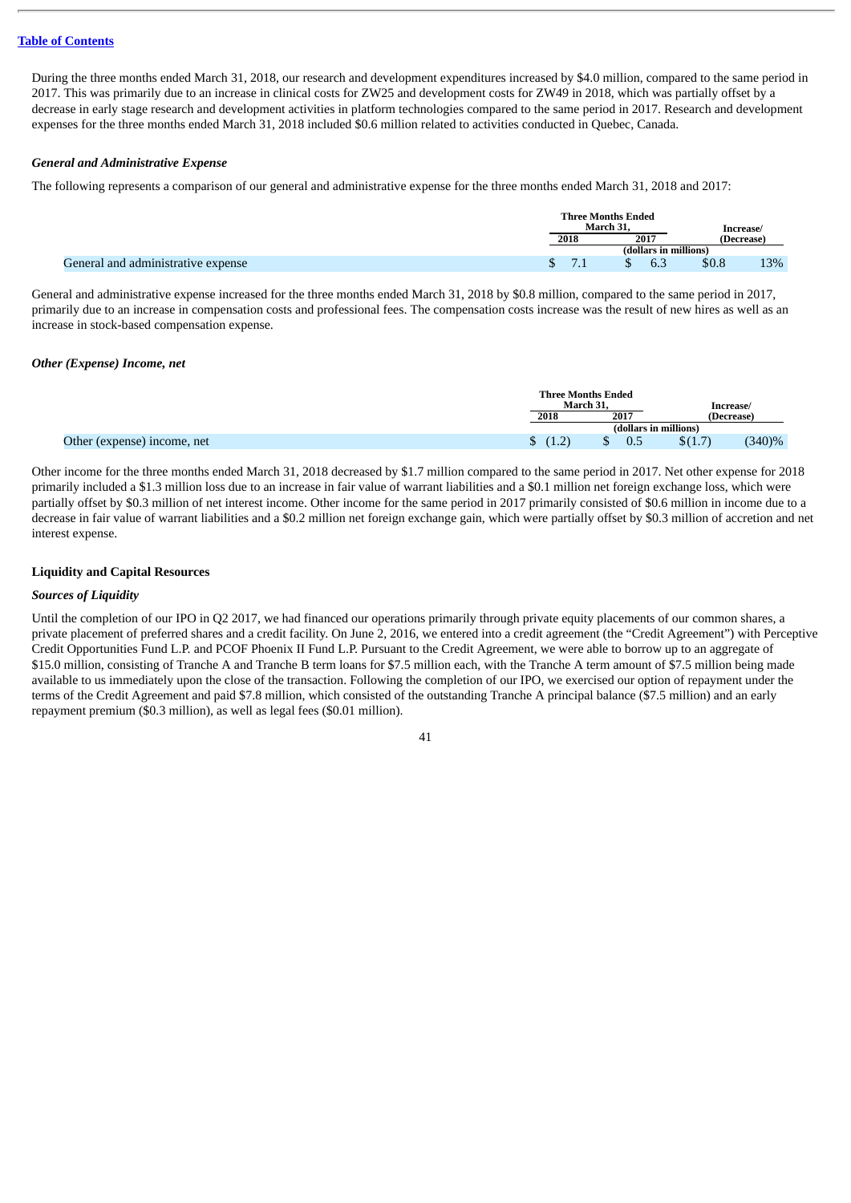During the three months ended March 31, 2018, our research and development expenditures increased by $4.0 million, compared to the same period in 2017. This was primarily due to an increase in clinical costs for ZW25 and development costs for ZW49 in 2018, which was partially offset by a decrease in early stage research and development activities in platform technologies compared to the same period in 2017. Research and development expenses for the three months ended March 31, 2018 included $0.6 million related to activities conducted in Quebec, Canada.

### *General and Administrative Expense*

The following represents a comparison of our general and administrative expense for the three months ended March 31, 2018 and 2017:

| | Three Months Ended March 31, | | Increase/ (Decrease) | |
|---|---|---|---|---|
| | 2018 | 2017 | | |
| | (dollars in millions) | | | |
| General and administrative expense | $ 7.1 | $ 6.3 | $0.8 | 13% |

General and administrative expense increased for the three months ended March 31, 2018 by $0.8 million, compared to the same period in 2017, primarily due to an increase in compensation costs and professional fees. The compensation costs increase was the result of new hires as well as an increase in stock-based compensation expense.

### *Other (Expense) Income, net*

| | Three Months Ended March 31, | | Increase/ (Decrease) | |
|---|---|---|---|---|
| | 2018 | 2017 | | |
| | (dollars in millions) | | | |
| Other (expense) income, net | $ (1.2) | $ 0.5 | $(1.7) | (340)% |

Other income for the three months ended March 31, 2018 decreased by $1.7 million compared to the same period in 2017. Net other expense for 2018 primarily included a $1.3 million loss due to an increase in fair value of warrant liabilities and a $0.1 million net foreign exchange loss, which were partially offset by $0.3 million of net interest income. Other income for the same period in 2017 primarily consisted of $0.6 million in income due to a decrease in fair value of warrant liabilities and a $0.2 million net foreign exchange gain, which were partially offset by $0.3 million of accretion and net interest expense.

## Liquidity and Capital Resources

### *Sources of Liquidity*

Until the completion of our IPO in Q2 2017, we had financed our operations primarily through private equity placements of our common shares, a private placement of preferred shares and a credit facility. On June 2, 2016, we entered into a credit agreement (the "Credit Agreement") with Perceptive Credit Opportunities Fund L.P. and PCOF Phoenix II Fund L.P. Pursuant to the Credit Agreement, we were able to borrow up to an aggregate of $15.0 million, consisting of Tranche A and Tranche B term loans for $7.5 million each, with the Tranche A term amount of $7.5 million being made available to us immediately upon the close of the transaction. Following the completion of our IPO, we exercised our option of repayment under the terms of the Credit Agreement and paid $7.8 million, which consisted of the outstanding Tranche A principal balance ($7.5 million) and an early repayment premium ($0.3 million), as well as legal fees ($0.01 million).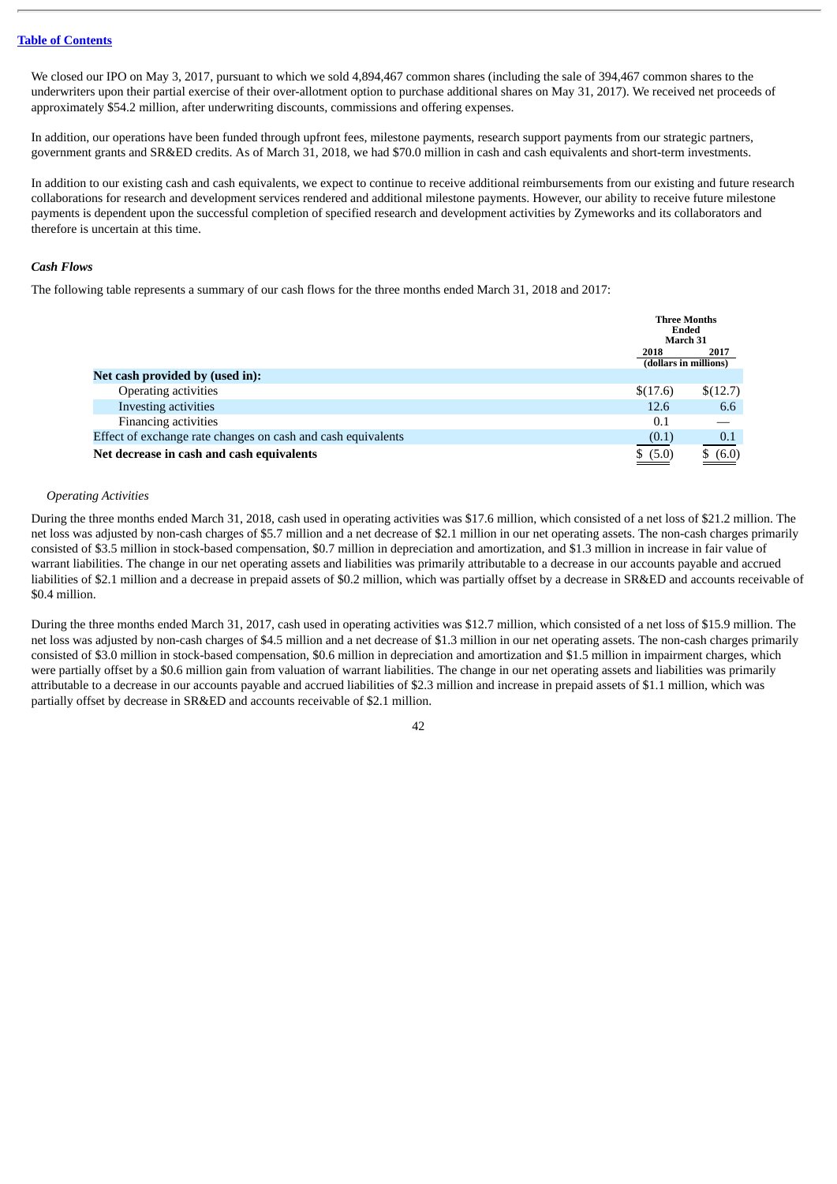We closed our IPO on May 3, 2017, pursuant to which we sold 4,894,467 common shares (including the sale of 394,467 common shares to the underwriters upon their partial exercise of their over-allotment option to purchase additional shares on May 31, 2017). We received net proceeds of approximately $54.2 million, after underwriting discounts, commissions and offering expenses.

In addition, our operations have been funded through upfront fees, milestone payments, research support payments from our strategic partners, government grants and SR&ED credits. As of March 31, 2018, we had $70.0 million in cash and cash equivalents and short-term investments.

In addition to our existing cash and cash equivalents, we expect to continue to receive additional reimbursements from our existing and future research collaborations for research and development services rendered and additional milestone payments. However, our ability to receive future milestone payments is dependent upon the successful completion of specified research and development activities by Zymeworks and its collaborators and therefore is uncertain at this time.

***Cash Flows***

The following table represents a summary of our cash flows for the three months ended March 31, 2018 and 2017:

| | Three Months Ended March 31 | |
|---|---|---|
| | 2018 | 2017 |
| | (dollars in millions) | |
| **Net cash provided by (used in):** | | |
| Operating activities | $(17.6) | $(12.7) |
| Investing activities | 12.6 | 6.6 |
| Financing activities | 0.1 | — |
| Effect of exchange rate changes on cash and cash equivalents | (0.1) | 0.1 |
| **Net decrease in cash and cash equivalents** | $ (5.0) | $ (6.0) |

*Operating Activities*

During the three months ended March 31, 2018, cash used in operating activities was $17.6 million, which consisted of a net loss of $21.2 million. The net loss was adjusted by non-cash charges of $5.7 million and a net decrease of $2.1 million in our net operating assets. The non-cash charges primarily consisted of $3.5 million in stock-based compensation, $0.7 million in depreciation and amortization, and $1.3 million in increase in fair value of warrant liabilities. The change in our net operating assets and liabilities was primarily attributable to a decrease in our accounts payable and accrued liabilities of $2.1 million and a decrease in prepaid assets of $0.2 million, which was partially offset by a decrease in SR&ED and accounts receivable of $0.4 million.

During the three months ended March 31, 2017, cash used in operating activities was $12.7 million, which consisted of a net loss of $15.9 million. The net loss was adjusted by non-cash charges of $4.5 million and a net decrease of $1.3 million in our net operating assets. The non-cash charges primarily consisted of $3.0 million in stock-based compensation, $0.6 million in depreciation and amortization and $1.5 million in impairment charges, which were partially offset by a $0.6 million gain from valuation of warrant liabilities. The change in our net operating assets and liabilities was primarily attributable to a decrease in our accounts payable and accrued liabilities of $2.3 million and increase in prepaid assets of $1.1 million, which was partially offset by decrease in SR&ED and accounts receivable of $2.1 million.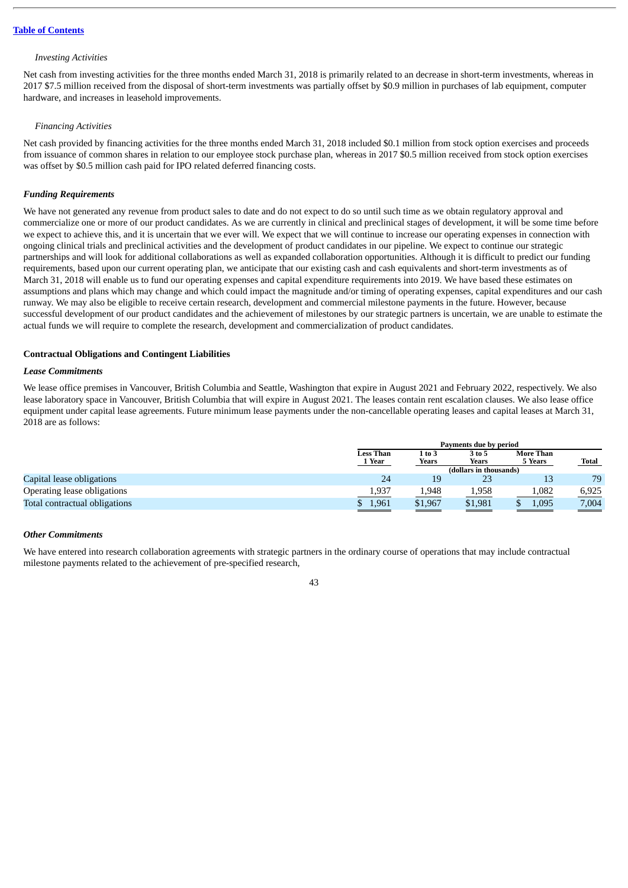*Investing Activities*

Net cash from investing activities for the three months ended March 31, 2018 is primarily related to an decrease in short-term investments, whereas in 2017 $7.5 million received from the disposal of short-term investments was partially offset by $0.9 million in purchases of lab equipment, computer hardware, and increases in leasehold improvements.

*Financing Activities*

Net cash provided by financing activities for the three months ended March 31, 2018 included $0.1 million from stock option exercises and proceeds from issuance of common shares in relation to our employee stock purchase plan, whereas in 2017 $0.5 million received from stock option exercises was offset by $0.5 million cash paid for IPO related deferred financing costs.

***Funding Requirements***

We have not generated any revenue from product sales to date and do not expect to do so until such time as we obtain regulatory approval and commercialize one or more of our product candidates. As we are currently in clinical and preclinical stages of development, it will be some time before we expect to achieve this, and it is uncertain that we ever will. We expect that we will continue to increase our operating expenses in connection with ongoing clinical trials and preclinical activities and the development of product candidates in our pipeline. We expect to continue our strategic partnerships and will look for additional collaborations as well as expanded collaboration opportunities. Although it is difficult to predict our funding requirements, based upon our current operating plan, we anticipate that our existing cash and cash equivalents and short-term investments as of March 31, 2018 will enable us to fund our operating expenses and capital expenditure requirements into 2019. We have based these estimates on assumptions and plans which may change and which could impact the magnitude and/or timing of operating expenses, capital expenditures and our cash runway. We may also be eligible to receive certain research, development and commercial milestone payments in the future. However, because successful development of our product candidates and the achievement of milestones by our strategic partners is uncertain, we are unable to estimate the actual funds we will require to complete the research, development and commercialization of product candidates.

**Contractual Obligations and Contingent Liabilities**

***Lease Commitments***

We lease office premises in Vancouver, British Columbia and Seattle, Washington that expire in August 2021 and February 2022, respectively. We also lease laboratory space in Vancouver, British Columbia that will expire in August 2021. The leases contain rent escalation clauses. We also lease office equipment under capital lease agreements. Future minimum lease payments under the non-cancellable operating leases and capital leases at March 31, 2018 are as follows:

| | Payments due by period | | | | |
|---|---|---|---|---|---|
| | Less Than 1 Year | 1 to 3 Years | 3 to 5 Years | More Than 5 Years | Total |
| | (dollars in thousands) | | | | |
| Capital lease obligations | 24 | 19 | 23 | 13 | 79 |
| Operating lease obligations | 1,937 | 1,948 | 1,958 | 1,082 | 6,925 |
| Total contractual obligations | $ 1,961 | $1,967 | $1,981 | $ 1,095 | 7,004 |

***Other Commitments***

We have entered into research collaboration agreements with strategic partners in the ordinary course of operations that may include contractual milestone payments related to the achievement of pre-specified research,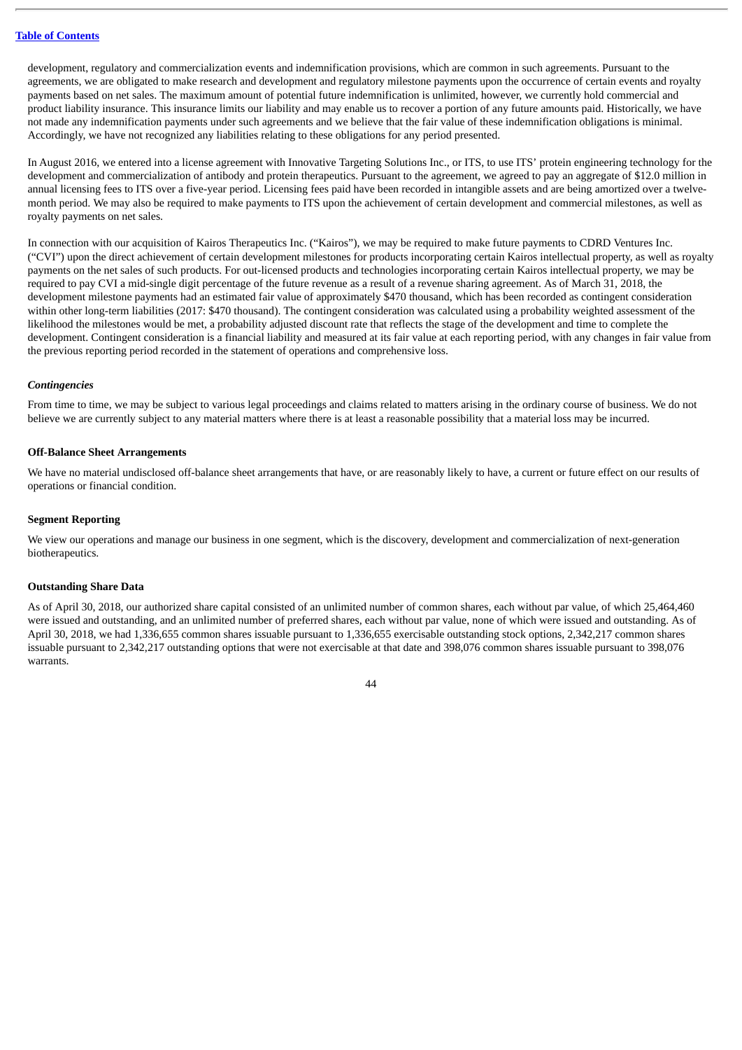development, regulatory and commercialization events and indemnification provisions, which are common in such agreements. Pursuant to the agreements, we are obligated to make research and development and regulatory milestone payments upon the occurrence of certain events and royalty payments based on net sales. The maximum amount of potential future indemnification is unlimited, however, we currently hold commercial and product liability insurance. This insurance limits our liability and may enable us to recover a portion of any future amounts paid. Historically, we have not made any indemnification payments under such agreements and we believe that the fair value of these indemnification obligations is minimal. Accordingly, we have not recognized any liabilities relating to these obligations for any period presented.

In August 2016, we entered into a license agreement with Innovative Targeting Solutions Inc., or ITS, to use ITS' protein engineering technology for the development and commercialization of antibody and protein therapeutics. Pursuant to the agreement, we agreed to pay an aggregate of $12.0 million in annual licensing fees to ITS over a five-year period. Licensing fees paid have been recorded in intangible assets and are being amortized over a twelve-month period. We may also be required to make payments to ITS upon the achievement of certain development and commercial milestones, as well as royalty payments on net sales.

In connection with our acquisition of Kairos Therapeutics Inc. ("Kairos"), we may be required to make future payments to CDRD Ventures Inc. ("CVI") upon the direct achievement of certain development milestones for products incorporating certain Kairos intellectual property, as well as royalty payments on the net sales of such products. For out-licensed products and technologies incorporating certain Kairos intellectual property, we may be required to pay CVI a mid-single digit percentage of the future revenue as a result of a revenue sharing agreement. As of March 31, 2018, the development milestone payments had an estimated fair value of approximately $470 thousand, which has been recorded as contingent consideration within other long-term liabilities (2017: $470 thousand). The contingent consideration was calculated using a probability weighted assessment of the likelihood the milestones would be met, a probability adjusted discount rate that reflects the stage of the development and time to complete the development. Contingent consideration is a financial liability and measured at its fair value at each reporting period, with any changes in fair value from the previous reporting period recorded in the statement of operations and comprehensive loss.

***Contingencies***

From time to time, we may be subject to various legal proceedings and claims related to matters arising in the ordinary course of business. We do not believe we are currently subject to any material matters where there is at least a reasonable possibility that a material loss may be incurred.

**Off-Balance Sheet Arrangements**

We have no material undisclosed off-balance sheet arrangements that have, or are reasonably likely to have, a current or future effect on our results of operations or financial condition.

**Segment Reporting**

We view our operations and manage our business in one segment, which is the discovery, development and commercialization of next-generation biotherapeutics.

**Outstanding Share Data**

As of April 30, 2018, our authorized share capital consisted of an unlimited number of common shares, each without par value, of which 25,464,460 were issued and outstanding, and an unlimited number of preferred shares, each without par value, none of which were issued and outstanding. As of April 30, 2018, we had 1,336,655 common shares issuable pursuant to 1,336,655 exercisable outstanding stock options, 2,342,217 common shares issuable pursuant to 2,342,217 outstanding options that were not exercisable at that date and 398,076 common shares issuable pursuant to 398,076 warrants.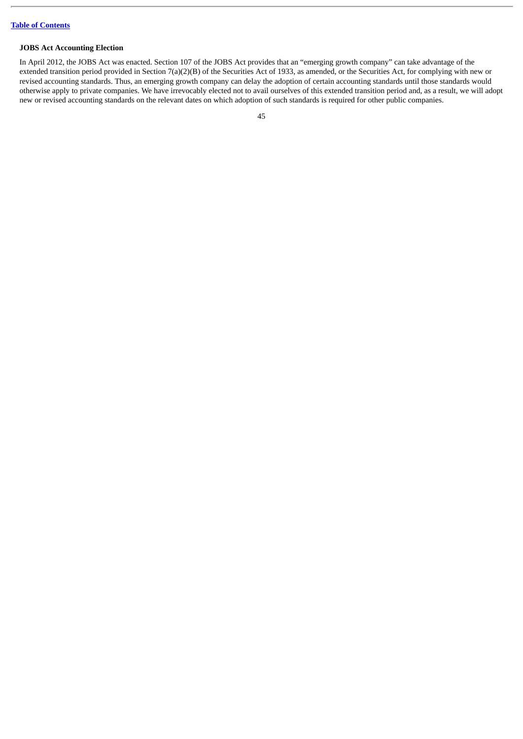**JOBS Act Accounting Election**

In April 2012, the JOBS Act was enacted. Section 107 of the JOBS Act provides that an "emerging growth company" can take advantage of the extended transition period provided in Section 7(a)(2)(B) of the Securities Act of 1933, as amended, or the Securities Act, for complying with new or revised accounting standards. Thus, an emerging growth company can delay the adoption of certain accounting standards until those standards would otherwise apply to private companies. We have irrevocably elected not to avail ourselves of this extended transition period and, as a result, we will adopt new or revised accounting standards on the relevant dates on which adoption of such standards is required for other public companies.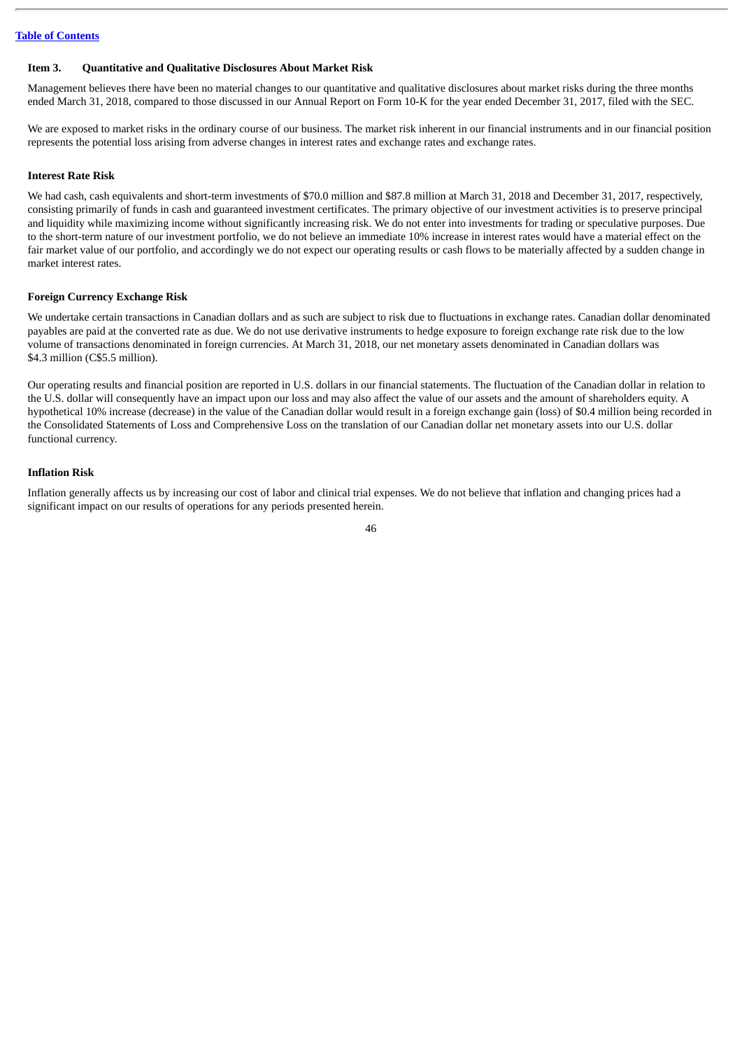Table of Contents

### Item 3. Quantitative and Qualitative Disclosures About Market Risk

Management believes there have been no material changes to our quantitative and qualitative disclosures about market risks during the three months ended March 31, 2018, compared to those discussed in our Annual Report on Form 10-K for the year ended December 31, 2017, filed with the SEC.

We are exposed to market risks in the ordinary course of our business. The market risk inherent in our financial instruments and in our financial position represents the potential loss arising from adverse changes in interest rates and exchange rates and exchange rates.

#### Interest Rate Risk

We had cash, cash equivalents and short-term investments of $70.0 million and $87.8 million at March 31, 2018 and December 31, 2017, respectively, consisting primarily of funds in cash and guaranteed investment certificates. The primary objective of our investment activities is to preserve principal and liquidity while maximizing income without significantly increasing risk. We do not enter into investments for trading or speculative purposes. Due to the short-term nature of our investment portfolio, we do not believe an immediate 10% increase in interest rates would have a material effect on the fair market value of our portfolio, and accordingly we do not expect our operating results or cash flows to be materially affected by a sudden change in market interest rates.

#### Foreign Currency Exchange Risk

We undertake certain transactions in Canadian dollars and as such are subject to risk due to fluctuations in exchange rates. Canadian dollar denominated payables are paid at the converted rate as due. We do not use derivative instruments to hedge exposure to foreign exchange rate risk due to the low volume of transactions denominated in foreign currencies. At March 31, 2018, our net monetary assets denominated in Canadian dollars was $4.3 million (C$5.5 million).

Our operating results and financial position are reported in U.S. dollars in our financial statements. The fluctuation of the Canadian dollar in relation to the U.S. dollar will consequently have an impact upon our loss and may also affect the value of our assets and the amount of shareholders equity. A hypothetical 10% increase (decrease) in the value of the Canadian dollar would result in a foreign exchange gain (loss) of $0.4 million being recorded in the Consolidated Statements of Loss and Comprehensive Loss on the translation of our Canadian dollar net monetary assets into our U.S. dollar functional currency.

#### Inflation Risk

Inflation generally affects us by increasing our cost of labor and clinical trial expenses. We do not believe that inflation and changing prices had a significant impact on our results of operations for any periods presented herein.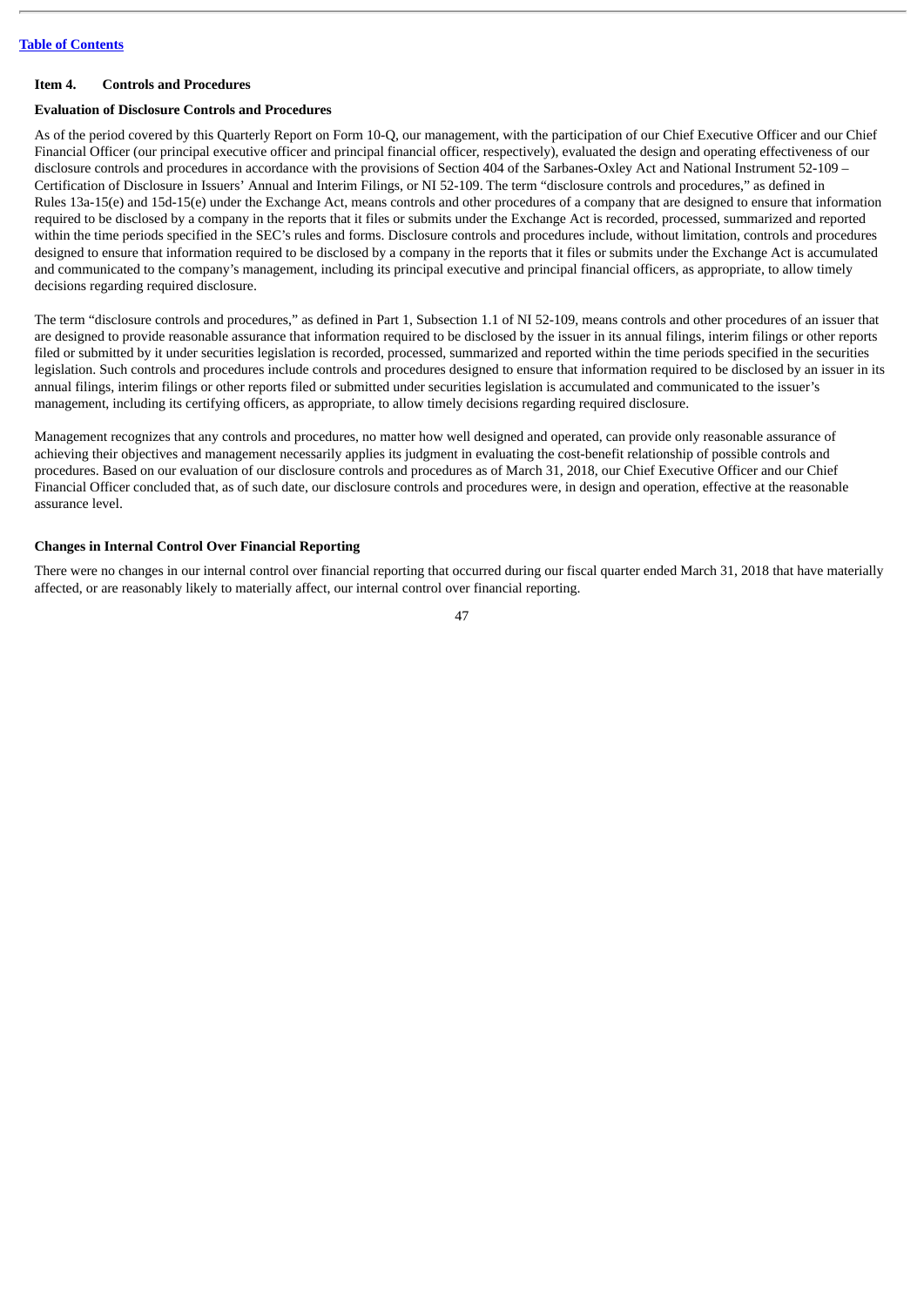## Item 4. Controls and Procedures

**Evaluation of Disclosure Controls and Procedures**

As of the period covered by this Quarterly Report on Form 10-Q, our management, with the participation of our Chief Executive Officer and our Chief Financial Officer (our principal executive officer and principal financial officer, respectively), evaluated the design and operating effectiveness of our disclosure controls and procedures in accordance with the provisions of Section 404 of the Sarbanes-Oxley Act and National Instrument 52-109 – Certification of Disclosure in Issuers' Annual and Interim Filings, or NI 52-109. The term "disclosure controls and procedures," as defined in Rules 13a-15(e) and 15d-15(e) under the Exchange Act, means controls and other procedures of a company that are designed to ensure that information required to be disclosed by a company in the reports that it files or submits under the Exchange Act is recorded, processed, summarized and reported within the time periods specified in the SEC's rules and forms. Disclosure controls and procedures include, without limitation, controls and procedures designed to ensure that information required to be disclosed by a company in the reports that it files or submits under the Exchange Act is accumulated and communicated to the company's management, including its principal executive and principal financial officers, as appropriate, to allow timely decisions regarding required disclosure.

The term "disclosure controls and procedures," as defined in Part 1, Subsection 1.1 of NI 52-109, means controls and other procedures of an issuer that are designed to provide reasonable assurance that information required to be disclosed by the issuer in its annual filings, interim filings or other reports filed or submitted by it under securities legislation is recorded, processed, summarized and reported within the time periods specified in the securities legislation. Such controls and procedures include controls and procedures designed to ensure that information required to be disclosed by an issuer in its annual filings, interim filings or other reports filed or submitted under securities legislation is accumulated and communicated to the issuer's management, including its certifying officers, as appropriate, to allow timely decisions regarding required disclosure.

Management recognizes that any controls and procedures, no matter how well designed and operated, can provide only reasonable assurance of achieving their objectives and management necessarily applies its judgment in evaluating the cost-benefit relationship of possible controls and procedures. Based on our evaluation of our disclosure controls and procedures as of March 31, 2018, our Chief Executive Officer and our Chief Financial Officer concluded that, as of such date, our disclosure controls and procedures were, in design and operation, effective at the reasonable assurance level.

**Changes in Internal Control Over Financial Reporting**

There were no changes in our internal control over financial reporting that occurred during our fiscal quarter ended March 31, 2018 that have materially affected, or are reasonably likely to materially affect, our internal control over financial reporting.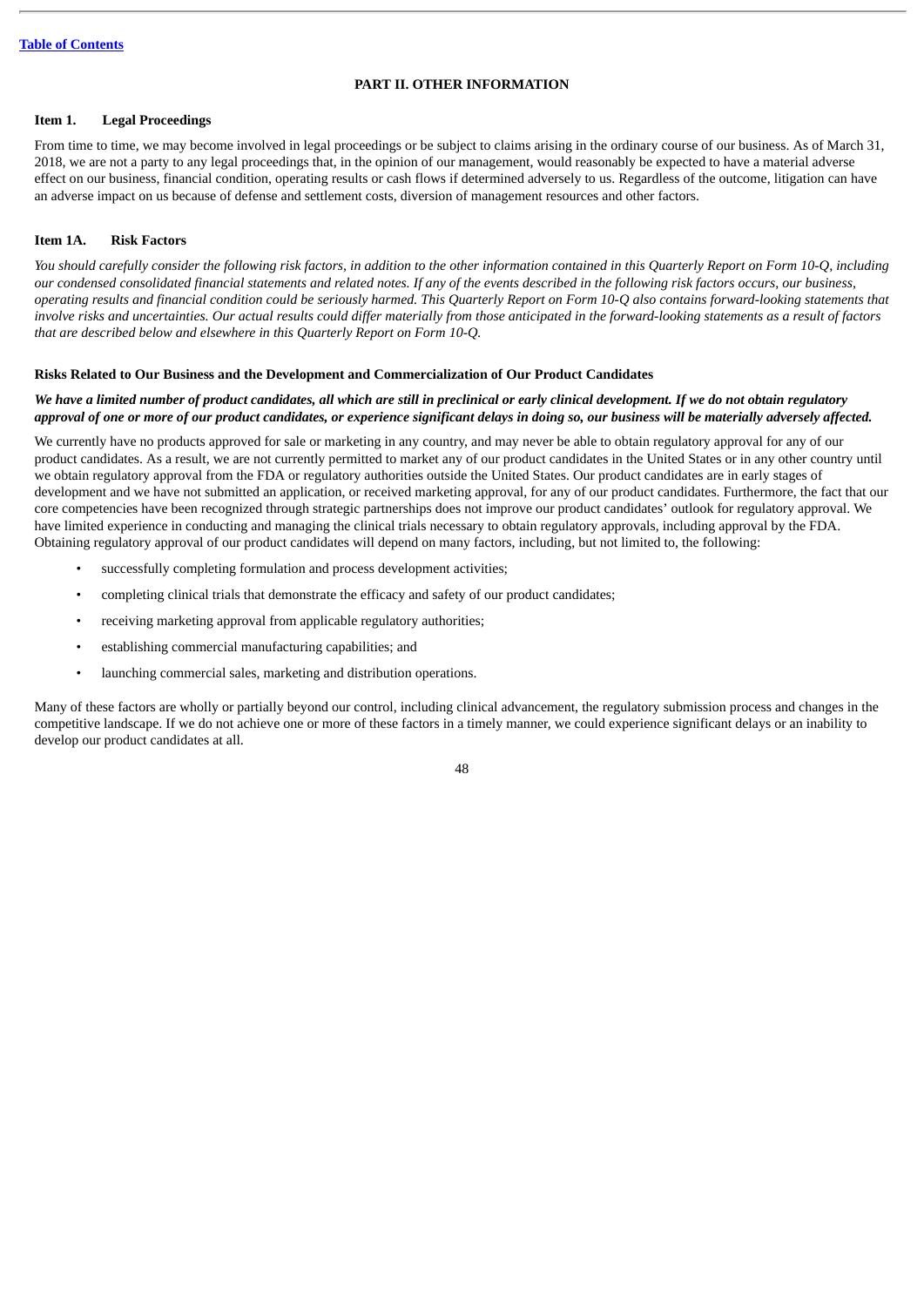## PART II. OTHER INFORMATION

### Item 1. Legal Proceedings

From time to time, we may become involved in legal proceedings or be subject to claims arising in the ordinary course of our business. As of March 31, 2018, we are not a party to any legal proceedings that, in the opinion of our management, would reasonably be expected to have a material adverse effect on our business, financial condition, operating results or cash flows if determined adversely to us. Regardless of the outcome, litigation can have an adverse impact on us because of defense and settlement costs, diversion of management resources and other factors.

### Item 1A. Risk Factors

*You should carefully consider the following risk factors, in addition to the other information contained in this Quarterly Report on Form 10-Q, including our condensed consolidated financial statements and related notes. If any of the events described in the following risk factors occurs, our business, operating results and financial condition could be seriously harmed. This Quarterly Report on Form 10-Q also contains forward-looking statements that involve risks and uncertainties. Our actual results could differ materially from those anticipated in the forward-looking statements as a result of factors that are described below and elsewhere in this Quarterly Report on Form 10-Q.*

#### Risks Related to Our Business and the Development and Commercialization of Our Product Candidates

***We have a limited number of product candidates, all which are still in preclinical or early clinical development. If we do not obtain regulatory approval of one or more of our product candidates, or experience significant delays in doing so, our business will be materially adversely affected.***

We currently have no products approved for sale or marketing in any country, and may never be able to obtain regulatory approval for any of our product candidates. As a result, we are not currently permitted to market any of our product candidates in the United States or in any other country until we obtain regulatory approval from the FDA or regulatory authorities outside the United States. Our product candidates are in early stages of development and we have not submitted an application, or received marketing approval, for any of our product candidates. Furthermore, the fact that our core competencies have been recognized through strategic partnerships does not improve our product candidates' outlook for regulatory approval. We have limited experience in conducting and managing the clinical trials necessary to obtain regulatory approvals, including approval by the FDA. Obtaining regulatory approval of our product candidates will depend on many factors, including, but not limited to, the following:

- successfully completing formulation and process development activities;
- completing clinical trials that demonstrate the efficacy and safety of our product candidates;
- receiving marketing approval from applicable regulatory authorities;
- establishing commercial manufacturing capabilities; and
- launching commercial sales, marketing and distribution operations.

Many of these factors are wholly or partially beyond our control, including clinical advancement, the regulatory submission process and changes in the competitive landscape. If we do not achieve one or more of these factors in a timely manner, we could experience significant delays or an inability to develop our product candidates at all.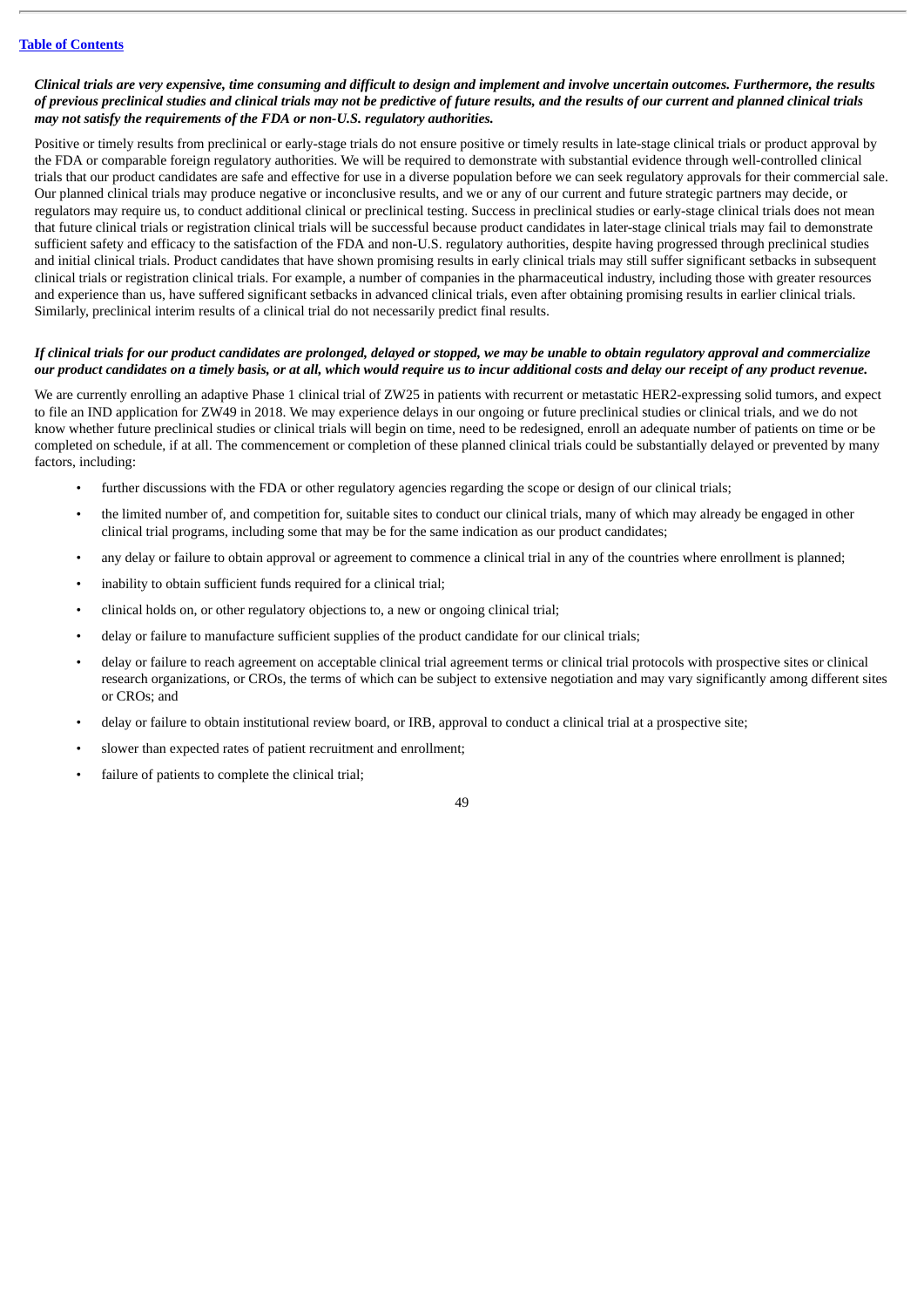*Clinical trials are very expensive, time consuming and difficult to design and implement and involve uncertain outcomes. Furthermore, the results of previous preclinical studies and clinical trials may not be predictive of future results, and the results of our current and planned clinical trials may not satisfy the requirements of the FDA or non-U.S. regulatory authorities.*

Positive or timely results from preclinical or early-stage trials do not ensure positive or timely results in late-stage clinical trials or product approval by the FDA or comparable foreign regulatory authorities. We will be required to demonstrate with substantial evidence through well-controlled clinical trials that our product candidates are safe and effective for use in a diverse population before we can seek regulatory approvals for their commercial sale. Our planned clinical trials may produce negative or inconclusive results, and we or any of our current and future strategic partners may decide, or regulators may require us, to conduct additional clinical or preclinical testing. Success in preclinical studies or early-stage clinical trials does not mean that future clinical trials or registration clinical trials will be successful because product candidates in later-stage clinical trials may fail to demonstrate sufficient safety and efficacy to the satisfaction of the FDA and non-U.S. regulatory authorities, despite having progressed through preclinical studies and initial clinical trials. Product candidates that have shown promising results in early clinical trials may still suffer significant setbacks in subsequent clinical trials or registration clinical trials. For example, a number of companies in the pharmaceutical industry, including those with greater resources and experience than us, have suffered significant setbacks in advanced clinical trials, even after obtaining promising results in earlier clinical trials. Similarly, preclinical interim results of a clinical trial do not necessarily predict final results.

*If clinical trials for our product candidates are prolonged, delayed or stopped, we may be unable to obtain regulatory approval and commercialize our product candidates on a timely basis, or at all, which would require us to incur additional costs and delay our receipt of any product revenue.*

We are currently enrolling an adaptive Phase 1 clinical trial of ZW25 in patients with recurrent or metastatic HER2-expressing solid tumors, and expect to file an IND application for ZW49 in 2018. We may experience delays in our ongoing or future preclinical studies or clinical trials, and we do not know whether future preclinical studies or clinical trials will begin on time, need to be redesigned, enroll an adequate number of patients on time or be completed on schedule, if at all. The commencement or completion of these planned clinical trials could be substantially delayed or prevented by many factors, including:

- further discussions with the FDA or other regulatory agencies regarding the scope or design of our clinical trials;
- the limited number of, and competition for, suitable sites to conduct our clinical trials, many of which may already be engaged in other clinical trial programs, including some that may be for the same indication as our product candidates;
- any delay or failure to obtain approval or agreement to commence a clinical trial in any of the countries where enrollment is planned;
- inability to obtain sufficient funds required for a clinical trial;
- clinical holds on, or other regulatory objections to, a new or ongoing clinical trial;
- delay or failure to manufacture sufficient supplies of the product candidate for our clinical trials;
- delay or failure to reach agreement on acceptable clinical trial agreement terms or clinical trial protocols with prospective sites or clinical research organizations, or CROs, the terms of which can be subject to extensive negotiation and may vary significantly among different sites or CROs; and
- delay or failure to obtain institutional review board, or IRB, approval to conduct a clinical trial at a prospective site;
- slower than expected rates of patient recruitment and enrollment;
- failure of patients to complete the clinical trial;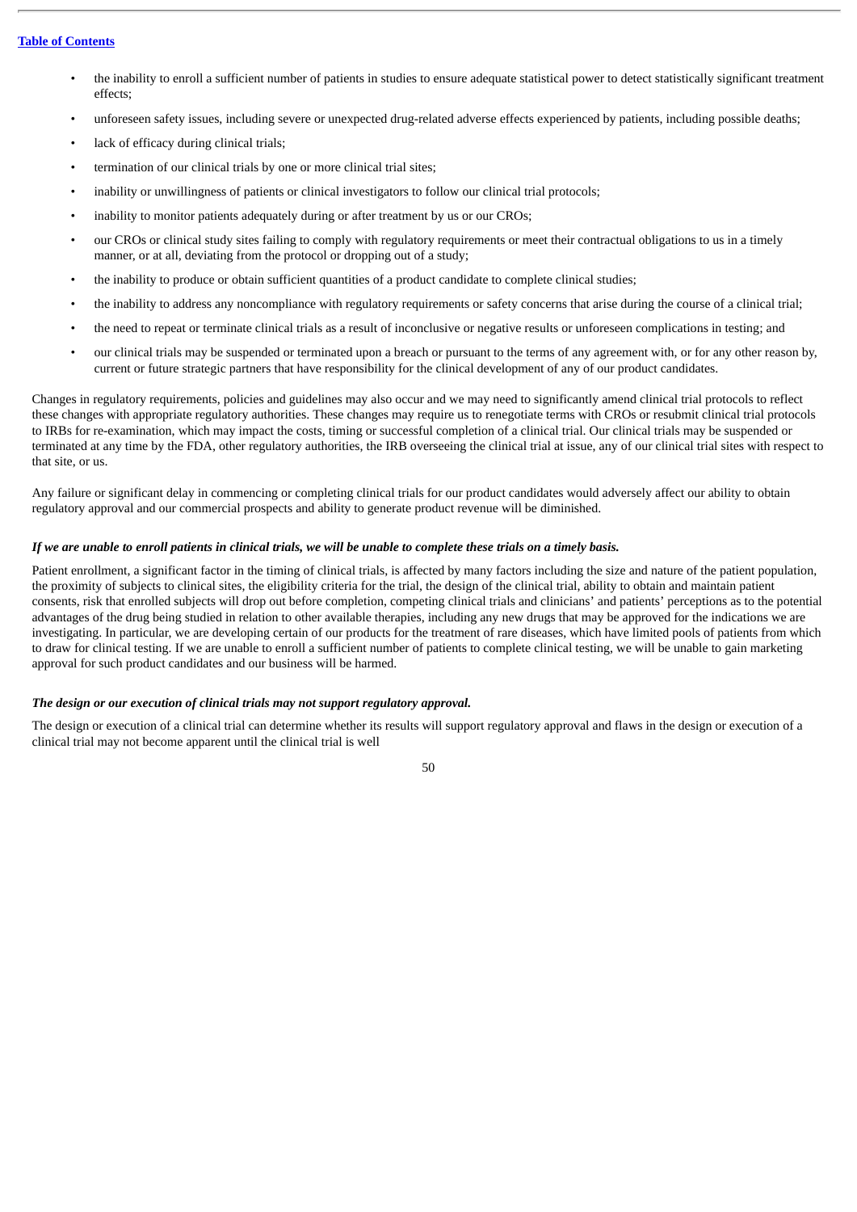- the inability to enroll a sufficient number of patients in studies to ensure adequate statistical power to detect statistically significant treatment effects;
- unforeseen safety issues, including severe or unexpected drug-related adverse effects experienced by patients, including possible deaths;
- lack of efficacy during clinical trials;
- termination of our clinical trials by one or more clinical trial sites;
- inability or unwillingness of patients or clinical investigators to follow our clinical trial protocols;
- inability to monitor patients adequately during or after treatment by us or our CROs;
- our CROs or clinical study sites failing to comply with regulatory requirements or meet their contractual obligations to us in a timely manner, or at all, deviating from the protocol or dropping out of a study;
- the inability to produce or obtain sufficient quantities of a product candidate to complete clinical studies;
- the inability to address any noncompliance with regulatory requirements or safety concerns that arise during the course of a clinical trial;
- the need to repeat or terminate clinical trials as a result of inconclusive or negative results or unforeseen complications in testing; and
- our clinical trials may be suspended or terminated upon a breach or pursuant to the terms of any agreement with, or for any other reason by, current or future strategic partners that have responsibility for the clinical development of any of our product candidates.

Changes in regulatory requirements, policies and guidelines may also occur and we may need to significantly amend clinical trial protocols to reflect these changes with appropriate regulatory authorities. These changes may require us to renegotiate terms with CROs or resubmit clinical trial protocols to IRBs for re-examination, which may impact the costs, timing or successful completion of a clinical trial. Our clinical trials may be suspended or terminated at any time by the FDA, other regulatory authorities, the IRB overseeing the clinical trial at issue, any of our clinical trial sites with respect to that site, or us.

Any failure or significant delay in commencing or completing clinical trials for our product candidates would adversely affect our ability to obtain regulatory approval and our commercial prospects and ability to generate product revenue will be diminished.

***If we are unable to enroll patients in clinical trials, we will be unable to complete these trials on a timely basis.***

Patient enrollment, a significant factor in the timing of clinical trials, is affected by many factors including the size and nature of the patient population, the proximity of subjects to clinical sites, the eligibility criteria for the trial, the design of the clinical trial, ability to obtain and maintain patient consents, risk that enrolled subjects will drop out before completion, competing clinical trials and clinicians' and patients' perceptions as to the potential advantages of the drug being studied in relation to other available therapies, including any new drugs that may be approved for the indications we are investigating. In particular, we are developing certain of our products for the treatment of rare diseases, which have limited pools of patients from which to draw for clinical testing. If we are unable to enroll a sufficient number of patients to complete clinical testing, we will be unable to gain marketing approval for such product candidates and our business will be harmed.

***The design or our execution of clinical trials may not support regulatory approval.***

The design or execution of a clinical trial can determine whether its results will support regulatory approval and flaws in the design or execution of a clinical trial may not become apparent until the clinical trial is well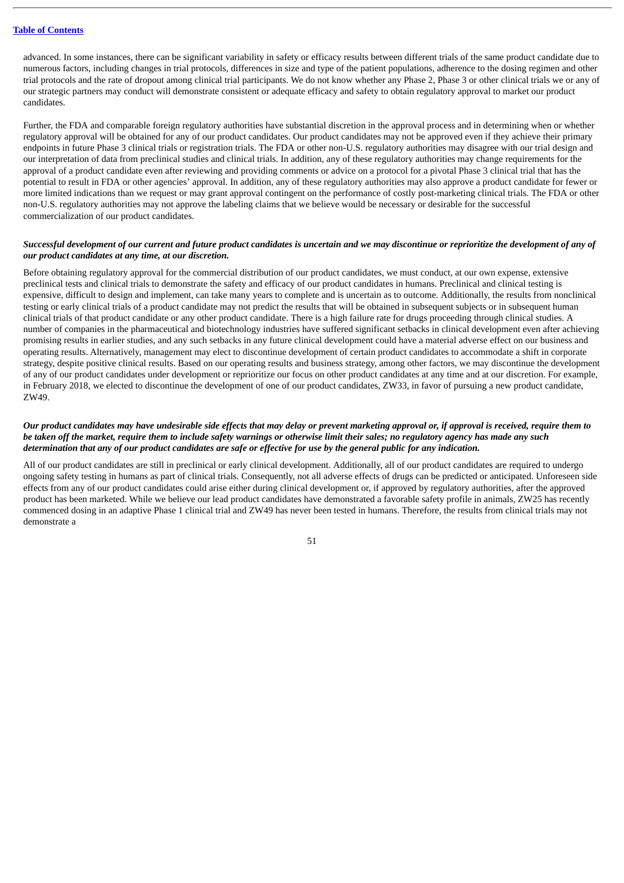advanced. In some instances, there can be significant variability in safety or efficacy results between different trials of the same product candidate due to numerous factors, including changes in trial protocols, differences in size and type of the patient populations, adherence to the dosing regimen and other trial protocols and the rate of dropout among clinical trial participants. We do not know whether any Phase 2, Phase 3 or other clinical trials we or any of our strategic partners may conduct will demonstrate consistent or adequate efficacy and safety to obtain regulatory approval to market our product candidates.

Further, the FDA and comparable foreign regulatory authorities have substantial discretion in the approval process and in determining when or whether regulatory approval will be obtained for any of our product candidates. Our product candidates may not be approved even if they achieve their primary endpoints in future Phase 3 clinical trials or registration trials. The FDA or other non-U.S. regulatory authorities may disagree with our trial design and our interpretation of data from preclinical studies and clinical trials. In addition, any of these regulatory authorities may change requirements for the approval of a product candidate even after reviewing and providing comments or advice on a protocol for a pivotal Phase 3 clinical trial that has the potential to result in FDA or other agencies' approval. In addition, any of these regulatory authorities may also approve a product candidate for fewer or more limited indications than we request or may grant approval contingent on the performance of costly post-marketing clinical trials. The FDA or other non-U.S. regulatory authorities may not approve the labeling claims that we believe would be necessary or desirable for the successful commercialization of our product candidates.

***Successful development of our current and future product candidates is uncertain and we may discontinue or reprioritize the development of any of our product candidates at any time, at our discretion.***

Before obtaining regulatory approval for the commercial distribution of our product candidates, we must conduct, at our own expense, extensive preclinical tests and clinical trials to demonstrate the safety and efficacy of our product candidates in humans. Preclinical and clinical testing is expensive, difficult to design and implement, can take many years to complete and is uncertain as to outcome. Additionally, the results from nonclinical testing or early clinical trials of a product candidate may not predict the results that will be obtained in subsequent subjects or in subsequent human clinical trials of that product candidate or any other product candidate. There is a high failure rate for drugs proceeding through clinical studies. A number of companies in the pharmaceutical and biotechnology industries have suffered significant setbacks in clinical development even after achieving promising results in earlier studies, and any such setbacks in any future clinical development could have a material adverse effect on our business and operating results. Alternatively, management may elect to discontinue development of certain product candidates to accommodate a shift in corporate strategy, despite positive clinical results. Based on our operating results and business strategy, among other factors, we may discontinue the development of any of our product candidates under development or reprioritize our focus on other product candidates at any time and at our discretion. For example, in February 2018, we elected to discontinue the development of one of our product candidates, ZW33, in favor of pursuing a new product candidate, ZW49.

***Our product candidates may have undesirable side effects that may delay or prevent marketing approval or, if approval is received, require them to be taken off the market, require them to include safety warnings or otherwise limit their sales; no regulatory agency has made any such determination that any of our product candidates are safe or effective for use by the general public for any indication.***

All of our product candidates are still in preclinical or early clinical development. Additionally, all of our product candidates are required to undergo ongoing safety testing in humans as part of clinical trials. Consequently, not all adverse effects of drugs can be predicted or anticipated. Unforeseen side effects from any of our product candidates could arise either during clinical development or, if approved by regulatory authorities, after the approved product has been marketed. While we believe our lead product candidates have demonstrated a favorable safety profile in animals, ZW25 has recently commenced dosing in an adaptive Phase 1 clinical trial and ZW49 has never been tested in humans. Therefore, the results from clinical trials may not demonstrate a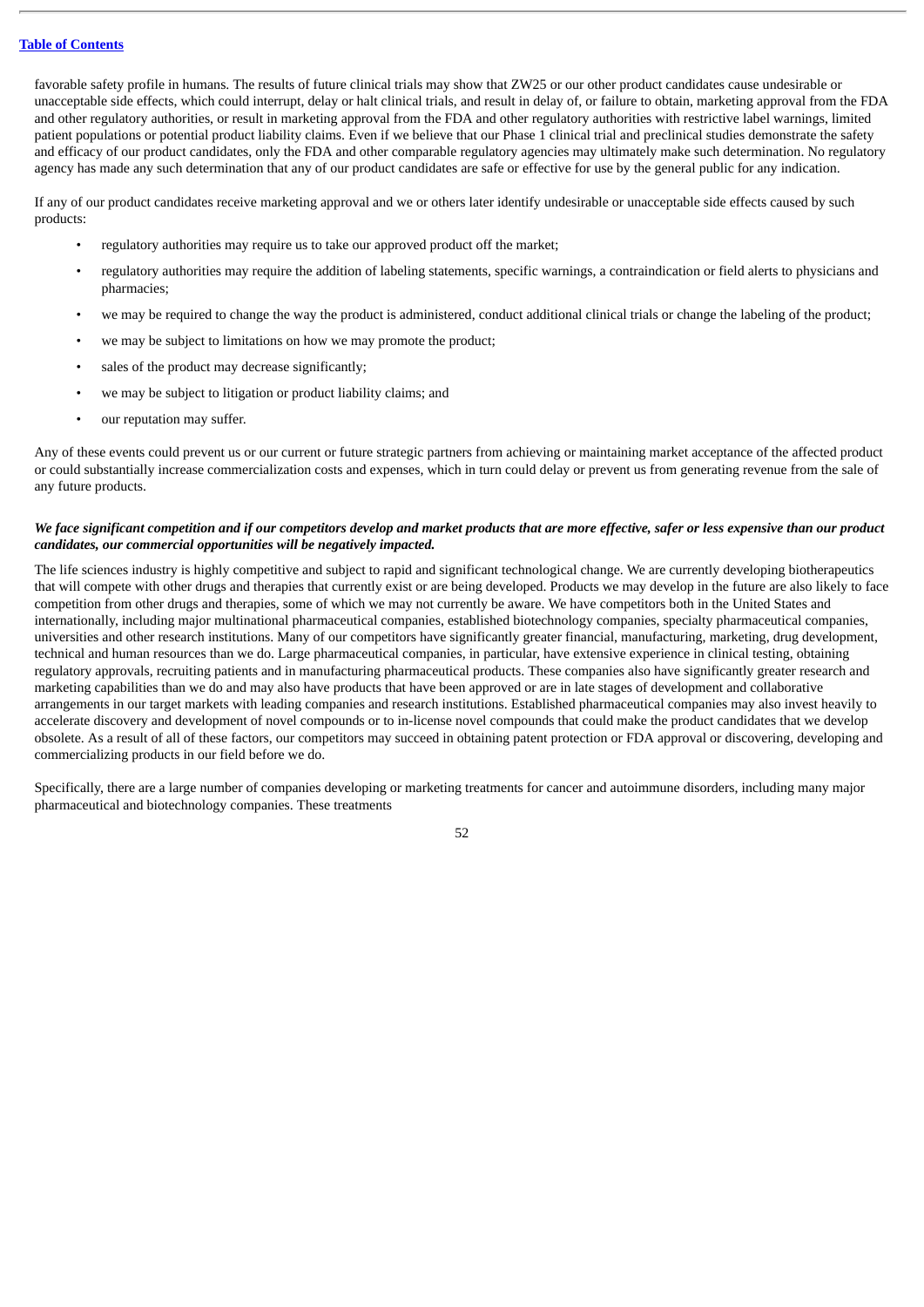favorable safety profile in humans. The results of future clinical trials may show that ZW25 or our other product candidates cause undesirable or unacceptable side effects, which could interrupt, delay or halt clinical trials, and result in delay of, or failure to obtain, marketing approval from the FDA and other regulatory authorities, or result in marketing approval from the FDA and other regulatory authorities with restrictive label warnings, limited patient populations or potential product liability claims. Even if we believe that our Phase 1 clinical trial and preclinical studies demonstrate the safety and efficacy of our product candidates, only the FDA and other comparable regulatory agencies may ultimately make such determination. No regulatory agency has made any such determination that any of our product candidates are safe or effective for use by the general public for any indication.

If any of our product candidates receive marketing approval and we or others later identify undesirable or unacceptable side effects caused by such products:

- regulatory authorities may require us to take our approved product off the market;
- regulatory authorities may require the addition of labeling statements, specific warnings, a contraindication or field alerts to physicians and pharmacies;
- we may be required to change the way the product is administered, conduct additional clinical trials or change the labeling of the product;
- we may be subject to limitations on how we may promote the product;
- sales of the product may decrease significantly;
- we may be subject to litigation or product liability claims; and
- our reputation may suffer.

Any of these events could prevent us or our current or future strategic partners from achieving or maintaining market acceptance of the affected product or could substantially increase commercialization costs and expenses, which in turn could delay or prevent us from generating revenue from the sale of any future products.

***We face significant competition and if our competitors develop and market products that are more effective, safer or less expensive than our product candidates, our commercial opportunities will be negatively impacted.***

The life sciences industry is highly competitive and subject to rapid and significant technological change. We are currently developing biotherapeutics that will compete with other drugs and therapies that currently exist or are being developed. Products we may develop in the future are also likely to face competition from other drugs and therapies, some of which we may not currently be aware. We have competitors both in the United States and internationally, including major multinational pharmaceutical companies, established biotechnology companies, specialty pharmaceutical companies, universities and other research institutions. Many of our competitors have significantly greater financial, manufacturing, marketing, drug development, technical and human resources than we do. Large pharmaceutical companies, in particular, have extensive experience in clinical testing, obtaining regulatory approvals, recruiting patients and in manufacturing pharmaceutical products. These companies also have significantly greater research and marketing capabilities than we do and may also have products that have been approved or are in late stages of development and collaborative arrangements in our target markets with leading companies and research institutions. Established pharmaceutical companies may also invest heavily to accelerate discovery and development of novel compounds or to in-license novel compounds that could make the product candidates that we develop obsolete. As a result of all of these factors, our competitors may succeed in obtaining patent protection or FDA approval or discovering, developing and commercializing products in our field before we do.

Specifically, there are a large number of companies developing or marketing treatments for cancer and autoimmune disorders, including many major pharmaceutical and biotechnology companies. These treatments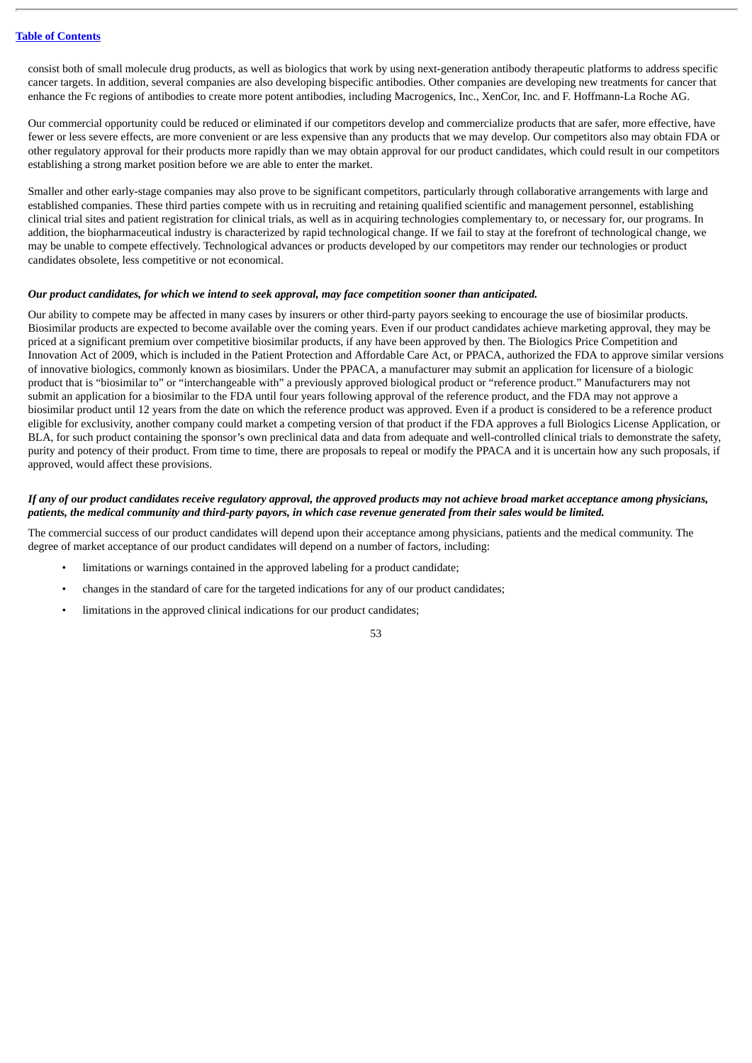consist both of small molecule drug products, as well as biologics that work by using next-generation antibody therapeutic platforms to address specific cancer targets. In addition, several companies are also developing bispecific antibodies. Other companies are developing new treatments for cancer that enhance the Fc regions of antibodies to create more potent antibodies, including Macrogenics, Inc., XenCor, Inc. and F. Hoffmann-La Roche AG.

Our commercial opportunity could be reduced or eliminated if our competitors develop and commercialize products that are safer, more effective, have fewer or less severe effects, are more convenient or are less expensive than any products that we may develop. Our competitors also may obtain FDA or other regulatory approval for their products more rapidly than we may obtain approval for our product candidates, which could result in our competitors establishing a strong market position before we are able to enter the market.

Smaller and other early-stage companies may also prove to be significant competitors, particularly through collaborative arrangements with large and established companies. These third parties compete with us in recruiting and retaining qualified scientific and management personnel, establishing clinical trial sites and patient registration for clinical trials, as well as in acquiring technologies complementary to, or necessary for, our programs. In addition, the biopharmaceutical industry is characterized by rapid technological change. If we fail to stay at the forefront of technological change, we may be unable to compete effectively. Technological advances or products developed by our competitors may render our technologies or product candidates obsolete, less competitive or not economical.

***Our product candidates, for which we intend to seek approval, may face competition sooner than anticipated.***

Our ability to compete may be affected in many cases by insurers or other third-party payors seeking to encourage the use of biosimilar products. Biosimilar products are expected to become available over the coming years. Even if our product candidates achieve marketing approval, they may be priced at a significant premium over competitive biosimilar products, if any have been approved by then. The Biologics Price Competition and Innovation Act of 2009, which is included in the Patient Protection and Affordable Care Act, or PPACA, authorized the FDA to approve similar versions of innovative biologics, commonly known as biosimilars. Under the PPACA, a manufacturer may submit an application for licensure of a biologic product that is "biosimilar to" or "interchangeable with" a previously approved biological product or "reference product." Manufacturers may not submit an application for a biosimilar to the FDA until four years following approval of the reference product, and the FDA may not approve a biosimilar product until 12 years from the date on which the reference product was approved. Even if a product is considered to be a reference product eligible for exclusivity, another company could market a competing version of that product if the FDA approves a full Biologics License Application, or BLA, for such product containing the sponsor's own preclinical data and data from adequate and well-controlled clinical trials to demonstrate the safety, purity and potency of their product. From time to time, there are proposals to repeal or modify the PPACA and it is uncertain how any such proposals, if approved, would affect these provisions.

***If any of our product candidates receive regulatory approval, the approved products may not achieve broad market acceptance among physicians, patients, the medical community and third-party payors, in which case revenue generated from their sales would be limited.***

The commercial success of our product candidates will depend upon their acceptance among physicians, patients and the medical community. The degree of market acceptance of our product candidates will depend on a number of factors, including:

- limitations or warnings contained in the approved labeling for a product candidate;
- changes in the standard of care for the targeted indications for any of our product candidates;
- limitations in the approved clinical indications for our product candidates;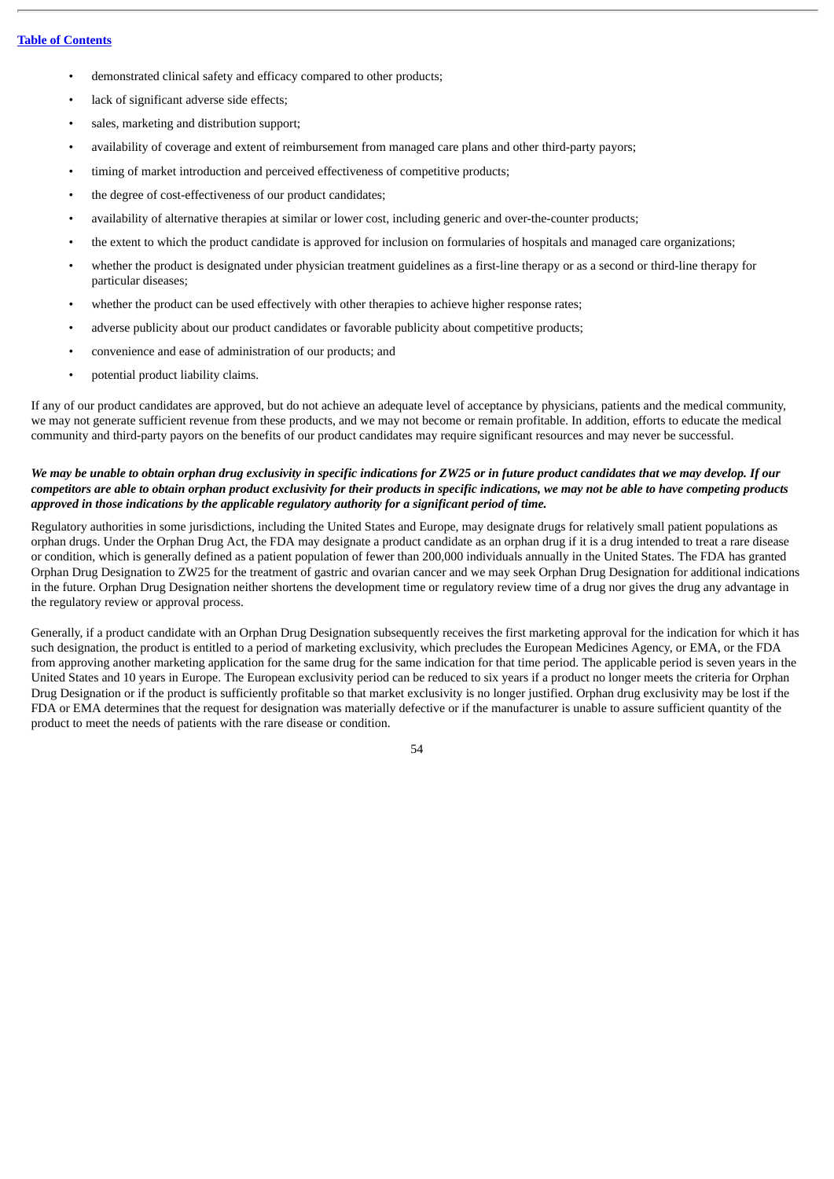- demonstrated clinical safety and efficacy compared to other products;
- lack of significant adverse side effects;
- sales, marketing and distribution support;
- availability of coverage and extent of reimbursement from managed care plans and other third-party payors;
- timing of market introduction and perceived effectiveness of competitive products;
- the degree of cost-effectiveness of our product candidates;
- availability of alternative therapies at similar or lower cost, including generic and over-the-counter products;
- the extent to which the product candidate is approved for inclusion on formularies of hospitals and managed care organizations;
- whether the product is designated under physician treatment guidelines as a first-line therapy or as a second or third-line therapy for particular diseases;
- whether the product can be used effectively with other therapies to achieve higher response rates;
- adverse publicity about our product candidates or favorable publicity about competitive products;
- convenience and ease of administration of our products; and
- potential product liability claims.

If any of our product candidates are approved, but do not achieve an adequate level of acceptance by physicians, patients and the medical community, we may not generate sufficient revenue from these products, and we may not become or remain profitable. In addition, efforts to educate the medical community and third-party payors on the benefits of our product candidates may require significant resources and may never be successful.

***We may be unable to obtain orphan drug exclusivity in specific indications for ZW25 or in future product candidates that we may develop. If our competitors are able to obtain orphan product exclusivity for their products in specific indications, we may not be able to have competing products approved in those indications by the applicable regulatory authority for a significant period of time.***

Regulatory authorities in some jurisdictions, including the United States and Europe, may designate drugs for relatively small patient populations as orphan drugs. Under the Orphan Drug Act, the FDA may designate a product candidate as an orphan drug if it is a drug intended to treat a rare disease or condition, which is generally defined as a patient population of fewer than 200,000 individuals annually in the United States. The FDA has granted Orphan Drug Designation to ZW25 for the treatment of gastric and ovarian cancer and we may seek Orphan Drug Designation for additional indications in the future. Orphan Drug Designation neither shortens the development time or regulatory review time of a drug nor gives the drug any advantage in the regulatory review or approval process.

Generally, if a product candidate with an Orphan Drug Designation subsequently receives the first marketing approval for the indication for which it has such designation, the product is entitled to a period of marketing exclusivity, which precludes the European Medicines Agency, or EMA, or the FDA from approving another marketing application for the same drug for the same indication for that time period. The applicable period is seven years in the United States and 10 years in Europe. The European exclusivity period can be reduced to six years if a product no longer meets the criteria for Orphan Drug Designation or if the product is sufficiently profitable so that market exclusivity is no longer justified. Orphan drug exclusivity may be lost if the FDA or EMA determines that the request for designation was materially defective or if the manufacturer is unable to assure sufficient quantity of the product to meet the needs of patients with the rare disease or condition.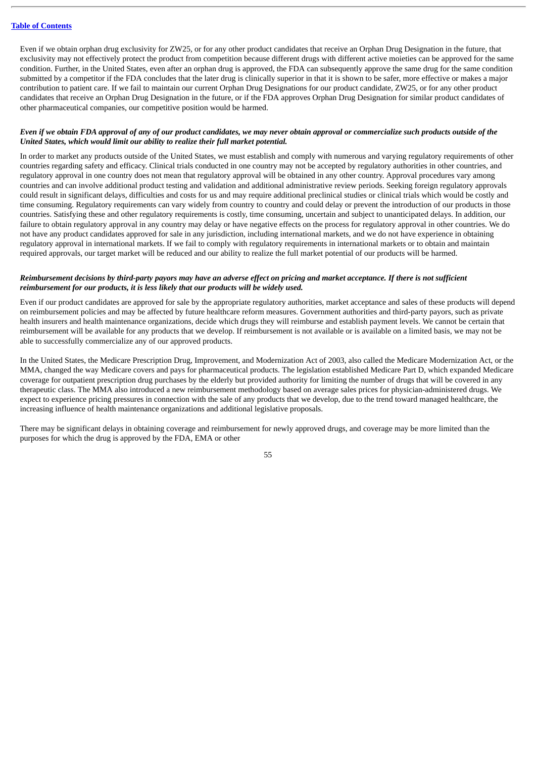Even if we obtain orphan drug exclusivity for ZW25, or for any other product candidates that receive an Orphan Drug Designation in the future, that exclusivity may not effectively protect the product from competition because different drugs with different active moieties can be approved for the same condition. Further, in the United States, even after an orphan drug is approved, the FDA can subsequently approve the same drug for the same condition submitted by a competitor if the FDA concludes that the later drug is clinically superior in that it is shown to be safer, more effective or makes a major contribution to patient care. If we fail to maintain our current Orphan Drug Designations for our product candidate, ZW25, or for any other product candidates that receive an Orphan Drug Designation in the future, or if the FDA approves Orphan Drug Designation for similar product candidates of other pharmaceutical companies, our competitive position would be harmed.

***Even if we obtain FDA approval of any of our product candidates, we may never obtain approval or commercialize such products outside of the United States, which would limit our ability to realize their full market potential.***

In order to market any products outside of the United States, we must establish and comply with numerous and varying regulatory requirements of other countries regarding safety and efficacy. Clinical trials conducted in one country may not be accepted by regulatory authorities in other countries, and regulatory approval in one country does not mean that regulatory approval will be obtained in any other country. Approval procedures vary among countries and can involve additional product testing and validation and additional administrative review periods. Seeking foreign regulatory approvals could result in significant delays, difficulties and costs for us and may require additional preclinical studies or clinical trials which would be costly and time consuming. Regulatory requirements can vary widely from country to country and could delay or prevent the introduction of our products in those countries. Satisfying these and other regulatory requirements is costly, time consuming, uncertain and subject to unanticipated delays. In addition, our failure to obtain regulatory approval in any country may delay or have negative effects on the process for regulatory approval in other countries. We do not have any product candidates approved for sale in any jurisdiction, including international markets, and we do not have experience in obtaining regulatory approval in international markets. If we fail to comply with regulatory requirements in international markets or to obtain and maintain required approvals, our target market will be reduced and our ability to realize the full market potential of our products will be harmed.

***Reimbursement decisions by third-party payors may have an adverse effect on pricing and market acceptance. If there is not sufficient reimbursement for our products, it is less likely that our products will be widely used.***

Even if our product candidates are approved for sale by the appropriate regulatory authorities, market acceptance and sales of these products will depend on reimbursement policies and may be affected by future healthcare reform measures. Government authorities and third-party payors, such as private health insurers and health maintenance organizations, decide which drugs they will reimburse and establish payment levels. We cannot be certain that reimbursement will be available for any products that we develop. If reimbursement is not available or is available on a limited basis, we may not be able to successfully commercialize any of our approved products.

In the United States, the Medicare Prescription Drug, Improvement, and Modernization Act of 2003, also called the Medicare Modernization Act, or the MMA, changed the way Medicare covers and pays for pharmaceutical products. The legislation established Medicare Part D, which expanded Medicare coverage for outpatient prescription drug purchases by the elderly but provided authority for limiting the number of drugs that will be covered in any therapeutic class. The MMA also introduced a new reimbursement methodology based on average sales prices for physician-administered drugs. We expect to experience pricing pressures in connection with the sale of any products that we develop, due to the trend toward managed healthcare, the increasing influence of health maintenance organizations and additional legislative proposals.

There may be significant delays in obtaining coverage and reimbursement for newly approved drugs, and coverage may be more limited than the purposes for which the drug is approved by the FDA, EMA or other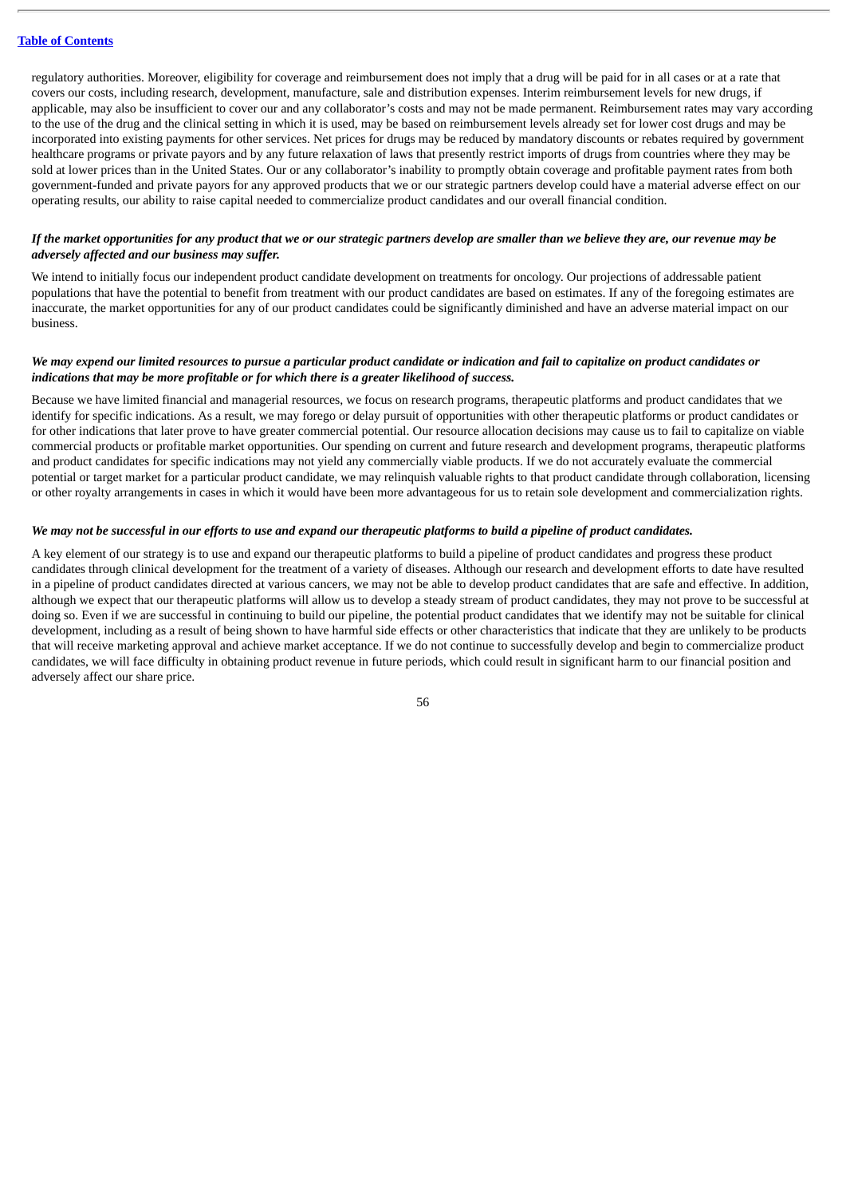regulatory authorities. Moreover, eligibility for coverage and reimbursement does not imply that a drug will be paid for in all cases or at a rate that covers our costs, including research, development, manufacture, sale and distribution expenses. Interim reimbursement levels for new drugs, if applicable, may also be insufficient to cover our and any collaborator's costs and may not be made permanent. Reimbursement rates may vary according to the use of the drug and the clinical setting in which it is used, may be based on reimbursement levels already set for lower cost drugs and may be incorporated into existing payments for other services. Net prices for drugs may be reduced by mandatory discounts or rebates required by government healthcare programs or private payors and by any future relaxation of laws that presently restrict imports of drugs from countries where they may be sold at lower prices than in the United States. Our or any collaborator's inability to promptly obtain coverage and profitable payment rates from both government-funded and private payors for any approved products that we or our strategic partners develop could have a material adverse effect on our operating results, our ability to raise capital needed to commercialize product candidates and our overall financial condition.

***If the market opportunities for any product that we or our strategic partners develop are smaller than we believe they are, our revenue may be adversely affected and our business may suffer.***

We intend to initially focus our independent product candidate development on treatments for oncology. Our projections of addressable patient populations that have the potential to benefit from treatment with our product candidates are based on estimates. If any of the foregoing estimates are inaccurate, the market opportunities for any of our product candidates could be significantly diminished and have an adverse material impact on our business.

***We may expend our limited resources to pursue a particular product candidate or indication and fail to capitalize on product candidates or indications that may be more profitable or for which there is a greater likelihood of success.***

Because we have limited financial and managerial resources, we focus on research programs, therapeutic platforms and product candidates that we identify for specific indications. As a result, we may forego or delay pursuit of opportunities with other therapeutic platforms or product candidates or for other indications that later prove to have greater commercial potential. Our resource allocation decisions may cause us to fail to capitalize on viable commercial products or profitable market opportunities. Our spending on current and future research and development programs, therapeutic platforms and product candidates for specific indications may not yield any commercially viable products. If we do not accurately evaluate the commercial potential or target market for a particular product candidate, we may relinquish valuable rights to that product candidate through collaboration, licensing or other royalty arrangements in cases in which it would have been more advantageous for us to retain sole development and commercialization rights.

***We may not be successful in our efforts to use and expand our therapeutic platforms to build a pipeline of product candidates.***

A key element of our strategy is to use and expand our therapeutic platforms to build a pipeline of product candidates and progress these product candidates through clinical development for the treatment of a variety of diseases. Although our research and development efforts to date have resulted in a pipeline of product candidates directed at various cancers, we may not be able to develop product candidates that are safe and effective. In addition, although we expect that our therapeutic platforms will allow us to develop a steady stream of product candidates, they may not prove to be successful at doing so. Even if we are successful in continuing to build our pipeline, the potential product candidates that we identify may not be suitable for clinical development, including as a result of being shown to have harmful side effects or other characteristics that indicate that they are unlikely to be products that will receive marketing approval and achieve market acceptance. If we do not continue to successfully develop and begin to commercialize product candidates, we will face difficulty in obtaining product revenue in future periods, which could result in significant harm to our financial position and adversely affect our share price.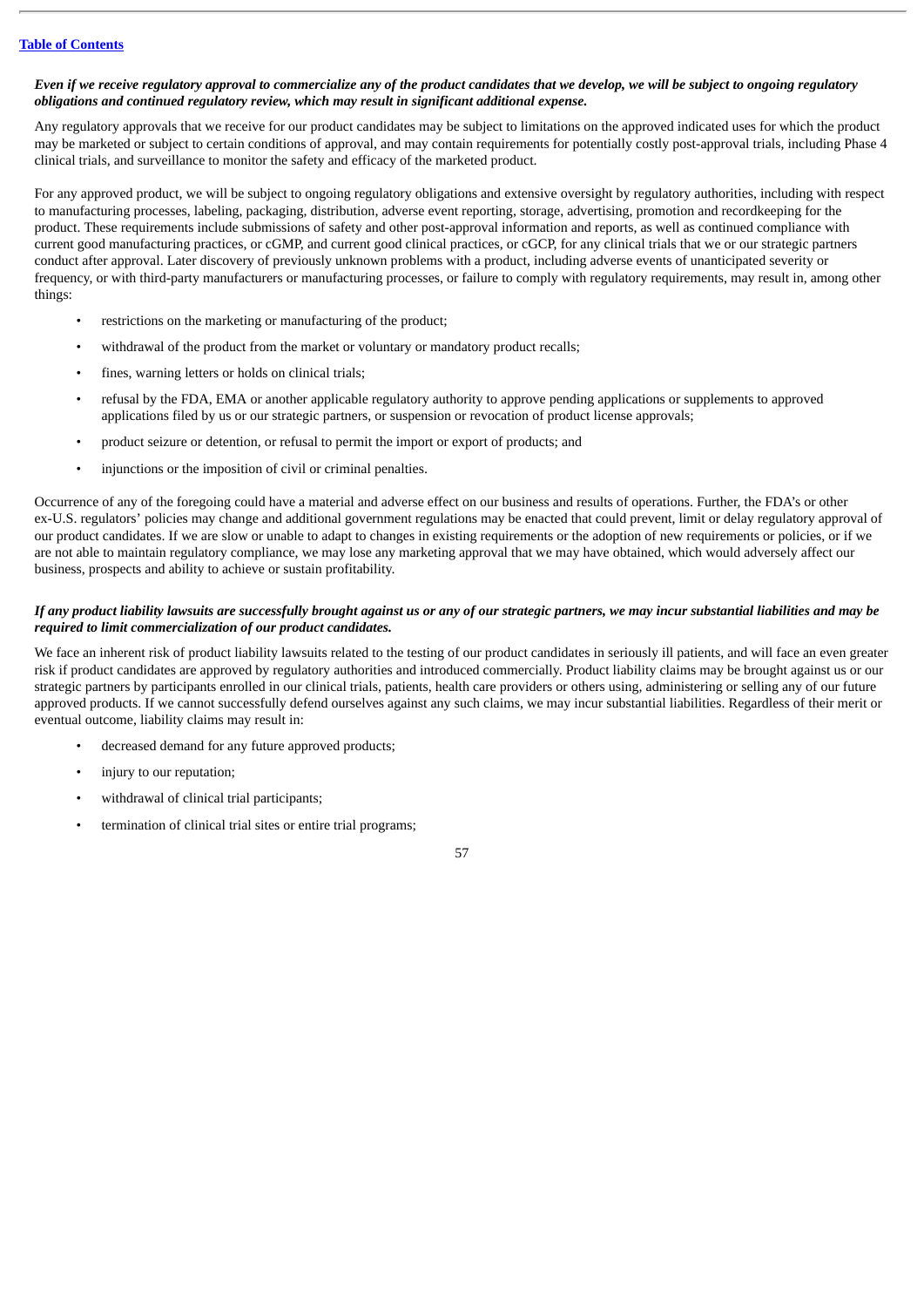***Even if we receive regulatory approval to commercialize any of the product candidates that we develop, we will be subject to ongoing regulatory obligations and continued regulatory review, which may result in significant additional expense.***

Any regulatory approvals that we receive for our product candidates may be subject to limitations on the approved indicated uses for which the product may be marketed or subject to certain conditions of approval, and may contain requirements for potentially costly post-approval trials, including Phase 4 clinical trials, and surveillance to monitor the safety and efficacy of the marketed product.

For any approved product, we will be subject to ongoing regulatory obligations and extensive oversight by regulatory authorities, including with respect to manufacturing processes, labeling, packaging, distribution, adverse event reporting, storage, advertising, promotion and recordkeeping for the product. These requirements include submissions of safety and other post-approval information and reports, as well as continued compliance with current good manufacturing practices, or cGMP, and current good clinical practices, or cGCP, for any clinical trials that we or our strategic partners conduct after approval. Later discovery of previously unknown problems with a product, including adverse events of unanticipated severity or frequency, or with third-party manufacturers or manufacturing processes, or failure to comply with regulatory requirements, may result in, among other things:

- restrictions on the marketing or manufacturing of the product;
- withdrawal of the product from the market or voluntary or mandatory product recalls;
- fines, warning letters or holds on clinical trials;
- refusal by the FDA, EMA or another applicable regulatory authority to approve pending applications or supplements to approved applications filed by us or our strategic partners, or suspension or revocation of product license approvals;
- product seizure or detention, or refusal to permit the import or export of products; and
- injunctions or the imposition of civil or criminal penalties.

Occurrence of any of the foregoing could have a material and adverse effect on our business and results of operations. Further, the FDA's or other ex-U.S. regulators' policies may change and additional government regulations may be enacted that could prevent, limit or delay regulatory approval of our product candidates. If we are slow or unable to adapt to changes in existing requirements or the adoption of new requirements or policies, or if we are not able to maintain regulatory compliance, we may lose any marketing approval that we may have obtained, which would adversely affect our business, prospects and ability to achieve or sustain profitability.

***If any product liability lawsuits are successfully brought against us or any of our strategic partners, we may incur substantial liabilities and may be required to limit commercialization of our product candidates.***

We face an inherent risk of product liability lawsuits related to the testing of our product candidates in seriously ill patients, and will face an even greater risk if product candidates are approved by regulatory authorities and introduced commercially. Product liability claims may be brought against us or our strategic partners by participants enrolled in our clinical trials, patients, health care providers or others using, administering or selling any of our future approved products. If we cannot successfully defend ourselves against any such claims, we may incur substantial liabilities. Regardless of their merit or eventual outcome, liability claims may result in:

- decreased demand for any future approved products;
- injury to our reputation;
- withdrawal of clinical trial participants;
- termination of clinical trial sites or entire trial programs;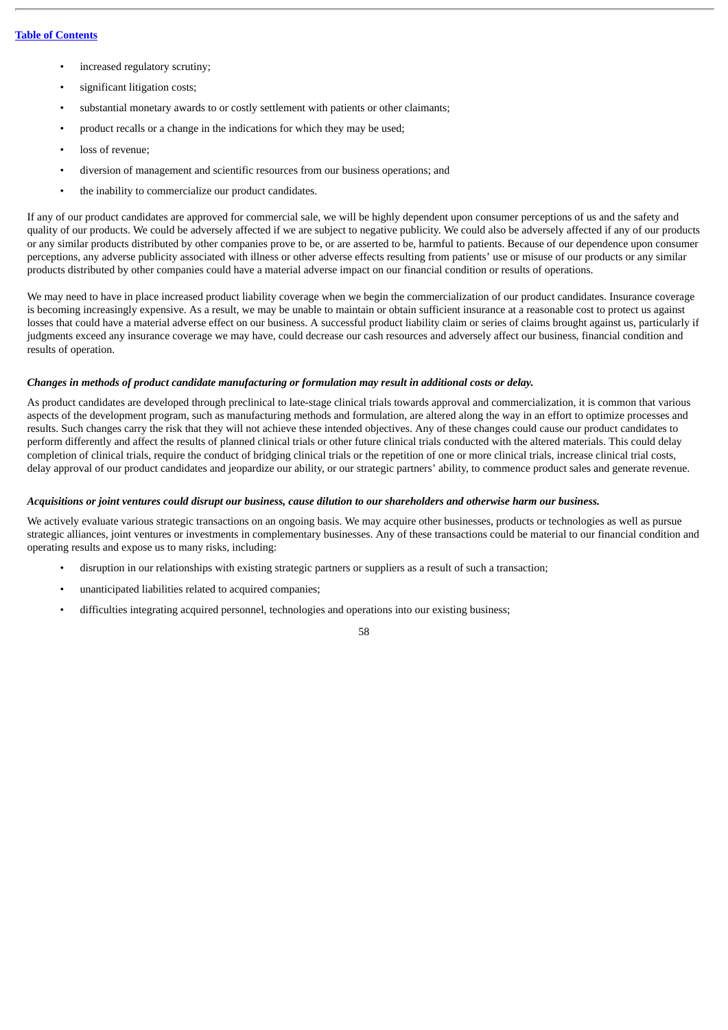- increased regulatory scrutiny;
- significant litigation costs;
- substantial monetary awards to or costly settlement with patients or other claimants;
- product recalls or a change in the indications for which they may be used;
- loss of revenue;
- diversion of management and scientific resources from our business operations; and
- the inability to commercialize our product candidates.

If any of our product candidates are approved for commercial sale, we will be highly dependent upon consumer perceptions of us and the safety and quality of our products. We could be adversely affected if we are subject to negative publicity. We could also be adversely affected if any of our products or any similar products distributed by other companies prove to be, or are asserted to be, harmful to patients. Because of our dependence upon consumer perceptions, any adverse publicity associated with illness or other adverse effects resulting from patients' use or misuse of our products or any similar products distributed by other companies could have a material adverse impact on our financial condition or results of operations.

We may need to have in place increased product liability coverage when we begin the commercialization of our product candidates. Insurance coverage is becoming increasingly expensive. As a result, we may be unable to maintain or obtain sufficient insurance at a reasonable cost to protect us against losses that could have a material adverse effect on our business. A successful product liability claim or series of claims brought against us, particularly if judgments exceed any insurance coverage we may have, could decrease our cash resources and adversely affect our business, financial condition and results of operation.

***Changes in methods of product candidate manufacturing or formulation may result in additional costs or delay.***

As product candidates are developed through preclinical to late-stage clinical trials towards approval and commercialization, it is common that various aspects of the development program, such as manufacturing methods and formulation, are altered along the way in an effort to optimize processes and results. Such changes carry the risk that they will not achieve these intended objectives. Any of these changes could cause our product candidates to perform differently and affect the results of planned clinical trials or other future clinical trials conducted with the altered materials. This could delay completion of clinical trials, require the conduct of bridging clinical trials or the repetition of one or more clinical trials, increase clinical trial costs, delay approval of our product candidates and jeopardize our ability, or our strategic partners' ability, to commence product sales and generate revenue.

***Acquisitions or joint ventures could disrupt our business, cause dilution to our shareholders and otherwise harm our business.***

We actively evaluate various strategic transactions on an ongoing basis. We may acquire other businesses, products or technologies as well as pursue strategic alliances, joint ventures or investments in complementary businesses. Any of these transactions could be material to our financial condition and operating results and expose us to many risks, including:

- disruption in our relationships with existing strategic partners or suppliers as a result of such a transaction;
- unanticipated liabilities related to acquired companies;
- difficulties integrating acquired personnel, technologies and operations into our existing business;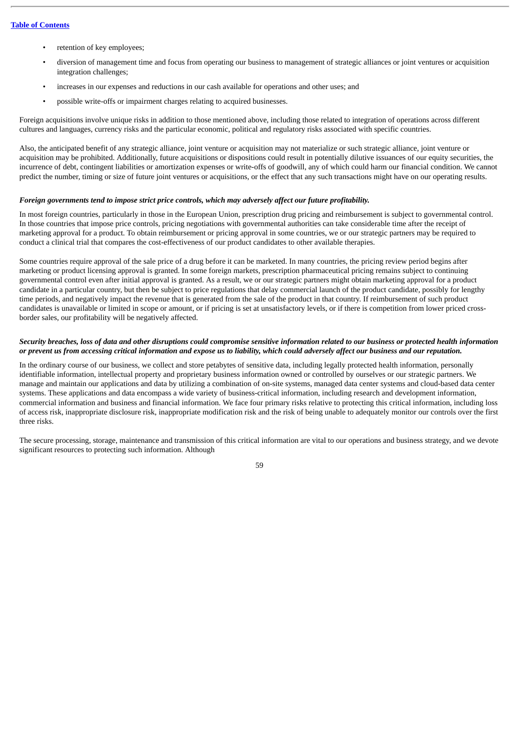- retention of key employees;
- diversion of management time and focus from operating our business to management of strategic alliances or joint ventures or acquisition integration challenges;
- increases in our expenses and reductions in our cash available for operations and other uses; and
- possible write-offs or impairment charges relating to acquired businesses.

Foreign acquisitions involve unique risks in addition to those mentioned above, including those related to integration of operations across different cultures and languages, currency risks and the particular economic, political and regulatory risks associated with specific countries.

Also, the anticipated benefit of any strategic alliance, joint venture or acquisition may not materialize or such strategic alliance, joint venture or acquisition may be prohibited. Additionally, future acquisitions or dispositions could result in potentially dilutive issuances of our equity securities, the incurrence of debt, contingent liabilities or amortization expenses or write-offs of goodwill, any of which could harm our financial condition. We cannot predict the number, timing or size of future joint ventures or acquisitions, or the effect that any such transactions might have on our operating results.

***Foreign governments tend to impose strict price controls, which may adversely affect our future profitability.***

In most foreign countries, particularly in those in the European Union, prescription drug pricing and reimbursement is subject to governmental control. In those countries that impose price controls, pricing negotiations with governmental authorities can take considerable time after the receipt of marketing approval for a product. To obtain reimbursement or pricing approval in some countries, we or our strategic partners may be required to conduct a clinical trial that compares the cost-effectiveness of our product candidates to other available therapies.

Some countries require approval of the sale price of a drug before it can be marketed. In many countries, the pricing review period begins after marketing or product licensing approval is granted. In some foreign markets, prescription pharmaceutical pricing remains subject to continuing governmental control even after initial approval is granted. As a result, we or our strategic partners might obtain marketing approval for a product candidate in a particular country, but then be subject to price regulations that delay commercial launch of the product candidate, possibly for lengthy time periods, and negatively impact the revenue that is generated from the sale of the product in that country. If reimbursement of such product candidates is unavailable or limited in scope or amount, or if pricing is set at unsatisfactory levels, or if there is competition from lower priced cross-border sales, our profitability will be negatively affected.

***Security breaches, loss of data and other disruptions could compromise sensitive information related to our business or protected health information or prevent us from accessing critical information and expose us to liability, which could adversely affect our business and our reputation.***

In the ordinary course of our business, we collect and store petabytes of sensitive data, including legally protected health information, personally identifiable information, intellectual property and proprietary business information owned or controlled by ourselves or our strategic partners. We manage and maintain our applications and data by utilizing a combination of on-site systems, managed data center systems and cloud-based data center systems. These applications and data encompass a wide variety of business-critical information, including research and development information, commercial information and business and financial information. We face four primary risks relative to protecting this critical information, including loss of access risk, inappropriate disclosure risk, inappropriate modification risk and the risk of being unable to adequately monitor our controls over the first three risks.

The secure processing, storage, maintenance and transmission of this critical information are vital to our operations and business strategy, and we devote significant resources to protecting such information. Although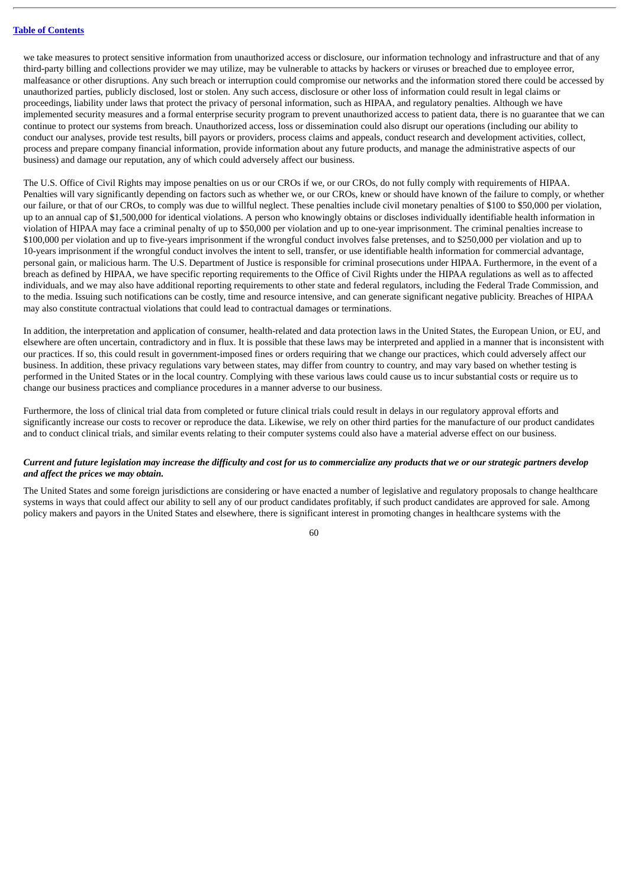we take measures to protect sensitive information from unauthorized access or disclosure, our information technology and infrastructure and that of any third-party billing and collections provider we may utilize, may be vulnerable to attacks by hackers or viruses or breached due to employee error, malfeasance or other disruptions. Any such breach or interruption could compromise our networks and the information stored there could be accessed by unauthorized parties, publicly disclosed, lost or stolen. Any such access, disclosure or other loss of information could result in legal claims or proceedings, liability under laws that protect the privacy of personal information, such as HIPAA, and regulatory penalties. Although we have implemented security measures and a formal enterprise security program to prevent unauthorized access to patient data, there is no guarantee that we can continue to protect our systems from breach. Unauthorized access, loss or dissemination could also disrupt our operations (including our ability to conduct our analyses, provide test results, bill payors or providers, process claims and appeals, conduct research and development activities, collect, process and prepare company financial information, provide information about any future products, and manage the administrative aspects of our business) and damage our reputation, any of which could adversely affect our business.

The U.S. Office of Civil Rights may impose penalties on us or our CROs if we, or our CROs, do not fully comply with requirements of HIPAA. Penalties will vary significantly depending on factors such as whether we, or our CROs, knew or should have known of the failure to comply, or whether our failure, or that of our CROs, to comply was due to willful neglect. These penalties include civil monetary penalties of $100 to $50,000 per violation, up to an annual cap of $1,500,000 for identical violations. A person who knowingly obtains or discloses individually identifiable health information in violation of HIPAA may face a criminal penalty of up to $50,000 per violation and up to one-year imprisonment. The criminal penalties increase to $100,000 per violation and up to five-years imprisonment if the wrongful conduct involves false pretenses, and to $250,000 per violation and up to 10-years imprisonment if the wrongful conduct involves the intent to sell, transfer, or use identifiable health information for commercial advantage, personal gain, or malicious harm. The U.S. Department of Justice is responsible for criminal prosecutions under HIPAA. Furthermore, in the event of a breach as defined by HIPAA, we have specific reporting requirements to the Office of Civil Rights under the HIPAA regulations as well as to affected individuals, and we may also have additional reporting requirements to other state and federal regulators, including the Federal Trade Commission, and to the media. Issuing such notifications can be costly, time and resource intensive, and can generate significant negative publicity. Breaches of HIPAA may also constitute contractual violations that could lead to contractual damages or terminations.

In addition, the interpretation and application of consumer, health-related and data protection laws in the United States, the European Union, or EU, and elsewhere are often uncertain, contradictory and in flux. It is possible that these laws may be interpreted and applied in a manner that is inconsistent with our practices. If so, this could result in government-imposed fines or orders requiring that we change our practices, which could adversely affect our business. In addition, these privacy regulations vary between states, may differ from country to country, and may vary based on whether testing is performed in the United States or in the local country. Complying with these various laws could cause us to incur substantial costs or require us to change our business practices and compliance procedures in a manner adverse to our business.

Furthermore, the loss of clinical trial data from completed or future clinical trials could result in delays in our regulatory approval efforts and significantly increase our costs to recover or reproduce the data. Likewise, we rely on other third parties for the manufacture of our product candidates and to conduct clinical trials, and similar events relating to their computer systems could also have a material adverse effect on our business.

***Current and future legislation may increase the difficulty and cost for us to commercialize any products that we or our strategic partners develop and affect the prices we may obtain.***

The United States and some foreign jurisdictions are considering or have enacted a number of legislative and regulatory proposals to change healthcare systems in ways that could affect our ability to sell any of our product candidates profitably, if such product candidates are approved for sale. Among policy makers and payors in the United States and elsewhere, there is significant interest in promoting changes in healthcare systems with the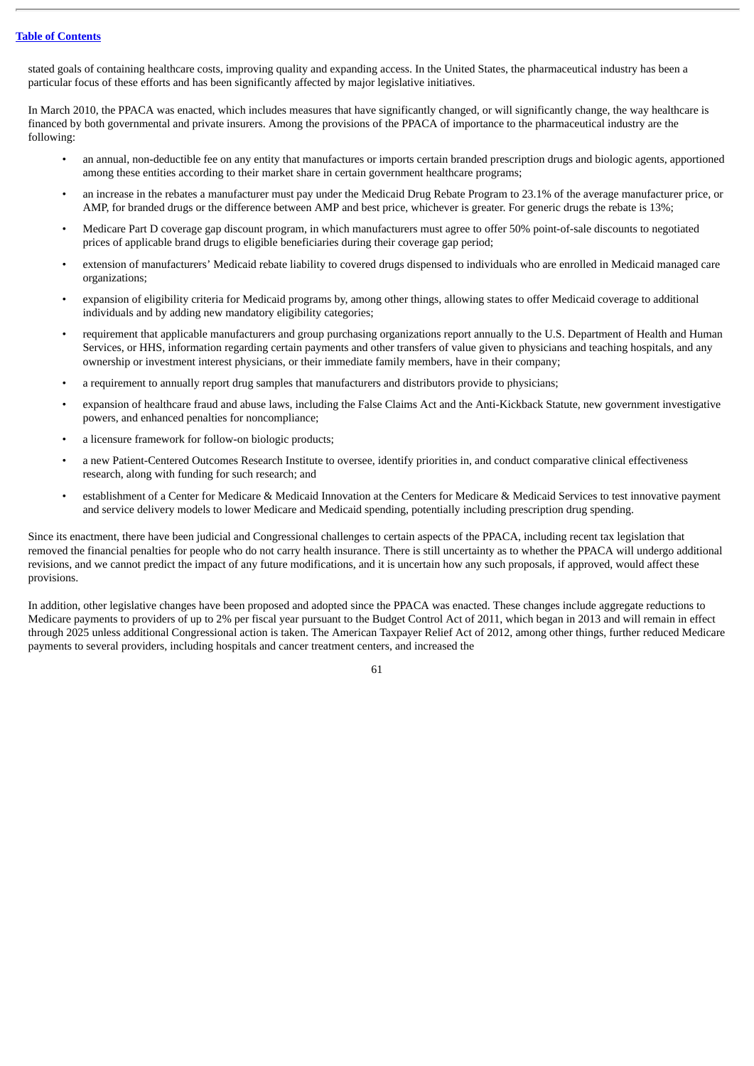stated goals of containing healthcare costs, improving quality and expanding access. In the United States, the pharmaceutical industry has been a particular focus of these efforts and has been significantly affected by major legislative initiatives.

In March 2010, the PPACA was enacted, which includes measures that have significantly changed, or will significantly change, the way healthcare is financed by both governmental and private insurers. Among the provisions of the PPACA of importance to the pharmaceutical industry are the following:

- an annual, non-deductible fee on any entity that manufactures or imports certain branded prescription drugs and biologic agents, apportioned among these entities according to their market share in certain government healthcare programs;
- an increase in the rebates a manufacturer must pay under the Medicaid Drug Rebate Program to 23.1% of the average manufacturer price, or AMP, for branded drugs or the difference between AMP and best price, whichever is greater. For generic drugs the rebate is 13%;
- Medicare Part D coverage gap discount program, in which manufacturers must agree to offer 50% point-of-sale discounts to negotiated prices of applicable brand drugs to eligible beneficiaries during their coverage gap period;
- extension of manufacturers' Medicaid rebate liability to covered drugs dispensed to individuals who are enrolled in Medicaid managed care organizations;
- expansion of eligibility criteria for Medicaid programs by, among other things, allowing states to offer Medicaid coverage to additional individuals and by adding new mandatory eligibility categories;
- requirement that applicable manufacturers and group purchasing organizations report annually to the U.S. Department of Health and Human Services, or HHS, information regarding certain payments and other transfers of value given to physicians and teaching hospitals, and any ownership or investment interest physicians, or their immediate family members, have in their company;
- a requirement to annually report drug samples that manufacturers and distributors provide to physicians;
- expansion of healthcare fraud and abuse laws, including the False Claims Act and the Anti-Kickback Statute, new government investigative powers, and enhanced penalties for noncompliance;
- a licensure framework for follow-on biologic products;
- a new Patient-Centered Outcomes Research Institute to oversee, identify priorities in, and conduct comparative clinical effectiveness research, along with funding for such research; and
- establishment of a Center for Medicare & Medicaid Innovation at the Centers for Medicare & Medicaid Services to test innovative payment and service delivery models to lower Medicare and Medicaid spending, potentially including prescription drug spending.

Since its enactment, there have been judicial and Congressional challenges to certain aspects of the PPACA, including recent tax legislation that removed the financial penalties for people who do not carry health insurance. There is still uncertainty as to whether the PPACA will undergo additional revisions, and we cannot predict the impact of any future modifications, and it is uncertain how any such proposals, if approved, would affect these provisions.

In addition, other legislative changes have been proposed and adopted since the PPACA was enacted. These changes include aggregate reductions to Medicare payments to providers of up to 2% per fiscal year pursuant to the Budget Control Act of 2011, which began in 2013 and will remain in effect through 2025 unless additional Congressional action is taken. The American Taxpayer Relief Act of 2012, among other things, further reduced Medicare payments to several providers, including hospitals and cancer treatment centers, and increased the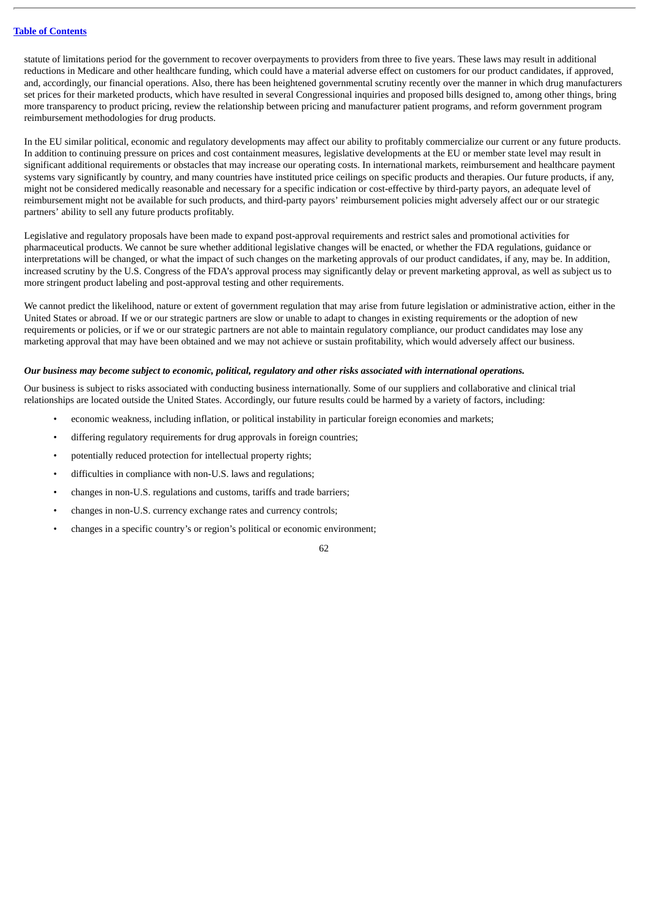statute of limitations period for the government to recover overpayments to providers from three to five years. These laws may result in additional reductions in Medicare and other healthcare funding, which could have a material adverse effect on customers for our product candidates, if approved, and, accordingly, our financial operations. Also, there has been heightened governmental scrutiny recently over the manner in which drug manufacturers set prices for their marketed products, which have resulted in several Congressional inquiries and proposed bills designed to, among other things, bring more transparency to product pricing, review the relationship between pricing and manufacturer patient programs, and reform government program reimbursement methodologies for drug products.

In the EU similar political, economic and regulatory developments may affect our ability to profitably commercialize our current or any future products. In addition to continuing pressure on prices and cost containment measures, legislative developments at the EU or member state level may result in significant additional requirements or obstacles that may increase our operating costs. In international markets, reimbursement and healthcare payment systems vary significantly by country, and many countries have instituted price ceilings on specific products and therapies. Our future products, if any, might not be considered medically reasonable and necessary for a specific indication or cost-effective by third-party payors, an adequate level of reimbursement might not be available for such products, and third-party payors' reimbursement policies might adversely affect our or our strategic partners' ability to sell any future products profitably.

Legislative and regulatory proposals have been made to expand post-approval requirements and restrict sales and promotional activities for pharmaceutical products. We cannot be sure whether additional legislative changes will be enacted, or whether the FDA regulations, guidance or interpretations will be changed, or what the impact of such changes on the marketing approvals of our product candidates, if any, may be. In addition, increased scrutiny by the U.S. Congress of the FDA's approval process may significantly delay or prevent marketing approval, as well as subject us to more stringent product labeling and post-approval testing and other requirements.

We cannot predict the likelihood, nature or extent of government regulation that may arise from future legislation or administrative action, either in the United States or abroad. If we or our strategic partners are slow or unable to adapt to changes in existing requirements or the adoption of new requirements or policies, or if we or our strategic partners are not able to maintain regulatory compliance, our product candidates may lose any marketing approval that may have been obtained and we may not achieve or sustain profitability, which would adversely affect our business.

***Our business may become subject to economic, political, regulatory and other risks associated with international operations.***

Our business is subject to risks associated with conducting business internationally. Some of our suppliers and collaborative and clinical trial relationships are located outside the United States. Accordingly, our future results could be harmed by a variety of factors, including:

- economic weakness, including inflation, or political instability in particular foreign economies and markets;
- differing regulatory requirements for drug approvals in foreign countries;
- potentially reduced protection for intellectual property rights;
- difficulties in compliance with non-U.S. laws and regulations;
- changes in non-U.S. regulations and customs, tariffs and trade barriers;
- changes in non-U.S. currency exchange rates and currency controls;
- changes in a specific country's or region's political or economic environment;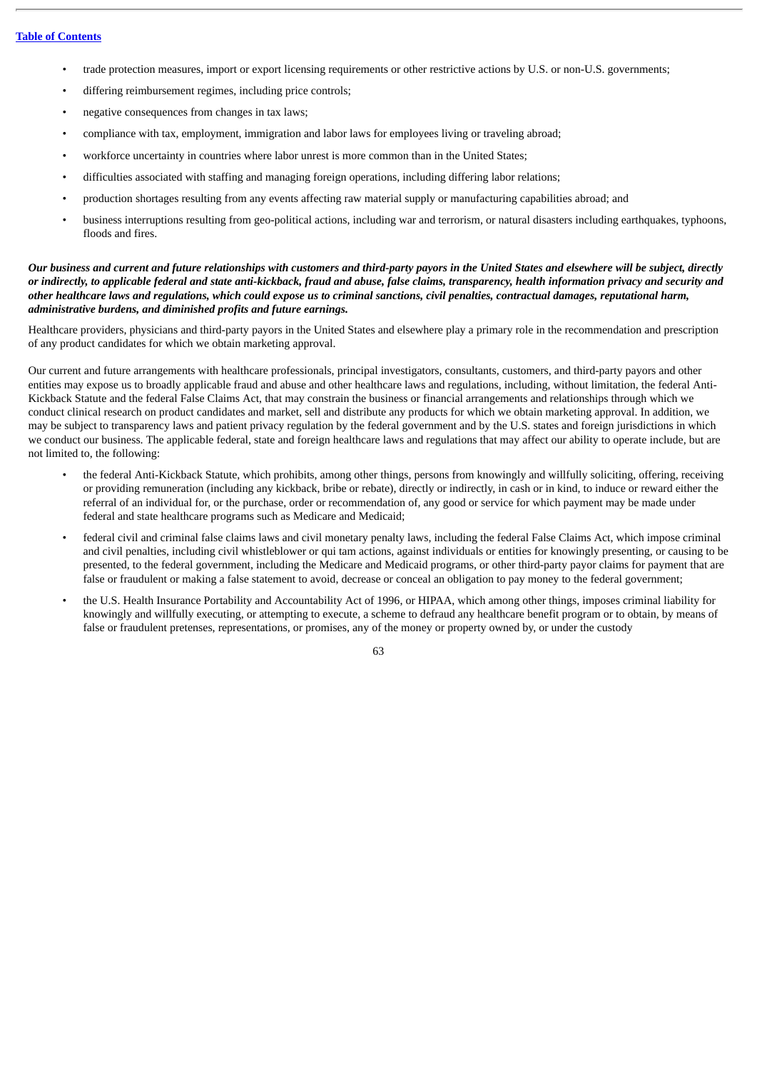- trade protection measures, import or export licensing requirements or other restrictive actions by U.S. or non-U.S. governments;
- differing reimbursement regimes, including price controls;
- negative consequences from changes in tax laws;
- compliance with tax, employment, immigration and labor laws for employees living or traveling abroad;
- workforce uncertainty in countries where labor unrest is more common than in the United States;
- difficulties associated with staffing and managing foreign operations, including differing labor relations;
- production shortages resulting from any events affecting raw material supply or manufacturing capabilities abroad; and
- business interruptions resulting from geo-political actions, including war and terrorism, or natural disasters including earthquakes, typhoons, floods and fires.

***Our business and current and future relationships with customers and third-party payors in the United States and elsewhere will be subject, directly or indirectly, to applicable federal and state anti-kickback, fraud and abuse, false claims, transparency, health information privacy and security and other healthcare laws and regulations, which could expose us to criminal sanctions, civil penalties, contractual damages, reputational harm, administrative burdens, and diminished profits and future earnings.***

Healthcare providers, physicians and third-party payors in the United States and elsewhere play a primary role in the recommendation and prescription of any product candidates for which we obtain marketing approval.

Our current and future arrangements with healthcare professionals, principal investigators, consultants, customers, and third-party payors and other entities may expose us to broadly applicable fraud and abuse and other healthcare laws and regulations, including, without limitation, the federal Anti-Kickback Statute and the federal False Claims Act, that may constrain the business or financial arrangements and relationships through which we conduct clinical research on product candidates and market, sell and distribute any products for which we obtain marketing approval. In addition, we may be subject to transparency laws and patient privacy regulation by the federal government and by the U.S. states and foreign jurisdictions in which we conduct our business. The applicable federal, state and foreign healthcare laws and regulations that may affect our ability to operate include, but are not limited to, the following:

- the federal Anti-Kickback Statute, which prohibits, among other things, persons from knowingly and willfully soliciting, offering, receiving or providing remuneration (including any kickback, bribe or rebate), directly or indirectly, in cash or in kind, to induce or reward either the referral of an individual for, or the purchase, order or recommendation of, any good or service for which payment may be made under federal and state healthcare programs such as Medicare and Medicaid;
- federal civil and criminal false claims laws and civil monetary penalty laws, including the federal False Claims Act, which impose criminal and civil penalties, including civil whistleblower or qui tam actions, against individuals or entities for knowingly presenting, or causing to be presented, to the federal government, including the Medicare and Medicaid programs, or other third-party payor claims for payment that are false or fraudulent or making a false statement to avoid, decrease or conceal an obligation to pay money to the federal government;
- the U.S. Health Insurance Portability and Accountability Act of 1996, or HIPAA, which among other things, imposes criminal liability for knowingly and willfully executing, or attempting to execute, a scheme to defraud any healthcare benefit program or to obtain, by means of false or fraudulent pretenses, representations, or promises, any of the money or property owned by, or under the custody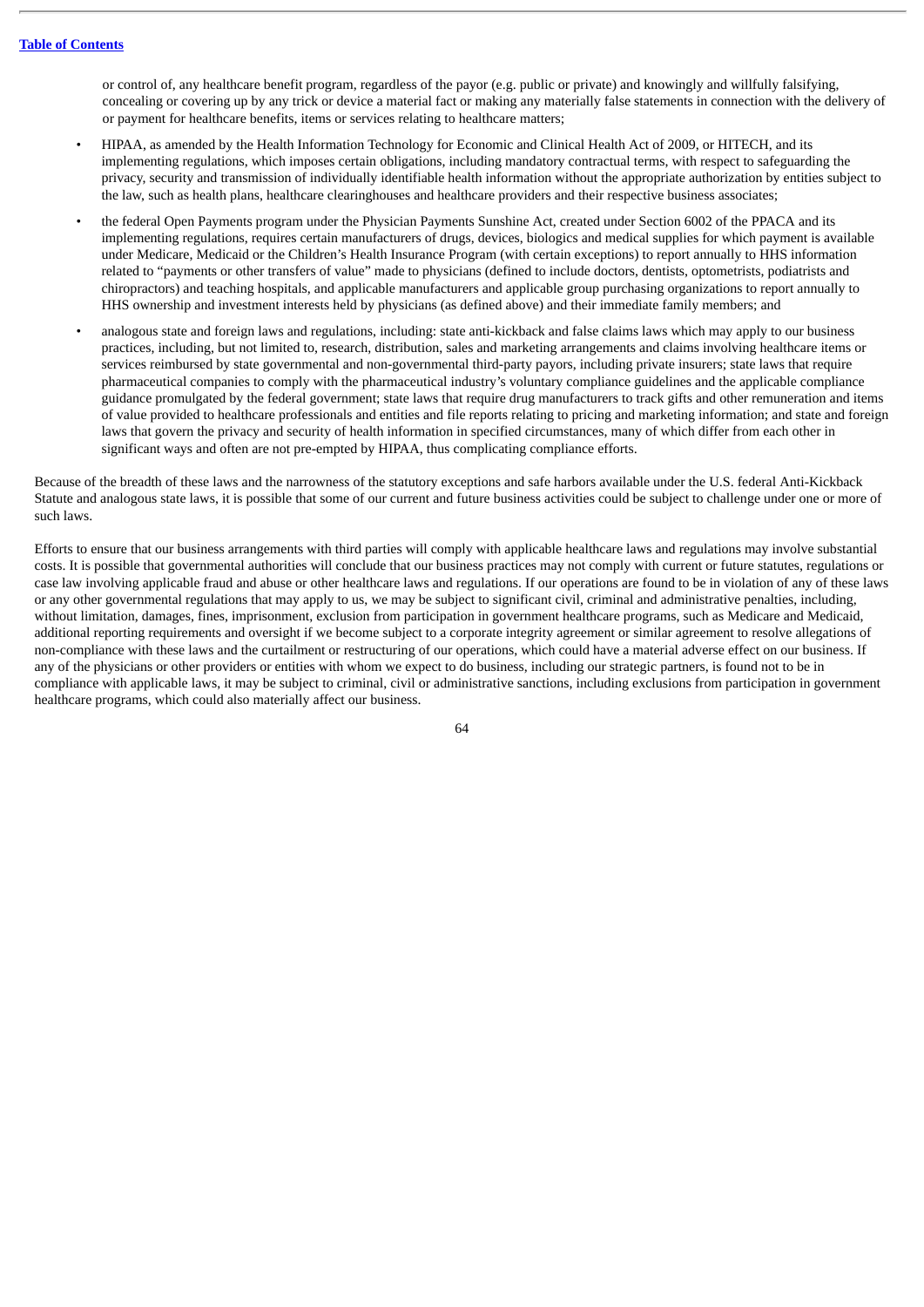or control of, any healthcare benefit program, regardless of the payor (e.g. public or private) and knowingly and willfully falsifying, concealing or covering up by any trick or device a material fact or making any materially false statements in connection with the delivery of or payment for healthcare benefits, items or services relating to healthcare matters;

- HIPAA, as amended by the Health Information Technology for Economic and Clinical Health Act of 2009, or HITECH, and its implementing regulations, which imposes certain obligations, including mandatory contractual terms, with respect to safeguarding the privacy, security and transmission of individually identifiable health information without the appropriate authorization by entities subject to the law, such as health plans, healthcare clearinghouses and healthcare providers and their respective business associates;
- the federal Open Payments program under the Physician Payments Sunshine Act, created under Section 6002 of the PPACA and its implementing regulations, requires certain manufacturers of drugs, devices, biologics and medical supplies for which payment is available under Medicare, Medicaid or the Children's Health Insurance Program (with certain exceptions) to report annually to HHS information related to "payments or other transfers of value" made to physicians (defined to include doctors, dentists, optometrists, podiatrists and chiropractors) and teaching hospitals, and applicable manufacturers and applicable group purchasing organizations to report annually to HHS ownership and investment interests held by physicians (as defined above) and their immediate family members; and
- analogous state and foreign laws and regulations, including: state anti-kickback and false claims laws which may apply to our business practices, including, but not limited to, research, distribution, sales and marketing arrangements and claims involving healthcare items or services reimbursed by state governmental and non-governmental third-party payors, including private insurers; state laws that require pharmaceutical companies to comply with the pharmaceutical industry's voluntary compliance guidelines and the applicable compliance guidance promulgated by the federal government; state laws that require drug manufacturers to track gifts and other remuneration and items of value provided to healthcare professionals and entities and file reports relating to pricing and marketing information; and state and foreign laws that govern the privacy and security of health information in specified circumstances, many of which differ from each other in significant ways and often are not pre-empted by HIPAA, thus complicating compliance efforts.

Because of the breadth of these laws and the narrowness of the statutory exceptions and safe harbors available under the U.S. federal Anti-Kickback Statute and analogous state laws, it is possible that some of our current and future business activities could be subject to challenge under one or more of such laws.

Efforts to ensure that our business arrangements with third parties will comply with applicable healthcare laws and regulations may involve substantial costs. It is possible that governmental authorities will conclude that our business practices may not comply with current or future statutes, regulations or case law involving applicable fraud and abuse or other healthcare laws and regulations. If our operations are found to be in violation of any of these laws or any other governmental regulations that may apply to us, we may be subject to significant civil, criminal and administrative penalties, including, without limitation, damages, fines, imprisonment, exclusion from participation in government healthcare programs, such as Medicare and Medicaid, additional reporting requirements and oversight if we become subject to a corporate integrity agreement or similar agreement to resolve allegations of non-compliance with these laws and the curtailment or restructuring of our operations, which could have a material adverse effect on our business. If any of the physicians or other providers or entities with whom we expect to do business, including our strategic partners, is found not to be in compliance with applicable laws, it may be subject to criminal, civil or administrative sanctions, including exclusions from participation in government healthcare programs, which could also materially affect our business.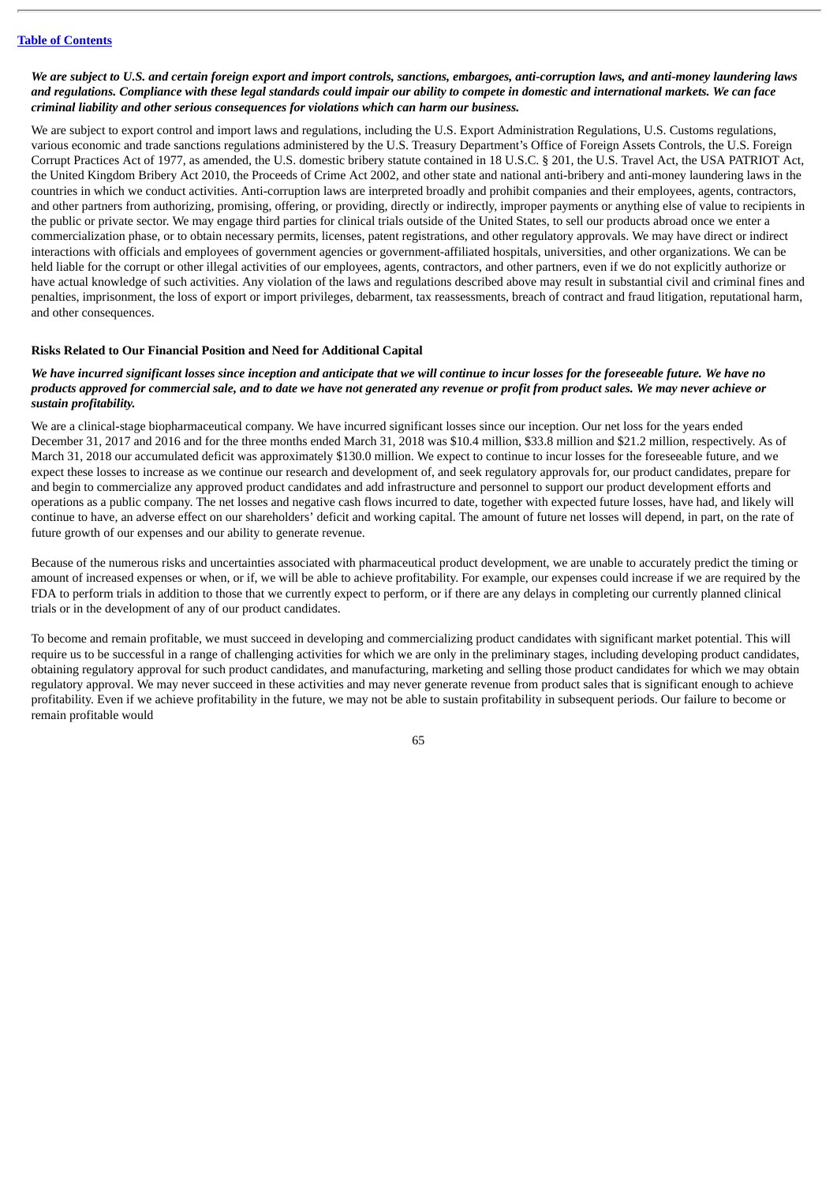***We are subject to U.S. and certain foreign export and import controls, sanctions, embargoes, anti-corruption laws, and anti-money laundering laws and regulations. Compliance with these legal standards could impair our ability to compete in domestic and international markets. We can face criminal liability and other serious consequences for violations which can harm our business.***

We are subject to export control and import laws and regulations, including the U.S. Export Administration Regulations, U.S. Customs regulations, various economic and trade sanctions regulations administered by the U.S. Treasury Department's Office of Foreign Assets Controls, the U.S. Foreign Corrupt Practices Act of 1977, as amended, the U.S. domestic bribery statute contained in 18 U.S.C. § 201, the U.S. Travel Act, the USA PATRIOT Act, the United Kingdom Bribery Act 2010, the Proceeds of Crime Act 2002, and other state and national anti-bribery and anti-money laundering laws in the countries in which we conduct activities. Anti-corruption laws are interpreted broadly and prohibit companies and their employees, agents, contractors, and other partners from authorizing, promising, offering, or providing, directly or indirectly, improper payments or anything else of value to recipients in the public or private sector. We may engage third parties for clinical trials outside of the United States, to sell our products abroad once we enter a commercialization phase, or to obtain necessary permits, licenses, patent registrations, and other regulatory approvals. We may have direct or indirect interactions with officials and employees of government agencies or government-affiliated hospitals, universities, and other organizations. We can be held liable for the corrupt or other illegal activities of our employees, agents, contractors, and other partners, even if we do not explicitly authorize or have actual knowledge of such activities. Any violation of the laws and regulations described above may result in substantial civil and criminal fines and penalties, imprisonment, the loss of export or import privileges, debarment, tax reassessments, breach of contract and fraud litigation, reputational harm, and other consequences.

**Risks Related to Our Financial Position and Need for Additional Capital**

***We have incurred significant losses since inception and anticipate that we will continue to incur losses for the foreseeable future. We have no products approved for commercial sale, and to date we have not generated any revenue or profit from product sales. We may never achieve or sustain profitability.***

We are a clinical-stage biopharmaceutical company. We have incurred significant losses since our inception. Our net loss for the years ended December 31, 2017 and 2016 and for the three months ended March 31, 2018 was $10.4 million, $33.8 million and $21.2 million, respectively. As of March 31, 2018 our accumulated deficit was approximately $130.0 million. We expect to continue to incur losses for the foreseeable future, and we expect these losses to increase as we continue our research and development of, and seek regulatory approvals for, our product candidates, prepare for and begin to commercialize any approved product candidates and add infrastructure and personnel to support our product development efforts and operations as a public company. The net losses and negative cash flows incurred to date, together with expected future losses, have had, and likely will continue to have, an adverse effect on our shareholders' deficit and working capital. The amount of future net losses will depend, in part, on the rate of future growth of our expenses and our ability to generate revenue.

Because of the numerous risks and uncertainties associated with pharmaceutical product development, we are unable to accurately predict the timing or amount of increased expenses or when, or if, we will be able to achieve profitability. For example, our expenses could increase if we are required by the FDA to perform trials in addition to those that we currently expect to perform, or if there are any delays in completing our currently planned clinical trials or in the development of any of our product candidates.

To become and remain profitable, we must succeed in developing and commercializing product candidates with significant market potential. This will require us to be successful in a range of challenging activities for which we are only in the preliminary stages, including developing product candidates, obtaining regulatory approval for such product candidates, and manufacturing, marketing and selling those product candidates for which we may obtain regulatory approval. We may never succeed in these activities and may never generate revenue from product sales that is significant enough to achieve profitability. Even if we achieve profitability in the future, we may not be able to sustain profitability in subsequent periods. Our failure to become or remain profitable would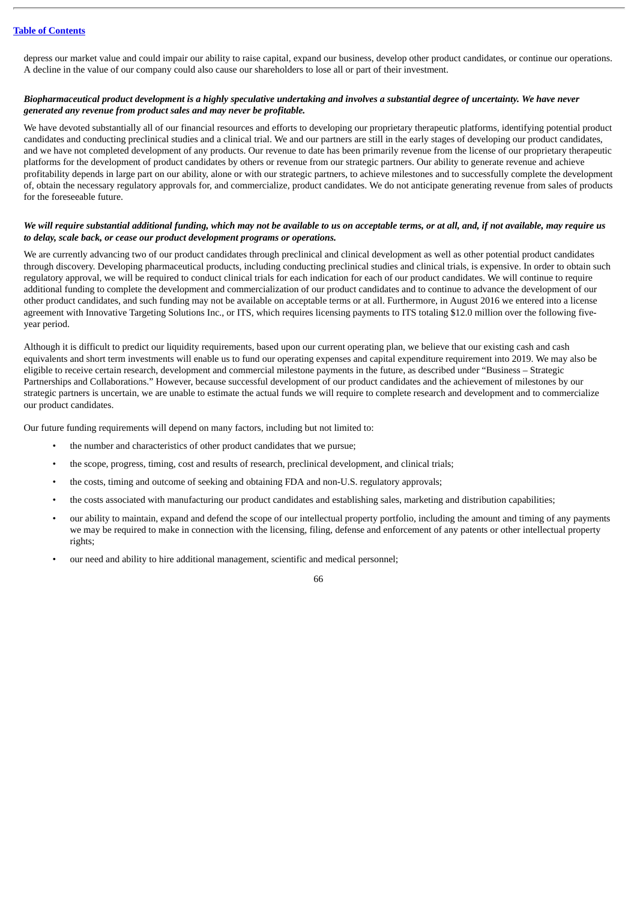depress our market value and could impair our ability to raise capital, expand our business, develop other product candidates, or continue our operations. A decline in the value of our company could also cause our shareholders to lose all or part of their investment.

***Biopharmaceutical product development is a highly speculative undertaking and involves a substantial degree of uncertainty. We have never generated any revenue from product sales and may never be profitable.***

We have devoted substantially all of our financial resources and efforts to developing our proprietary therapeutic platforms, identifying potential product candidates and conducting preclinical studies and a clinical trial. We and our partners are still in the early stages of developing our product candidates, and we have not completed development of any products. Our revenue to date has been primarily revenue from the license of our proprietary therapeutic platforms for the development of product candidates by others or revenue from our strategic partners. Our ability to generate revenue and achieve profitability depends in large part on our ability, alone or with our strategic partners, to achieve milestones and to successfully complete the development of, obtain the necessary regulatory approvals for, and commercialize, product candidates. We do not anticipate generating revenue from sales of products for the foreseeable future.

***We will require substantial additional funding, which may not be available to us on acceptable terms, or at all, and, if not available, may require us to delay, scale back, or cease our product development programs or operations.***

We are currently advancing two of our product candidates through preclinical and clinical development as well as other potential product candidates through discovery. Developing pharmaceutical products, including conducting preclinical studies and clinical trials, is expensive. In order to obtain such regulatory approval, we will be required to conduct clinical trials for each indication for each of our product candidates. We will continue to require additional funding to complete the development and commercialization of our product candidates and to continue to advance the development of our other product candidates, and such funding may not be available on acceptable terms or at all. Furthermore, in August 2016 we entered into a license agreement with Innovative Targeting Solutions Inc., or ITS, which requires licensing payments to ITS totaling $12.0 million over the following five-year period.

Although it is difficult to predict our liquidity requirements, based upon our current operating plan, we believe that our existing cash and cash equivalents and short term investments will enable us to fund our operating expenses and capital expenditure requirement into 2019. We may also be eligible to receive certain research, development and commercial milestone payments in the future, as described under "Business – Strategic Partnerships and Collaborations." However, because successful development of our product candidates and the achievement of milestones by our strategic partners is uncertain, we are unable to estimate the actual funds we will require to complete research and development and to commercialize our product candidates.

Our future funding requirements will depend on many factors, including but not limited to:

- the number and characteristics of other product candidates that we pursue;
- the scope, progress, timing, cost and results of research, preclinical development, and clinical trials;
- the costs, timing and outcome of seeking and obtaining FDA and non-U.S. regulatory approvals;
- the costs associated with manufacturing our product candidates and establishing sales, marketing and distribution capabilities;
- our ability to maintain, expand and defend the scope of our intellectual property portfolio, including the amount and timing of any payments we may be required to make in connection with the licensing, filing, defense and enforcement of any patents or other intellectual property rights;
- our need and ability to hire additional management, scientific and medical personnel;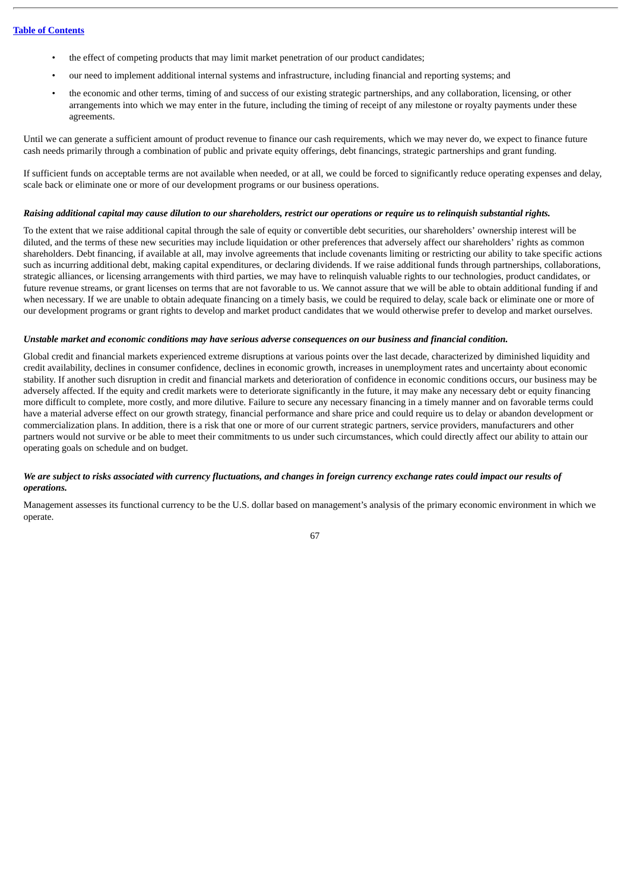- the effect of competing products that may limit market penetration of our product candidates;
- our need to implement additional internal systems and infrastructure, including financial and reporting systems; and
- the economic and other terms, timing of and success of our existing strategic partnerships, and any collaboration, licensing, or other arrangements into which we may enter in the future, including the timing of receipt of any milestone or royalty payments under these agreements.

Until we can generate a sufficient amount of product revenue to finance our cash requirements, which we may never do, we expect to finance future cash needs primarily through a combination of public and private equity offerings, debt financings, strategic partnerships and grant funding.

If sufficient funds on acceptable terms are not available when needed, or at all, we could be forced to significantly reduce operating expenses and delay, scale back or eliminate one or more of our development programs or our business operations.

***Raising additional capital may cause dilution to our shareholders, restrict our operations or require us to relinquish substantial rights.***

To the extent that we raise additional capital through the sale of equity or convertible debt securities, our shareholders' ownership interest will be diluted, and the terms of these new securities may include liquidation or other preferences that adversely affect our shareholders' rights as common shareholders. Debt financing, if available at all, may involve agreements that include covenants limiting or restricting our ability to take specific actions such as incurring additional debt, making capital expenditures, or declaring dividends. If we raise additional funds through partnerships, collaborations, strategic alliances, or licensing arrangements with third parties, we may have to relinquish valuable rights to our technologies, product candidates, or future revenue streams, or grant licenses on terms that are not favorable to us. We cannot assure that we will be able to obtain additional funding if and when necessary. If we are unable to obtain adequate financing on a timely basis, we could be required to delay, scale back or eliminate one or more of our development programs or grant rights to develop and market product candidates that we would otherwise prefer to develop and market ourselves.

***Unstable market and economic conditions may have serious adverse consequences on our business and financial condition.***

Global credit and financial markets experienced extreme disruptions at various points over the last decade, characterized by diminished liquidity and credit availability, declines in consumer confidence, declines in economic growth, increases in unemployment rates and uncertainty about economic stability. If another such disruption in credit and financial markets and deterioration of confidence in economic conditions occurs, our business may be adversely affected. If the equity and credit markets were to deteriorate significantly in the future, it may make any necessary debt or equity financing more difficult to complete, more costly, and more dilutive. Failure to secure any necessary financing in a timely manner and on favorable terms could have a material adverse effect on our growth strategy, financial performance and share price and could require us to delay or abandon development or commercialization plans. In addition, there is a risk that one or more of our current strategic partners, service providers, manufacturers and other partners would not survive or be able to meet their commitments to us under such circumstances, which could directly affect our ability to attain our operating goals on schedule and on budget.

***We are subject to risks associated with currency fluctuations, and changes in foreign currency exchange rates could impact our results of operations.***

Management assesses its functional currency to be the U.S. dollar based on management's analysis of the primary economic environment in which we operate.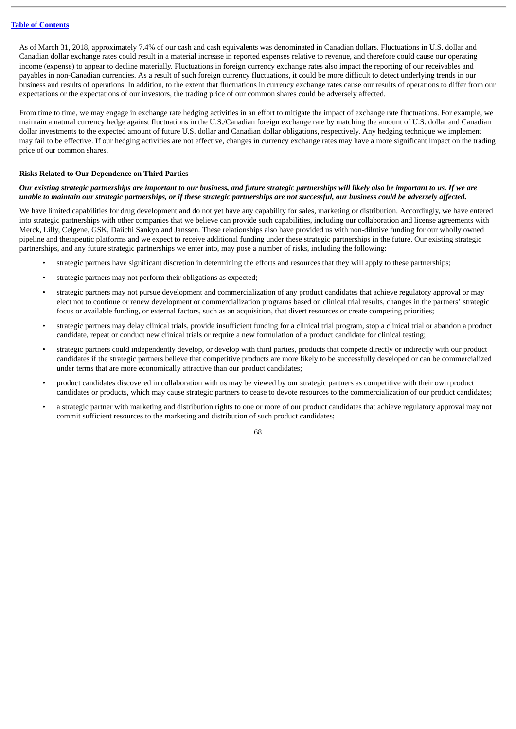As of March 31, 2018, approximately 7.4% of our cash and cash equivalents was denominated in Canadian dollars. Fluctuations in U.S. dollar and Canadian dollar exchange rates could result in a material increase in reported expenses relative to revenue, and therefore could cause our operating income (expense) to appear to decline materially. Fluctuations in foreign currency exchange rates also impact the reporting of our receivables and payables in non-Canadian currencies. As a result of such foreign currency fluctuations, it could be more difficult to detect underlying trends in our business and results of operations. In addition, to the extent that fluctuations in currency exchange rates cause our results of operations to differ from our expectations or the expectations of our investors, the trading price of our common shares could be adversely affected.

From time to time, we may engage in exchange rate hedging activities in an effort to mitigate the impact of exchange rate fluctuations. For example, we maintain a natural currency hedge against fluctuations in the U.S./Canadian foreign exchange rate by matching the amount of U.S. dollar and Canadian dollar investments to the expected amount of future U.S. dollar and Canadian dollar obligations, respectively. Any hedging technique we implement may fail to be effective. If our hedging activities are not effective, changes in currency exchange rates may have a more significant impact on the trading price of our common shares.

### Risks Related to Our Dependence on Third Parties

***Our existing strategic partnerships are important to our business, and future strategic partnerships will likely also be important to us. If we are unable to maintain our strategic partnerships, or if these strategic partnerships are not successful, our business could be adversely affected.***

We have limited capabilities for drug development and do not yet have any capability for sales, marketing or distribution. Accordingly, we have entered into strategic partnerships with other companies that we believe can provide such capabilities, including our collaboration and license agreements with Merck, Lilly, Celgene, GSK, Daiichi Sankyo and Janssen. These relationships also have provided us with non-dilutive funding for our wholly owned pipeline and therapeutic platforms and we expect to receive additional funding under these strategic partnerships in the future. Our existing strategic partnerships, and any future strategic partnerships we enter into, may pose a number of risks, including the following:

- strategic partners have significant discretion in determining the efforts and resources that they will apply to these partnerships;
- strategic partners may not perform their obligations as expected;
- strategic partners may not pursue development and commercialization of any product candidates that achieve regulatory approval or may elect not to continue or renew development or commercialization programs based on clinical trial results, changes in the partners' strategic focus or available funding, or external factors, such as an acquisition, that divert resources or create competing priorities;
- strategic partners may delay clinical trials, provide insufficient funding for a clinical trial program, stop a clinical trial or abandon a product candidate, repeat or conduct new clinical trials or require a new formulation of a product candidate for clinical testing;
- strategic partners could independently develop, or develop with third parties, products that compete directly or indirectly with our product candidates if the strategic partners believe that competitive products are more likely to be successfully developed or can be commercialized under terms that are more economically attractive than our product candidates;
- product candidates discovered in collaboration with us may be viewed by our strategic partners as competitive with their own product candidates or products, which may cause strategic partners to cease to devote resources to the commercialization of our product candidates;
- a strategic partner with marketing and distribution rights to one or more of our product candidates that achieve regulatory approval may not commit sufficient resources to the marketing and distribution of such product candidates;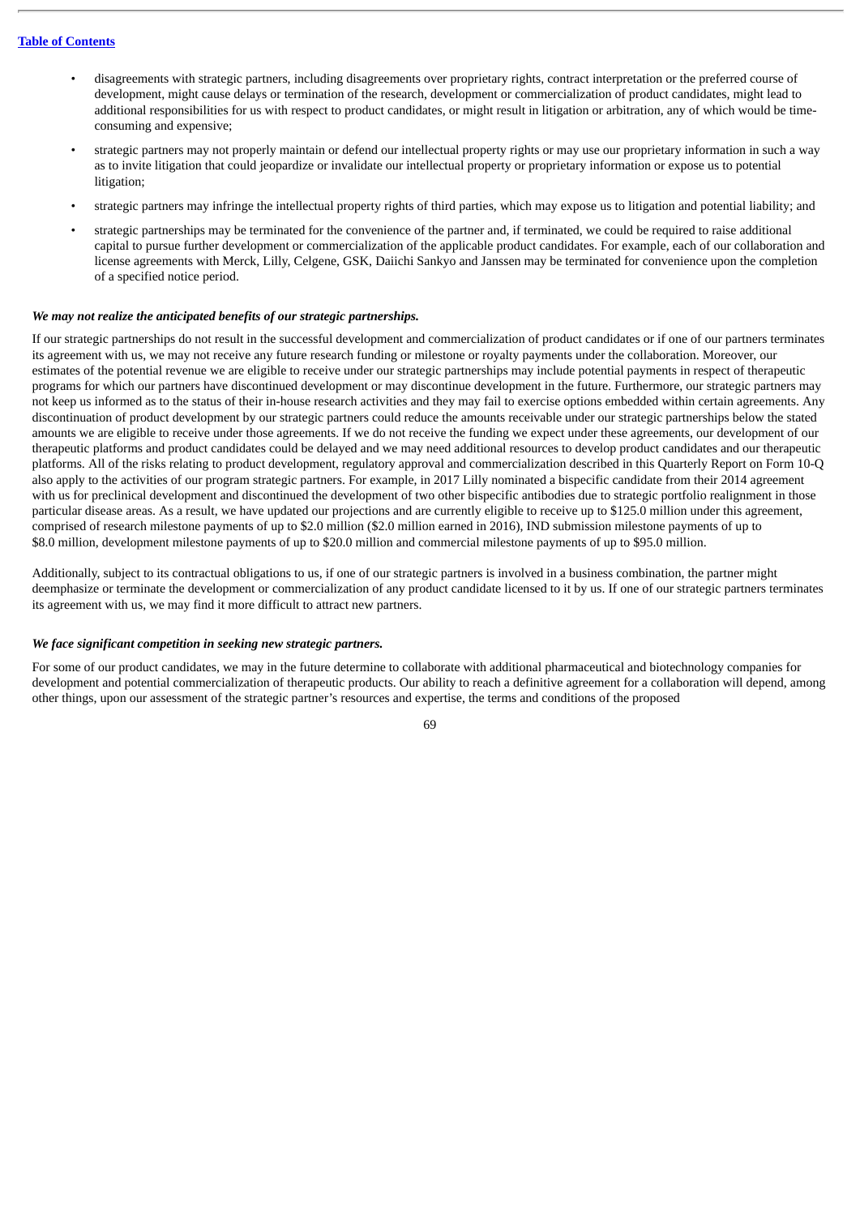- disagreements with strategic partners, including disagreements over proprietary rights, contract interpretation or the preferred course of development, might cause delays or termination of the research, development or commercialization of product candidates, might lead to additional responsibilities for us with respect to product candidates, or might result in litigation or arbitration, any of which would be time-consuming and expensive;
- strategic partners may not properly maintain or defend our intellectual property rights or may use our proprietary information in such a way as to invite litigation that could jeopardize or invalidate our intellectual property or proprietary information or expose us to potential litigation;
- strategic partners may infringe the intellectual property rights of third parties, which may expose us to litigation and potential liability; and
- strategic partnerships may be terminated for the convenience of the partner and, if terminated, we could be required to raise additional capital to pursue further development or commercialization of the applicable product candidates. For example, each of our collaboration and license agreements with Merck, Lilly, Celgene, GSK, Daiichi Sankyo and Janssen may be terminated for convenience upon the completion of a specified notice period.

***We may not realize the anticipated benefits of our strategic partnerships.***

If our strategic partnerships do not result in the successful development and commercialization of product candidates or if one of our partners terminates its agreement with us, we may not receive any future research funding or milestone or royalty payments under the collaboration. Moreover, our estimates of the potential revenue we are eligible to receive under our strategic partnerships may include potential payments in respect of therapeutic programs for which our partners have discontinued development or may discontinue development in the future. Furthermore, our strategic partners may not keep us informed as to the status of their in-house research activities and they may fail to exercise options embedded within certain agreements. Any discontinuation of product development by our strategic partners could reduce the amounts receivable under our strategic partnerships below the stated amounts we are eligible to receive under those agreements. If we do not receive the funding we expect under these agreements, our development of our therapeutic platforms and product candidates could be delayed and we may need additional resources to develop product candidates and our therapeutic platforms. All of the risks relating to product development, regulatory approval and commercialization described in this Quarterly Report on Form 10-Q also apply to the activities of our program strategic partners. For example, in 2017 Lilly nominated a bispecific candidate from their 2014 agreement with us for preclinical development and discontinued the development of two other bispecific antibodies due to strategic portfolio realignment in those particular disease areas. As a result, we have updated our projections and are currently eligible to receive up to $125.0 million under this agreement, comprised of research milestone payments of up to $2.0 million ($2.0 million earned in 2016), IND submission milestone payments of up to $8.0 million, development milestone payments of up to $20.0 million and commercial milestone payments of up to $95.0 million.

Additionally, subject to its contractual obligations to us, if one of our strategic partners is involved in a business combination, the partner might deemphasize or terminate the development or commercialization of any product candidate licensed to it by us. If one of our strategic partners terminates its agreement with us, we may find it more difficult to attract new partners.

***We face significant competition in seeking new strategic partners.***

For some of our product candidates, we may in the future determine to collaborate with additional pharmaceutical and biotechnology companies for development and potential commercialization of therapeutic products. Our ability to reach a definitive agreement for a collaboration will depend, among other things, upon our assessment of the strategic partner's resources and expertise, the terms and conditions of the proposed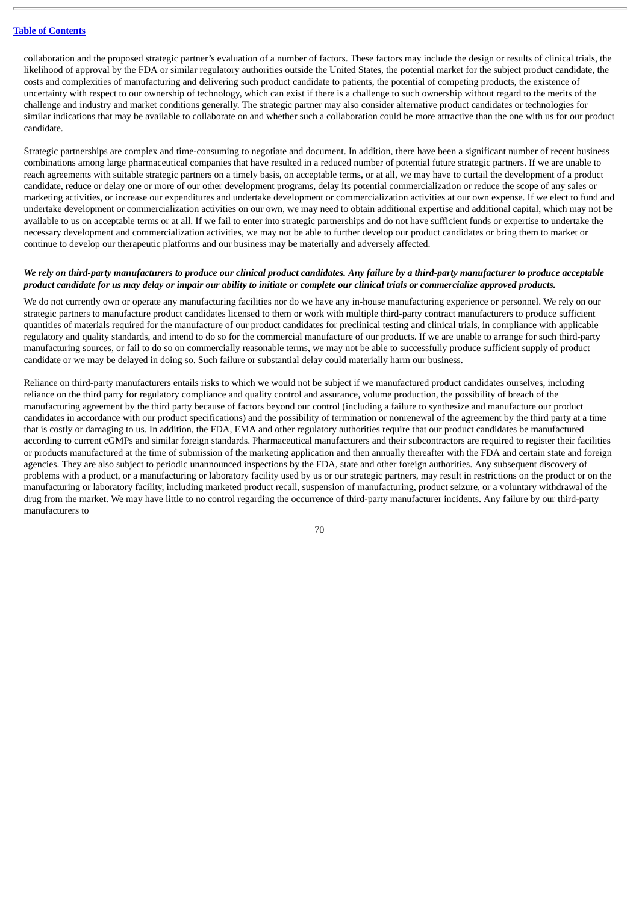collaboration and the proposed strategic partner's evaluation of a number of factors. These factors may include the design or results of clinical trials, the likelihood of approval by the FDA or similar regulatory authorities outside the United States, the potential market for the subject product candidate, the costs and complexities of manufacturing and delivering such product candidate to patients, the potential of competing products, the existence of uncertainty with respect to our ownership of technology, which can exist if there is a challenge to such ownership without regard to the merits of the challenge and industry and market conditions generally. The strategic partner may also consider alternative product candidates or technologies for similar indications that may be available to collaborate on and whether such a collaboration could be more attractive than the one with us for our product candidate.

Strategic partnerships are complex and time-consuming to negotiate and document. In addition, there have been a significant number of recent business combinations among large pharmaceutical companies that have resulted in a reduced number of potential future strategic partners. If we are unable to reach agreements with suitable strategic partners on a timely basis, on acceptable terms, or at all, we may have to curtail the development of a product candidate, reduce or delay one or more of our other development programs, delay its potential commercialization or reduce the scope of any sales or marketing activities, or increase our expenditures and undertake development or commercialization activities at our own expense. If we elect to fund and undertake development or commercialization activities on our own, we may need to obtain additional expertise and additional capital, which may not be available to us on acceptable terms or at all. If we fail to enter into strategic partnerships and do not have sufficient funds or expertise to undertake the necessary development and commercialization activities, we may not be able to further develop our product candidates or bring them to market or continue to develop our therapeutic platforms and our business may be materially and adversely affected.

***We rely on third-party manufacturers to produce our clinical product candidates. Any failure by a third-party manufacturer to produce acceptable product candidate for us may delay or impair our ability to initiate or complete our clinical trials or commercialize approved products.***

We do not currently own or operate any manufacturing facilities nor do we have any in-house manufacturing experience or personnel. We rely on our strategic partners to manufacture product candidates licensed to them or work with multiple third-party contract manufacturers to produce sufficient quantities of materials required for the manufacture of our product candidates for preclinical testing and clinical trials, in compliance with applicable regulatory and quality standards, and intend to do so for the commercial manufacture of our products. If we are unable to arrange for such third-party manufacturing sources, or fail to do so on commercially reasonable terms, we may not be able to successfully produce sufficient supply of product candidate or we may be delayed in doing so. Such failure or substantial delay could materially harm our business.

Reliance on third-party manufacturers entails risks to which we would not be subject if we manufactured product candidates ourselves, including reliance on the third party for regulatory compliance and quality control and assurance, volume production, the possibility of breach of the manufacturing agreement by the third party because of factors beyond our control (including a failure to synthesize and manufacture our product candidates in accordance with our product specifications) and the possibility of termination or nonrenewal of the agreement by the third party at a time that is costly or damaging to us. In addition, the FDA, EMA and other regulatory authorities require that our product candidates be manufactured according to current cGMPs and similar foreign standards. Pharmaceutical manufacturers and their subcontractors are required to register their facilities or products manufactured at the time of submission of the marketing application and then annually thereafter with the FDA and certain state and foreign agencies. They are also subject to periodic unannounced inspections by the FDA, state and other foreign authorities. Any subsequent discovery of problems with a product, or a manufacturing or laboratory facility used by us or our strategic partners, may result in restrictions on the product or on the manufacturing or laboratory facility, including marketed product recall, suspension of manufacturing, product seizure, or a voluntary withdrawal of the drug from the market. We may have little to no control regarding the occurrence of third-party manufacturer incidents. Any failure by our third-party manufacturers to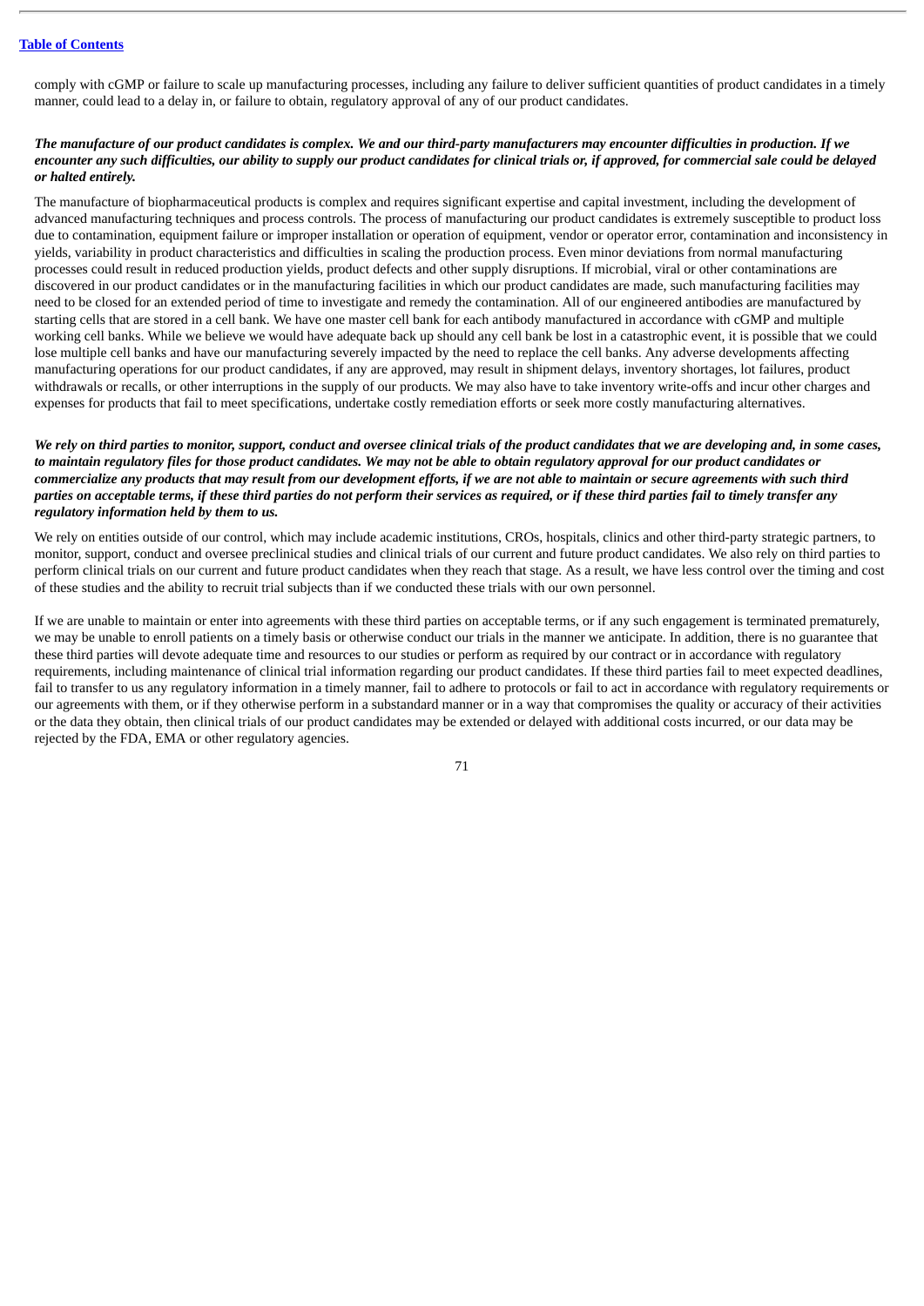comply with cGMP or failure to scale up manufacturing processes, including any failure to deliver sufficient quantities of product candidates in a timely manner, could lead to a delay in, or failure to obtain, regulatory approval of any of our product candidates.

***The manufacture of our product candidates is complex. We and our third-party manufacturers may encounter difficulties in production. If we encounter any such difficulties, our ability to supply our product candidates for clinical trials or, if approved, for commercial sale could be delayed or halted entirely.***

The manufacture of biopharmaceutical products is complex and requires significant expertise and capital investment, including the development of advanced manufacturing techniques and process controls. The process of manufacturing our product candidates is extremely susceptible to product loss due to contamination, equipment failure or improper installation or operation of equipment, vendor or operator error, contamination and inconsistency in yields, variability in product characteristics and difficulties in scaling the production process. Even minor deviations from normal manufacturing processes could result in reduced production yields, product defects and other supply disruptions. If microbial, viral or other contaminations are discovered in our product candidates or in the manufacturing facilities in which our product candidates are made, such manufacturing facilities may need to be closed for an extended period of time to investigate and remedy the contamination. All of our engineered antibodies are manufactured by starting cells that are stored in a cell bank. We have one master cell bank for each antibody manufactured in accordance with cGMP and multiple working cell banks. While we believe we would have adequate back up should any cell bank be lost in a catastrophic event, it is possible that we could lose multiple cell banks and have our manufacturing severely impacted by the need to replace the cell banks. Any adverse developments affecting manufacturing operations for our product candidates, if any are approved, may result in shipment delays, inventory shortages, lot failures, product withdrawals or recalls, or other interruptions in the supply of our products. We may also have to take inventory write-offs and incur other charges and expenses for products that fail to meet specifications, undertake costly remediation efforts or seek more costly manufacturing alternatives.

***We rely on third parties to monitor, support, conduct and oversee clinical trials of the product candidates that we are developing and, in some cases, to maintain regulatory files for those product candidates. We may not be able to obtain regulatory approval for our product candidates or commercialize any products that may result from our development efforts, if we are not able to maintain or secure agreements with such third parties on acceptable terms, if these third parties do not perform their services as required, or if these third parties fail to timely transfer any regulatory information held by them to us.***

We rely on entities outside of our control, which may include academic institutions, CROs, hospitals, clinics and other third-party strategic partners, to monitor, support, conduct and oversee preclinical studies and clinical trials of our current and future product candidates. We also rely on third parties to perform clinical trials on our current and future product candidates when they reach that stage. As a result, we have less control over the timing and cost of these studies and the ability to recruit trial subjects than if we conducted these trials with our own personnel.

If we are unable to maintain or enter into agreements with these third parties on acceptable terms, or if any such engagement is terminated prematurely, we may be unable to enroll patients on a timely basis or otherwise conduct our trials in the manner we anticipate. In addition, there is no guarantee that these third parties will devote adequate time and resources to our studies or perform as required by our contract or in accordance with regulatory requirements, including maintenance of clinical trial information regarding our product candidates. If these third parties fail to meet expected deadlines, fail to transfer to us any regulatory information in a timely manner, fail to adhere to protocols or fail to act in accordance with regulatory requirements or our agreements with them, or if they otherwise perform in a substandard manner or in a way that compromises the quality or accuracy of their activities or the data they obtain, then clinical trials of our product candidates may be extended or delayed with additional costs incurred, or our data may be rejected by the FDA, EMA or other regulatory agencies.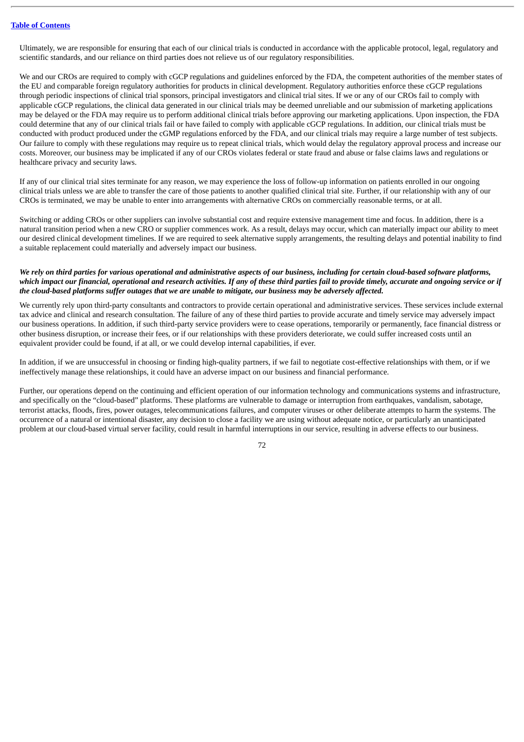Ultimately, we are responsible for ensuring that each of our clinical trials is conducted in accordance with the applicable protocol, legal, regulatory and scientific standards, and our reliance on third parties does not relieve us of our regulatory responsibilities.

We and our CROs are required to comply with cGCP regulations and guidelines enforced by the FDA, the competent authorities of the member states of the EU and comparable foreign regulatory authorities for products in clinical development. Regulatory authorities enforce these cGCP regulations through periodic inspections of clinical trial sponsors, principal investigators and clinical trial sites. If we or any of our CROs fail to comply with applicable cGCP regulations, the clinical data generated in our clinical trials may be deemed unreliable and our submission of marketing applications may be delayed or the FDA may require us to perform additional clinical trials before approving our marketing applications. Upon inspection, the FDA could determine that any of our clinical trials fail or have failed to comply with applicable cGCP regulations. In addition, our clinical trials must be conducted with product produced under the cGMP regulations enforced by the FDA, and our clinical trials may require a large number of test subjects. Our failure to comply with these regulations may require us to repeat clinical trials, which would delay the regulatory approval process and increase our costs. Moreover, our business may be implicated if any of our CROs violates federal or state fraud and abuse or false claims laws and regulations or healthcare privacy and security laws.

If any of our clinical trial sites terminate for any reason, we may experience the loss of follow-up information on patients enrolled in our ongoing clinical trials unless we are able to transfer the care of those patients to another qualified clinical trial site. Further, if our relationship with any of our CROs is terminated, we may be unable to enter into arrangements with alternative CROs on commercially reasonable terms, or at all.

Switching or adding CROs or other suppliers can involve substantial cost and require extensive management time and focus. In addition, there is a natural transition period when a new CRO or supplier commences work. As a result, delays may occur, which can materially impact our ability to meet our desired clinical development timelines. If we are required to seek alternative supply arrangements, the resulting delays and potential inability to find a suitable replacement could materially and adversely impact our business.

***We rely on third parties for various operational and administrative aspects of our business, including for certain cloud-based software platforms, which impact our financial, operational and research activities. If any of these third parties fail to provide timely, accurate and ongoing service or if the cloud-based platforms suffer outages that we are unable to mitigate, our business may be adversely affected.***

We currently rely upon third-party consultants and contractors to provide certain operational and administrative services. These services include external tax advice and clinical and research consultation. The failure of any of these third parties to provide accurate and timely service may adversely impact our business operations. In addition, if such third-party service providers were to cease operations, temporarily or permanently, face financial distress or other business disruption, or increase their fees, or if our relationships with these providers deteriorate, we could suffer increased costs until an equivalent provider could be found, if at all, or we could develop internal capabilities, if ever.

In addition, if we are unsuccessful in choosing or finding high-quality partners, if we fail to negotiate cost-effective relationships with them, or if we ineffectively manage these relationships, it could have an adverse impact on our business and financial performance.

Further, our operations depend on the continuing and efficient operation of our information technology and communications systems and infrastructure, and specifically on the "cloud-based" platforms. These platforms are vulnerable to damage or interruption from earthquakes, vandalism, sabotage, terrorist attacks, floods, fires, power outages, telecommunications failures, and computer viruses or other deliberate attempts to harm the systems. The occurrence of a natural or intentional disaster, any decision to close a facility we are using without adequate notice, or particularly an unanticipated problem at our cloud-based virtual server facility, could result in harmful interruptions in our service, resulting in adverse effects to our business.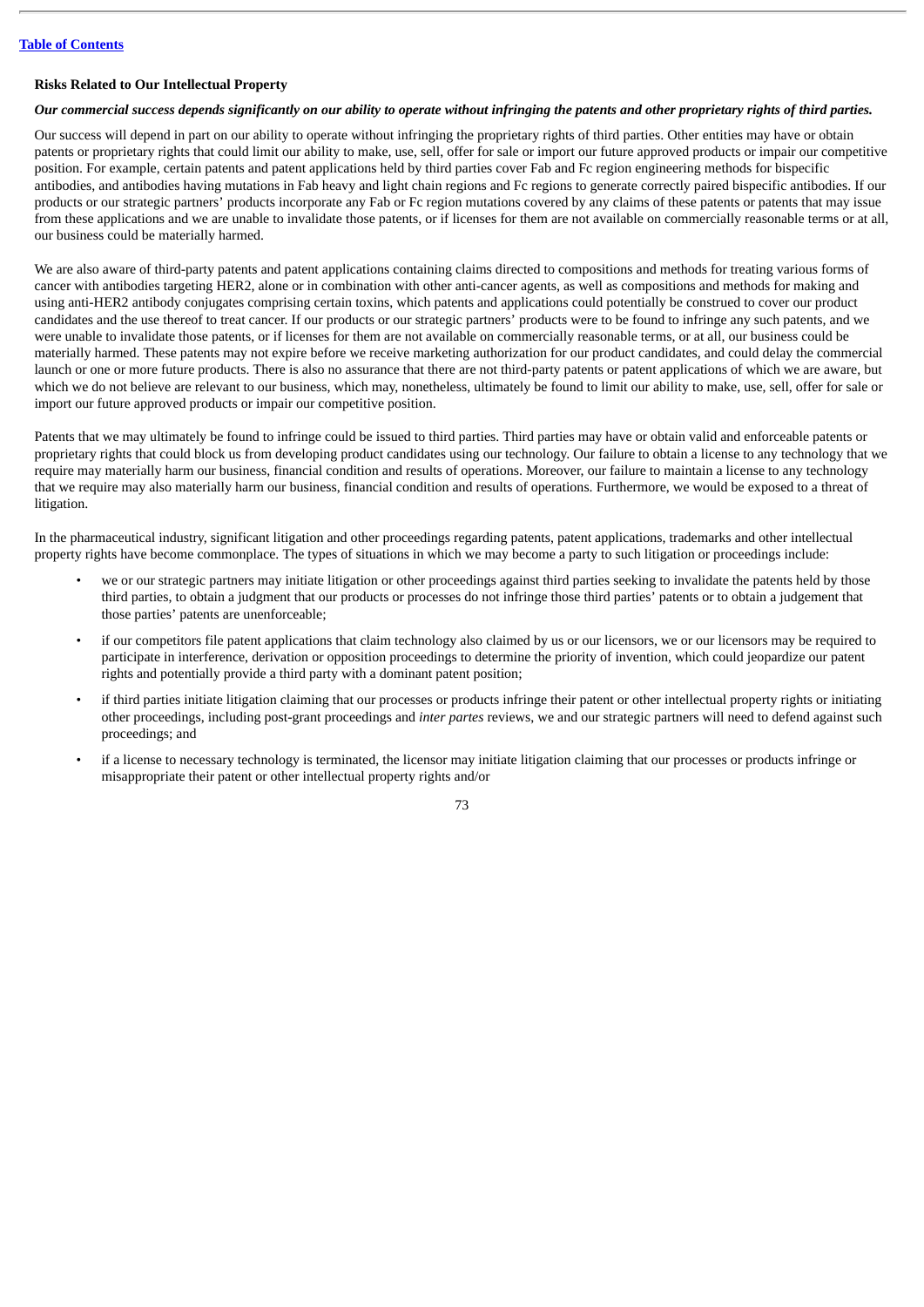### Risks Related to Our Intellectual Property

***Our commercial success depends significantly on our ability to operate without infringing the patents and other proprietary rights of third parties.***

Our success will depend in part on our ability to operate without infringing the proprietary rights of third parties. Other entities may have or obtain patents or proprietary rights that could limit our ability to make, use, sell, offer for sale or import our future approved products or impair our competitive position. For example, certain patents and patent applications held by third parties cover Fab and Fc region engineering methods for bispecific antibodies, and antibodies having mutations in Fab heavy and light chain regions and Fc regions to generate correctly paired bispecific antibodies. If our products or our strategic partners' products incorporate any Fab or Fc region mutations covered by any claims of these patents or patents that may issue from these applications and we are unable to invalidate those patents, or if licenses for them are not available on commercially reasonable terms or at all, our business could be materially harmed.

We are also aware of third-party patents and patent applications containing claims directed to compositions and methods for treating various forms of cancer with antibodies targeting HER2, alone or in combination with other anti-cancer agents, as well as compositions and methods for making and using anti-HER2 antibody conjugates comprising certain toxins, which patents and applications could potentially be construed to cover our product candidates and the use thereof to treat cancer. If our products or our strategic partners' products were to be found to infringe any such patents, and we were unable to invalidate those patents, or if licenses for them are not available on commercially reasonable terms, or at all, our business could be materially harmed. These patents may not expire before we receive marketing authorization for our product candidates, and could delay the commercial launch or one or more future products. There is also no assurance that there are not third-party patents or patent applications of which we are aware, but which we do not believe are relevant to our business, which may, nonetheless, ultimately be found to limit our ability to make, use, sell, offer for sale or import our future approved products or impair our competitive position.

Patents that we may ultimately be found to infringe could be issued to third parties. Third parties may have or obtain valid and enforceable patents or proprietary rights that could block us from developing product candidates using our technology. Our failure to obtain a license to any technology that we require may materially harm our business, financial condition and results of operations. Moreover, our failure to maintain a license to any technology that we require may also materially harm our business, financial condition and results of operations. Furthermore, we would be exposed to a threat of litigation.

In the pharmaceutical industry, significant litigation and other proceedings regarding patents, patent applications, trademarks and other intellectual property rights have become commonplace. The types of situations in which we may become a party to such litigation or proceedings include:

- we or our strategic partners may initiate litigation or other proceedings against third parties seeking to invalidate the patents held by those third parties, to obtain a judgment that our products or processes do not infringe those third parties' patents or to obtain a judgement that those parties' patents are unenforceable;
- if our competitors file patent applications that claim technology also claimed by us or our licensors, we or our licensors may be required to participate in interference, derivation or opposition proceedings to determine the priority of invention, which could jeopardize our patent rights and potentially provide a third party with a dominant patent position;
- if third parties initiate litigation claiming that our processes or products infringe their patent or other intellectual property rights or initiating other proceedings, including post-grant proceedings and *inter partes* reviews, we and our strategic partners will need to defend against such proceedings; and
- if a license to necessary technology is terminated, the licensor may initiate litigation claiming that our processes or products infringe or misappropriate their patent or other intellectual property rights and/or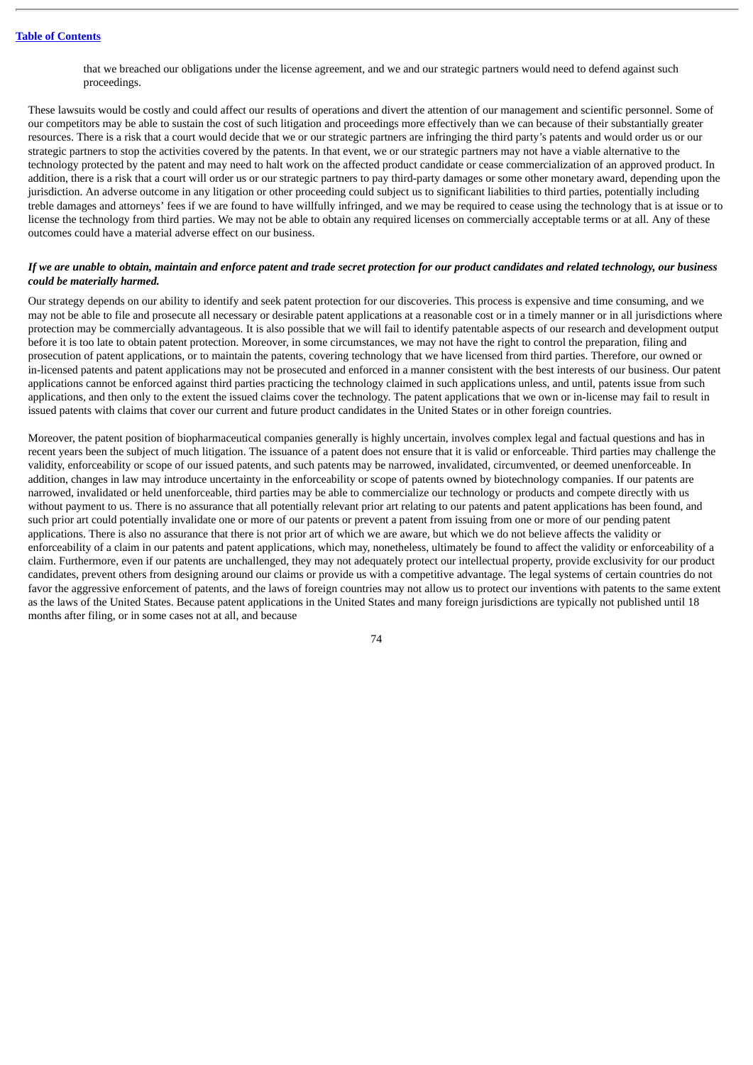that we breached our obligations under the license agreement, and we and our strategic partners would need to defend against such proceedings.

These lawsuits would be costly and could affect our results of operations and divert the attention of our management and scientific personnel. Some of our competitors may be able to sustain the cost of such litigation and proceedings more effectively than we can because of their substantially greater resources. There is a risk that a court would decide that we or our strategic partners are infringing the third party's patents and would order us or our strategic partners to stop the activities covered by the patents. In that event, we or our strategic partners may not have a viable alternative to the technology protected by the patent and may need to halt work on the affected product candidate or cease commercialization of an approved product. In addition, there is a risk that a court will order us or our strategic partners to pay third-party damages or some other monetary award, depending upon the jurisdiction. An adverse outcome in any litigation or other proceeding could subject us to significant liabilities to third parties, potentially including treble damages and attorneys' fees if we are found to have willfully infringed, and we may be required to cease using the technology that is at issue or to license the technology from third parties. We may not be able to obtain any required licenses on commercially acceptable terms or at all. Any of these outcomes could have a material adverse effect on our business.

***If we are unable to obtain, maintain and enforce patent and trade secret protection for our product candidates and related technology, our business could be materially harmed.***

Our strategy depends on our ability to identify and seek patent protection for our discoveries. This process is expensive and time consuming, and we may not be able to file and prosecute all necessary or desirable patent applications at a reasonable cost or in a timely manner or in all jurisdictions where protection may be commercially advantageous. It is also possible that we will fail to identify patentable aspects of our research and development output before it is too late to obtain patent protection. Moreover, in some circumstances, we may not have the right to control the preparation, filing and prosecution of patent applications, or to maintain the patents, covering technology that we have licensed from third parties. Therefore, our owned or in-licensed patents and patent applications may not be prosecuted and enforced in a manner consistent with the best interests of our business. Our patent applications cannot be enforced against third parties practicing the technology claimed in such applications unless, and until, patents issue from such applications, and then only to the extent the issued claims cover the technology. The patent applications that we own or in-license may fail to result in issued patents with claims that cover our current and future product candidates in the United States or in other foreign countries.

Moreover, the patent position of biopharmaceutical companies generally is highly uncertain, involves complex legal and factual questions and has in recent years been the subject of much litigation. The issuance of a patent does not ensure that it is valid or enforceable. Third parties may challenge the validity, enforceability or scope of our issued patents, and such patents may be narrowed, invalidated, circumvented, or deemed unenforceable. In addition, changes in law may introduce uncertainty in the enforceability or scope of patents owned by biotechnology companies. If our patents are narrowed, invalidated or held unenforceable, third parties may be able to commercialize our technology or products and compete directly with us without payment to us. There is no assurance that all potentially relevant prior art relating to our patents and patent applications has been found, and such prior art could potentially invalidate one or more of our patents or prevent a patent from issuing from one or more of our pending patent applications. There is also no assurance that there is not prior art of which we are aware, but which we do not believe affects the validity or enforceability of a claim in our patents and patent applications, which may, nonetheless, ultimately be found to affect the validity or enforceability of a claim. Furthermore, even if our patents are unchallenged, they may not adequately protect our intellectual property, provide exclusivity for our product candidates, prevent others from designing around our claims or provide us with a competitive advantage. The legal systems of certain countries do not favor the aggressive enforcement of patents, and the laws of foreign countries may not allow us to protect our inventions with patents to the same extent as the laws of the United States. Because patent applications in the United States and many foreign jurisdictions are typically not published until 18 months after filing, or in some cases not at all, and because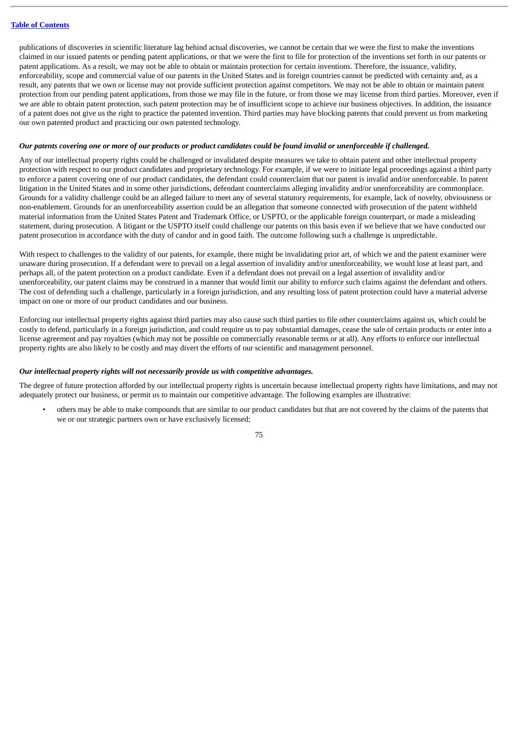publications of discoveries in scientific literature lag behind actual discoveries, we cannot be certain that we were the first to make the inventions claimed in our issued patents or pending patent applications, or that we were the first to file for protection of the inventions set forth in our patents or patent applications. As a result, we may not be able to obtain or maintain protection for certain inventions. Therefore, the issuance, validity, enforceability, scope and commercial value of our patents in the United States and in foreign countries cannot be predicted with certainty and, as a result, any patents that we own or license may not provide sufficient protection against competitors. We may not be able to obtain or maintain patent protection from our pending patent applications, from those we may file in the future, or from those we may license from third parties. Moreover, even if we are able to obtain patent protection, such patent protection may be of insufficient scope to achieve our business objectives. In addition, the issuance of a patent does not give us the right to practice the patented invention. Third parties may have blocking patents that could prevent us from marketing our own patented product and practicing our own patented technology.

***Our patents covering one or more of our products or product candidates could be found invalid or unenforceable if challenged.***

Any of our intellectual property rights could be challenged or invalidated despite measures we take to obtain patent and other intellectual property protection with respect to our product candidates and proprietary technology. For example, if we were to initiate legal proceedings against a third party to enforce a patent covering one of our product candidates, the defendant could counterclaim that our patent is invalid and/or unenforceable. In patent litigation in the United States and in some other jurisdictions, defendant counterclaims alleging invalidity and/or unenforceability are commonplace. Grounds for a validity challenge could be an alleged failure to meet any of several statutory requirements, for example, lack of novelty, obviousness or non-enablement. Grounds for an unenforceability assertion could be an allegation that someone connected with prosecution of the patent withheld material information from the United States Patent and Trademark Office, or USPTO, or the applicable foreign counterpart, or made a misleading statement, during prosecution. A litigant or the USPTO itself could challenge our patents on this basis even if we believe that we have conducted our patent prosecution in accordance with the duty of candor and in good faith. The outcome following such a challenge is unpredictable.

With respect to challenges to the validity of our patents, for example, there might be invalidating prior art, of which we and the patent examiner were unaware during prosecution. If a defendant were to prevail on a legal assertion of invalidity and/or unenforceability, we would lose at least part, and perhaps all, of the patent protection on a product candidate. Even if a defendant does not prevail on a legal assertion of invalidity and/or unenforceability, our patent claims may be construed in a manner that would limit our ability to enforce such claims against the defendant and others. The cost of defending such a challenge, particularly in a foreign jurisdiction, and any resulting loss of patent protection could have a material adverse impact on one or more of our product candidates and our business.

Enforcing our intellectual property rights against third parties may also cause such third parties to file other counterclaims against us, which could be costly to defend, particularly in a foreign jurisdiction, and could require us to pay substantial damages, cease the sale of certain products or enter into a license agreement and pay royalties (which may not be possible on commercially reasonable terms or at all). Any efforts to enforce our intellectual property rights are also likely to be costly and may divert the efforts of our scientific and management personnel.

***Our intellectual property rights will not necessarily provide us with competitive advantages.***

The degree of future protection afforded by our intellectual property rights is uncertain because intellectual property rights have limitations, and may not adequately protect our business, or permit us to maintain our competitive advantage. The following examples are illustrative:

- others may be able to make compounds that are similar to our product candidates but that are not covered by the claims of the patents that we or our strategic partners own or have exclusively licensed;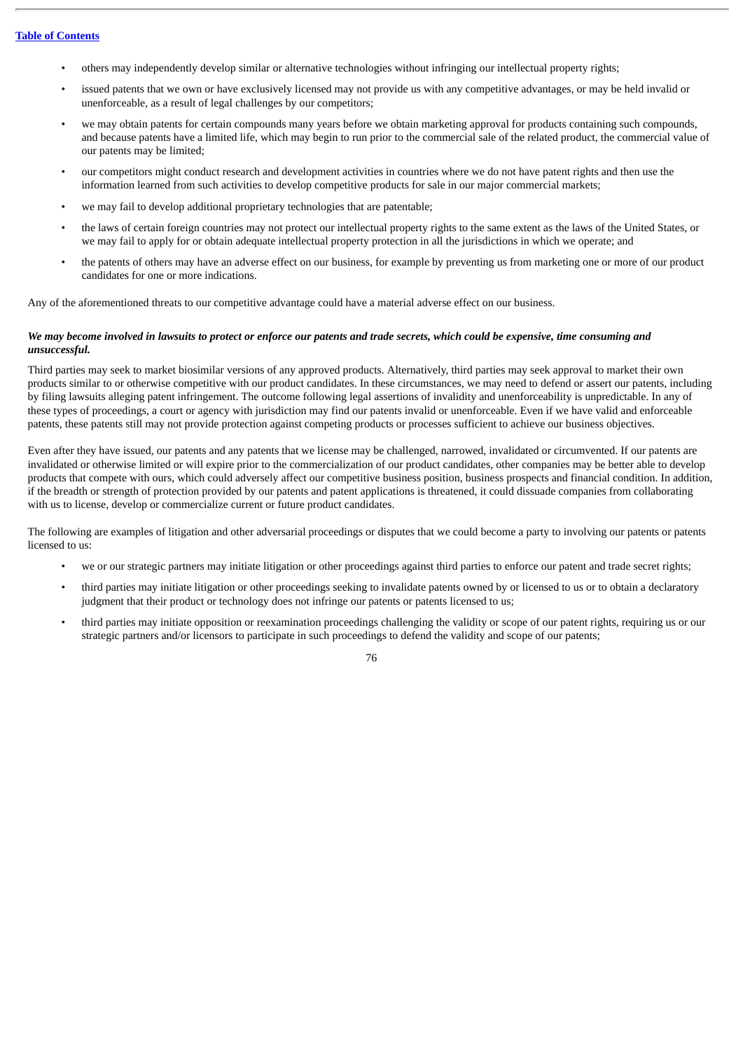- others may independently develop similar or alternative technologies without infringing our intellectual property rights;
- issued patents that we own or have exclusively licensed may not provide us with any competitive advantages, or may be held invalid or unenforceable, as a result of legal challenges by our competitors;
- we may obtain patents for certain compounds many years before we obtain marketing approval for products containing such compounds, and because patents have a limited life, which may begin to run prior to the commercial sale of the related product, the commercial value of our patents may be limited;
- our competitors might conduct research and development activities in countries where we do not have patent rights and then use the information learned from such activities to develop competitive products for sale in our major commercial markets;
- we may fail to develop additional proprietary technologies that are patentable;
- the laws of certain foreign countries may not protect our intellectual property rights to the same extent as the laws of the United States, or we may fail to apply for or obtain adequate intellectual property protection in all the jurisdictions in which we operate; and
- the patents of others may have an adverse effect on our business, for example by preventing us from marketing one or more of our product candidates for one or more indications.

Any of the aforementioned threats to our competitive advantage could have a material adverse effect on our business.

***We may become involved in lawsuits to protect or enforce our patents and trade secrets, which could be expensive, time consuming and unsuccessful.***

Third parties may seek to market biosimilar versions of any approved products. Alternatively, third parties may seek approval to market their own products similar to or otherwise competitive with our product candidates. In these circumstances, we may need to defend or assert our patents, including by filing lawsuits alleging patent infringement. The outcome following legal assertions of invalidity and unenforceability is unpredictable. In any of these types of proceedings, a court or agency with jurisdiction may find our patents invalid or unenforceable. Even if we have valid and enforceable patents, these patents still may not provide protection against competing products or processes sufficient to achieve our business objectives.

Even after they have issued, our patents and any patents that we license may be challenged, narrowed, invalidated or circumvented. If our patents are invalidated or otherwise limited or will expire prior to the commercialization of our product candidates, other companies may be better able to develop products that compete with ours, which could adversely affect our competitive business position, business prospects and financial condition. In addition, if the breadth or strength of protection provided by our patents and patent applications is threatened, it could dissuade companies from collaborating with us to license, develop or commercialize current or future product candidates.

The following are examples of litigation and other adversarial proceedings or disputes that we could become a party to involving our patents or patents licensed to us:

- we or our strategic partners may initiate litigation or other proceedings against third parties to enforce our patent and trade secret rights;
- third parties may initiate litigation or other proceedings seeking to invalidate patents owned by or licensed to us or to obtain a declaratory judgment that their product or technology does not infringe our patents or patents licensed to us;
- third parties may initiate opposition or reexamination proceedings challenging the validity or scope of our patent rights, requiring us or our strategic partners and/or licensors to participate in such proceedings to defend the validity and scope of our patents;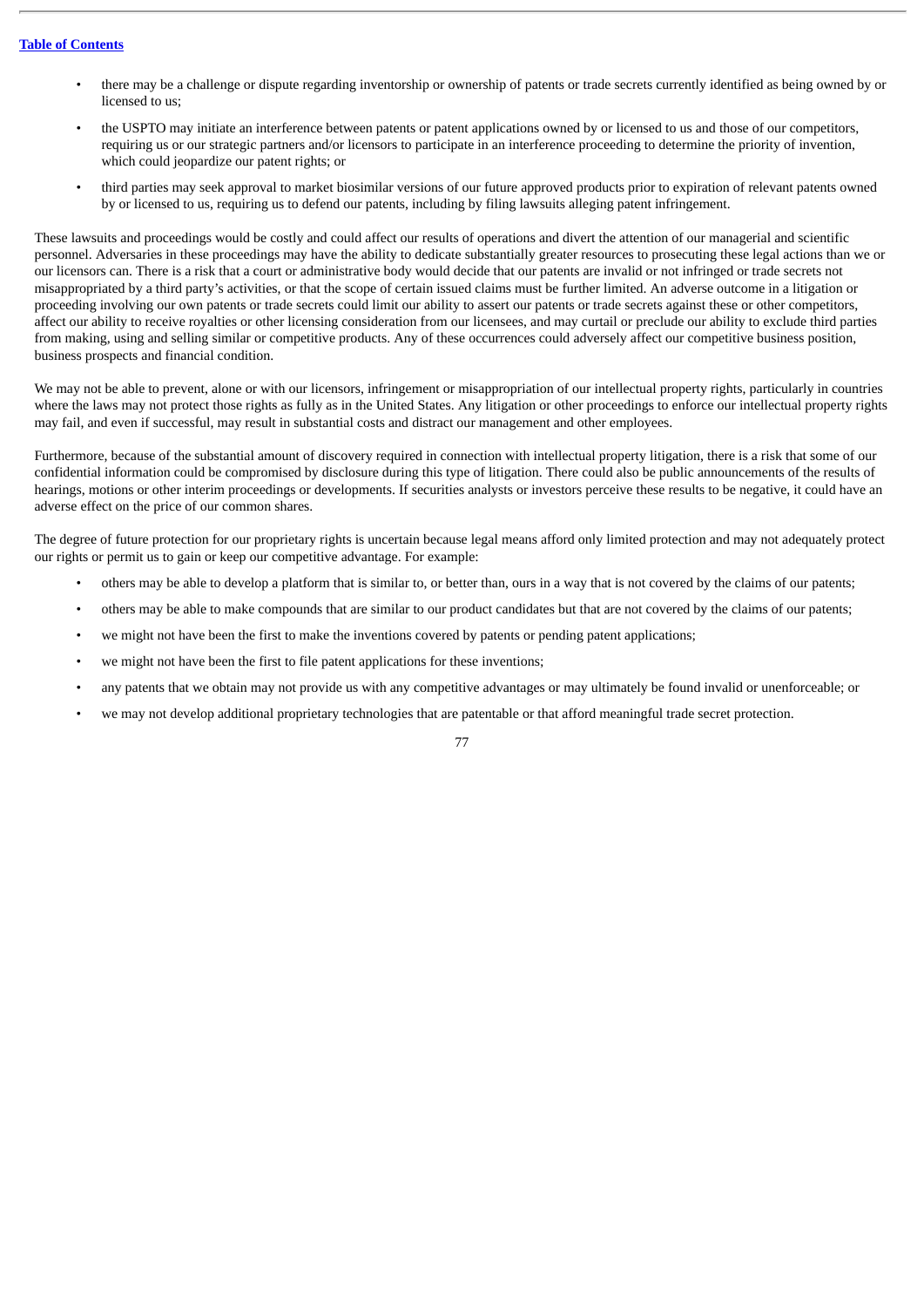- there may be a challenge or dispute regarding inventorship or ownership of patents or trade secrets currently identified as being owned by or licensed to us;
- the USPTO may initiate an interference between patents or patent applications owned by or licensed to us and those of our competitors, requiring us or our strategic partners and/or licensors to participate in an interference proceeding to determine the priority of invention, which could jeopardize our patent rights; or
- third parties may seek approval to market biosimilar versions of our future approved products prior to expiration of relevant patents owned by or licensed to us, requiring us to defend our patents, including by filing lawsuits alleging patent infringement.

These lawsuits and proceedings would be costly and could affect our results of operations and divert the attention of our managerial and scientific personnel. Adversaries in these proceedings may have the ability to dedicate substantially greater resources to prosecuting these legal actions than we or our licensors can. There is a risk that a court or administrative body would decide that our patents are invalid or not infringed or trade secrets not misappropriated by a third party's activities, or that the scope of certain issued claims must be further limited. An adverse outcome in a litigation or proceeding involving our own patents or trade secrets could limit our ability to assert our patents or trade secrets against these or other competitors, affect our ability to receive royalties or other licensing consideration from our licensees, and may curtail or preclude our ability to exclude third parties from making, using and selling similar or competitive products. Any of these occurrences could adversely affect our competitive business position, business prospects and financial condition.

We may not be able to prevent, alone or with our licensors, infringement or misappropriation of our intellectual property rights, particularly in countries where the laws may not protect those rights as fully as in the United States. Any litigation or other proceedings to enforce our intellectual property rights may fail, and even if successful, may result in substantial costs and distract our management and other employees.

Furthermore, because of the substantial amount of discovery required in connection with intellectual property litigation, there is a risk that some of our confidential information could be compromised by disclosure during this type of litigation. There could also be public announcements of the results of hearings, motions or other interim proceedings or developments. If securities analysts or investors perceive these results to be negative, it could have an adverse effect on the price of our common shares.

The degree of future protection for our proprietary rights is uncertain because legal means afford only limited protection and may not adequately protect our rights or permit us to gain or keep our competitive advantage. For example:

- others may be able to develop a platform that is similar to, or better than, ours in a way that is not covered by the claims of our patents;
- others may be able to make compounds that are similar to our product candidates but that are not covered by the claims of our patents;
- we might not have been the first to make the inventions covered by patents or pending patent applications;
- we might not have been the first to file patent applications for these inventions;
- any patents that we obtain may not provide us with any competitive advantages or may ultimately be found invalid or unenforceable; or
- we may not develop additional proprietary technologies that are patentable or that afford meaningful trade secret protection.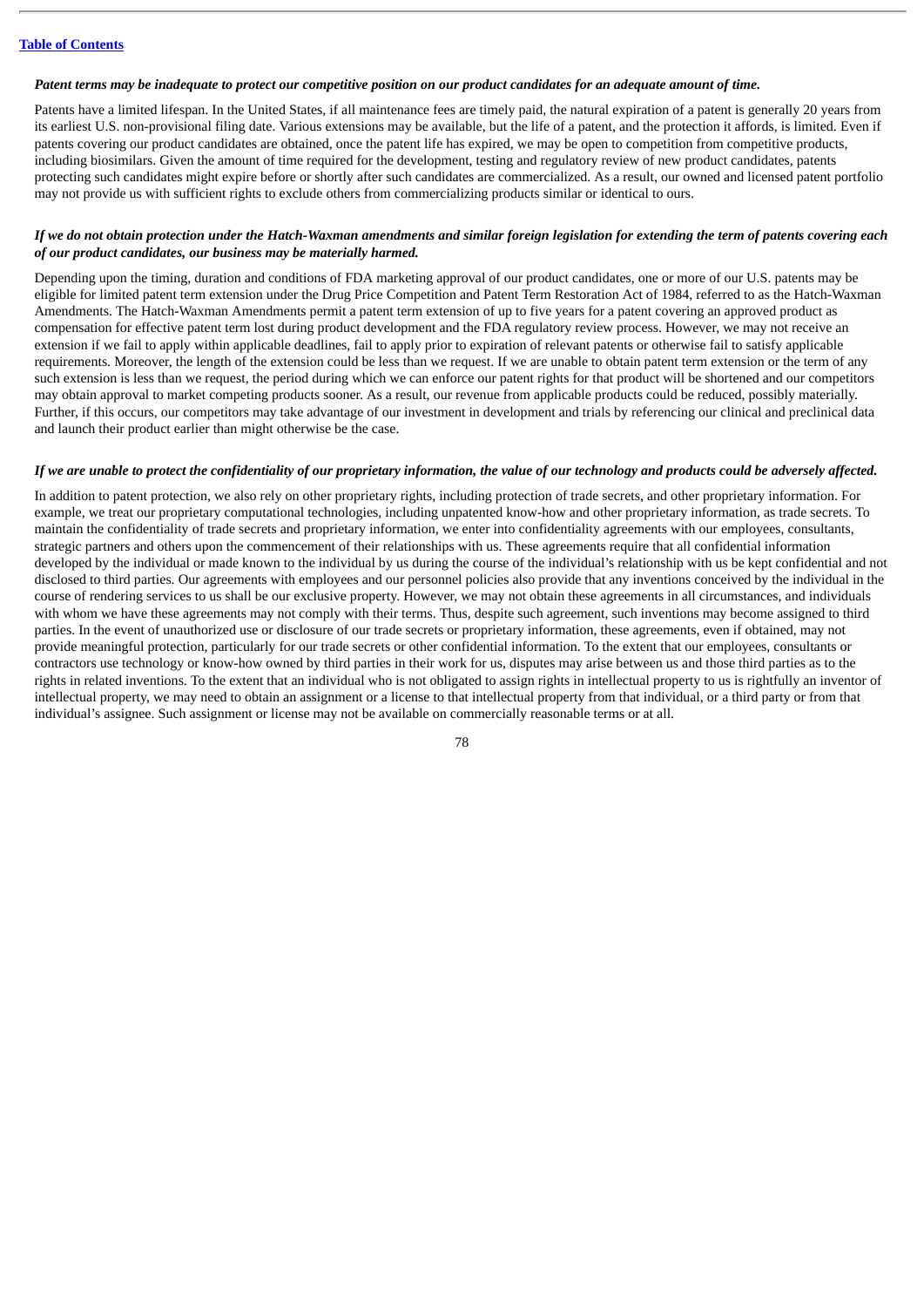***Patent terms may be inadequate to protect our competitive position on our product candidates for an adequate amount of time.***

Patents have a limited lifespan. In the United States, if all maintenance fees are timely paid, the natural expiration of a patent is generally 20 years from its earliest U.S. non-provisional filing date. Various extensions may be available, but the life of a patent, and the protection it affords, is limited. Even if patents covering our product candidates are obtained, once the patent life has expired, we may be open to competition from competitive products, including biosimilars. Given the amount of time required for the development, testing and regulatory review of new product candidates, patents protecting such candidates might expire before or shortly after such candidates are commercialized. As a result, our owned and licensed patent portfolio may not provide us with sufficient rights to exclude others from commercializing products similar or identical to ours.

***If we do not obtain protection under the Hatch-Waxman amendments and similar foreign legislation for extending the term of patents covering each of our product candidates, our business may be materially harmed.***

Depending upon the timing, duration and conditions of FDA marketing approval of our product candidates, one or more of our U.S. patents may be eligible for limited patent term extension under the Drug Price Competition and Patent Term Restoration Act of 1984, referred to as the Hatch-Waxman Amendments. The Hatch-Waxman Amendments permit a patent term extension of up to five years for a patent covering an approved product as compensation for effective patent term lost during product development and the FDA regulatory review process. However, we may not receive an extension if we fail to apply within applicable deadlines, fail to apply prior to expiration of relevant patents or otherwise fail to satisfy applicable requirements. Moreover, the length of the extension could be less than we request. If we are unable to obtain patent term extension or the term of any such extension is less than we request, the period during which we can enforce our patent rights for that product will be shortened and our competitors may obtain approval to market competing products sooner. As a result, our revenue from applicable products could be reduced, possibly materially. Further, if this occurs, our competitors may take advantage of our investment in development and trials by referencing our clinical and preclinical data and launch their product earlier than might otherwise be the case.

***If we are unable to protect the confidentiality of our proprietary information, the value of our technology and products could be adversely affected.***

In addition to patent protection, we also rely on other proprietary rights, including protection of trade secrets, and other proprietary information. For example, we treat our proprietary computational technologies, including unpatented know-how and other proprietary information, as trade secrets. To maintain the confidentiality of trade secrets and proprietary information, we enter into confidentiality agreements with our employees, consultants, strategic partners and others upon the commencement of their relationships with us. These agreements require that all confidential information developed by the individual or made known to the individual by us during the course of the individual's relationship with us be kept confidential and not disclosed to third parties. Our agreements with employees and our personnel policies also provide that any inventions conceived by the individual in the course of rendering services to us shall be our exclusive property. However, we may not obtain these agreements in all circumstances, and individuals with whom we have these agreements may not comply with their terms. Thus, despite such agreement, such inventions may become assigned to third parties. In the event of unauthorized use or disclosure of our trade secrets or proprietary information, these agreements, even if obtained, may not provide meaningful protection, particularly for our trade secrets or other confidential information. To the extent that our employees, consultants or contractors use technology or know-how owned by third parties in their work for us, disputes may arise between us and those third parties as to the rights in related inventions. To the extent that an individual who is not obligated to assign rights in intellectual property to us is rightfully an inventor of intellectual property, we may need to obtain an assignment or a license to that intellectual property from that individual, or a third party or from that individual's assignee. Such assignment or license may not be available on commercially reasonable terms or at all.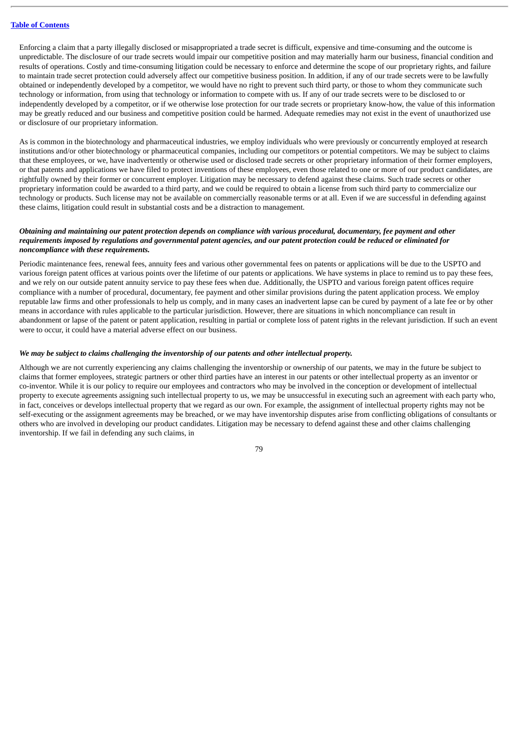Enforcing a claim that a party illegally disclosed or misappropriated a trade secret is difficult, expensive and time-consuming and the outcome is unpredictable. The disclosure of our trade secrets would impair our competitive position and may materially harm our business, financial condition and results of operations. Costly and time-consuming litigation could be necessary to enforce and determine the scope of our proprietary rights, and failure to maintain trade secret protection could adversely affect our competitive business position. In addition, if any of our trade secrets were to be lawfully obtained or independently developed by a competitor, we would have no right to prevent such third party, or those to whom they communicate such technology or information, from using that technology or information to compete with us. If any of our trade secrets were to be disclosed to or independently developed by a competitor, or if we otherwise lose protection for our trade secrets or proprietary know-how, the value of this information may be greatly reduced and our business and competitive position could be harmed. Adequate remedies may not exist in the event of unauthorized use or disclosure of our proprietary information.

As is common in the biotechnology and pharmaceutical industries, we employ individuals who were previously or concurrently employed at research institutions and/or other biotechnology or pharmaceutical companies, including our competitors or potential competitors. We may be subject to claims that these employees, or we, have inadvertently or otherwise used or disclosed trade secrets or other proprietary information of their former employers, or that patents and applications we have filed to protect inventions of these employees, even those related to one or more of our product candidates, are rightfully owned by their former or concurrent employer. Litigation may be necessary to defend against these claims. Such trade secrets or other proprietary information could be awarded to a third party, and we could be required to obtain a license from such third party to commercialize our technology or products. Such license may not be available on commercially reasonable terms or at all. Even if we are successful in defending against these claims, litigation could result in substantial costs and be a distraction to management.

***Obtaining and maintaining our patent protection depends on compliance with various procedural, documentary, fee payment and other requirements imposed by regulations and governmental patent agencies, and our patent protection could be reduced or eliminated for noncompliance with these requirements.***

Periodic maintenance fees, renewal fees, annuity fees and various other governmental fees on patents or applications will be due to the USPTO and various foreign patent offices at various points over the lifetime of our patents or applications. We have systems in place to remind us to pay these fees, and we rely on our outside patent annuity service to pay these fees when due. Additionally, the USPTO and various foreign patent offices require compliance with a number of procedural, documentary, fee payment and other similar provisions during the patent application process. We employ reputable law firms and other professionals to help us comply, and in many cases an inadvertent lapse can be cured by payment of a late fee or by other means in accordance with rules applicable to the particular jurisdiction. However, there are situations in which noncompliance can result in abandonment or lapse of the patent or patent application, resulting in partial or complete loss of patent rights in the relevant jurisdiction. If such an event were to occur, it could have a material adverse effect on our business.

***We may be subject to claims challenging the inventorship of our patents and other intellectual property.***

Although we are not currently experiencing any claims challenging the inventorship or ownership of our patents, we may in the future be subject to claims that former employees, strategic partners or other third parties have an interest in our patents or other intellectual property as an inventor or co-inventor. While it is our policy to require our employees and contractors who may be involved in the conception or development of intellectual property to execute agreements assigning such intellectual property to us, we may be unsuccessful in executing such an agreement with each party who, in fact, conceives or develops intellectual property that we regard as our own. For example, the assignment of intellectual property rights may not be self-executing or the assignment agreements may be breached, or we may have inventorship disputes arise from conflicting obligations of consultants or others who are involved in developing our product candidates. Litigation may be necessary to defend against these and other claims challenging inventorship. If we fail in defending any such claims, in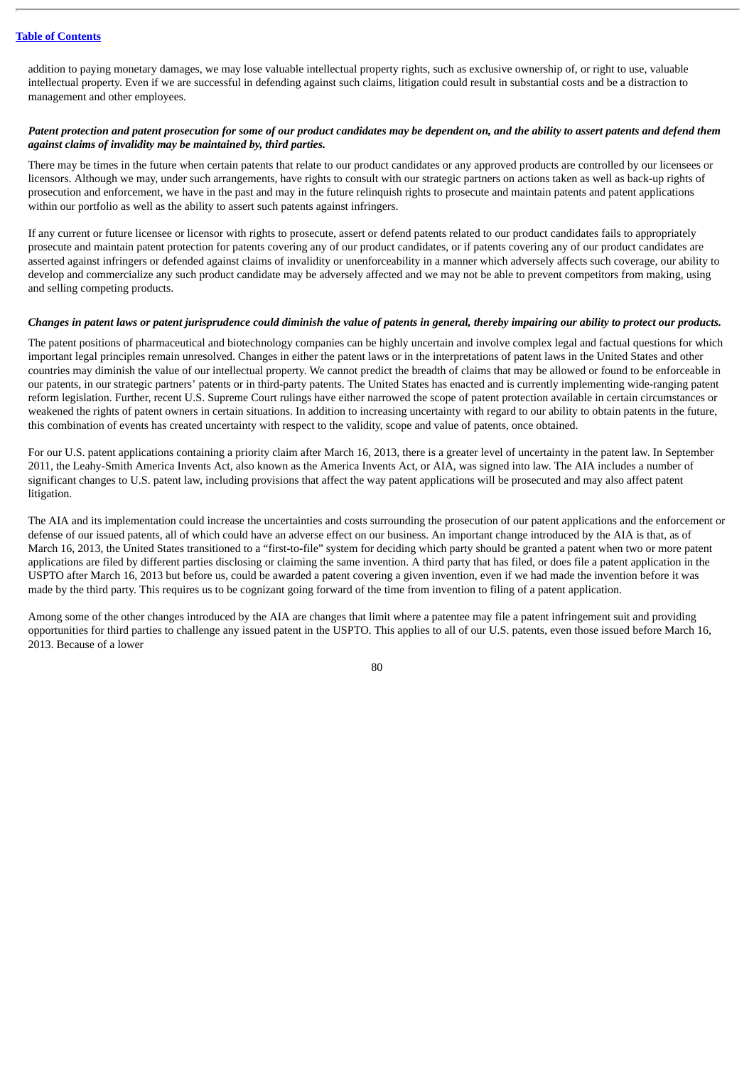addition to paying monetary damages, we may lose valuable intellectual property rights, such as exclusive ownership of, or right to use, valuable intellectual property. Even if we are successful in defending against such claims, litigation could result in substantial costs and be a distraction to management and other employees.

***Patent protection and patent prosecution for some of our product candidates may be dependent on, and the ability to assert patents and defend them against claims of invalidity may be maintained by, third parties.***

There may be times in the future when certain patents that relate to our product candidates or any approved products are controlled by our licensees or licensors. Although we may, under such arrangements, have rights to consult with our strategic partners on actions taken as well as back-up rights of prosecution and enforcement, we have in the past and may in the future relinquish rights to prosecute and maintain patents and patent applications within our portfolio as well as the ability to assert such patents against infringers.

If any current or future licensee or licensor with rights to prosecute, assert or defend patents related to our product candidates fails to appropriately prosecute and maintain patent protection for patents covering any of our product candidates, or if patents covering any of our product candidates are asserted against infringers or defended against claims of invalidity or unenforceability in a manner which adversely affects such coverage, our ability to develop and commercialize any such product candidate may be adversely affected and we may not be able to prevent competitors from making, using and selling competing products.

***Changes in patent laws or patent jurisprudence could diminish the value of patents in general, thereby impairing our ability to protect our products.***

The patent positions of pharmaceutical and biotechnology companies can be highly uncertain and involve complex legal and factual questions for which important legal principles remain unresolved. Changes in either the patent laws or in the interpretations of patent laws in the United States and other countries may diminish the value of our intellectual property. We cannot predict the breadth of claims that may be allowed or found to be enforceable in our patents, in our strategic partners' patents or in third-party patents. The United States has enacted and is currently implementing wide-ranging patent reform legislation. Further, recent U.S. Supreme Court rulings have either narrowed the scope of patent protection available in certain circumstances or weakened the rights of patent owners in certain situations. In addition to increasing uncertainty with regard to our ability to obtain patents in the future, this combination of events has created uncertainty with respect to the validity, scope and value of patents, once obtained.

For our U.S. patent applications containing a priority claim after March 16, 2013, there is a greater level of uncertainty in the patent law. In September 2011, the Leahy-Smith America Invents Act, also known as the America Invents Act, or AIA, was signed into law. The AIA includes a number of significant changes to U.S. patent law, including provisions that affect the way patent applications will be prosecuted and may also affect patent litigation.

The AIA and its implementation could increase the uncertainties and costs surrounding the prosecution of our patent applications and the enforcement or defense of our issued patents, all of which could have an adverse effect on our business. An important change introduced by the AIA is that, as of March 16, 2013, the United States transitioned to a "first-to-file" system for deciding which party should be granted a patent when two or more patent applications are filed by different parties disclosing or claiming the same invention. A third party that has filed, or does file a patent application in the USPTO after March 16, 2013 but before us, could be awarded a patent covering a given invention, even if we had made the invention before it was made by the third party. This requires us to be cognizant going forward of the time from invention to filing of a patent application.

Among some of the other changes introduced by the AIA are changes that limit where a patentee may file a patent infringement suit and providing opportunities for third parties to challenge any issued patent in the USPTO. This applies to all of our U.S. patents, even those issued before March 16, 2013. Because of a lower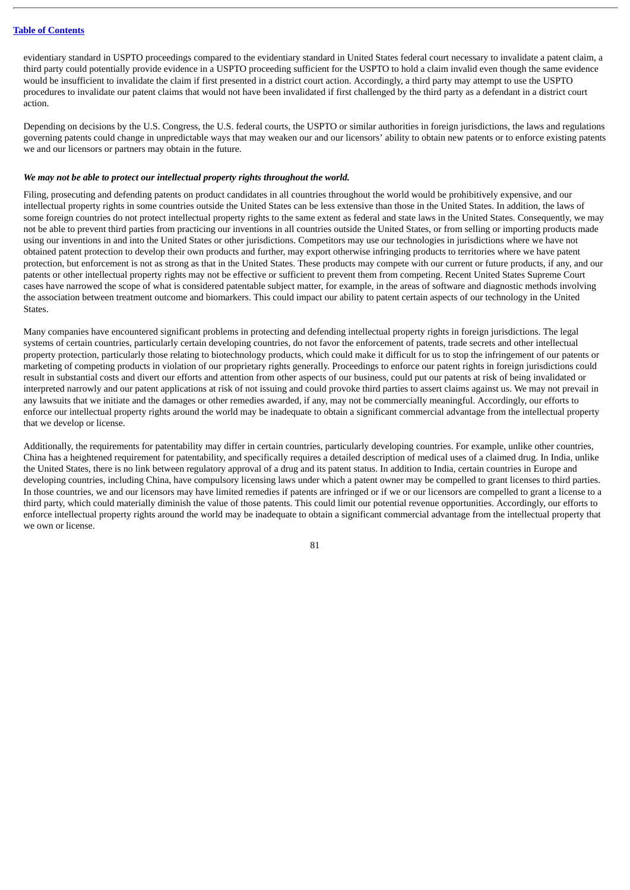evidentiary standard in USPTO proceedings compared to the evidentiary standard in United States federal court necessary to invalidate a patent claim, a third party could potentially provide evidence in a USPTO proceeding sufficient for the USPTO to hold a claim invalid even though the same evidence would be insufficient to invalidate the claim if first presented in a district court action. Accordingly, a third party may attempt to use the USPTO procedures to invalidate our patent claims that would not have been invalidated if first challenged by the third party as a defendant in a district court action.

Depending on decisions by the U.S. Congress, the U.S. federal courts, the USPTO or similar authorities in foreign jurisdictions, the laws and regulations governing patents could change in unpredictable ways that may weaken our and our licensors' ability to obtain new patents or to enforce existing patents we and our licensors or partners may obtain in the future.

***We may not be able to protect our intellectual property rights throughout the world.***

Filing, prosecuting and defending patents on product candidates in all countries throughout the world would be prohibitively expensive, and our intellectual property rights in some countries outside the United States can be less extensive than those in the United States. In addition, the laws of some foreign countries do not protect intellectual property rights to the same extent as federal and state laws in the United States. Consequently, we may not be able to prevent third parties from practicing our inventions in all countries outside the United States, or from selling or importing products made using our inventions in and into the United States or other jurisdictions. Competitors may use our technologies in jurisdictions where we have not obtained patent protection to develop their own products and further, may export otherwise infringing products to territories where we have patent protection, but enforcement is not as strong as that in the United States. These products may compete with our current or future products, if any, and our patents or other intellectual property rights may not be effective or sufficient to prevent them from competing. Recent United States Supreme Court cases have narrowed the scope of what is considered patentable subject matter, for example, in the areas of software and diagnostic methods involving the association between treatment outcome and biomarkers. This could impact our ability to patent certain aspects of our technology in the United States.

Many companies have encountered significant problems in protecting and defending intellectual property rights in foreign jurisdictions. The legal systems of certain countries, particularly certain developing countries, do not favor the enforcement of patents, trade secrets and other intellectual property protection, particularly those relating to biotechnology products, which could make it difficult for us to stop the infringement of our patents or marketing of competing products in violation of our proprietary rights generally. Proceedings to enforce our patent rights in foreign jurisdictions could result in substantial costs and divert our efforts and attention from other aspects of our business, could put our patents at risk of being invalidated or interpreted narrowly and our patent applications at risk of not issuing and could provoke third parties to assert claims against us. We may not prevail in any lawsuits that we initiate and the damages or other remedies awarded, if any, may not be commercially meaningful. Accordingly, our efforts to enforce our intellectual property rights around the world may be inadequate to obtain a significant commercial advantage from the intellectual property that we develop or license.

Additionally, the requirements for patentability may differ in certain countries, particularly developing countries. For example, unlike other countries, China has a heightened requirement for patentability, and specifically requires a detailed description of medical uses of a claimed drug. In India, unlike the United States, there is no link between regulatory approval of a drug and its patent status. In addition to India, certain countries in Europe and developing countries, including China, have compulsory licensing laws under which a patent owner may be compelled to grant licenses to third parties. In those countries, we and our licensors may have limited remedies if patents are infringed or if we or our licensors are compelled to grant a license to a third party, which could materially diminish the value of those patents. This could limit our potential revenue opportunities. Accordingly, our efforts to enforce intellectual property rights around the world may be inadequate to obtain a significant commercial advantage from the intellectual property that we own or license.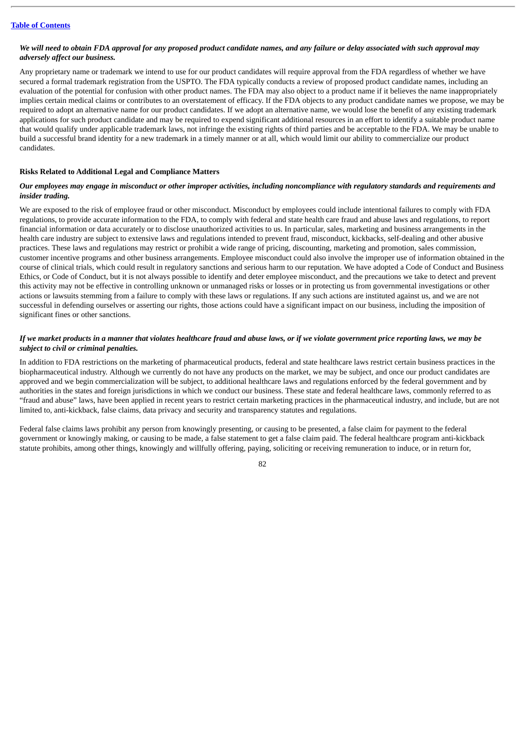***We will need to obtain FDA approval for any proposed product candidate names, and any failure or delay associated with such approval may adversely affect our business.***

Any proprietary name or trademark we intend to use for our product candidates will require approval from the FDA regardless of whether we have secured a formal trademark registration from the USPTO. The FDA typically conducts a review of proposed product candidate names, including an evaluation of the potential for confusion with other product names. The FDA may also object to a product name if it believes the name inappropriately implies certain medical claims or contributes to an overstatement of efficacy. If the FDA objects to any product candidate names we propose, we may be required to adopt an alternative name for our product candidates. If we adopt an alternative name, we would lose the benefit of any existing trademark applications for such product candidate and may be required to expend significant additional resources in an effort to identify a suitable product name that would qualify under applicable trademark laws, not infringe the existing rights of third parties and be acceptable to the FDA. We may be unable to build a successful brand identity for a new trademark in a timely manner or at all, which would limit our ability to commercialize our product candidates.

**Risks Related to Additional Legal and Compliance Matters**

***Our employees may engage in misconduct or other improper activities, including noncompliance with regulatory standards and requirements and insider trading.***

We are exposed to the risk of employee fraud or other misconduct. Misconduct by employees could include intentional failures to comply with FDA regulations, to provide accurate information to the FDA, to comply with federal and state health care fraud and abuse laws and regulations, to report financial information or data accurately or to disclose unauthorized activities to us. In particular, sales, marketing and business arrangements in the health care industry are subject to extensive laws and regulations intended to prevent fraud, misconduct, kickbacks, self-dealing and other abusive practices. These laws and regulations may restrict or prohibit a wide range of pricing, discounting, marketing and promotion, sales commission, customer incentive programs and other business arrangements. Employee misconduct could also involve the improper use of information obtained in the course of clinical trials, which could result in regulatory sanctions and serious harm to our reputation. We have adopted a Code of Conduct and Business Ethics, or Code of Conduct, but it is not always possible to identify and deter employee misconduct, and the precautions we take to detect and prevent this activity may not be effective in controlling unknown or unmanaged risks or losses or in protecting us from governmental investigations or other actions or lawsuits stemming from a failure to comply with these laws or regulations. If any such actions are instituted against us, and we are not successful in defending ourselves or asserting our rights, those actions could have a significant impact on our business, including the imposition of significant fines or other sanctions.

***If we market products in a manner that violates healthcare fraud and abuse laws, or if we violate government price reporting laws, we may be subject to civil or criminal penalties.***

In addition to FDA restrictions on the marketing of pharmaceutical products, federal and state healthcare laws restrict certain business practices in the biopharmaceutical industry. Although we currently do not have any products on the market, we may be subject, and once our product candidates are approved and we begin commercialization will be subject, to additional healthcare laws and regulations enforced by the federal government and by authorities in the states and foreign jurisdictions in which we conduct our business. These state and federal healthcare laws, commonly referred to as "fraud and abuse" laws, have been applied in recent years to restrict certain marketing practices in the pharmaceutical industry, and include, but are not limited to, anti-kickback, false claims, data privacy and security and transparency statutes and regulations.

Federal false claims laws prohibit any person from knowingly presenting, or causing to be presented, a false claim for payment to the federal government or knowingly making, or causing to be made, a false statement to get a false claim paid. The federal healthcare program anti-kickback statute prohibits, among other things, knowingly and willfully offering, paying, soliciting or receiving remuneration to induce, or in return for,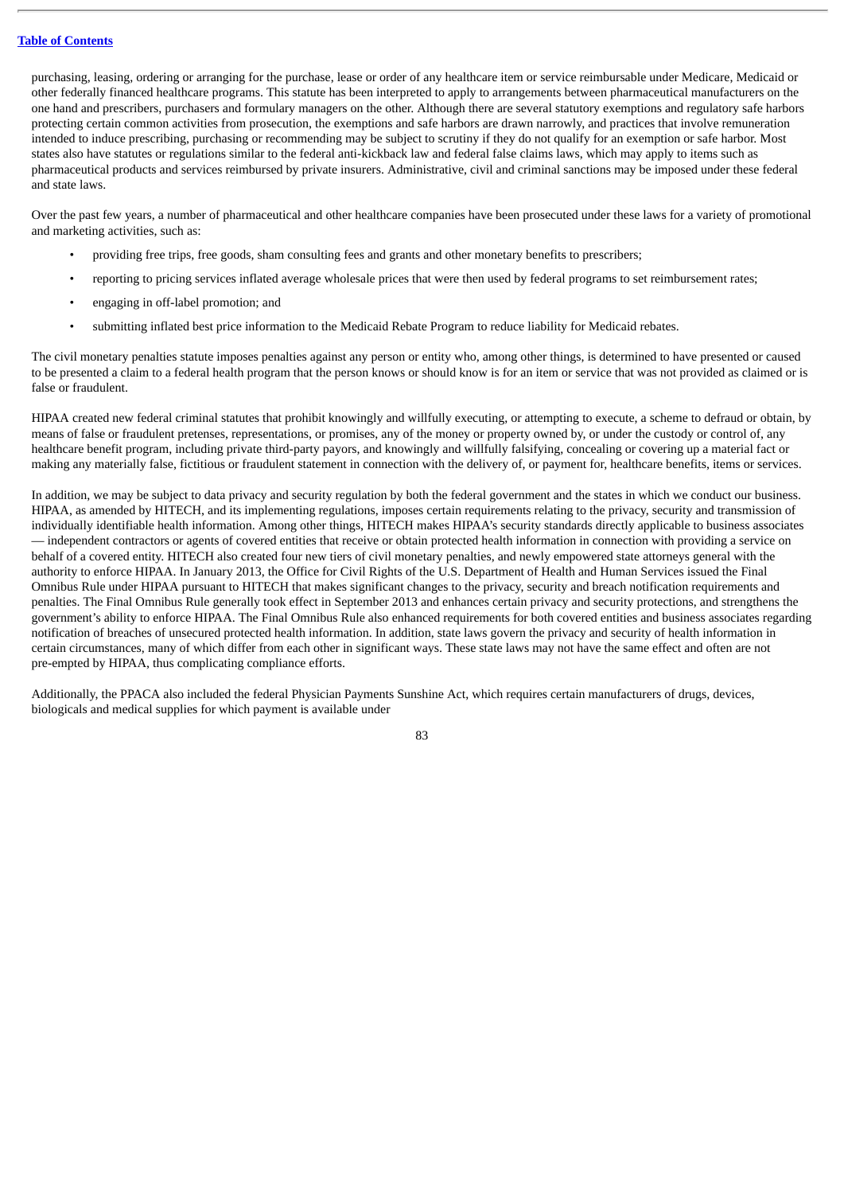purchasing, leasing, ordering or arranging for the purchase, lease or order of any healthcare item or service reimbursable under Medicare, Medicaid or other federally financed healthcare programs. This statute has been interpreted to apply to arrangements between pharmaceutical manufacturers on the one hand and prescribers, purchasers and formulary managers on the other. Although there are several statutory exemptions and regulatory safe harbors protecting certain common activities from prosecution, the exemptions and safe harbors are drawn narrowly, and practices that involve remuneration intended to induce prescribing, purchasing or recommending may be subject to scrutiny if they do not qualify for an exemption or safe harbor. Most states also have statutes or regulations similar to the federal anti-kickback law and federal false claims laws, which may apply to items such as pharmaceutical products and services reimbursed by private insurers. Administrative, civil and criminal sanctions may be imposed under these federal and state laws.

Over the past few years, a number of pharmaceutical and other healthcare companies have been prosecuted under these laws for a variety of promotional and marketing activities, such as:

- providing free trips, free goods, sham consulting fees and grants and other monetary benefits to prescribers;
- reporting to pricing services inflated average wholesale prices that were then used by federal programs to set reimbursement rates;
- engaging in off-label promotion; and
- submitting inflated best price information to the Medicaid Rebate Program to reduce liability for Medicaid rebates.

The civil monetary penalties statute imposes penalties against any person or entity who, among other things, is determined to have presented or caused to be presented a claim to a federal health program that the person knows or should know is for an item or service that was not provided as claimed or is false or fraudulent.

HIPAA created new federal criminal statutes that prohibit knowingly and willfully executing, or attempting to execute, a scheme to defraud or obtain, by means of false or fraudulent pretenses, representations, or promises, any of the money or property owned by, or under the custody or control of, any healthcare benefit program, including private third-party payors, and knowingly and willfully falsifying, concealing or covering up a material fact or making any materially false, fictitious or fraudulent statement in connection with the delivery of, or payment for, healthcare benefits, items or services.

In addition, we may be subject to data privacy and security regulation by both the federal government and the states in which we conduct our business. HIPAA, as amended by HITECH, and its implementing regulations, imposes certain requirements relating to the privacy, security and transmission of individually identifiable health information. Among other things, HITECH makes HIPAA's security standards directly applicable to business associates — independent contractors or agents of covered entities that receive or obtain protected health information in connection with providing a service on behalf of a covered entity. HITECH also created four new tiers of civil monetary penalties, and newly empowered state attorneys general with the authority to enforce HIPAA. In January 2013, the Office for Civil Rights of the U.S. Department of Health and Human Services issued the Final Omnibus Rule under HIPAA pursuant to HITECH that makes significant changes to the privacy, security and breach notification requirements and penalties. The Final Omnibus Rule generally took effect in September 2013 and enhances certain privacy and security protections, and strengthens the government's ability to enforce HIPAA. The Final Omnibus Rule also enhanced requirements for both covered entities and business associates regarding notification of breaches of unsecured protected health information. In addition, state laws govern the privacy and security of health information in certain circumstances, many of which differ from each other in significant ways. These state laws may not have the same effect and often are not pre-empted by HIPAA, thus complicating compliance efforts.

Additionally, the PPACA also included the federal Physician Payments Sunshine Act, which requires certain manufacturers of drugs, devices, biologicals and medical supplies for which payment is available under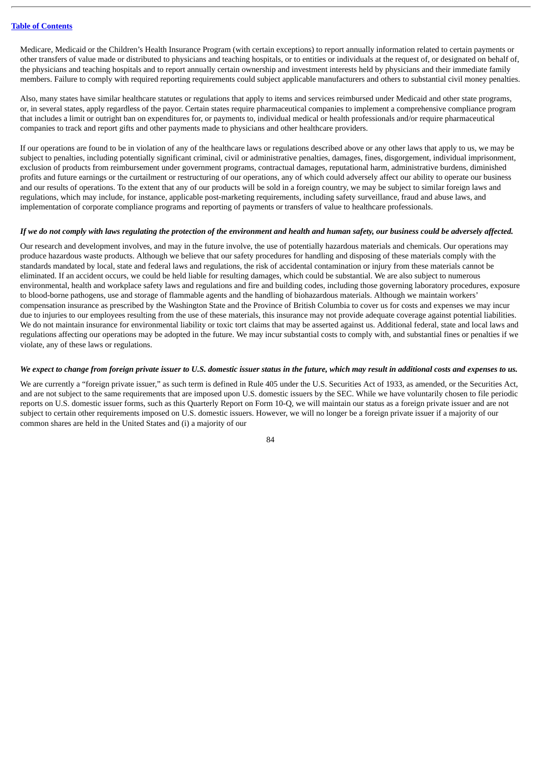Medicare, Medicaid or the Children's Health Insurance Program (with certain exceptions) to report annually information related to certain payments or other transfers of value made or distributed to physicians and teaching hospitals, or to entities or individuals at the request of, or designated on behalf of, the physicians and teaching hospitals and to report annually certain ownership and investment interests held by physicians and their immediate family members. Failure to comply with required reporting requirements could subject applicable manufacturers and others to substantial civil money penalties.

Also, many states have similar healthcare statutes or regulations that apply to items and services reimbursed under Medicaid and other state programs, or, in several states, apply regardless of the payor. Certain states require pharmaceutical companies to implement a comprehensive compliance program that includes a limit or outright ban on expenditures for, or payments to, individual medical or health professionals and/or require pharmaceutical companies to track and report gifts and other payments made to physicians and other healthcare providers.

If our operations are found to be in violation of any of the healthcare laws or regulations described above or any other laws that apply to us, we may be subject to penalties, including potentially significant criminal, civil or administrative penalties, damages, fines, disgorgement, individual imprisonment, exclusion of products from reimbursement under government programs, contractual damages, reputational harm, administrative burdens, diminished profits and future earnings or the curtailment or restructuring of our operations, any of which could adversely affect our ability to operate our business and our results of operations. To the extent that any of our products will be sold in a foreign country, we may be subject to similar foreign laws and regulations, which may include, for instance, applicable post-marketing requirements, including safety surveillance, fraud and abuse laws, and implementation of corporate compliance programs and reporting of payments or transfers of value to healthcare professionals.

***If we do not comply with laws regulating the protection of the environment and health and human safety, our business could be adversely affected.***

Our research and development involves, and may in the future involve, the use of potentially hazardous materials and chemicals. Our operations may produce hazardous waste products. Although we believe that our safety procedures for handling and disposing of these materials comply with the standards mandated by local, state and federal laws and regulations, the risk of accidental contamination or injury from these materials cannot be eliminated. If an accident occurs, we could be held liable for resulting damages, which could be substantial. We are also subject to numerous environmental, health and workplace safety laws and regulations and fire and building codes, including those governing laboratory procedures, exposure to blood-borne pathogens, use and storage of flammable agents and the handling of biohazardous materials. Although we maintain workers' compensation insurance as prescribed by the Washington State and the Province of British Columbia to cover us for costs and expenses we may incur due to injuries to our employees resulting from the use of these materials, this insurance may not provide adequate coverage against potential liabilities. We do not maintain insurance for environmental liability or toxic tort claims that may be asserted against us. Additional federal, state and local laws and regulations affecting our operations may be adopted in the future. We may incur substantial costs to comply with, and substantial fines or penalties if we violate, any of these laws or regulations.

***We expect to change from foreign private issuer to U.S. domestic issuer status in the future, which may result in additional costs and expenses to us.***

We are currently a "foreign private issuer," as such term is defined in Rule 405 under the U.S. Securities Act of 1933, as amended, or the Securities Act, and are not subject to the same requirements that are imposed upon U.S. domestic issuers by the SEC. While we have voluntarily chosen to file periodic reports on U.S. domestic issuer forms, such as this Quarterly Report on Form 10-Q, we will maintain our status as a foreign private issuer and are not subject to certain other requirements imposed on U.S. domestic issuers. However, we will no longer be a foreign private issuer if a majority of our common shares are held in the United States and (i) a majority of our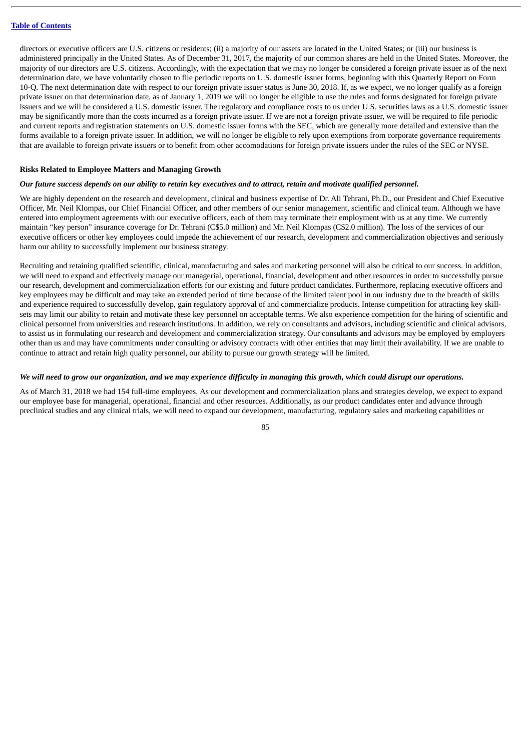directors or executive officers are U.S. citizens or residents; (ii) a majority of our assets are located in the United States; or (iii) our business is administered principally in the United States. As of December 31, 2017, the majority of our common shares are held in the United States. Moreover, the majority of our directors are U.S. citizens. Accordingly, with the expectation that we may no longer be considered a foreign private issuer as of the next determination date, we have voluntarily chosen to file periodic reports on U.S. domestic issuer forms, beginning with this Quarterly Report on Form 10-Q. The next determination date with respect to our foreign private issuer status is June 30, 2018. If, as we expect, we no longer qualify as a foreign private issuer on that determination date, as of January 1, 2019 we will no longer be eligible to use the rules and forms designated for foreign private issuers and we will be considered a U.S. domestic issuer. The regulatory and compliance costs to us under U.S. securities laws as a U.S. domestic issuer may be significantly more than the costs incurred as a foreign private issuer. If we are not a foreign private issuer, we will be required to file periodic and current reports and registration statements on U.S. domestic issuer forms with the SEC, which are generally more detailed and extensive than the forms available to a foreign private issuer. In addition, we will no longer be eligible to rely upon exemptions from corporate governance requirements that are available to foreign private issuers or to benefit from other accomodations for foreign private issuers under the rules of the SEC or NYSE.

**Risks Related to Employee Matters and Managing Growth**

***Our future success depends on our ability to retain key executives and to attract, retain and motivate qualified personnel.***

We are highly dependent on the research and development, clinical and business expertise of Dr. Ali Tehrani, Ph.D., our President and Chief Executive Officer, Mr. Neil Klompas, our Chief Financial Officer, and other members of our senior management, scientific and clinical team. Although we have entered into employment agreements with our executive officers, each of them may terminate their employment with us at any time. We currently maintain "key person" insurance coverage for Dr. Tehrani (C$5.0 million) and Mr. Neil Klompas (C$2.0 million). The loss of the services of our executive officers or other key employees could impede the achievement of our research, development and commercialization objectives and seriously harm our ability to successfully implement our business strategy.

Recruiting and retaining qualified scientific, clinical, manufacturing and sales and marketing personnel will also be critical to our success. In addition, we will need to expand and effectively manage our managerial, operational, financial, development and other resources in order to successfully pursue our research, development and commercialization efforts for our existing and future product candidates. Furthermore, replacing executive officers and key employees may be difficult and may take an extended period of time because of the limited talent pool in our industry due to the breadth of skills and experience required to successfully develop, gain regulatory approval of and commercialize products. Intense competition for attracting key skill-sets may limit our ability to retain and motivate these key personnel on acceptable terms. We also experience competition for the hiring of scientific and clinical personnel from universities and research institutions. In addition, we rely on consultants and advisors, including scientific and clinical advisors, to assist us in formulating our research and development and commercialization strategy. Our consultants and advisors may be employed by employers other than us and may have commitments under consulting or advisory contracts with other entities that may limit their availability. If we are unable to continue to attract and retain high quality personnel, our ability to pursue our growth strategy will be limited.

***We will need to grow our organization, and we may experience difficulty in managing this growth, which could disrupt our operations.***

As of March 31, 2018 we had 154 full-time employees. As our development and commercialization plans and strategies develop, we expect to expand our employee base for managerial, operational, financial and other resources. Additionally, as our product candidates enter and advance through preclinical studies and any clinical trials, we will need to expand our development, manufacturing, regulatory sales and marketing capabilities or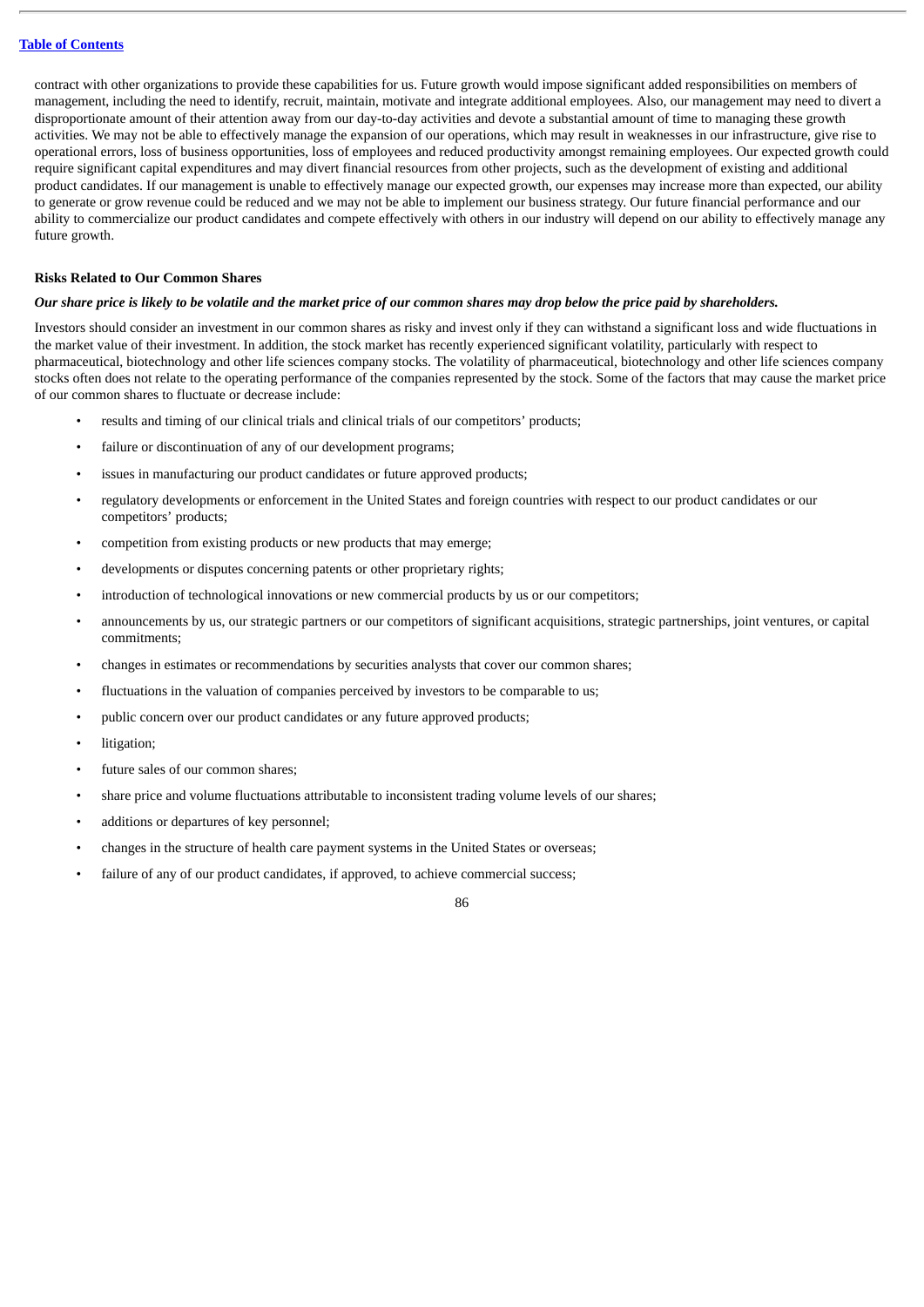contract with other organizations to provide these capabilities for us. Future growth would impose significant added responsibilities on members of management, including the need to identify, recruit, maintain, motivate and integrate additional employees. Also, our management may need to divert a disproportionate amount of their attention away from our day-to-day activities and devote a substantial amount of time to managing these growth activities. We may not be able to effectively manage the expansion of our operations, which may result in weaknesses in our infrastructure, give rise to operational errors, loss of business opportunities, loss of employees and reduced productivity amongst remaining employees. Our expected growth could require significant capital expenditures and may divert financial resources from other projects, such as the development of existing and additional product candidates. If our management is unable to effectively manage our expected growth, our expenses may increase more than expected, our ability to generate or grow revenue could be reduced and we may not be able to implement our business strategy. Our future financial performance and our ability to commercialize our product candidates and compete effectively with others in our industry will depend on our ability to effectively manage any future growth.

**Risks Related to Our Common Shares**

***Our share price is likely to be volatile and the market price of our common shares may drop below the price paid by shareholders.***

Investors should consider an investment in our common shares as risky and invest only if they can withstand a significant loss and wide fluctuations in the market value of their investment. In addition, the stock market has recently experienced significant volatility, particularly with respect to pharmaceutical, biotechnology and other life sciences company stocks. The volatility of pharmaceutical, biotechnology and other life sciences company stocks often does not relate to the operating performance of the companies represented by the stock. Some of the factors that may cause the market price of our common shares to fluctuate or decrease include:

- results and timing of our clinical trials and clinical trials of our competitors' products;
- failure or discontinuation of any of our development programs;
- issues in manufacturing our product candidates or future approved products;
- regulatory developments or enforcement in the United States and foreign countries with respect to our product candidates or our competitors' products;
- competition from existing products or new products that may emerge;
- developments or disputes concerning patents or other proprietary rights;
- introduction of technological innovations or new commercial products by us or our competitors;
- announcements by us, our strategic partners or our competitors of significant acquisitions, strategic partnerships, joint ventures, or capital commitments;
- changes in estimates or recommendations by securities analysts that cover our common shares;
- fluctuations in the valuation of companies perceived by investors to be comparable to us;
- public concern over our product candidates or any future approved products;
- litigation;
- future sales of our common shares;
- share price and volume fluctuations attributable to inconsistent trading volume levels of our shares;
- additions or departures of key personnel;
- changes in the structure of health care payment systems in the United States or overseas;
- failure of any of our product candidates, if approved, to achieve commercial success;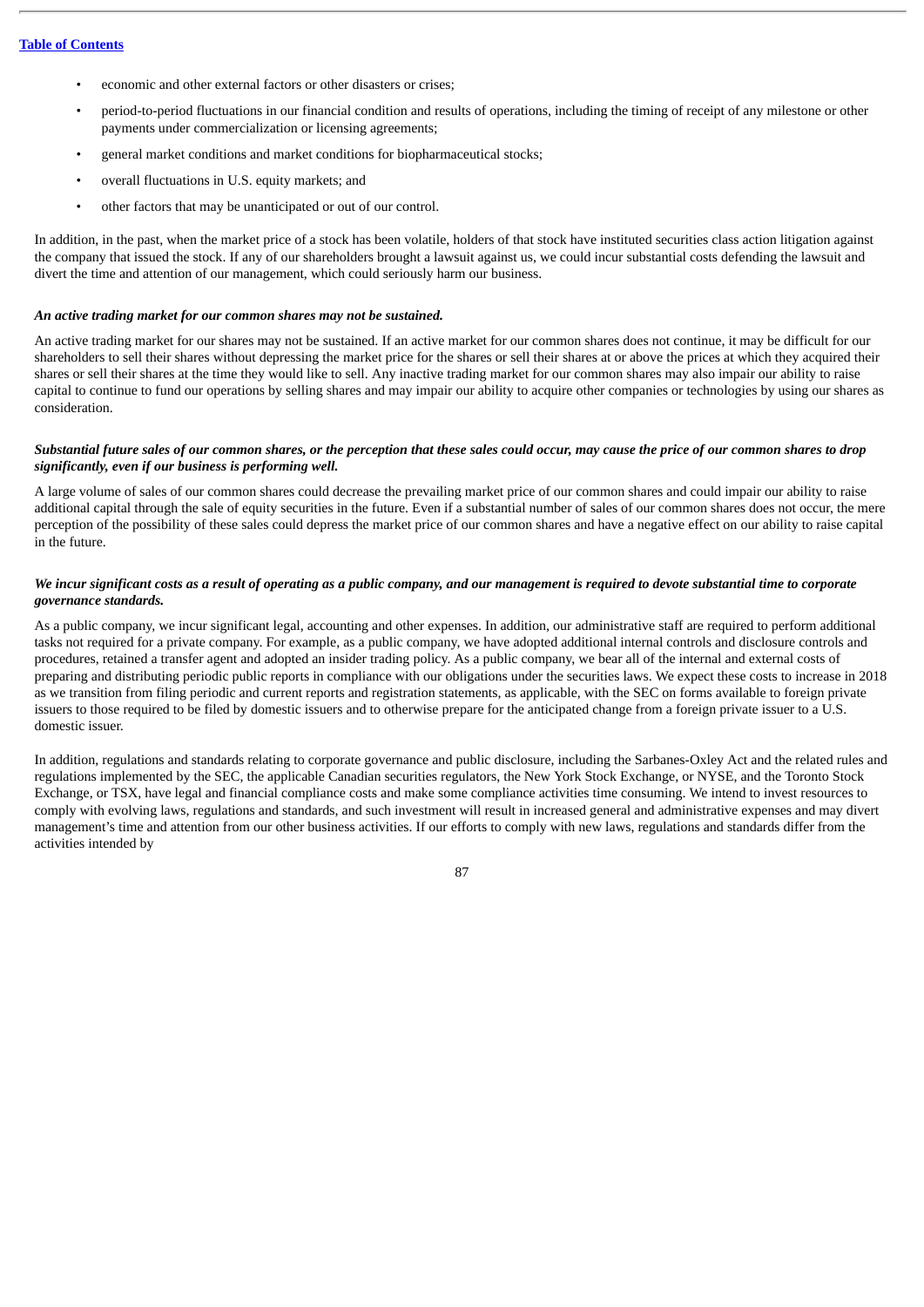- economic and other external factors or other disasters or crises;
- period-to-period fluctuations in our financial condition and results of operations, including the timing of receipt of any milestone or other payments under commercialization or licensing agreements;
- general market conditions and market conditions for biopharmaceutical stocks;
- overall fluctuations in U.S. equity markets; and
- other factors that may be unanticipated or out of our control.

In addition, in the past, when the market price of a stock has been volatile, holders of that stock have instituted securities class action litigation against the company that issued the stock. If any of our shareholders brought a lawsuit against us, we could incur substantial costs defending the lawsuit and divert the time and attention of our management, which could seriously harm our business.

***An active trading market for our common shares may not be sustained.***

An active trading market for our shares may not be sustained. If an active market for our common shares does not continue, it may be difficult for our shareholders to sell their shares without depressing the market price for the shares or sell their shares at or above the prices at which they acquired their shares or sell their shares at the time they would like to sell. Any inactive trading market for our common shares may also impair our ability to raise capital to continue to fund our operations by selling shares and may impair our ability to acquire other companies or technologies by using our shares as consideration.

***Substantial future sales of our common shares, or the perception that these sales could occur, may cause the price of our common shares to drop significantly, even if our business is performing well.***

A large volume of sales of our common shares could decrease the prevailing market price of our common shares and could impair our ability to raise additional capital through the sale of equity securities in the future. Even if a substantial number of sales of our common shares does not occur, the mere perception of the possibility of these sales could depress the market price of our common shares and have a negative effect on our ability to raise capital in the future.

***We incur significant costs as a result of operating as a public company, and our management is required to devote substantial time to corporate governance standards.***

As a public company, we incur significant legal, accounting and other expenses. In addition, our administrative staff are required to perform additional tasks not required for a private company. For example, as a public company, we have adopted additional internal controls and disclosure controls and procedures, retained a transfer agent and adopted an insider trading policy. As a public company, we bear all of the internal and external costs of preparing and distributing periodic public reports in compliance with our obligations under the securities laws. We expect these costs to increase in 2018 as we transition from filing periodic and current reports and registration statements, as applicable, with the SEC on forms available to foreign private issuers to those required to be filed by domestic issuers and to otherwise prepare for the anticipated change from a foreign private issuer to a U.S. domestic issuer.

In addition, regulations and standards relating to corporate governance and public disclosure, including the Sarbanes-Oxley Act and the related rules and regulations implemented by the SEC, the applicable Canadian securities regulators, the New York Stock Exchange, or NYSE, and the Toronto Stock Exchange, or TSX, have legal and financial compliance costs and make some compliance activities time consuming. We intend to invest resources to comply with evolving laws, regulations and standards, and such investment will result in increased general and administrative expenses and may divert management's time and attention from our other business activities. If our efforts to comply with new laws, regulations and standards differ from the activities intended by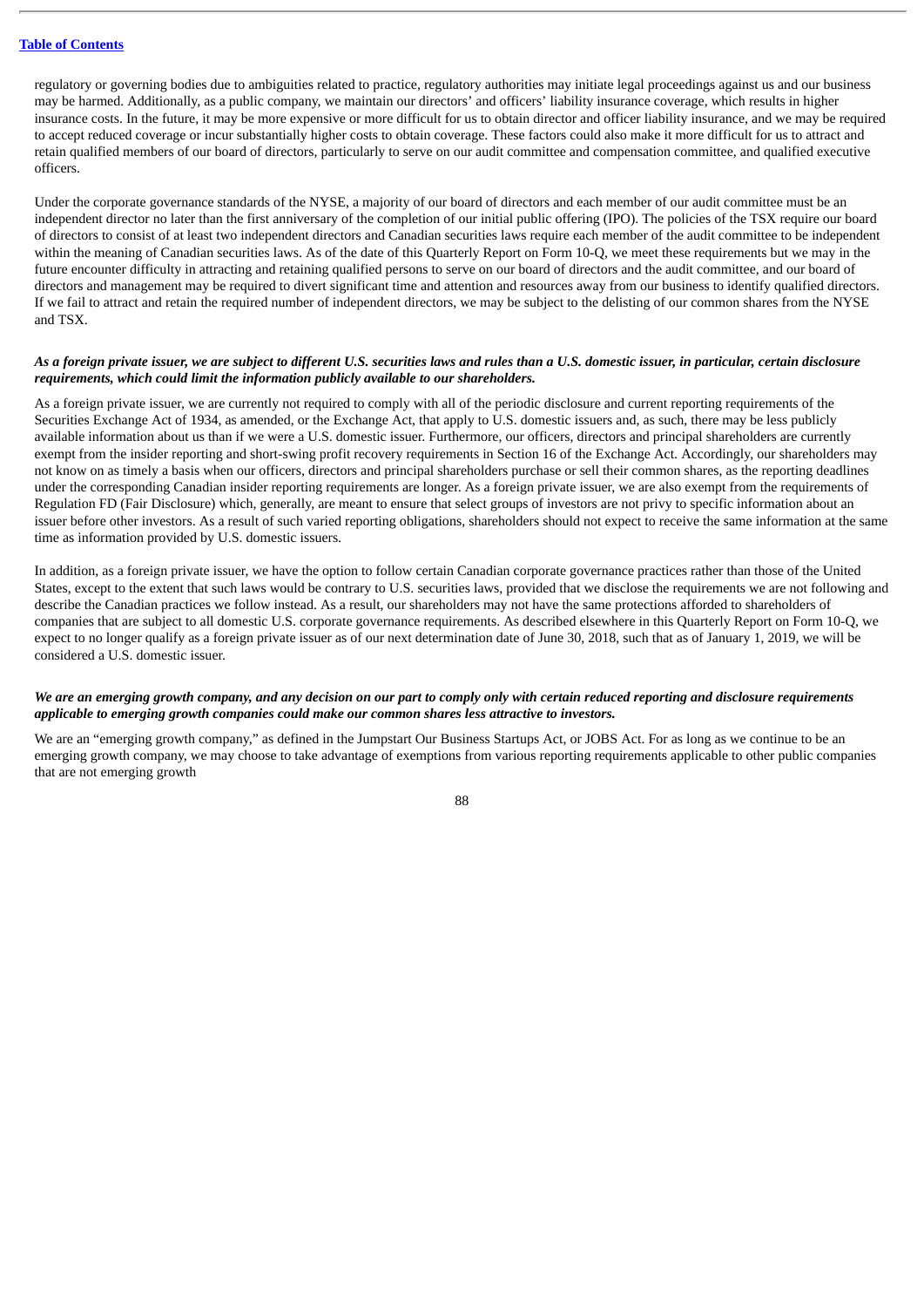regulatory or governing bodies due to ambiguities related to practice, regulatory authorities may initiate legal proceedings against us and our business may be harmed. Additionally, as a public company, we maintain our directors' and officers' liability insurance coverage, which results in higher insurance costs. In the future, it may be more expensive or more difficult for us to obtain director and officer liability insurance, and we may be required to accept reduced coverage or incur substantially higher costs to obtain coverage. These factors could also make it more difficult for us to attract and retain qualified members of our board of directors, particularly to serve on our audit committee and compensation committee, and qualified executive officers.

Under the corporate governance standards of the NYSE, a majority of our board of directors and each member of our audit committee must be an independent director no later than the first anniversary of the completion of our initial public offering (IPO). The policies of the TSX require our board of directors to consist of at least two independent directors and Canadian securities laws require each member of the audit committee to be independent within the meaning of Canadian securities laws. As of the date of this Quarterly Report on Form 10-Q, we meet these requirements but we may in the future encounter difficulty in attracting and retaining qualified persons to serve on our board of directors and the audit committee, and our board of directors and management may be required to divert significant time and attention and resources away from our business to identify qualified directors. If we fail to attract and retain the required number of independent directors, we may be subject to the delisting of our common shares from the NYSE and TSX.

***As a foreign private issuer, we are subject to different U.S. securities laws and rules than a U.S. domestic issuer, in particular, certain disclosure requirements, which could limit the information publicly available to our shareholders.***

As a foreign private issuer, we are currently not required to comply with all of the periodic disclosure and current reporting requirements of the Securities Exchange Act of 1934, as amended, or the Exchange Act, that apply to U.S. domestic issuers and, as such, there may be less publicly available information about us than if we were a U.S. domestic issuer. Furthermore, our officers, directors and principal shareholders are currently exempt from the insider reporting and short-swing profit recovery requirements in Section 16 of the Exchange Act. Accordingly, our shareholders may not know on as timely a basis when our officers, directors and principal shareholders purchase or sell their common shares, as the reporting deadlines under the corresponding Canadian insider reporting requirements are longer. As a foreign private issuer, we are also exempt from the requirements of Regulation FD (Fair Disclosure) which, generally, are meant to ensure that select groups of investors are not privy to specific information about an issuer before other investors. As a result of such varied reporting obligations, shareholders should not expect to receive the same information at the same time as information provided by U.S. domestic issuers.

In addition, as a foreign private issuer, we have the option to follow certain Canadian corporate governance practices rather than those of the United States, except to the extent that such laws would be contrary to U.S. securities laws, provided that we disclose the requirements we are not following and describe the Canadian practices we follow instead. As a result, our shareholders may not have the same protections afforded to shareholders of companies that are subject to all domestic U.S. corporate governance requirements. As described elsewhere in this Quarterly Report on Form 10-Q, we expect to no longer qualify as a foreign private issuer as of our next determination date of June 30, 2018, such that as of January 1, 2019, we will be considered a U.S. domestic issuer.

***We are an emerging growth company, and any decision on our part to comply only with certain reduced reporting and disclosure requirements applicable to emerging growth companies could make our common shares less attractive to investors.***

We are an "emerging growth company," as defined in the Jumpstart Our Business Startups Act, or JOBS Act. For as long as we continue to be an emerging growth company, we may choose to take advantage of exemptions from various reporting requirements applicable to other public companies that are not emerging growth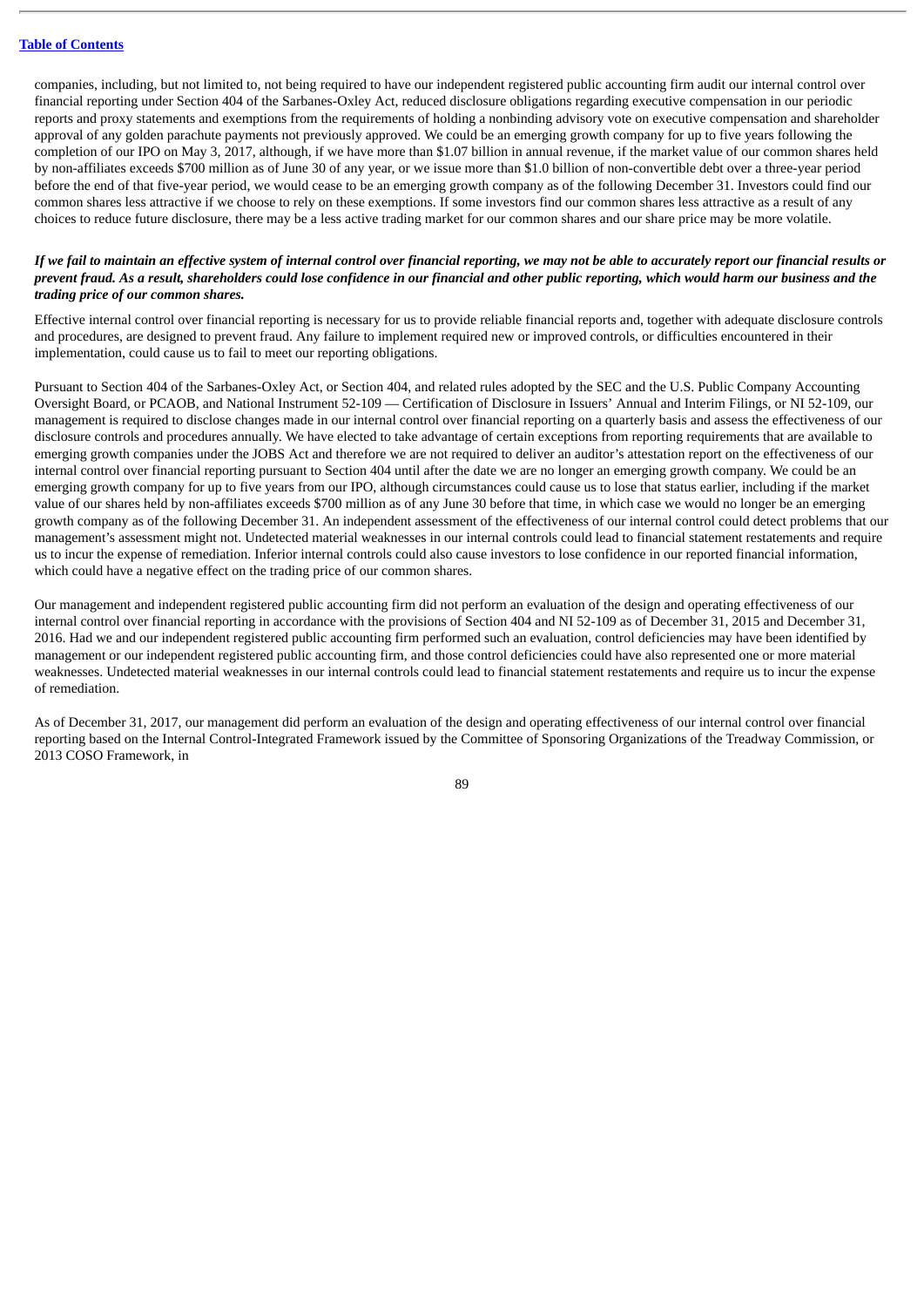companies, including, but not limited to, not being required to have our independent registered public accounting firm audit our internal control over financial reporting under Section 404 of the Sarbanes-Oxley Act, reduced disclosure obligations regarding executive compensation in our periodic reports and proxy statements and exemptions from the requirements of holding a nonbinding advisory vote on executive compensation and shareholder approval of any golden parachute payments not previously approved. We could be an emerging growth company for up to five years following the completion of our IPO on May 3, 2017, although, if we have more than $1.07 billion in annual revenue, if the market value of our common shares held by non-affiliates exceeds $700 million as of June 30 of any year, or we issue more than $1.0 billion of non-convertible debt over a three-year period before the end of that five-year period, we would cease to be an emerging growth company as of the following December 31. Investors could find our common shares less attractive if we choose to rely on these exemptions. If some investors find our common shares less attractive as a result of any choices to reduce future disclosure, there may be a less active trading market for our common shares and our share price may be more volatile.

***If we fail to maintain an effective system of internal control over financial reporting, we may not be able to accurately report our financial results or prevent fraud. As a result, shareholders could lose confidence in our financial and other public reporting, which would harm our business and the trading price of our common shares.***

Effective internal control over financial reporting is necessary for us to provide reliable financial reports and, together with adequate disclosure controls and procedures, are designed to prevent fraud. Any failure to implement required new or improved controls, or difficulties encountered in their implementation, could cause us to fail to meet our reporting obligations.

Pursuant to Section 404 of the Sarbanes-Oxley Act, or Section 404, and related rules adopted by the SEC and the U.S. Public Company Accounting Oversight Board, or PCAOB, and National Instrument 52-109 — Certification of Disclosure in Issuers' Annual and Interim Filings, or NI 52-109, our management is required to disclose changes made in our internal control over financial reporting on a quarterly basis and assess the effectiveness of our disclosure controls and procedures annually. We have elected to take advantage of certain exceptions from reporting requirements that are available to emerging growth companies under the JOBS Act and therefore we are not required to deliver an auditor's attestation report on the effectiveness of our internal control over financial reporting pursuant to Section 404 until after the date we are no longer an emerging growth company. We could be an emerging growth company for up to five years from our IPO, although circumstances could cause us to lose that status earlier, including if the market value of our shares held by non-affiliates exceeds $700 million as of any June 30 before that time, in which case we would no longer be an emerging growth company as of the following December 31. An independent assessment of the effectiveness of our internal control could detect problems that our management's assessment might not. Undetected material weaknesses in our internal controls could lead to financial statement restatements and require us to incur the expense of remediation. Inferior internal controls could also cause investors to lose confidence in our reported financial information, which could have a negative effect on the trading price of our common shares.

Our management and independent registered public accounting firm did not perform an evaluation of the design and operating effectiveness of our internal control over financial reporting in accordance with the provisions of Section 404 and NI 52-109 as of December 31, 2015 and December 31, 2016. Had we and our independent registered public accounting firm performed such an evaluation, control deficiencies may have been identified by management or our independent registered public accounting firm, and those control deficiencies could have also represented one or more material weaknesses. Undetected material weaknesses in our internal controls could lead to financial statement restatements and require us to incur the expense of remediation.

As of December 31, 2017, our management did perform an evaluation of the design and operating effectiveness of our internal control over financial reporting based on the Internal Control-Integrated Framework issued by the Committee of Sponsoring Organizations of the Treadway Commission, or 2013 COSO Framework, in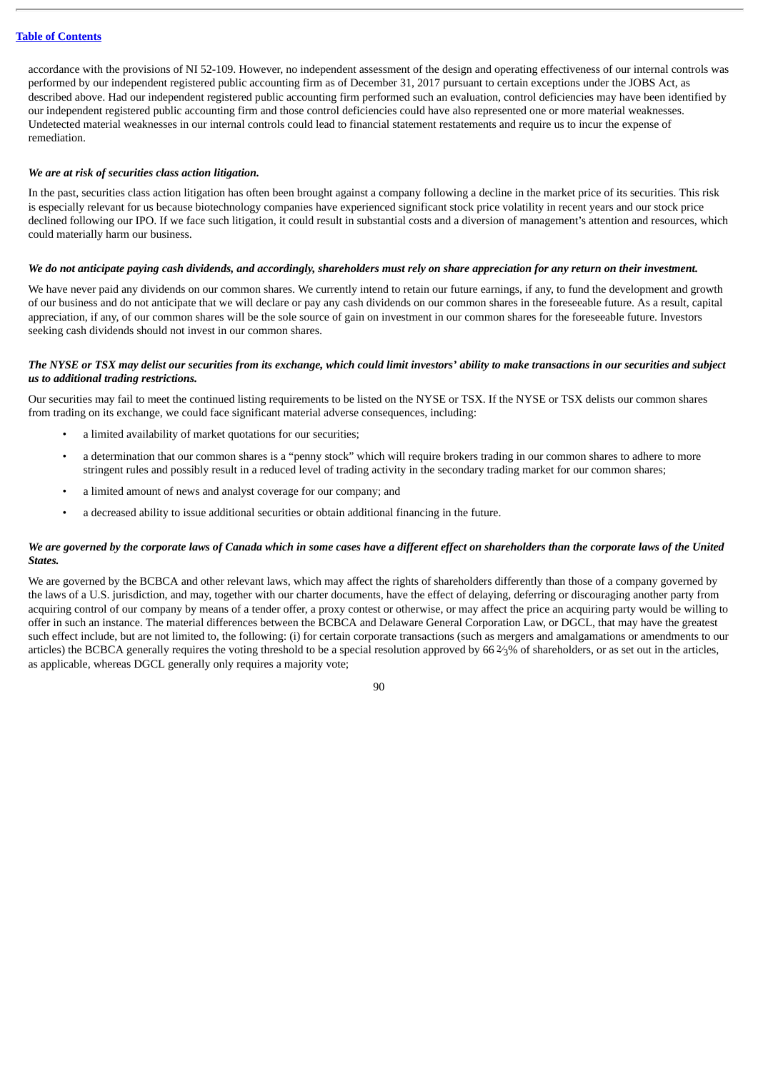accordance with the provisions of NI 52-109. However, no independent assessment of the design and operating effectiveness of our internal controls was performed by our independent registered public accounting firm as of December 31, 2017 pursuant to certain exceptions under the JOBS Act, as described above. Had our independent registered public accounting firm performed such an evaluation, control deficiencies may have been identified by our independent registered public accounting firm and those control deficiencies could have also represented one or more material weaknesses. Undetected material weaknesses in our internal controls could lead to financial statement restatements and require us to incur the expense of remediation.

***We are at risk of securities class action litigation.***

In the past, securities class action litigation has often been brought against a company following a decline in the market price of its securities. This risk is especially relevant for us because biotechnology companies have experienced significant stock price volatility in recent years and our stock price declined following our IPO. If we face such litigation, it could result in substantial costs and a diversion of management's attention and resources, which could materially harm our business.

***We do not anticipate paying cash dividends, and accordingly, shareholders must rely on share appreciation for any return on their investment.***

We have never paid any dividends on our common shares. We currently intend to retain our future earnings, if any, to fund the development and growth of our business and do not anticipate that we will declare or pay any cash dividends on our common shares in the foreseeable future. As a result, capital appreciation, if any, of our common shares will be the sole source of gain on investment in our common shares for the foreseeable future. Investors seeking cash dividends should not invest in our common shares.

***The NYSE or TSX may delist our securities from its exchange, which could limit investors' ability to make transactions in our securities and subject us to additional trading restrictions.***

Our securities may fail to meet the continued listing requirements to be listed on the NYSE or TSX. If the NYSE or TSX delists our common shares from trading on its exchange, we could face significant material adverse consequences, including:

- a limited availability of market quotations for our securities;
- a determination that our common shares is a "penny stock" which will require brokers trading in our common shares to adhere to more stringent rules and possibly result in a reduced level of trading activity in the secondary trading market for our common shares;
- a limited amount of news and analyst coverage for our company; and
- a decreased ability to issue additional securities or obtain additional financing in the future.

***We are governed by the corporate laws of Canada which in some cases have a different effect on shareholders than the corporate laws of the United States.***

We are governed by the BCBCA and other relevant laws, which may affect the rights of shareholders differently than those of a company governed by the laws of a U.S. jurisdiction, and may, together with our charter documents, have the effect of delaying, deferring or discouraging another party from acquiring control of our company by means of a tender offer, a proxy contest or otherwise, or may affect the price an acquiring party would be willing to offer in such an instance. The material differences between the BCBCA and Delaware General Corporation Law, or DGCL, that may have the greatest such effect include, but are not limited to, the following: (i) for certain corporate transactions (such as mergers and amalgamations or amendments to our articles) the BCBCA generally requires the voting threshold to be a special resolution approved by 66 ⅔% of shareholders, or as set out in the articles, as applicable, whereas DGCL generally only requires a majority vote;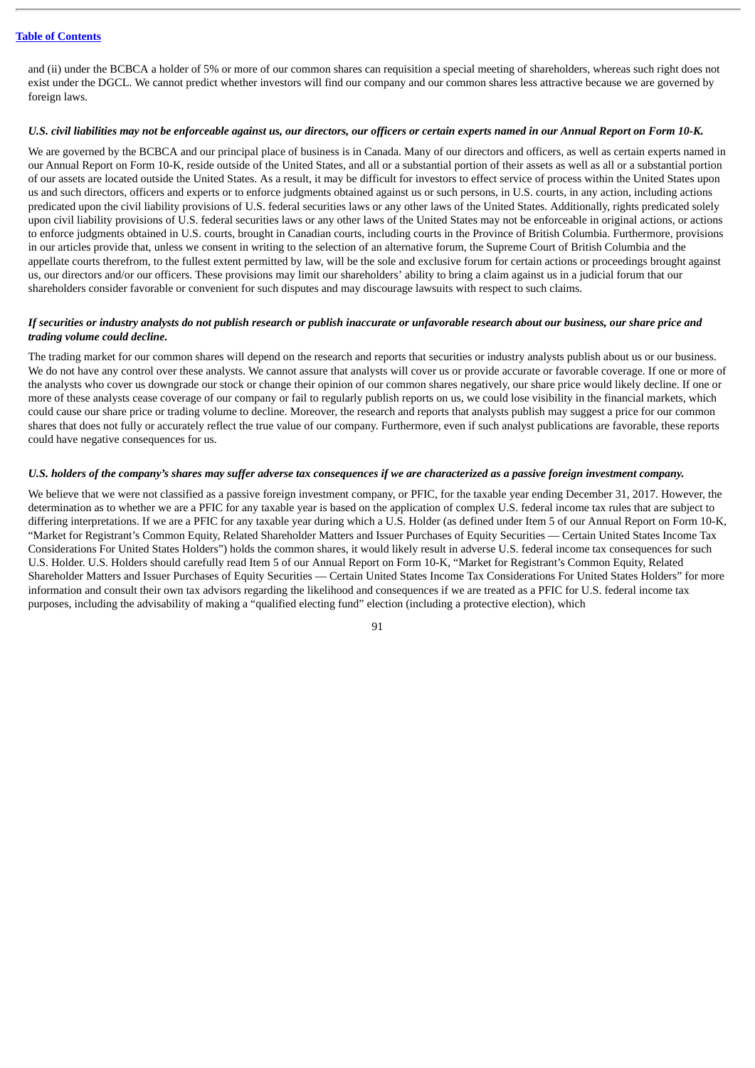and (ii) under the BCBCA a holder of 5% or more of our common shares can requisition a special meeting of shareholders, whereas such right does not exist under the DGCL. We cannot predict whether investors will find our company and our common shares less attractive because we are governed by foreign laws.

***U.S. civil liabilities may not be enforceable against us, our directors, our officers or certain experts named in our Annual Report on Form 10-K.***

We are governed by the BCBCA and our principal place of business is in Canada. Many of our directors and officers, as well as certain experts named in our Annual Report on Form 10-K, reside outside of the United States, and all or a substantial portion of their assets as well as all or a substantial portion of our assets are located outside the United States. As a result, it may be difficult for investors to effect service of process within the United States upon us and such directors, officers and experts or to enforce judgments obtained against us or such persons, in U.S. courts, in any action, including actions predicated upon the civil liability provisions of U.S. federal securities laws or any other laws of the United States. Additionally, rights predicated solely upon civil liability provisions of U.S. federal securities laws or any other laws of the United States may not be enforceable in original actions, or actions to enforce judgments obtained in U.S. courts, brought in Canadian courts, including courts in the Province of British Columbia. Furthermore, provisions in our articles provide that, unless we consent in writing to the selection of an alternative forum, the Supreme Court of British Columbia and the appellate courts therefrom, to the fullest extent permitted by law, will be the sole and exclusive forum for certain actions or proceedings brought against us, our directors and/or our officers. These provisions may limit our shareholders' ability to bring a claim against us in a judicial forum that our shareholders consider favorable or convenient for such disputes and may discourage lawsuits with respect to such claims.

***If securities or industry analysts do not publish research or publish inaccurate or unfavorable research about our business, our share price and trading volume could decline.***

The trading market for our common shares will depend on the research and reports that securities or industry analysts publish about us or our business. We do not have any control over these analysts. We cannot assure that analysts will cover us or provide accurate or favorable coverage. If one or more of the analysts who cover us downgrade our stock or change their opinion of our common shares negatively, our share price would likely decline. If one or more of these analysts cease coverage of our company or fail to regularly publish reports on us, we could lose visibility in the financial markets, which could cause our share price or trading volume to decline. Moreover, the research and reports that analysts publish may suggest a price for our common shares that does not fully or accurately reflect the true value of our company. Furthermore, even if such analyst publications are favorable, these reports could have negative consequences for us.

***U.S. holders of the company's shares may suffer adverse tax consequences if we are characterized as a passive foreign investment company.***

We believe that we were not classified as a passive foreign investment company, or PFIC, for the taxable year ending December 31, 2017. However, the determination as to whether we are a PFIC for any taxable year is based on the application of complex U.S. federal income tax rules that are subject to differing interpretations. If we are a PFIC for any taxable year during which a U.S. Holder (as defined under Item 5 of our Annual Report on Form 10-K, "Market for Registrant's Common Equity, Related Shareholder Matters and Issuer Purchases of Equity Securities — Certain United States Income Tax Considerations For United States Holders") holds the common shares, it would likely result in adverse U.S. federal income tax consequences for such U.S. Holder. U.S. Holders should carefully read Item 5 of our Annual Report on Form 10-K, "Market for Registrant's Common Equity, Related Shareholder Matters and Issuer Purchases of Equity Securities — Certain United States Income Tax Considerations For United States Holders" for more information and consult their own tax advisors regarding the likelihood and consequences if we are treated as a PFIC for U.S. federal income tax purposes, including the advisability of making a "qualified electing fund" election (including a protective election), which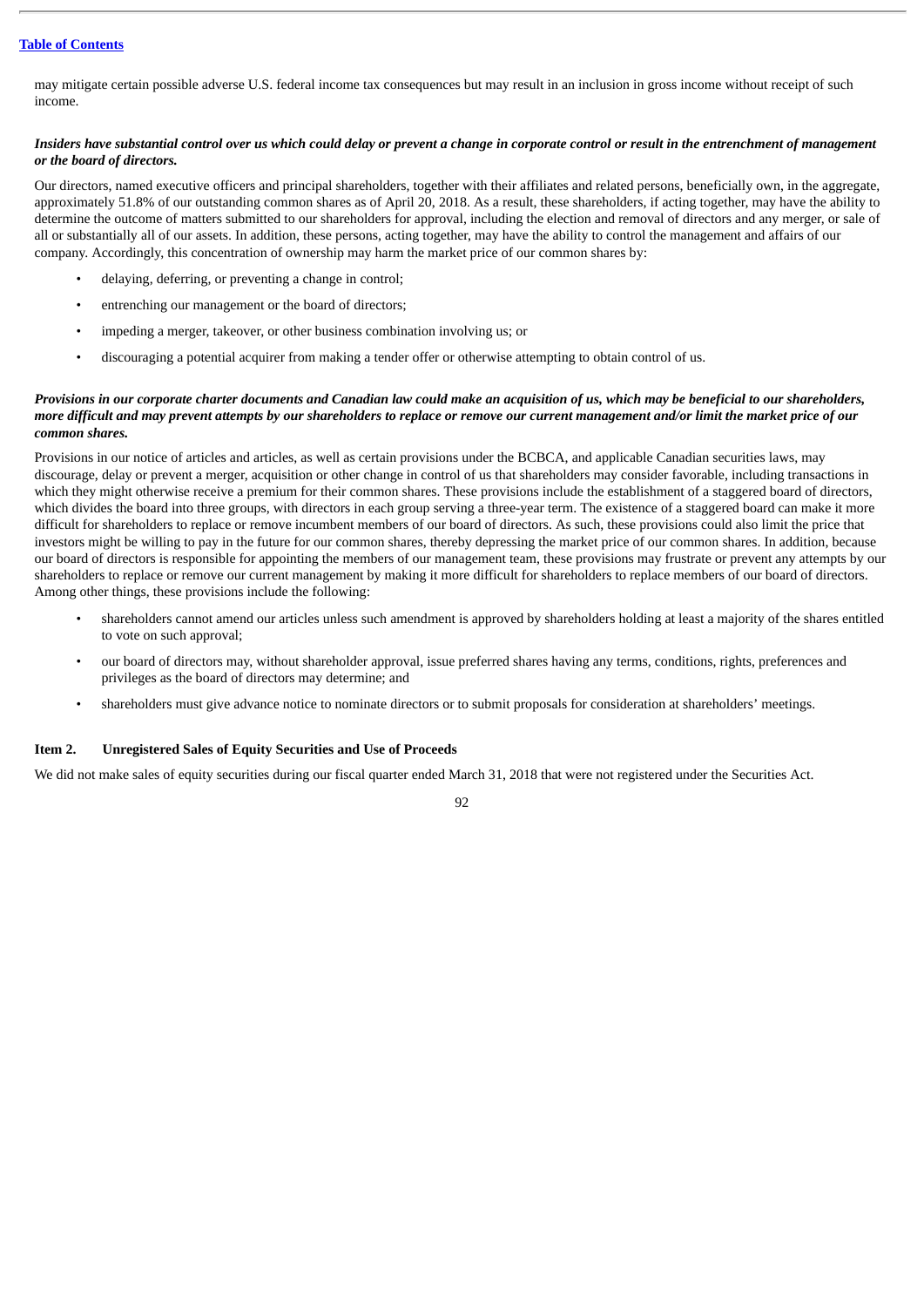may mitigate certain possible adverse U.S. federal income tax consequences but may result in an inclusion in gross income without receipt of such income.

***Insiders have substantial control over us which could delay or prevent a change in corporate control or result in the entrenchment of management or the board of directors.***

Our directors, named executive officers and principal shareholders, together with their affiliates and related persons, beneficially own, in the aggregate, approximately 51.8% of our outstanding common shares as of April 20, 2018. As a result, these shareholders, if acting together, may have the ability to determine the outcome of matters submitted to our shareholders for approval, including the election and removal of directors and any merger, or sale of all or substantially all of our assets. In addition, these persons, acting together, may have the ability to control the management and affairs of our company. Accordingly, this concentration of ownership may harm the market price of our common shares by:

- delaying, deferring, or preventing a change in control;
- entrenching our management or the board of directors;
- impeding a merger, takeover, or other business combination involving us; or
- discouraging a potential acquirer from making a tender offer or otherwise attempting to obtain control of us.

***Provisions in our corporate charter documents and Canadian law could make an acquisition of us, which may be beneficial to our shareholders, more difficult and may prevent attempts by our shareholders to replace or remove our current management and/or limit the market price of our common shares.***

Provisions in our notice of articles and articles, as well as certain provisions under the BCBCA, and applicable Canadian securities laws, may discourage, delay or prevent a merger, acquisition or other change in control of us that shareholders may consider favorable, including transactions in which they might otherwise receive a premium for their common shares. These provisions include the establishment of a staggered board of directors, which divides the board into three groups, with directors in each group serving a three-year term. The existence of a staggered board can make it more difficult for shareholders to replace or remove incumbent members of our board of directors. As such, these provisions could also limit the price that investors might be willing to pay in the future for our common shares, thereby depressing the market price of our common shares. In addition, because our board of directors is responsible for appointing the members of our management team, these provisions may frustrate or prevent any attempts by our shareholders to replace or remove our current management by making it more difficult for shareholders to replace members of our board of directors. Among other things, these provisions include the following:

- shareholders cannot amend our articles unless such amendment is approved by shareholders holding at least a majority of the shares entitled to vote on such approval;
- our board of directors may, without shareholder approval, issue preferred shares having any terms, conditions, rights, preferences and privileges as the board of directors may determine; and
- shareholders must give advance notice to nominate directors or to submit proposals for consideration at shareholders' meetings.

## Item 2. Unregistered Sales of Equity Securities and Use of Proceeds

We did not make sales of equity securities during our fiscal quarter ended March 31, 2018 that were not registered under the Securities Act.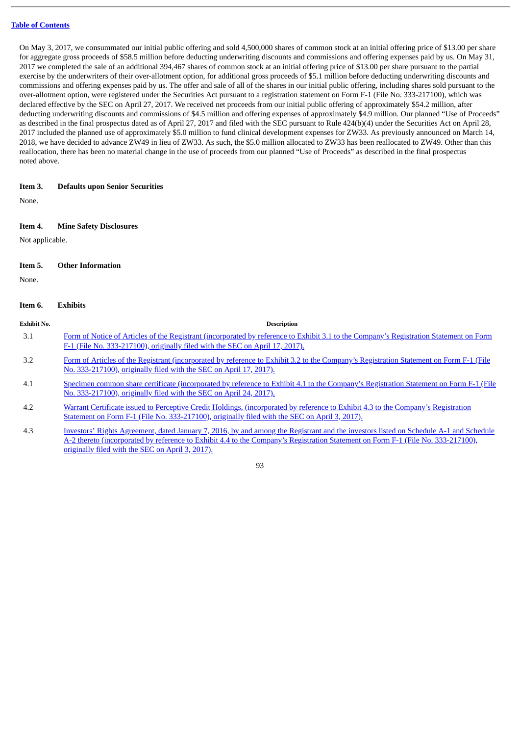On May 3, 2017, we consummated our initial public offering and sold 4,500,000 shares of common stock at an initial offering price of $13.00 per share for aggregate gross proceeds of $58.5 million before deducting underwriting discounts and commissions and offering expenses paid by us. On May 31, 2017 we completed the sale of an additional 394,467 shares of common stock at an initial offering price of $13.00 per share pursuant to the partial exercise by the underwriters of their over-allotment option, for additional gross proceeds of $5.1 million before deducting underwriting discounts and commissions and offering expenses paid by us. The offer and sale of all of the shares in our initial public offering, including shares sold pursuant to the over-allotment option, were registered under the Securities Act pursuant to a registration statement on Form F-1 (File No. 333-217100), which was declared effective by the SEC on April 27, 2017. We received net proceeds from our initial public offering of approximately $54.2 million, after deducting underwriting discounts and commissions of $4.5 million and offering expenses of approximately $4.9 million. Our planned "Use of Proceeds" as described in the final prospectus dated as of April 27, 2017 and filed with the SEC pursuant to Rule 424(b)(4) under the Securities Act on April 28, 2017 included the planned use of approximately $5.0 million to fund clinical development expenses for ZW33. As previously announced on March 14, 2018, we have decided to advance ZW49 in lieu of ZW33. As such, the $5.0 million allocated to ZW33 has been reallocated to ZW49. Other than this reallocation, there has been no material change in the use of proceeds from our planned "Use of Proceeds" as described in the final prospectus noted above.

### Item 3. Defaults upon Senior Securities

None.

### Item 4. Mine Safety Disclosures

Not applicable.

### Item 5. Other Information

None.

### Item 6. Exhibits

| Exhibit No. | Description |
|---|---|
| 3.1 | Form of Notice of Articles of the Registrant (incorporated by reference to Exhibit 3.1 to the Company's Registration Statement on Form F-1 (File No. 333-217100), originally filed with the SEC on April 17, 2017). |
| 3.2 | Form of Articles of the Registrant (incorporated by reference to Exhibit 3.2 to the Company's Registration Statement on Form F-1 (File No. 333-217100), originally filed with the SEC on April 17, 2017). |
| 4.1 | Specimen common share certificate (incorporated by reference to Exhibit 4.1 to the Company's Registration Statement on Form F-1 (File No. 333-217100), originally filed with the SEC on April 24, 2017). |
| 4.2 | Warrant Certificate issued to Perceptive Credit Holdings, (incorporated by reference to Exhibit 4.3 to the Company's Registration Statement on Form F-1 (File No. 333-217100), originally filed with the SEC on April 3, 2017). |
| 4.3 | Investors' Rights Agreement, dated January 7, 2016, by and among the Registrant and the investors listed on Schedule A-1 and Schedule A-2 thereto (incorporated by reference to Exhibit 4.4 to the Company's Registration Statement on Form F-1 (File No. 333-217100), originally filed with the SEC on April 3, 2017). |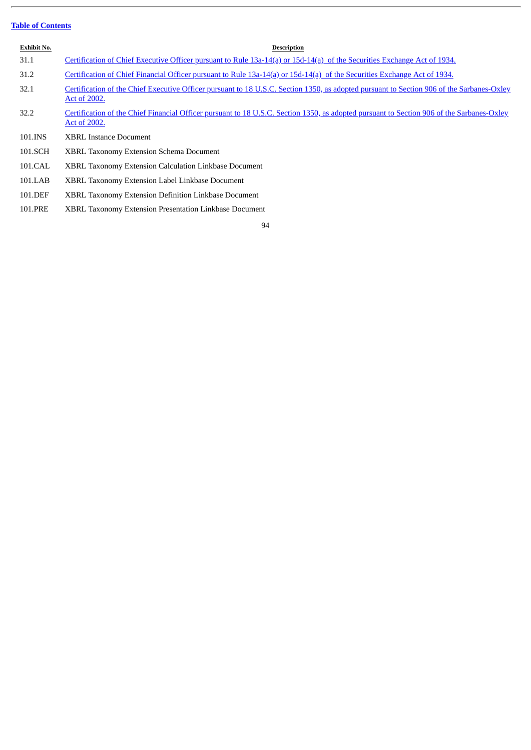| Exhibit No. | Description |
|---|---|
| 31.1 | Certification of Chief Executive Officer pursuant to Rule 13a-14(a) or 15d-14(a) of the Securities Exchange Act of 1934. |
| 31.2 | Certification of Chief Financial Officer pursuant to Rule 13a-14(a) or 15d-14(a) of the Securities Exchange Act of 1934. |
| 32.1 | Certification of the Chief Executive Officer pursuant to 18 U.S.C. Section 1350, as adopted pursuant to Section 906 of the Sarbanes-Oxley Act of 2002. |
| 32.2 | Certification of the Chief Financial Officer pursuant to 18 U.S.C. Section 1350, as adopted pursuant to Section 906 of the Sarbanes-Oxley Act of 2002. |
| 101.INS | XBRL Instance Document |
| 101.SCH | XBRL Taxonomy Extension Schema Document |
| 101.CAL | XBRL Taxonomy Extension Calculation Linkbase Document |
| 101.LAB | XBRL Taxonomy Extension Label Linkbase Document |
| 101.DEF | XBRL Taxonomy Extension Definition Linkbase Document |
| 101.PRE | XBRL Taxonomy Extension Presentation Linkbase Document |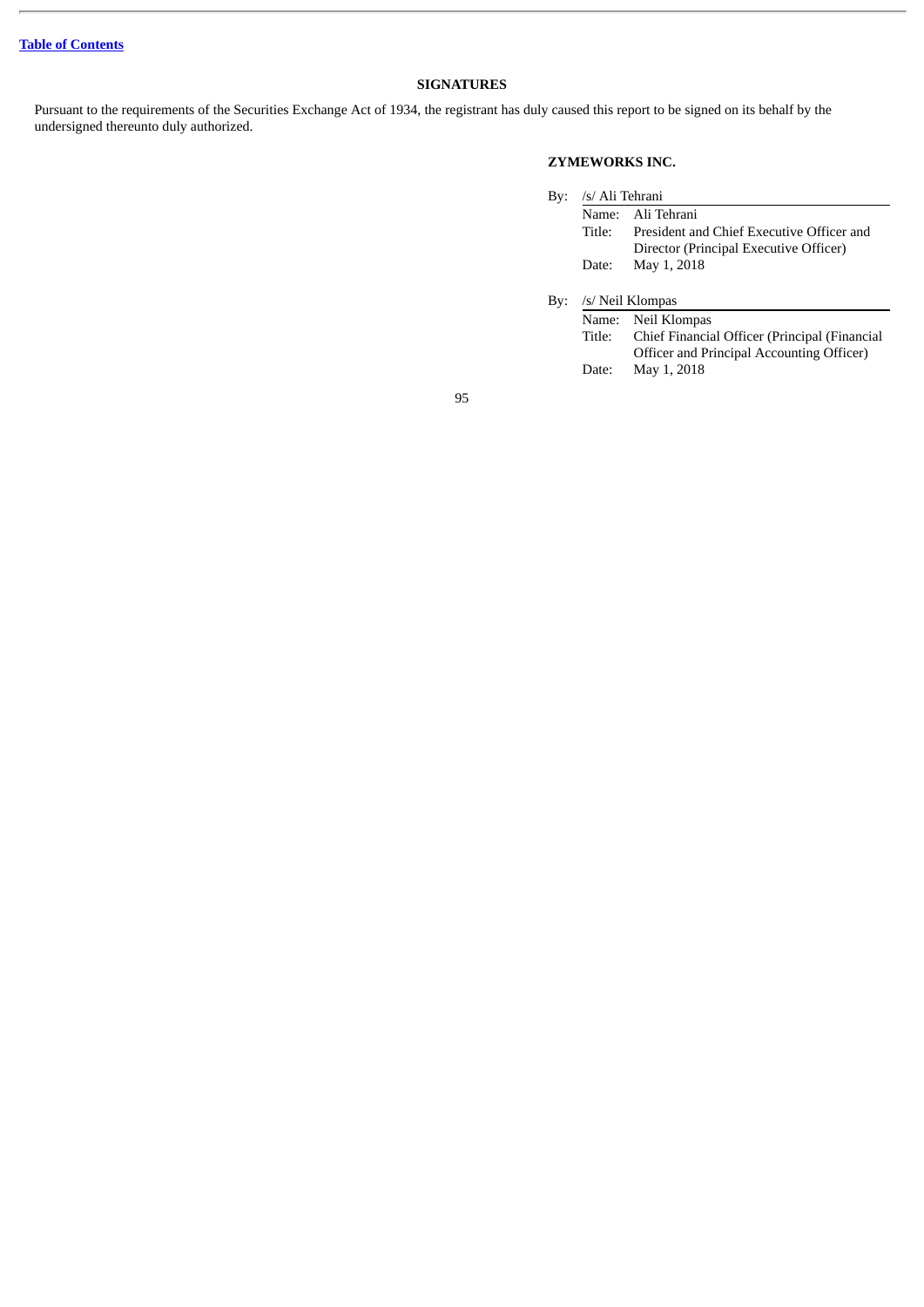## SIGNATURES

Pursuant to the requirements of the Securities Exchange Act of 1934, the registrant has duly caused this report to be signed on its behalf by the undersigned thereunto duly authorized.

**ZYMEWORKS INC.**

By: /s/ Ali Tehrani

| | |
|---|---|
| Name: | Ali Tehrani |
| Title: | President and Chief Executive Officer and Director (Principal Executive Officer) |
| Date: | May 1, 2018 |

By: /s/ Neil Klompas

| | |
|---|---|
| Name: | Neil Klompas |
| Title: | Chief Financial Officer (Principal (Financial Officer and Principal Accounting Officer) |
| Date: | May 1, 2018 |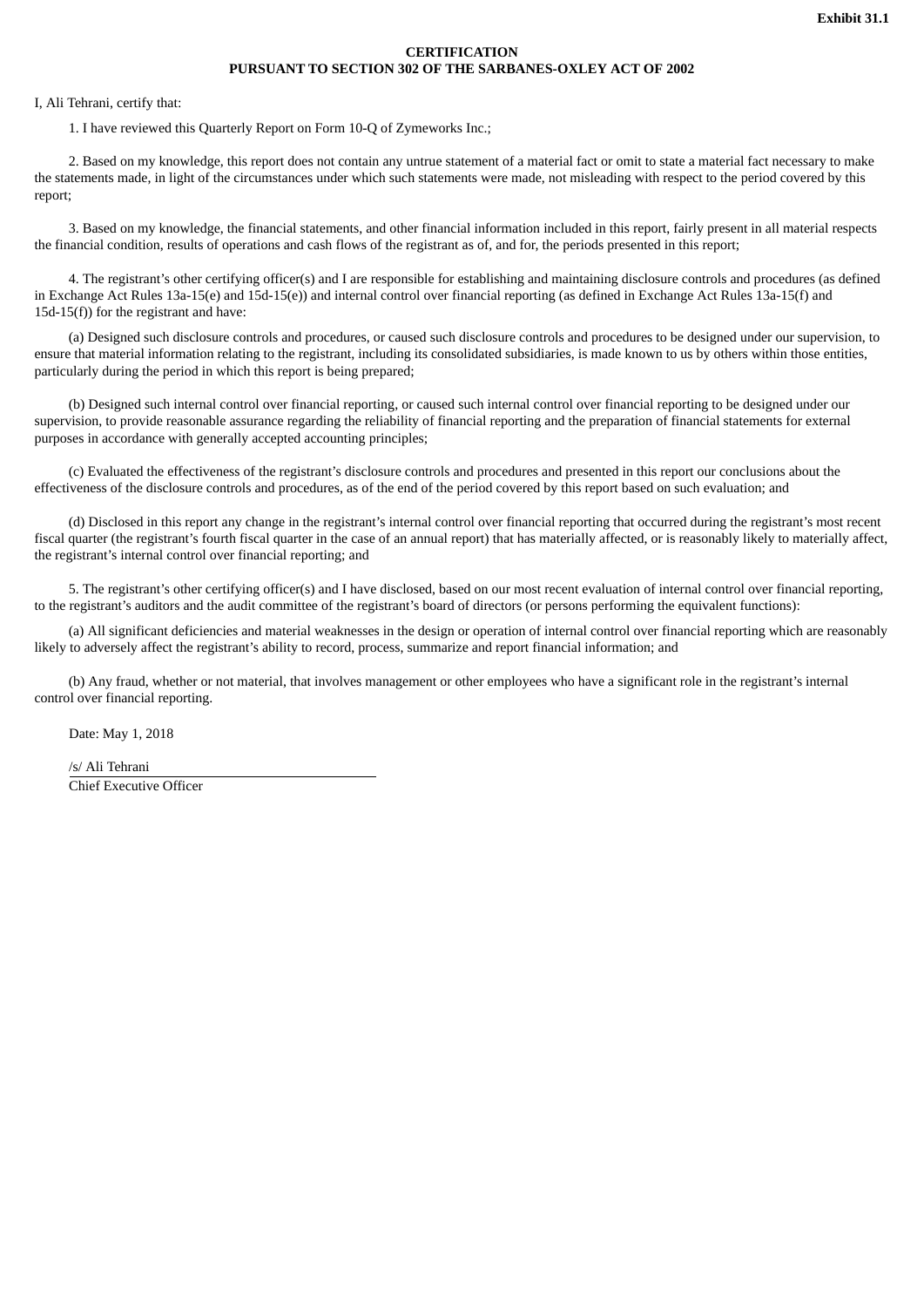**Exhibit 31.1**

**CERTIFICATION**
**PURSUANT TO SECTION 302 OF THE SARBANES-OXLEY ACT OF 2002**

I, Ali Tehrani, certify that:

1. I have reviewed this Quarterly Report on Form 10-Q of Zymeworks Inc.;

2. Based on my knowledge, this report does not contain any untrue statement of a material fact or omit to state a material fact necessary to make the statements made, in light of the circumstances under which such statements were made, not misleading with respect to the period covered by this report;

3. Based on my knowledge, the financial statements, and other financial information included in this report, fairly present in all material respects the financial condition, results of operations and cash flows of the registrant as of, and for, the periods presented in this report;

4. The registrant's other certifying officer(s) and I are responsible for establishing and maintaining disclosure controls and procedures (as defined in Exchange Act Rules 13a-15(e) and 15d-15(e)) and internal control over financial reporting (as defined in Exchange Act Rules 13a-15(f) and 15d-15(f)) for the registrant and have:

(a) Designed such disclosure controls and procedures, or caused such disclosure controls and procedures to be designed under our supervision, to ensure that material information relating to the registrant, including its consolidated subsidiaries, is made known to us by others within those entities, particularly during the period in which this report is being prepared;

(b) Designed such internal control over financial reporting, or caused such internal control over financial reporting to be designed under our supervision, to provide reasonable assurance regarding the reliability of financial reporting and the preparation of financial statements for external purposes in accordance with generally accepted accounting principles;

(c) Evaluated the effectiveness of the registrant's disclosure controls and procedures and presented in this report our conclusions about the effectiveness of the disclosure controls and procedures, as of the end of the period covered by this report based on such evaluation; and

(d) Disclosed in this report any change in the registrant's internal control over financial reporting that occurred during the registrant's most recent fiscal quarter (the registrant's fourth fiscal quarter in the case of an annual report) that has materially affected, or is reasonably likely to materially affect, the registrant's internal control over financial reporting; and

5. The registrant's other certifying officer(s) and I have disclosed, based on our most recent evaluation of internal control over financial reporting, to the registrant's auditors and the audit committee of the registrant's board of directors (or persons performing the equivalent functions):

(a) All significant deficiencies and material weaknesses in the design or operation of internal control over financial reporting which are reasonably likely to adversely affect the registrant's ability to record, process, summarize and report financial information; and

(b) Any fraud, whether or not material, that involves management or other employees who have a significant role in the registrant's internal control over financial reporting.

Date: May 1, 2018

/s/ Ali Tehrani
Chief Executive Officer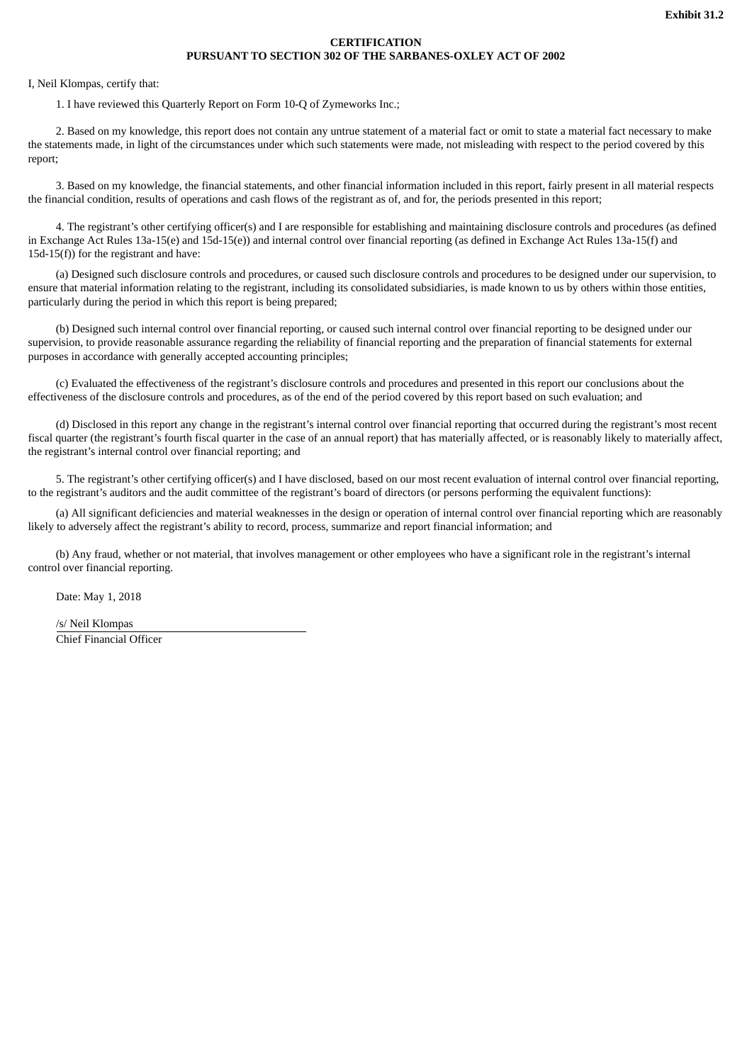**Exhibit 31.2**

**CERTIFICATION**
**PURSUANT TO SECTION 302 OF THE SARBANES-OXLEY ACT OF 2002**

I, Neil Klompas, certify that:

1. I have reviewed this Quarterly Report on Form 10-Q of Zymeworks Inc.;

2. Based on my knowledge, this report does not contain any untrue statement of a material fact or omit to state a material fact necessary to make the statements made, in light of the circumstances under which such statements were made, not misleading with respect to the period covered by this report;

3. Based on my knowledge, the financial statements, and other financial information included in this report, fairly present in all material respects the financial condition, results of operations and cash flows of the registrant as of, and for, the periods presented in this report;

4. The registrant's other certifying officer(s) and I are responsible for establishing and maintaining disclosure controls and procedures (as defined in Exchange Act Rules 13a-15(e) and 15d-15(e)) and internal control over financial reporting (as defined in Exchange Act Rules 13a-15(f) and 15d-15(f)) for the registrant and have:

(a) Designed such disclosure controls and procedures, or caused such disclosure controls and procedures to be designed under our supervision, to ensure that material information relating to the registrant, including its consolidated subsidiaries, is made known to us by others within those entities, particularly during the period in which this report is being prepared;

(b) Designed such internal control over financial reporting, or caused such internal control over financial reporting to be designed under our supervision, to provide reasonable assurance regarding the reliability of financial reporting and the preparation of financial statements for external purposes in accordance with generally accepted accounting principles;

(c) Evaluated the effectiveness of the registrant's disclosure controls and procedures and presented in this report our conclusions about the effectiveness of the disclosure controls and procedures, as of the end of the period covered by this report based on such evaluation; and

(d) Disclosed in this report any change in the registrant's internal control over financial reporting that occurred during the registrant's most recent fiscal quarter (the registrant's fourth fiscal quarter in the case of an annual report) that has materially affected, or is reasonably likely to materially affect, the registrant's internal control over financial reporting; and

5. The registrant's other certifying officer(s) and I have disclosed, based on our most recent evaluation of internal control over financial reporting, to the registrant's auditors and the audit committee of the registrant's board of directors (or persons performing the equivalent functions):

(a) All significant deficiencies and material weaknesses in the design or operation of internal control over financial reporting which are reasonably likely to adversely affect the registrant's ability to record, process, summarize and report financial information; and

(b) Any fraud, whether or not material, that involves management or other employees who have a significant role in the registrant's internal control over financial reporting.

Date: May 1, 2018

/s/ Neil Klompas
Chief Financial Officer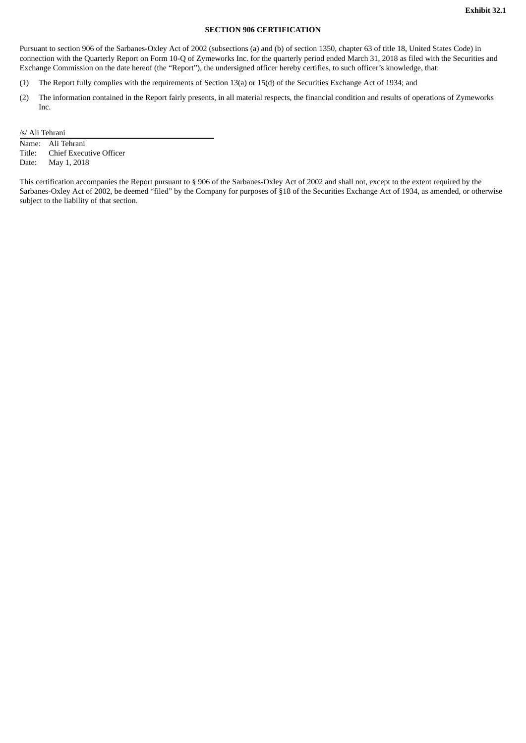**Exhibit 32.1**

## SECTION 906 CERTIFICATION

Pursuant to section 906 of the Sarbanes-Oxley Act of 2002 (subsections (a) and (b) of section 1350, chapter 63 of title 18, United States Code) in connection with the Quarterly Report on Form 10-Q of Zymeworks Inc. for the quarterly period ended March 31, 2018 as filed with the Securities and Exchange Commission on the date hereof (the "Report"), the undersigned officer hereby certifies, to such officer's knowledge, that:

(1) The Report fully complies with the requirements of Section 13(a) or 15(d) of the Securities Exchange Act of 1934; and

(2) The information contained in the Report fairly presents, in all material respects, the financial condition and results of operations of Zymeworks Inc.

/s/ Ali Tehrani

Name: Ali Tehrani
Title: Chief Executive Officer
Date: May 1, 2018

This certification accompanies the Report pursuant to § 906 of the Sarbanes-Oxley Act of 2002 and shall not, except to the extent required by the Sarbanes-Oxley Act of 2002, be deemed "filed" by the Company for purposes of §18 of the Securities Exchange Act of 1934, as amended, or otherwise subject to the liability of that section.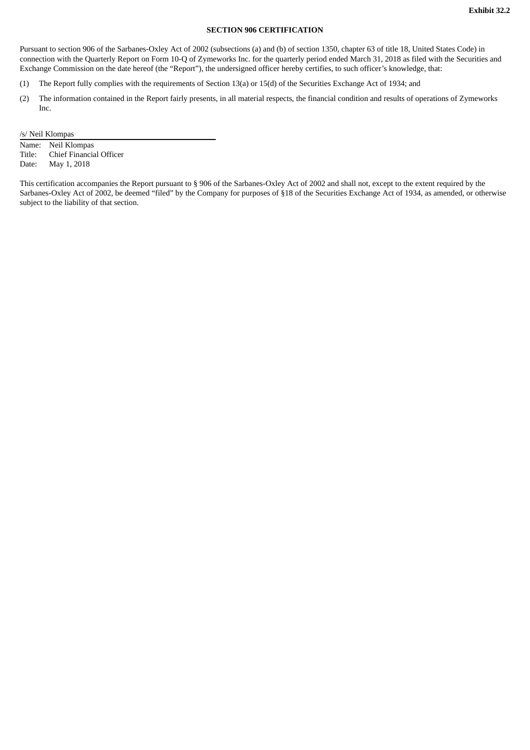**Exhibit 32.2**

**SECTION 906 CERTIFICATION**

Pursuant to section 906 of the Sarbanes-Oxley Act of 2002 (subsections (a) and (b) of section 1350, chapter 63 of title 18, United States Code) in connection with the Quarterly Report on Form 10-Q of Zymeworks Inc. for the quarterly period ended March 31, 2018 as filed with the Securities and Exchange Commission on the date hereof (the "Report"), the undersigned officer hereby certifies, to such officer's knowledge, that:

(1) The Report fully complies with the requirements of Section 13(a) or 15(d) of the Securities Exchange Act of 1934; and

(2) The information contained in the Report fairly presents, in all material respects, the financial condition and results of operations of Zymeworks Inc.

/s/ Neil Klompas

| | |
|---|---|
| Name: | Neil Klompas |
| Title: | Chief Financial Officer |
| Date: | May 1, 2018 |

This certification accompanies the Report pursuant to § 906 of the Sarbanes-Oxley Act of 2002 and shall not, except to the extent required by the Sarbanes-Oxley Act of 2002, be deemed "filed" by the Company for purposes of §18 of the Securities Exchange Act of 1934, as amended, or otherwise subject to the liability of that section.